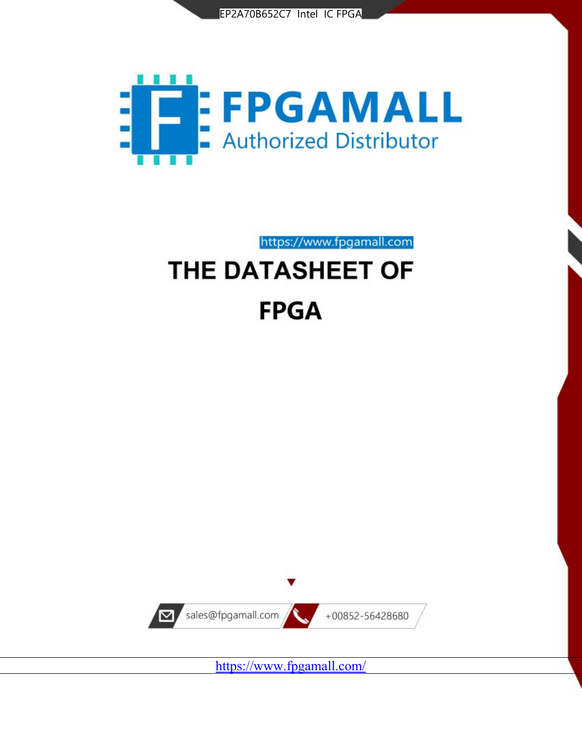EP2A70B652C7 Intel IC FPGA

FPGAMALL

Authorized Distributor

https://www.fpgamall.com

# THE DATASHEET OF

# FPGA

sales@fpgamall.com

+00852-56428680

https://www.fpgamall.com/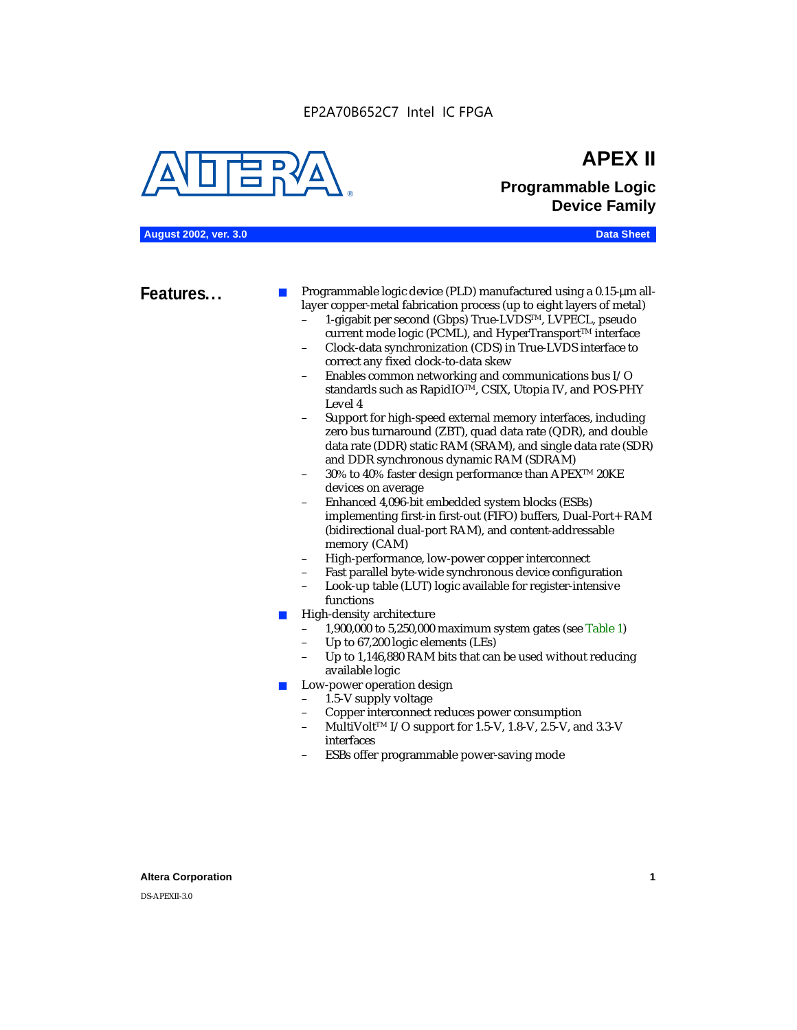EP2A70B652C7 Intel IC FPGA

# APEX II

## Programmable Logic Device Family

**August 2002, ver. 3.0** **Data Sheet**

## Features...

- Programmable logic device (PLD) manufactured using a 0.15-µm all-layer copper-metal fabrication process (up to eight layers of metal)
  - 1-gigabit per second (Gbps) True-LVDS™, LVPECL, pseudo current mode logic (PCML), and HyperTransport™ interface
  - Clock-data synchronization (CDS) in True-LVDS interface to correct any fixed clock-to-data skew
  - Enables common networking and communications bus I/O standards such as RapidIO™, CSIX, Utopia IV, and POS-PHY Level 4
  - Support for high-speed external memory interfaces, including zero bus turnaround (ZBT), quad data rate (QDR), and double data rate (DDR) static RAM (SRAM), and single data rate (SDR) and DDR synchronous dynamic RAM (SDRAM)
  - 30% to 40% faster design performance than APEX™ 20KE devices on average
  - Enhanced 4,096-bit embedded system blocks (ESBs) implementing first-in first-out (FIFO) buffers, Dual-Port+ RAM (bidirectional dual-port RAM), and content-addressable memory (CAM)
  - High-performance, low-power copper interconnect
  - Fast parallel byte-wide synchronous device configuration
  - Look-up table (LUT) logic available for register-intensive functions
- High-density architecture
  - 1,900,000 to 5,250,000 maximum system gates (see Table 1)
  - Up to 67,200 logic elements (LEs)
  - Up to 1,146,880 RAM bits that can be used without reducing available logic
- Low-power operation design
  - 1.5-V supply voltage
  - Copper interconnect reduces power consumption
  - MultiVolt™ I/O support for 1.5-V, 1.8-V, 2.5-V, and 3.3-V interfaces
  - ESBs offer programmable power-saving mode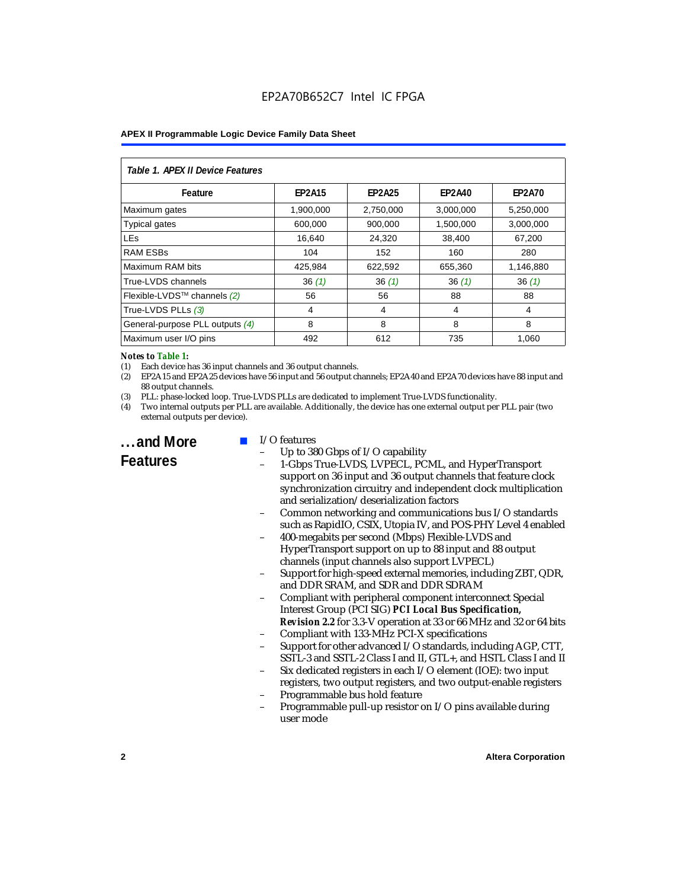*Table 1. APEX II Device Features*

| Feature | EP2A15 | EP2A25 | EP2A40 | EP2A70 |
|---|---|---|---|---|
| Maximum gates | 1,900,000 | 2,750,000 | 3,000,000 | 5,250,000 |
| Typical gates | 600,000 | 900,000 | 1,500,000 | 3,000,000 |
| LEs | 16,640 | 24,320 | 38,400 | 67,200 |
| RAM ESBs | 104 | 152 | 160 | 280 |
| Maximum RAM bits | 425,984 | 622,592 | 655,360 | 1,146,880 |
| True-LVDS channels | 36 *(1)* | 36 *(1)* | 36 *(1)* | 36 *(1)* |
| Flexible-LVDS™ channels *(2)* | 56 | 56 | 88 | 88 |
| True-LVDS PLLs *(3)* | 4 | 4 | 4 | 4 |
| General-purpose PLL outputs *(4)* | 8 | 8 | 8 | 8 |
| Maximum user I/O pins | 492 | 612 | 735 | 1,060 |

***Notes to Table 1:***

(1) Each device has 36 input channels and 36 output channels.

(2) EP2A15 and EP2A25 devices have 56 input and 56 output channels; EP2A40 and EP2A70 devices have 88 input and 88 output channels.

(3) PLL: phase-locked loop. True-LVDS PLLs are dedicated to implement True-LVDS functionality.

(4) Two internal outputs per PLL are available. Additionally, the device has one external output per PLL pair (two external outputs per device).

## ...and More Features

- I/O features
  - Up to 380 Gbps of I/O capability
  - 1-Gbps True-LVDS, LVPECL, PCML, and HyperTransport support on 36 input and 36 output channels that feature clock synchronization circuitry and independent clock multiplication and serialization/deserialization factors
  - Common networking and communications bus I/O standards such as RapidIO, CSIX, Utopia IV, and POS-PHY Level 4 enabled
  - 400-megabits per second (Mbps) Flexible-LVDS and HyperTransport support on up to 88 input and 88 output channels (input channels also support LVPECL)
  - Support for high-speed external memories, including ZBT, QDR, and DDR SRAM, and SDR and DDR SDRAM
  - Compliant with peripheral component interconnect Special Interest Group (PCI SIG) ***PCI Local Bus Specification, Revision 2.2*** for 3.3-V operation at 33 or 66 MHz and 32 or 64 bits
  - Compliant with 133-MHz PCI-X specifications
  - Support for other advanced I/O standards, including AGP, CTT, SSTL-3 and SSTL-2 Class I and II, GTL+, and HSTL Class I and II
  - Six dedicated registers in each I/O element (IOE): two input registers, two output registers, and two output-enable registers
  - Programmable bus hold feature
  - Programmable pull-up resistor on I/O pins available during user mode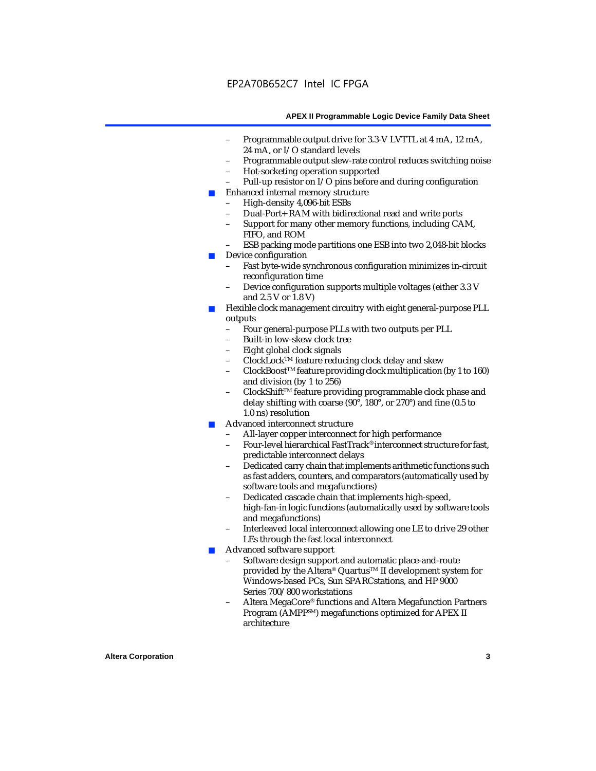- Programmable output drive for 3.3-V LVTTL at 4 mA, 12 mA, 24 mA, or I/O standard levels
  - Programmable output slew-rate control reduces switching noise
  - Hot-socketing operation supported
  - Pull-up resistor on I/O pins before and during configuration
- Enhanced internal memory structure
  - High-density 4,096-bit ESBs
  - Dual-Port+ RAM with bidirectional read and write ports
  - Support for many other memory functions, including CAM, FIFO, and ROM
  - ESB packing mode partitions one ESB into two 2,048-bit blocks
- Device configuration
  - Fast byte-wide synchronous configuration minimizes in-circuit reconfiguration time
  - Device configuration supports multiple voltages (either 3.3 V and 2.5 V or 1.8 V)
- Flexible clock management circuitry with eight general-purpose PLL outputs
  - Four general-purpose PLLs with two outputs per PLL
  - Built-in low-skew clock tree
  - Eight global clock signals
  - ClockLock™ feature reducing clock delay and skew
  - ClockBoost™ feature providing clock multiplication (by 1 to 160) and division (by 1 to 256)
  - ClockShift™ feature providing programmable clock phase and delay shifting with coarse (90°, 180°, or 270°) and fine (0.5 to 1.0 ns) resolution
- Advanced interconnect structure
  - All-layer copper interconnect for high performance
  - Four-level hierarchical FastTrack® interconnect structure for fast, predictable interconnect delays
  - Dedicated carry chain that implements arithmetic functions such as fast adders, counters, and comparators (automatically used by software tools and megafunctions)
  - Dedicated cascade chain that implements high-speed, high-fan-in logic functions (automatically used by software tools and megafunctions)
  - Interleaved local interconnect allowing one LE to drive 29 other LEs through the fast local interconnect
- Advanced software support
  - Software design support and automatic place-and-route provided by the Altera® Quartus™ II development system for Windows-based PCs, Sun SPARCstations, and HP 9000 Series 700/800 workstations
  - Altera MegaCore® functions and Altera Megafunction Partners Program (AMPP℠) megafunctions optimized for APEX II architecture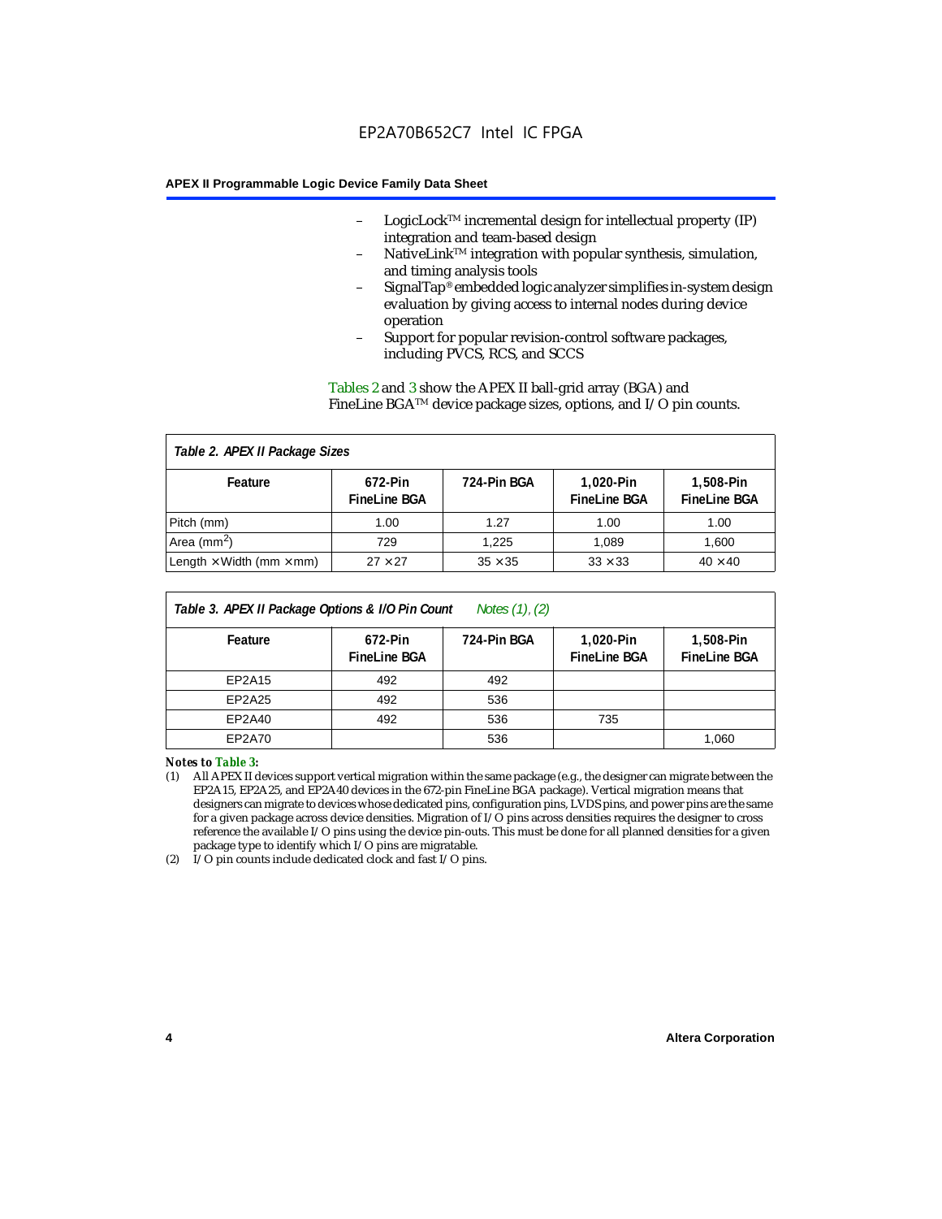- LogicLock™ incremental design for intellectual property (IP) integration and team-based design
- NativeLink™ integration with popular synthesis, simulation, and timing analysis tools
- SignalTap® embedded logic analyzer simplifies in-system design evaluation by giving access to internal nodes during device operation
- Support for popular revision-control software packages, including PVCS, RCS, and SCCS

Tables 2 and 3 show the APEX II ball-grid array (BGA) and FineLine BGA™ device package sizes, options, and I/O pin counts.

*Table 2. APEX II Package Sizes*

| Feature | 672-Pin FineLine BGA | 724-Pin BGA | 1,020-Pin FineLine BGA | 1,508-Pin FineLine BGA |
|---|---|---|---|---|
| Pitch (mm) | 1.00 | 1.27 | 1.00 | 1.00 |
| Area ($mm^2$) | 729 | 1,225 | 1,089 | 1,600 |
| Length × Width (mm × mm) | 27 × 27 | 35 × 35 | 33 × 33 | 40 × 40 |

*Table 3. APEX II Package Options & I/O Pin Count* *Notes (1), (2)*

| Feature | 672-Pin FineLine BGA | 724-Pin BGA | 1,020-Pin FineLine BGA | 1,508-Pin FineLine BGA |
|---|---|---|---|---|
| EP2A15 | 492 | 492 | | |
| EP2A25 | 492 | 536 | | |
| EP2A40 | 492 | 536 | 735 | |
| EP2A70 | | 536 | | 1,060 |

***Notes to Table 3:***

(1) All APEX II devices support vertical migration within the same package (e.g., the designer can migrate between the EP2A15, EP2A25, and EP2A40 devices in the 672-pin FineLine BGA package). Vertical migration means that designers can migrate to devices whose dedicated pins, configuration pins, LVDS pins, and power pins are the same for a given package across device densities. Migration of I/O pins across densities requires the designer to cross reference the available I/O pins using the device pin-outs. This must be done for all planned densities for a given package type to identify which I/O pins are migratable.

(2) I/O pin counts include dedicated clock and fast I/O pins.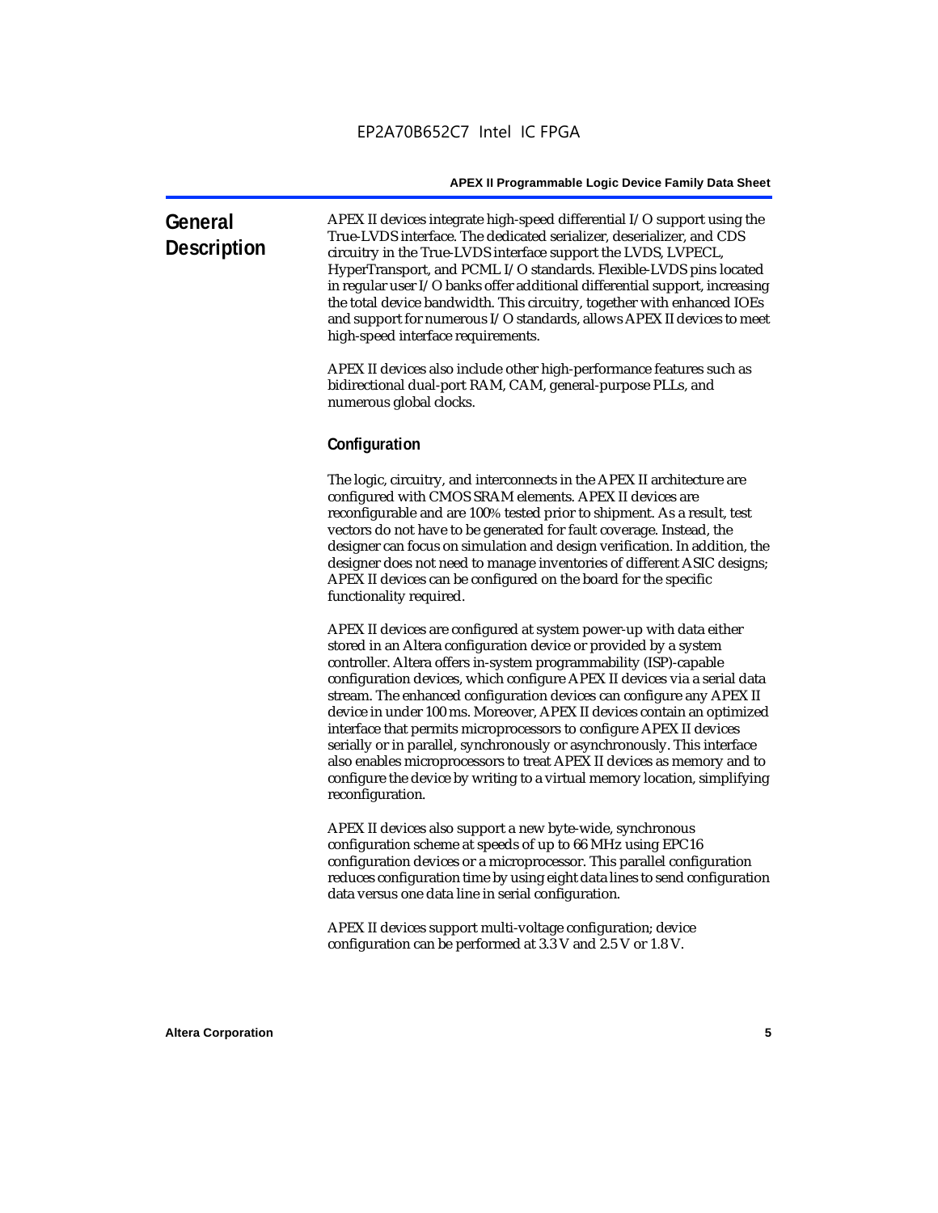## General Description

APEX II devices integrate high-speed differential I/O support using the True-LVDS interface. The dedicated serializer, deserializer, and CDS circuitry in the True-LVDS interface support the LVDS, LVPECL, HyperTransport, and PCML I/O standards. Flexible-LVDS pins located in regular user I/O banks offer additional differential support, increasing the total device bandwidth. This circuitry, together with enhanced IOEs and support for numerous I/O standards, allows APEX II devices to meet high-speed interface requirements.

APEX II devices also include other high-performance features such as bidirectional dual-port RAM, CAM, general-purpose PLLs, and numerous global clocks.

### Configuration

The logic, circuitry, and interconnects in the APEX II architecture are configured with CMOS SRAM elements. APEX II devices are reconfigurable and are 100% tested prior to shipment. As a result, test vectors do not have to be generated for fault coverage. Instead, the designer can focus on simulation and design verification. In addition, the designer does not need to manage inventories of different ASIC designs; APEX II devices can be configured on the board for the specific functionality required.

APEX II devices are configured at system power-up with data either stored in an Altera configuration device or provided by a system controller. Altera offers in-system programmability (ISP)-capable configuration devices, which configure APEX II devices via a serial data stream. The enhanced configuration devices can configure any APEX II device in under 100 ms. Moreover, APEX II devices contain an optimized interface that permits microprocessors to configure APEX II devices serially or in parallel, synchronously or asynchronously. This interface also enables microprocessors to treat APEX II devices as memory and to configure the device by writing to a virtual memory location, simplifying reconfiguration.

APEX II devices also support a new byte-wide, synchronous configuration scheme at speeds of up to 66 MHz using EPC16 configuration devices or a microprocessor. This parallel configuration reduces configuration time by using eight data lines to send configuration data versus one data line in serial configuration.

APEX II devices support multi-voltage configuration; device configuration can be performed at 3.3 V and 2.5 V or 1.8 V.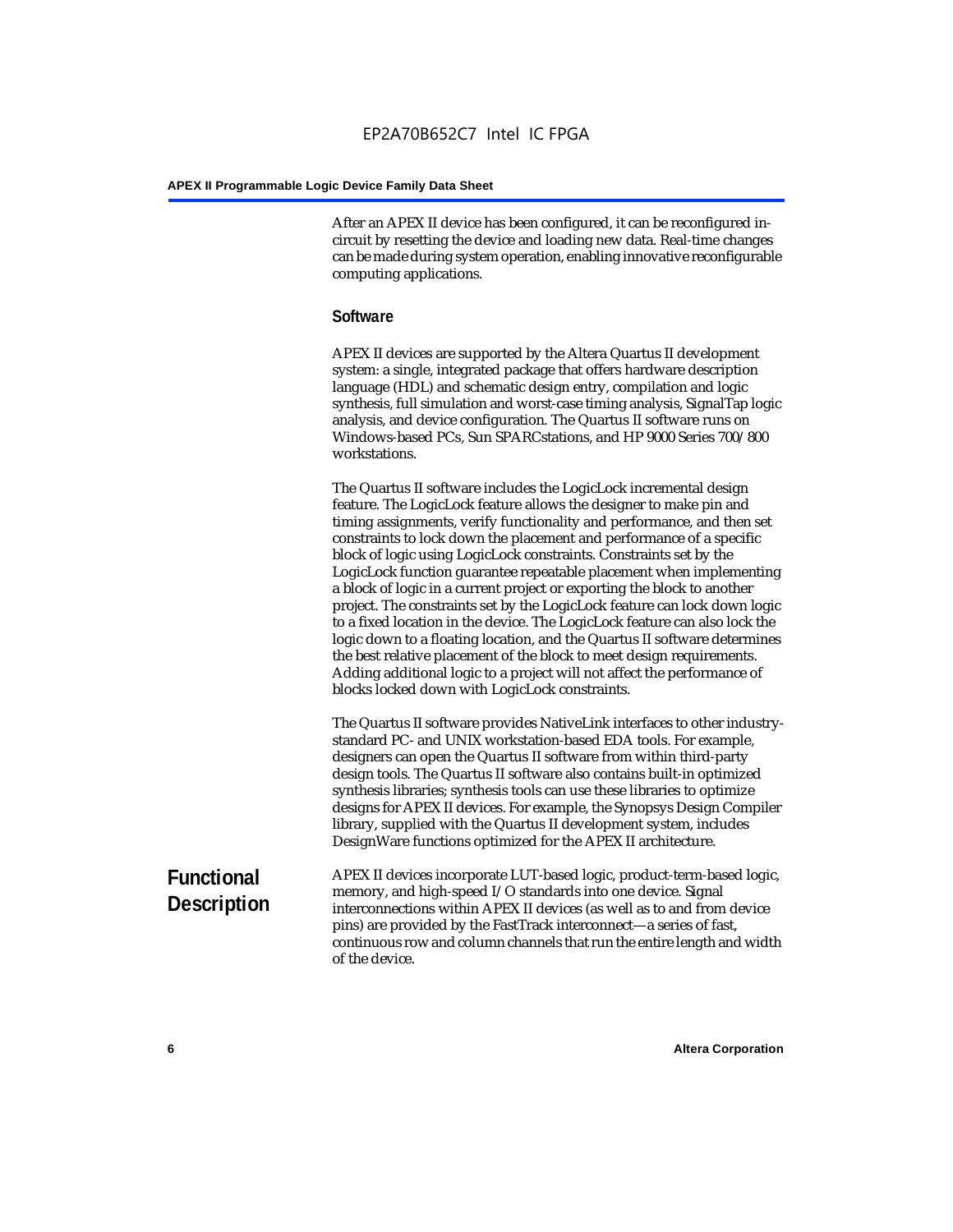After an APEX II device has been configured, it can be reconfigured in-circuit by resetting the device and loading new data. Real-time changes can be made during system operation, enabling innovative reconfigurable computing applications.

### Software

APEX II devices are supported by the Altera Quartus II development system: a single, integrated package that offers hardware description language (HDL) and schematic design entry, compilation and logic synthesis, full simulation and worst-case timing analysis, SignalTap logic analysis, and device configuration. The Quartus II software runs on Windows-based PCs, Sun SPARCstations, and HP 9000 Series 700/800 workstations.

The Quartus II software includes the LogicLock incremental design feature. The LogicLock feature allows the designer to make pin and timing assignments, verify functionality and performance, and then set constraints to lock down the placement and performance of a specific block of logic using LogicLock constraints. Constraints set by the LogicLock function guarantee repeatable placement when implementing a block of logic in a current project or exporting the block to another project. The constraints set by the LogicLock feature can lock down logic to a fixed location in the device. The LogicLock feature can also lock the logic down to a floating location, and the Quartus II software determines the best relative placement of the block to meet design requirements. Adding additional logic to a project will not affect the performance of blocks locked down with LogicLock constraints.

The Quartus II software provides NativeLink interfaces to other industry-standard PC- and UNIX workstation-based EDA tools. For example, designers can open the Quartus II software from within third-party design tools. The Quartus II software also contains built-in optimized synthesis libraries; synthesis tools can use these libraries to optimize designs for APEX II devices. For example, the Synopsys Design Compiler library, supplied with the Quartus II development system, includes DesignWare functions optimized for the APEX II architecture.

## Functional Description

APEX II devices incorporate LUT-based logic, product-term-based logic, memory, and high-speed I/O standards into one device. Signal interconnections within APEX II devices (as well as to and from device pins) are provided by the FastTrack interconnect—a series of fast, continuous row and column channels that run the entire length and width of the device.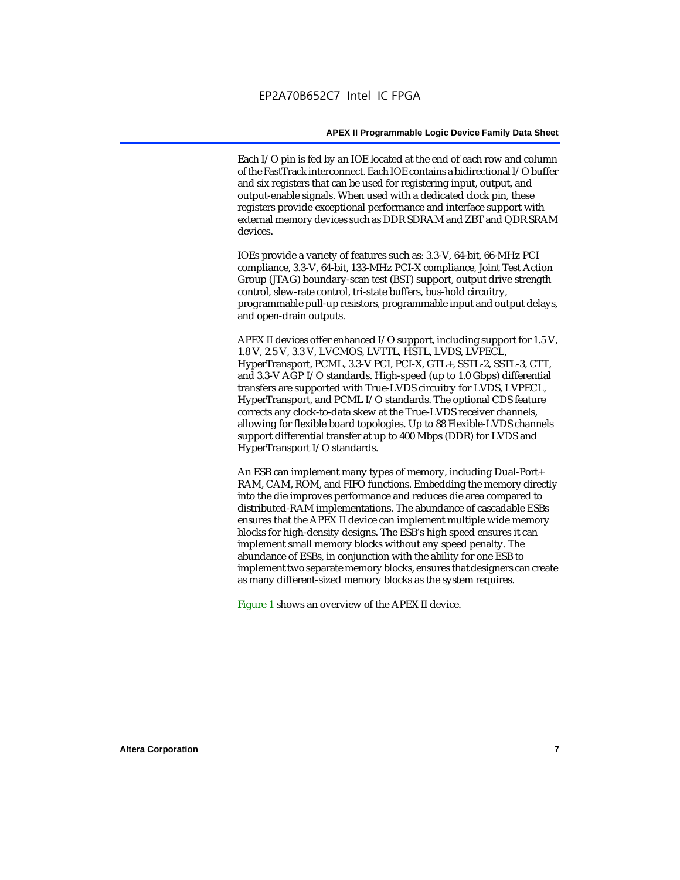Each I/O pin is fed by an IOE located at the end of each row and column of the FastTrack interconnect. Each IOE contains a bidirectional I/O buffer and six registers that can be used for registering input, output, and output-enable signals. When used with a dedicated clock pin, these registers provide exceptional performance and interface support with external memory devices such as DDR SDRAM and ZBT and QDR SRAM devices.

IOEs provide a variety of features such as: 3.3-V, 64-bit, 66-MHz PCI compliance, 3.3-V, 64-bit, 133-MHz PCI-X compliance, Joint Test Action Group (JTAG) boundary-scan test (BST) support, output drive strength control, slew-rate control, tri-state buffers, bus-hold circuitry, programmable pull-up resistors, programmable input and output delays, and open-drain outputs.

APEX II devices offer enhanced I/O support, including support for 1.5 V, 1.8 V, 2.5 V, 3.3 V, LVCMOS, LVTTL, HSTL, LVDS, LVPECL, HyperTransport, PCML, 3.3-V PCI, PCI-X, GTL+, SSTL-2, SSTL-3, CTT, and 3.3-V AGP I/O standards. High-speed (up to 1.0 Gbps) differential transfers are supported with True-LVDS circuitry for LVDS, LVPECL, HyperTransport, and PCML I/O standards. The optional CDS feature corrects any clock-to-data skew at the True-LVDS receiver channels, allowing for flexible board topologies. Up to 88 Flexible-LVDS channels support differential transfer at up to 400 Mbps (DDR) for LVDS and HyperTransport I/O standards.

An ESB can implement many types of memory, including Dual-Port+ RAM, CAM, ROM, and FIFO functions. Embedding the memory directly into the die improves performance and reduces die area compared to distributed-RAM implementations. The abundance of cascadable ESBs ensures that the APEX II device can implement multiple wide memory blocks for high-density designs. The ESB's high speed ensures it can implement small memory blocks without any speed penalty. The abundance of ESBs, in conjunction with the ability for one ESB to implement two separate memory blocks, ensures that designers can create as many different-sized memory blocks as the system requires.

Figure 1 shows an overview of the APEX II device.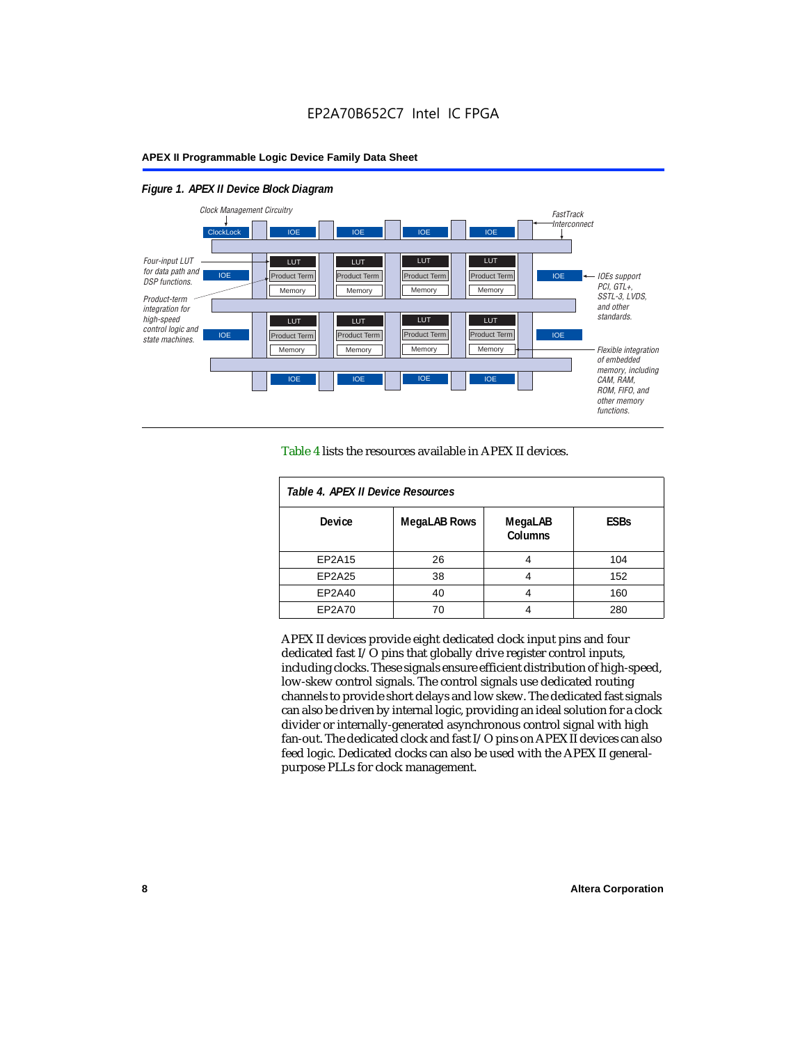**Figure 1. APEX II Device Block Diagram**

Clock Management Circuitry

ClockLock

IOE

FastTrack Interconnect

LUT

Product Term

Memory

Four-input LUT for data path and DSP functions.

Product-term integration for high-speed control logic and state machines.

IOEs support PCI, GTL+, SSTL-3, LVDS, and other standards.

Flexible integration of embedded memory, including CAM, RAM, ROM, FIFO, and other memory functions.

Table 4 lists the resources available in APEX II devices.

**Table 4. APEX II Device Resources**

| Device | MegaLAB Rows | MegaLAB Columns | ESBs |
|---|---|---|---|
| EP2A15 | 26 | 4 | 104 |
| EP2A25 | 38 | 4 | 152 |
| EP2A40 | 40 | 4 | 160 |
| EP2A70 | 70 | 4 | 280 |

APEX II devices provide eight dedicated clock input pins and four dedicated fast I/O pins that globally drive register control inputs, including clocks. These signals ensure efficient distribution of high-speed, low-skew control signals. The control signals use dedicated routing channels to provide short delays and low skew. The dedicated fast signals can also be driven by internal logic, providing an ideal solution for a clock divider or internally-generated asynchronous control signal with high fan-out. The dedicated clock and fast I/O pins on APEX II devices can also feed logic. Dedicated clocks can also be used with the APEX II general-purpose PLLs for clock management.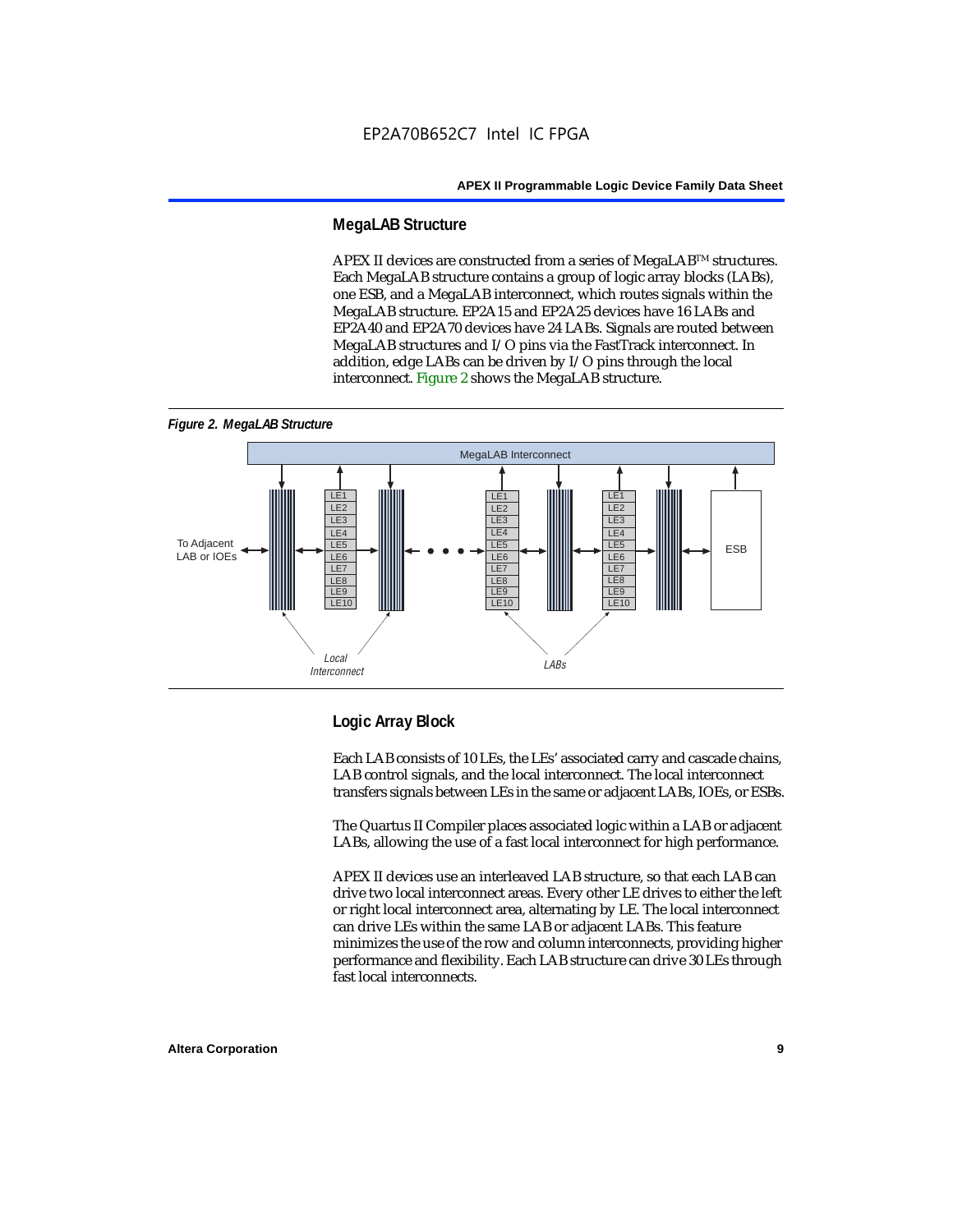## MegaLAB Structure

APEX II devices are constructed from a series of MegaLAB™ structures. Each MegaLAB structure contains a group of logic array blocks (LABs), one ESB, and a MegaLAB interconnect, which routes signals within the MegaLAB structure. EP2A15 and EP2A25 devices have 16 LABs and EP2A40 and EP2A70 devices have 24 LABs. Signals are routed between MegaLAB structures and I/O pins via the FastTrack interconnect. In addition, edge LABs can be driven by I/O pins through the local interconnect. Figure 2 shows the MegaLAB structure.

*Figure 2. MegaLAB Structure*

## Logic Array Block

Each LAB consists of 10 LEs, the LEs' associated carry and cascade chains, LAB control signals, and the local interconnect. The local interconnect transfers signals between LEs in the same or adjacent LABs, IOEs, or ESBs.

The Quartus II Compiler places associated logic within a LAB or adjacent LABs, allowing the use of a fast local interconnect for high performance.

APEX II devices use an interleaved LAB structure, so that each LAB can drive two local interconnect areas. Every other LE drives to either the left or right local interconnect area, alternating by LE. The local interconnect can drive LEs within the same LAB or adjacent LABs. This feature minimizes the use of the row and column interconnects, providing higher performance and flexibility. Each LAB structure can drive 30 LEs through fast local interconnects.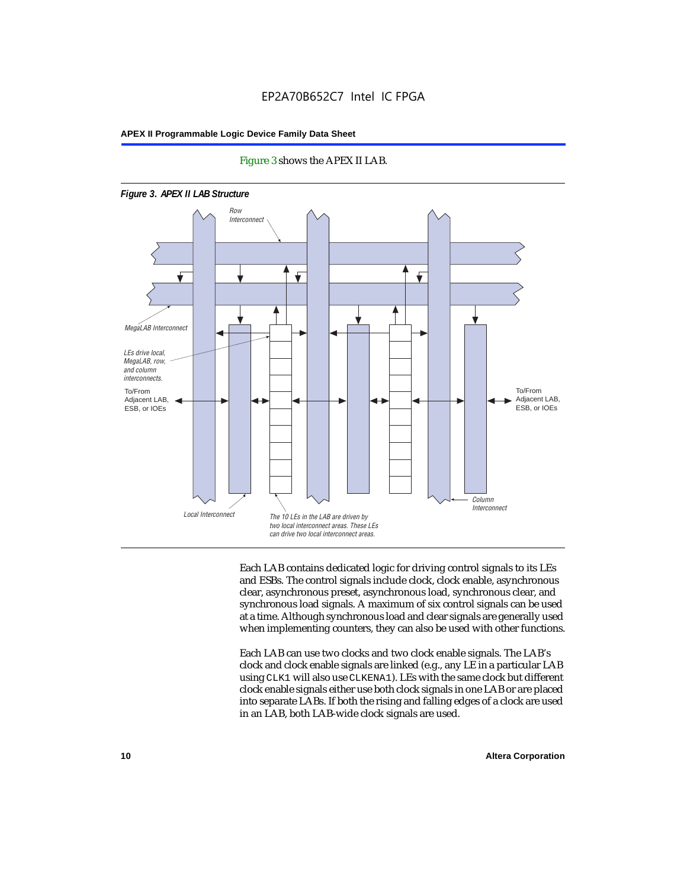Figure 3 shows the APEX II LAB.

**Figure 3. APEX II LAB Structure**

Row Interconnect

MegaLAB Interconnect

LEs drive local, MegaLAB, row, and column interconnects.

To/From Adjacent LAB, ESB, or IOEs

To/From Adjacent LAB, ESB, or IOEs

Local Interconnect

The 10 LEs in the LAB are driven by two local interconnect areas. These LEs can drive two local interconnect areas.

Column Interconnect

Each LAB contains dedicated logic for driving control signals to its LEs and ESBs. The control signals include clock, clock enable, asynchronous clear, asynchronous preset, asynchronous load, synchronous clear, and synchronous load signals. A maximum of six control signals can be used at a time. Although synchronous load and clear signals are generally used when implementing counters, they can also be used with other functions.

Each LAB can use two clocks and two clock enable signals. The LAB's clock and clock enable signals are linked (e.g., any LE in a particular LAB using `CLK1` will also use `CLKENA1`). LEs with the same clock but different clock enable signals either use both clock signals in one LAB or are placed into separate LABs. If both the rising and falling edges of a clock are used in an LAB, both LAB-wide clock signals are used.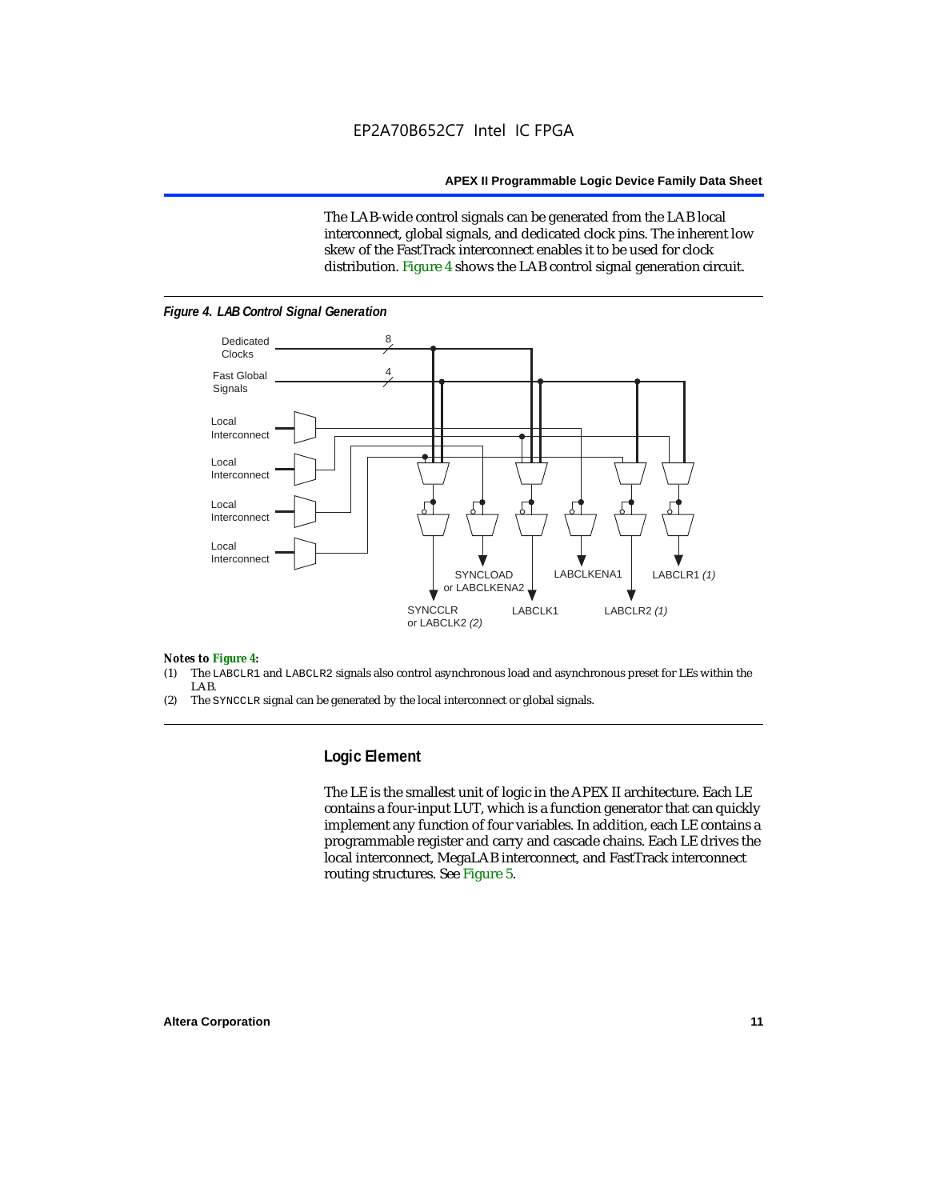The LAB-wide control signals can be generated from the LAB local interconnect, global signals, and dedicated clock pins. The inherent low skew of the FastTrack interconnect enables it to be used for clock distribution. Figure 4 shows the LAB control signal generation circuit.

*Figure 4. LAB Control Signal Generation*

*Notes to Figure 4:*

(1) The LABCLR1 and LABCLR2 signals also control asynchronous load and asynchronous preset for LEs within the LAB.

(2) The SYNCCLR signal can be generated by the local interconnect or global signals.

## Logic Element

The LE is the smallest unit of logic in the APEX II architecture. Each LE contains a four-input LUT, which is a function generator that can quickly implement any function of four variables. In addition, each LE contains a programmable register and carry and cascade chains. Each LE drives the local interconnect, MegaLAB interconnect, and FastTrack interconnect routing structures. See Figure 5.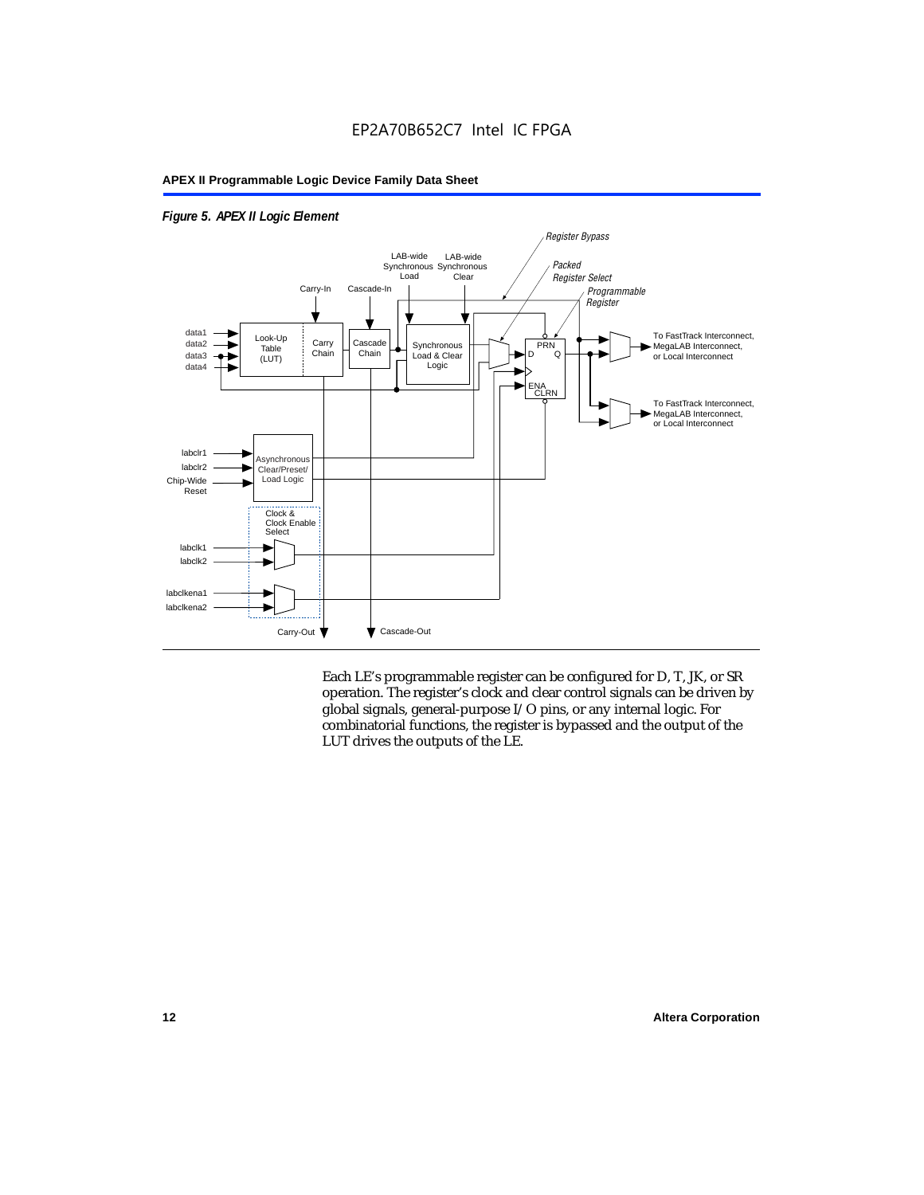*Figure 5. APEX II Logic Element*

Each LE's programmable register can be configured for D, T, JK, or SR operation. The register's clock and clear control signals can be driven by global signals, general-purpose I/O pins, or any internal logic. For combinatorial functions, the register is bypassed and the output of the LUT drives the outputs of the LE.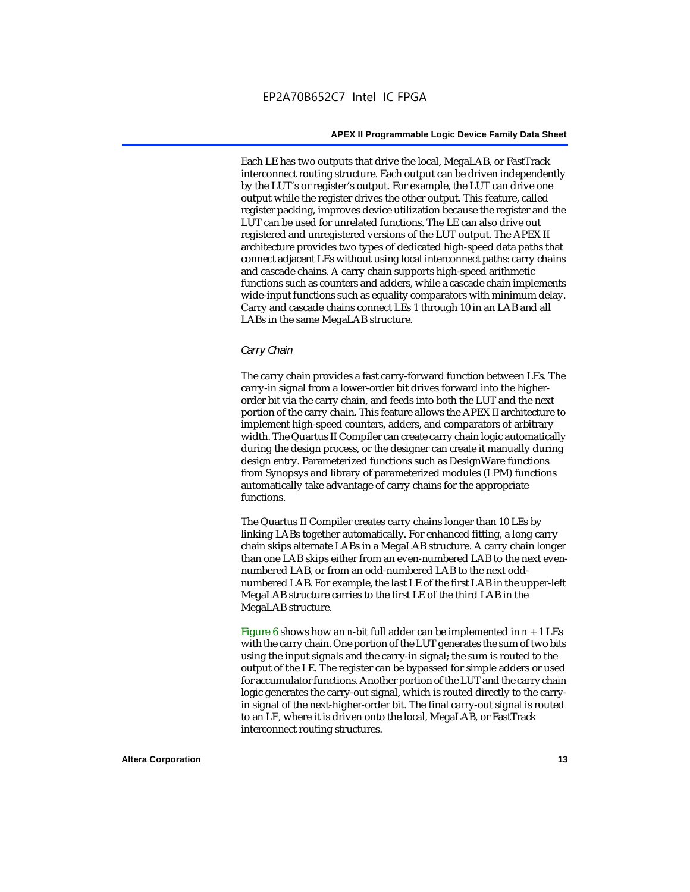Each LE has two outputs that drive the local, MegaLAB, or FastTrack interconnect routing structure. Each output can be driven independently by the LUT's or register's output. For example, the LUT can drive one output while the register drives the other output. This feature, called register packing, improves device utilization because the register and the LUT can be used for unrelated functions. The LE can also drive out registered and unregistered versions of the LUT output. The APEX II architecture provides two types of dedicated high-speed data paths that connect adjacent LEs without using local interconnect paths: carry chains and cascade chains. A carry chain supports high-speed arithmetic functions such as counters and adders, while a cascade chain implements wide-input functions such as equality comparators with minimum delay. Carry and cascade chains connect LEs 1 through 10 in an LAB and all LABs in the same MegaLAB structure.

*Carry Chain*

The carry chain provides a fast carry-forward function between LEs. The carry-in signal from a lower-order bit drives forward into the higher-order bit via the carry chain, and feeds into both the LUT and the next portion of the carry chain. This feature allows the APEX II architecture to implement high-speed counters, adders, and comparators of arbitrary width. The Quartus II Compiler can create carry chain logic automatically during the design process, or the designer can create it manually during design entry. Parameterized functions such as DesignWare functions from Synopsys and library of parameterized modules (LPM) functions automatically take advantage of carry chains for the appropriate functions.

The Quartus II Compiler creates carry chains longer than 10 LEs by linking LABs together automatically. For enhanced fitting, a long carry chain skips alternate LABs in a MegaLAB structure. A carry chain longer than one LAB skips either from an even-numbered LAB to the next even-numbered LAB, or from an odd-numbered LAB to the next odd-numbered LAB. For example, the last LE of the first LAB in the upper-left MegaLAB structure carries to the first LE of the third LAB in the MegaLAB structure.

Figure 6 shows how an $n$-bit full adder can be implemented in $n + 1$ LEs with the carry chain. One portion of the LUT generates the sum of two bits using the input signals and the carry-in signal; the sum is routed to the output of the LE. The register can be bypassed for simple adders or used for accumulator functions. Another portion of the LUT and the carry chain logic generates the carry-out signal, which is routed directly to the carry-in signal of the next-higher-order bit. The final carry-out signal is routed to an LE, where it is driven onto the local, MegaLAB, or FastTrack interconnect routing structures.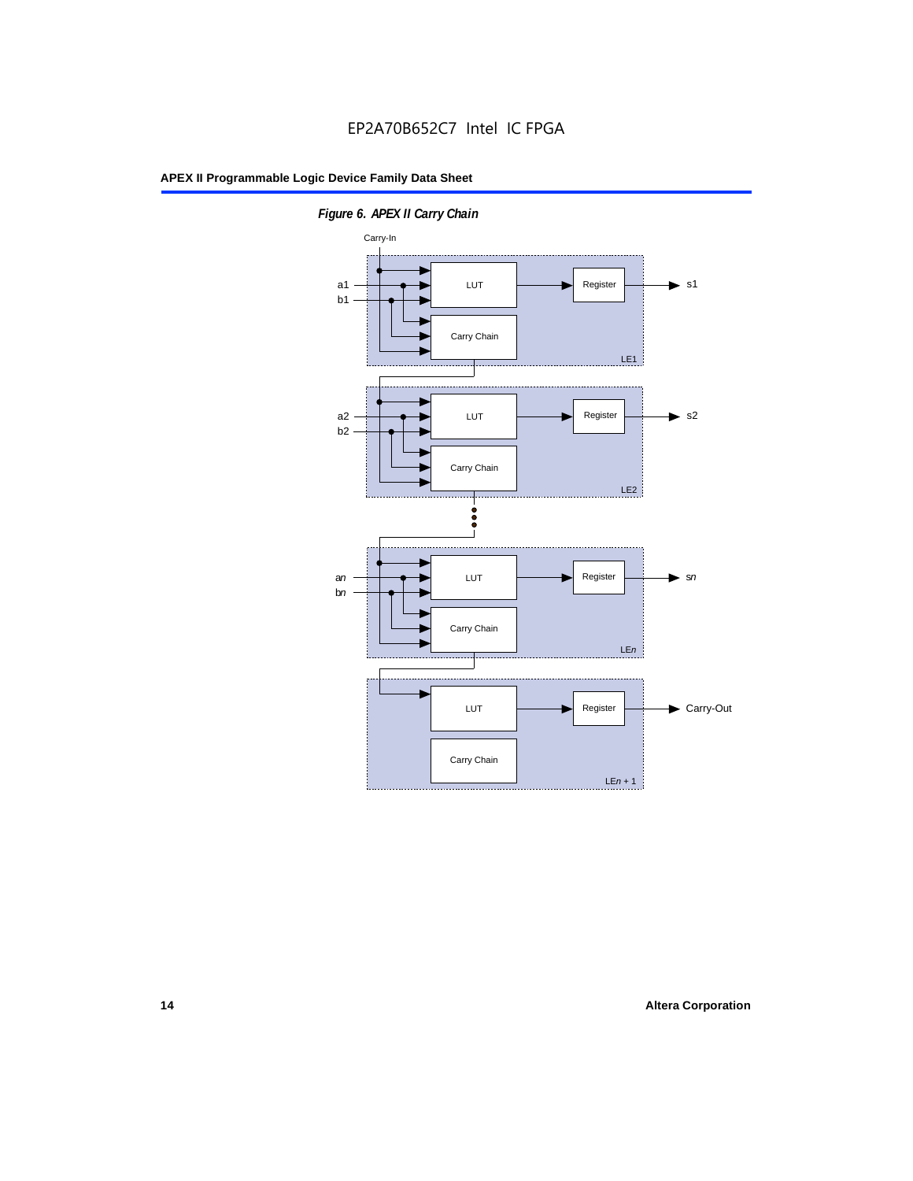*Figure 6. APEX II Carry Chain*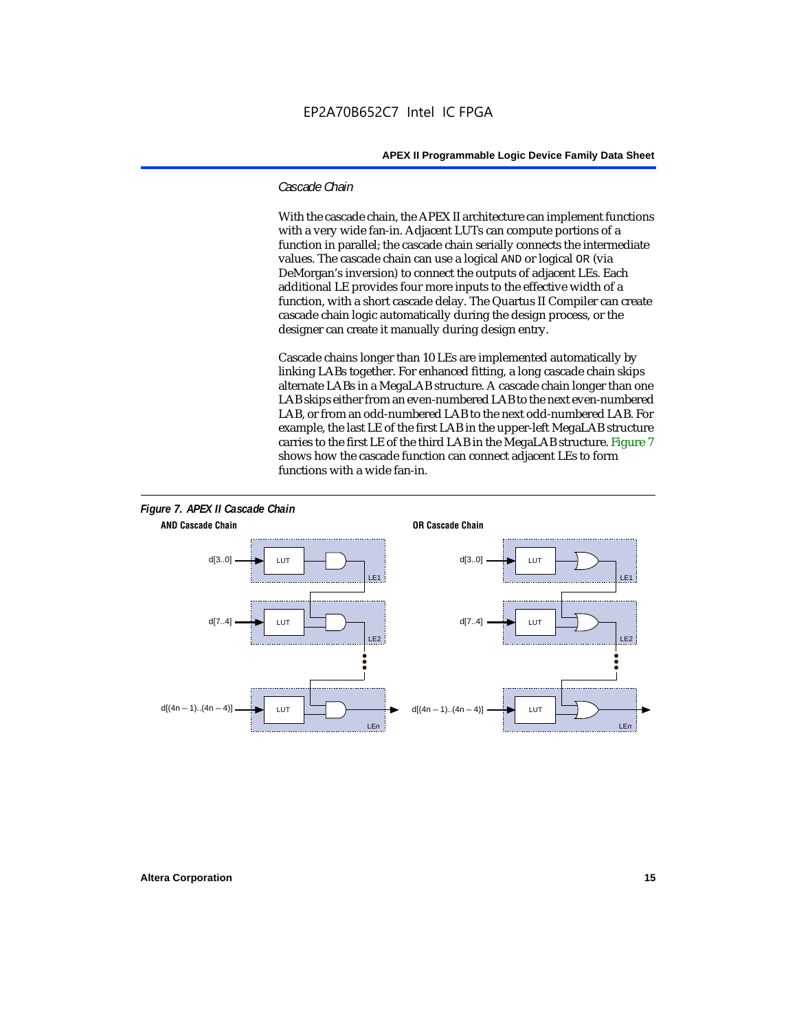### Cascade Chain

With the cascade chain, the APEX II architecture can implement functions with a very wide fan-in. Adjacent LUTs can compute portions of a function in parallel; the cascade chain serially connects the intermediate values. The cascade chain can use a logical AND or logical OR (via DeMorgan's inversion) to connect the outputs of adjacent LEs. Each additional LE provides four more inputs to the effective width of a function, with a short cascade delay. The Quartus II Compiler can create cascade chain logic automatically during the design process, or the designer can create it manually during design entry.

Cascade chains longer than 10 LEs are implemented automatically by linking LABs together. For enhanced fitting, a long cascade chain skips alternate LABs in a MegaLAB structure. A cascade chain longer than one LAB skips either from an even-numbered LAB to the next even-numbered LAB, or from an odd-numbered LAB to the next odd-numbered LAB. For example, the last LE of the first LAB in the upper-left MegaLAB structure carries to the first LE of the third LAB in the MegaLAB structure. Figure 7 shows how the cascade function can connect adjacent LEs to form functions with a wide fan-in.

**Figure 7. APEX II Cascade Chain**

**AND Cascade Chain**

d[3..0] → LUT → LE1
d[7..4] → LUT → LE2
d[(4n – 1)..(4n – 4)] → LUT → LEn

**OR Cascade Chain**

d[3..0] → LUT → LE1
d[7..4] → LUT → LE2
d[(4n – 1)..(4n – 4)] → LUT → LEn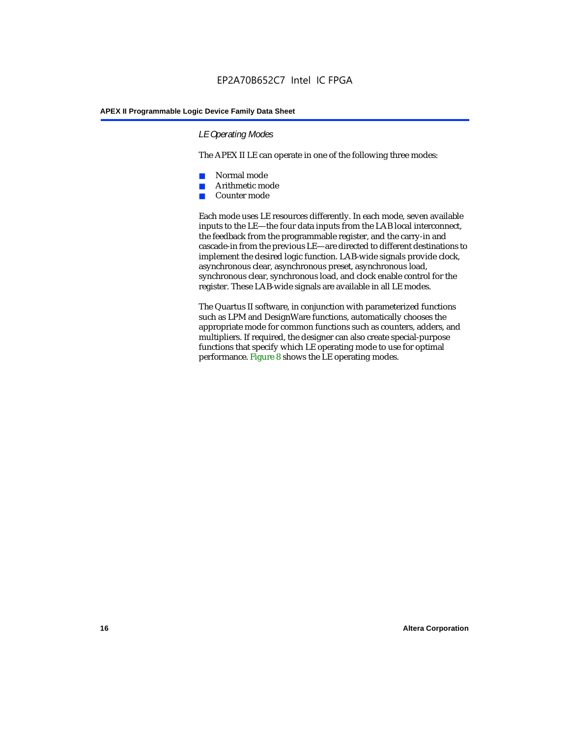### *LE Operating Modes*

The APEX II LE can operate in one of the following three modes:

- Normal mode
- Arithmetic mode
- Counter mode

Each mode uses LE resources differently. In each mode, seven available inputs to the LE—the four data inputs from the LAB local interconnect, the feedback from the programmable register, and the carry-in and cascade-in from the previous LE—are directed to different destinations to implement the desired logic function. LAB-wide signals provide clock, asynchronous clear, asynchronous preset, asynchronous load, synchronous clear, synchronous load, and clock enable control for the register. These LAB-wide signals are available in all LE modes.

The Quartus II software, in conjunction with parameterized functions such as LPM and DesignWare functions, automatically chooses the appropriate mode for common functions such as counters, adders, and multipliers. If required, the designer can also create special-purpose functions that specify which LE operating mode to use for optimal performance. Figure 8 shows the LE operating modes.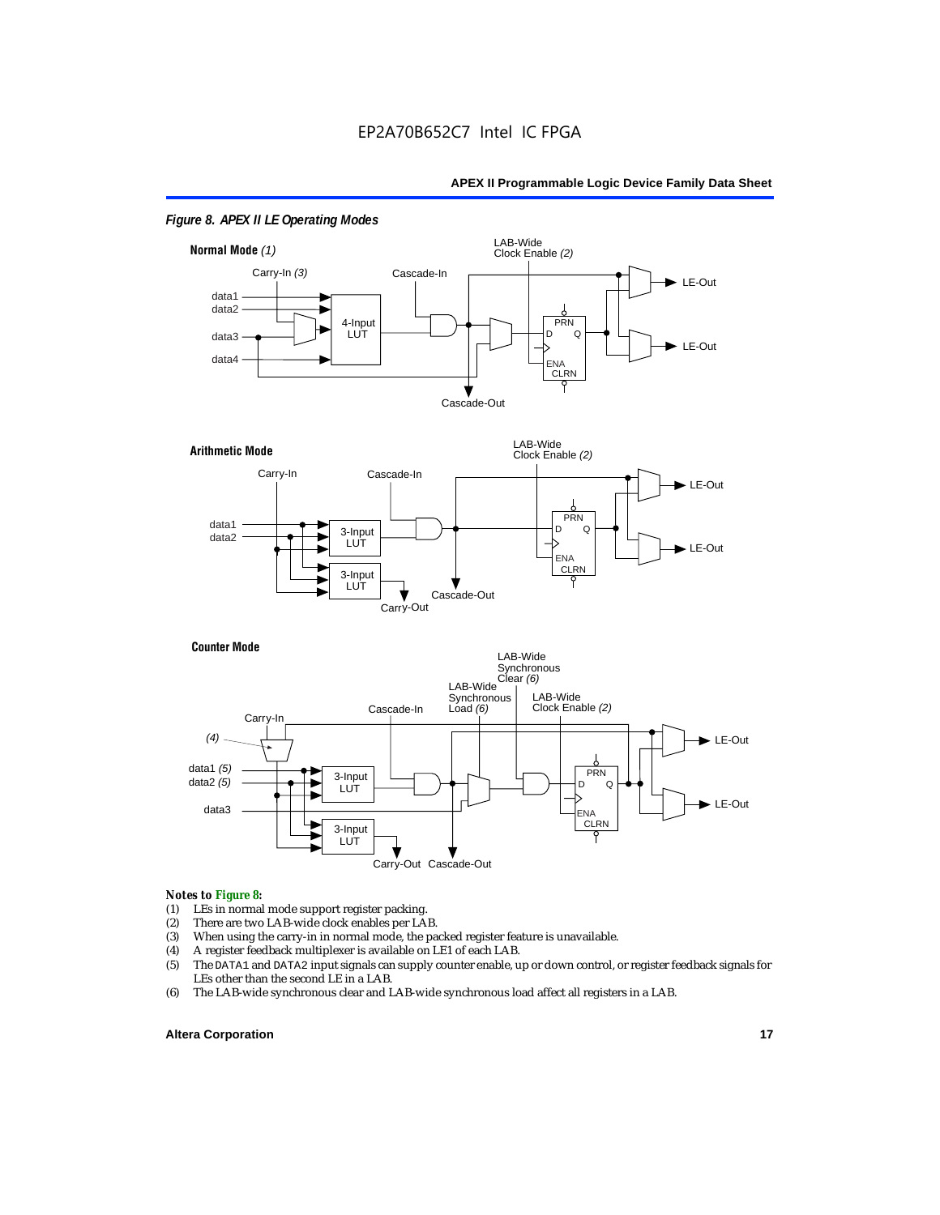*Figure 8. APEX II LE Operating Modes*

**Normal Mode** *(1)*

**Arithmetic Mode**

**Counter Mode**

*Notes to Figure 8:*

1. LEs in normal mode support register packing.
2. There are two LAB-wide clock enables per LAB.
3. When using the carry-in in normal mode, the packed register feature is unavailable.
4. A register feedback multiplexer is available on LE1 of each LAB.
5. The DATA1 and DATA2 input signals can supply counter enable, up or down control, or register feedback signals for LEs other than the second LE in a LAB.
6. The LAB-wide synchronous clear and LAB-wide synchronous load affect all registers in a LAB.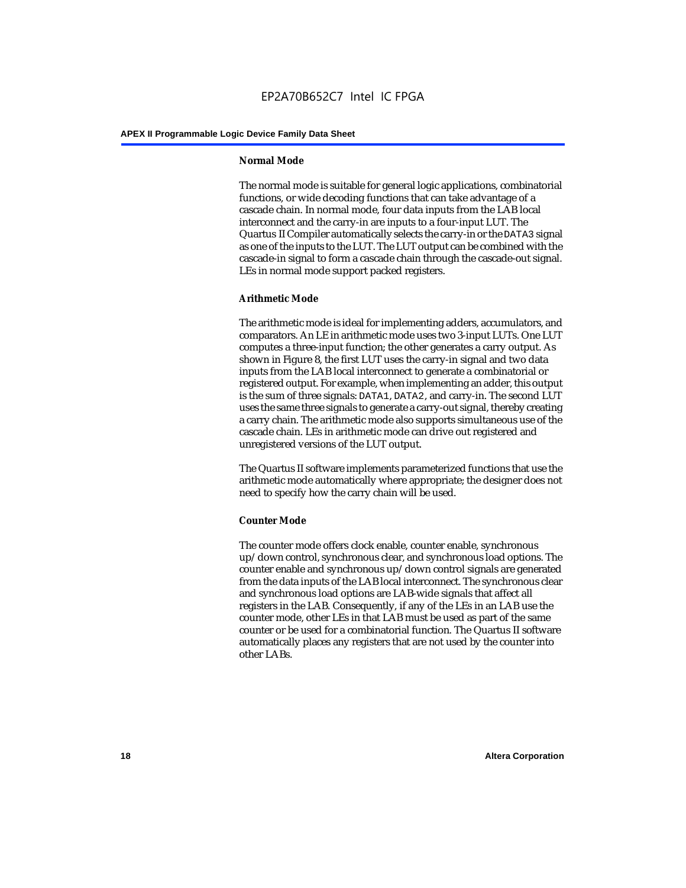### Normal Mode

The normal mode is suitable for general logic applications, combinatorial functions, or wide decoding functions that can take advantage of a cascade chain. In normal mode, four data inputs from the LAB local interconnect and the carry-in are inputs to a four-input LUT. The Quartus II Compiler automatically selects the carry-in or the DATA3 signal as one of the inputs to the LUT. The LUT output can be combined with the cascade-in signal to form a cascade chain through the cascade-out signal. LEs in normal mode support packed registers.

### Arithmetic Mode

The arithmetic mode is ideal for implementing adders, accumulators, and comparators. An LE in arithmetic mode uses two 3-input LUTs. One LUT computes a three-input function; the other generates a carry output. As shown in Figure 8, the first LUT uses the carry-in signal and two data inputs from the LAB local interconnect to generate a combinatorial or registered output. For example, when implementing an adder, this output is the sum of three signals: DATA1, DATA2, and carry-in. The second LUT uses the same three signals to generate a carry-out signal, thereby creating a carry chain. The arithmetic mode also supports simultaneous use of the cascade chain. LEs in arithmetic mode can drive out registered and unregistered versions of the LUT output.

The Quartus II software implements parameterized functions that use the arithmetic mode automatically where appropriate; the designer does not need to specify how the carry chain will be used.

### Counter Mode

The counter mode offers clock enable, counter enable, synchronous up/down control, synchronous clear, and synchronous load options. The counter enable and synchronous up/down control signals are generated from the data inputs of the LAB local interconnect. The synchronous clear and synchronous load options are LAB-wide signals that affect all registers in the LAB. Consequently, if any of the LEs in an LAB use the counter mode, other LEs in that LAB must be used as part of the same counter or be used for a combinatorial function. The Quartus II software automatically places any registers that are not used by the counter into other LABs.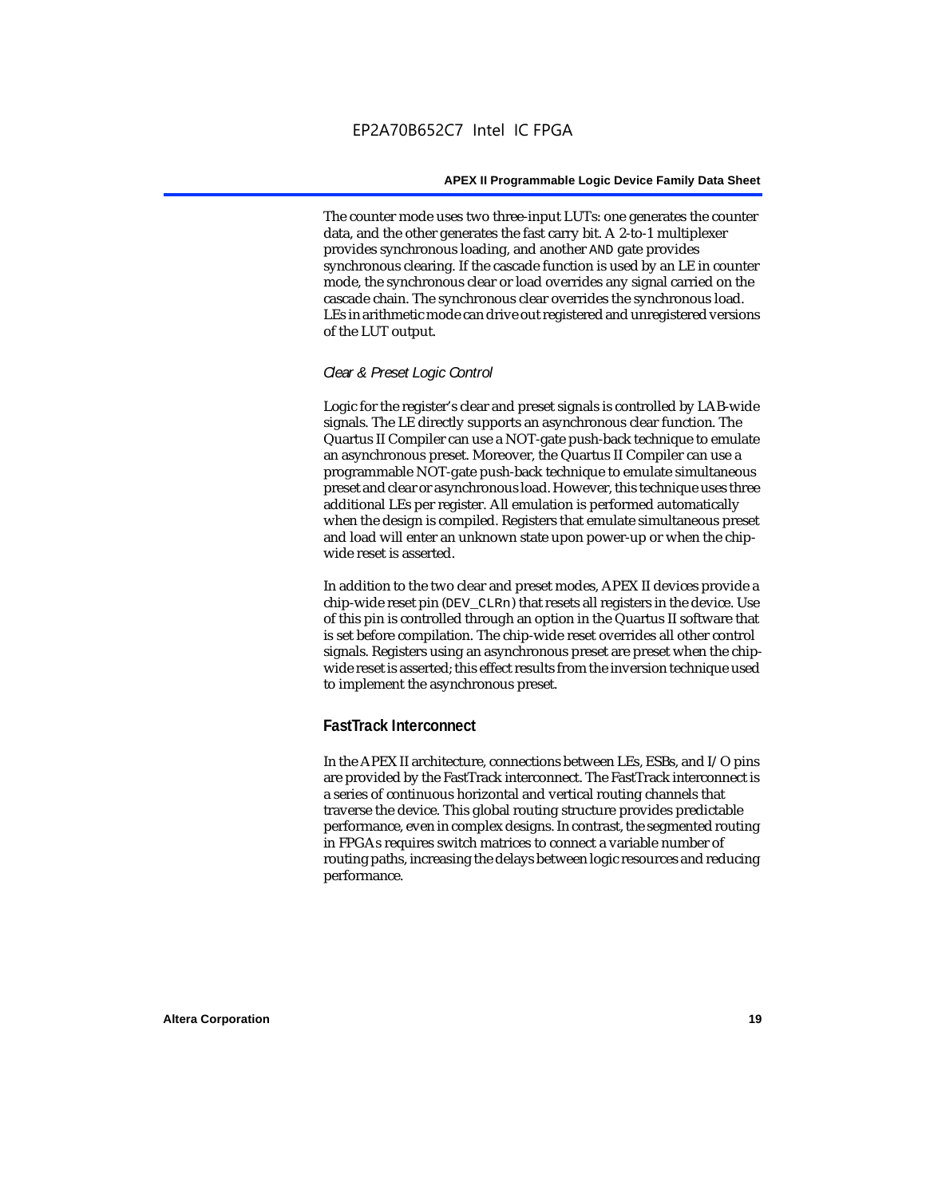The counter mode uses two three-input LUTs: one generates the counter data, and the other generates the fast carry bit. A 2-to-1 multiplexer provides synchronous loading, and another AND gate provides synchronous clearing. If the cascade function is used by an LE in counter mode, the synchronous clear or load overrides any signal carried on the cascade chain. The synchronous clear overrides the synchronous load. LEs in arithmetic mode can drive out registered and unregistered versions of the LUT output.

#### *Clear & Preset Logic Control*

Logic for the register's clear and preset signals is controlled by LAB-wide signals. The LE directly supports an asynchronous clear function. The Quartus II Compiler can use a NOT-gate push-back technique to emulate an asynchronous preset. Moreover, the Quartus II Compiler can use a programmable NOT-gate push-back technique to emulate simultaneous preset and clear or asynchronous load. However, this technique uses three additional LEs per register. All emulation is performed automatically when the design is compiled. Registers that emulate simultaneous preset and load will enter an unknown state upon power-up or when the chip-wide reset is asserted.

In addition to the two clear and preset modes, APEX II devices provide a chip-wide reset pin (DEV_CLRn) that resets all registers in the device. Use of this pin is controlled through an option in the Quartus II software that is set before compilation. The chip-wide reset overrides all other control signals. Registers using an asynchronous preset are preset when the chip-wide reset is asserted; this effect results from the inversion technique used to implement the asynchronous preset.

### FastTrack Interconnect

In the APEX II architecture, connections between LEs, ESBs, and I/O pins are provided by the FastTrack interconnect. The FastTrack interconnect is a series of continuous horizontal and vertical routing channels that traverse the device. This global routing structure provides predictable performance, even in complex designs. In contrast, the segmented routing in FPGAs requires switch matrices to connect a variable number of routing paths, increasing the delays between logic resources and reducing performance.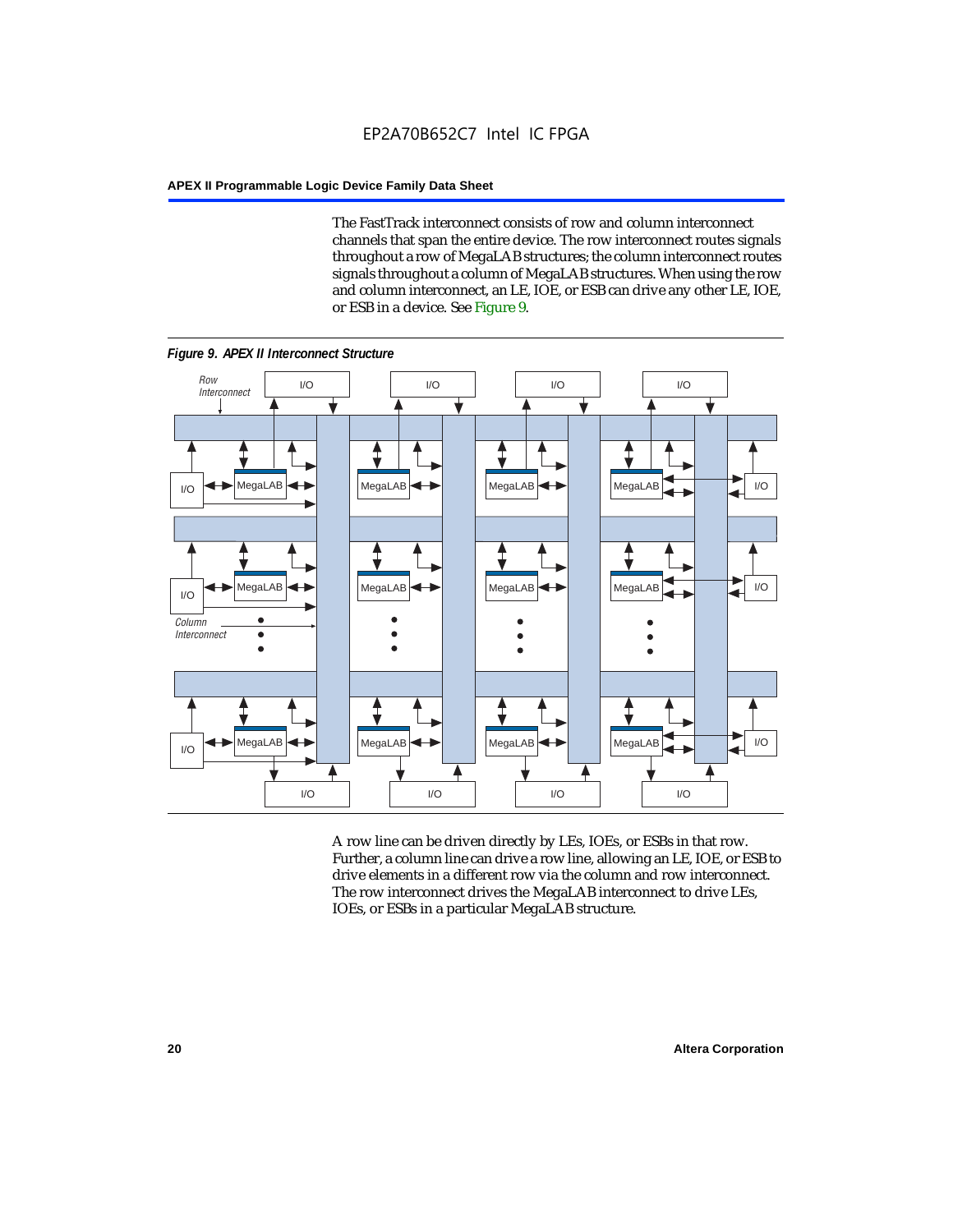The FastTrack interconnect consists of row and column interconnect channels that span the entire device. The row interconnect routes signals throughout a row of MegaLAB structures; the column interconnect routes signals throughout a column of MegaLAB structures. When using the row and column interconnect, an LE, IOE, or ESB can drive any other LE, IOE, or ESB in a device. See Figure 9.

*Figure 9. APEX II Interconnect Structure*

A row line can be driven directly by LEs, IOEs, or ESBs in that row. Further, a column line can drive a row line, allowing an LE, IOE, or ESB to drive elements in a different row via the column and row interconnect. The row interconnect drives the MegaLAB interconnect to drive LEs, IOEs, or ESBs in a particular MegaLAB structure.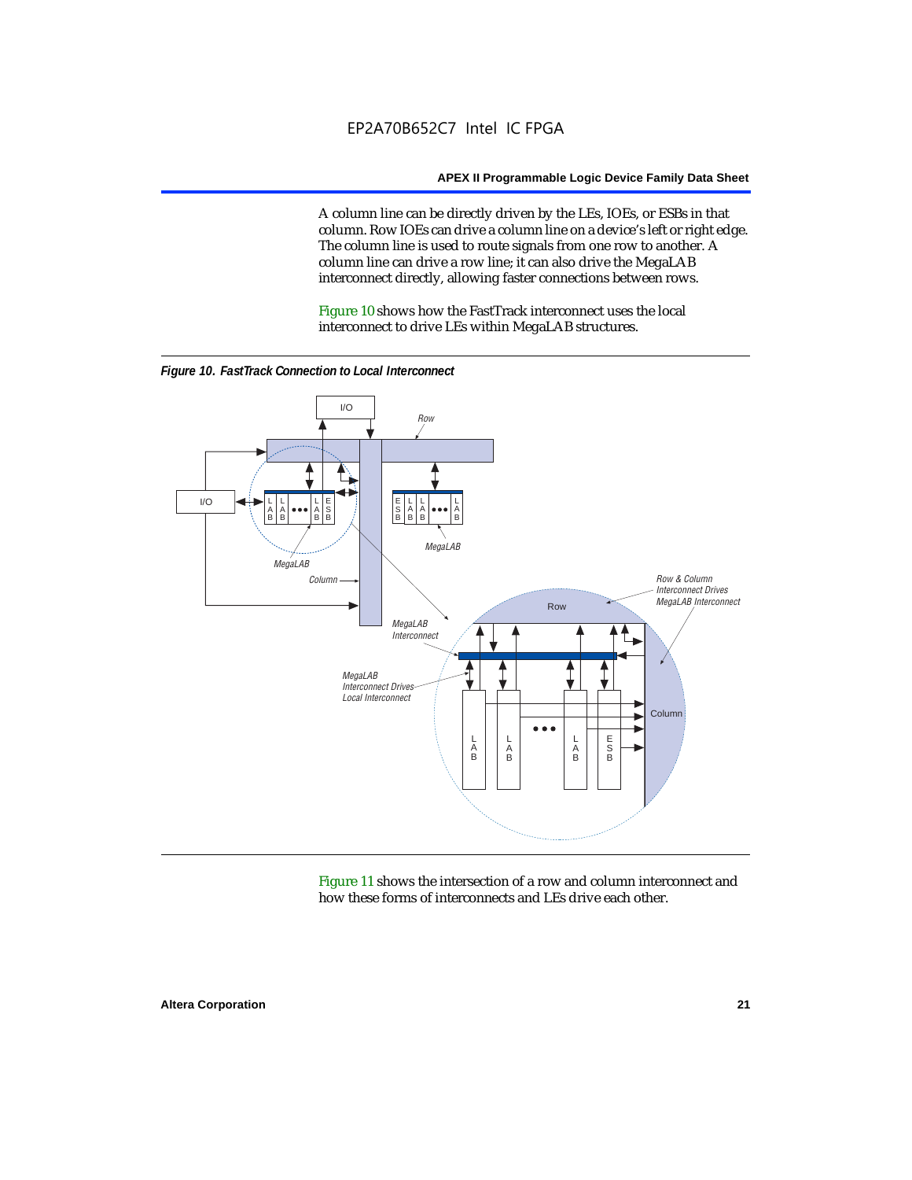A column line can be directly driven by the LEs, IOEs, or ESBs in that column. Row IOEs can drive a column line on a device's left or right edge. The column line is used to route signals from one row to another. A column line can drive a row line; it can also drive the MegaLAB interconnect directly, allowing faster connections between rows.

Figure 10 shows how the FastTrack interconnect uses the local interconnect to drive LEs within MegaLAB structures.

*Figure 10. FastTrack Connection to Local Interconnect*

Figure 11 shows the intersection of a row and column interconnect and how these forms of interconnects and LEs drive each other.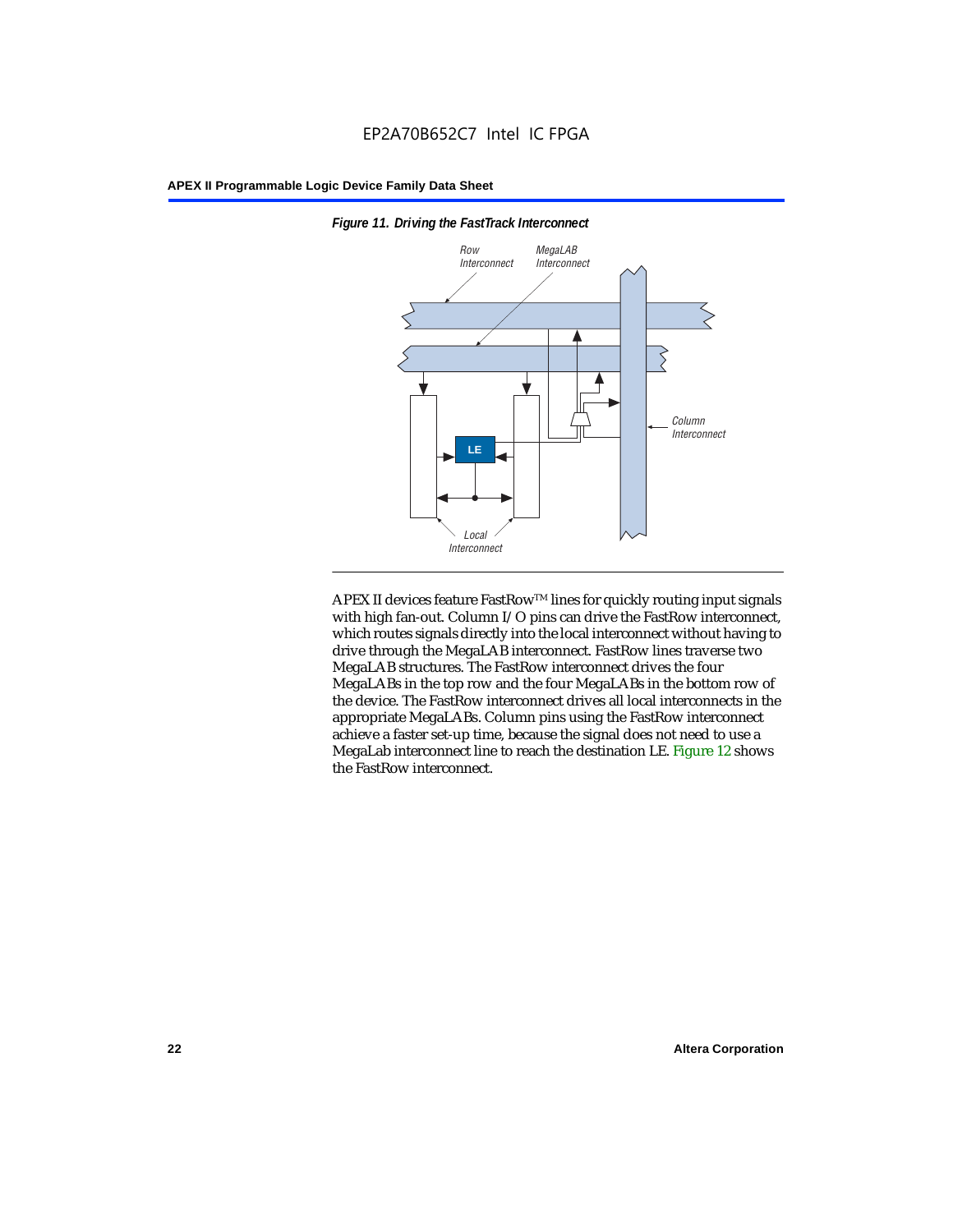*Figure 11. Driving the FastTrack Interconnect*

APEX II devices feature FastRow™ lines for quickly routing input signals with high fan-out. Column I/O pins can drive the FastRow interconnect, which routes signals directly into the local interconnect without having to drive through the MegaLAB interconnect. FastRow lines traverse two MegaLAB structures. The FastRow interconnect drives the four MegaLABs in the top row and the four MegaLABs in the bottom row of the device. The FastRow interconnect drives all local interconnects in the appropriate MegaLABs. Column pins using the FastRow interconnect achieve a faster set-up time, because the signal does not need to use a MegaLab interconnect line to reach the destination LE. Figure 12 shows the FastRow interconnect.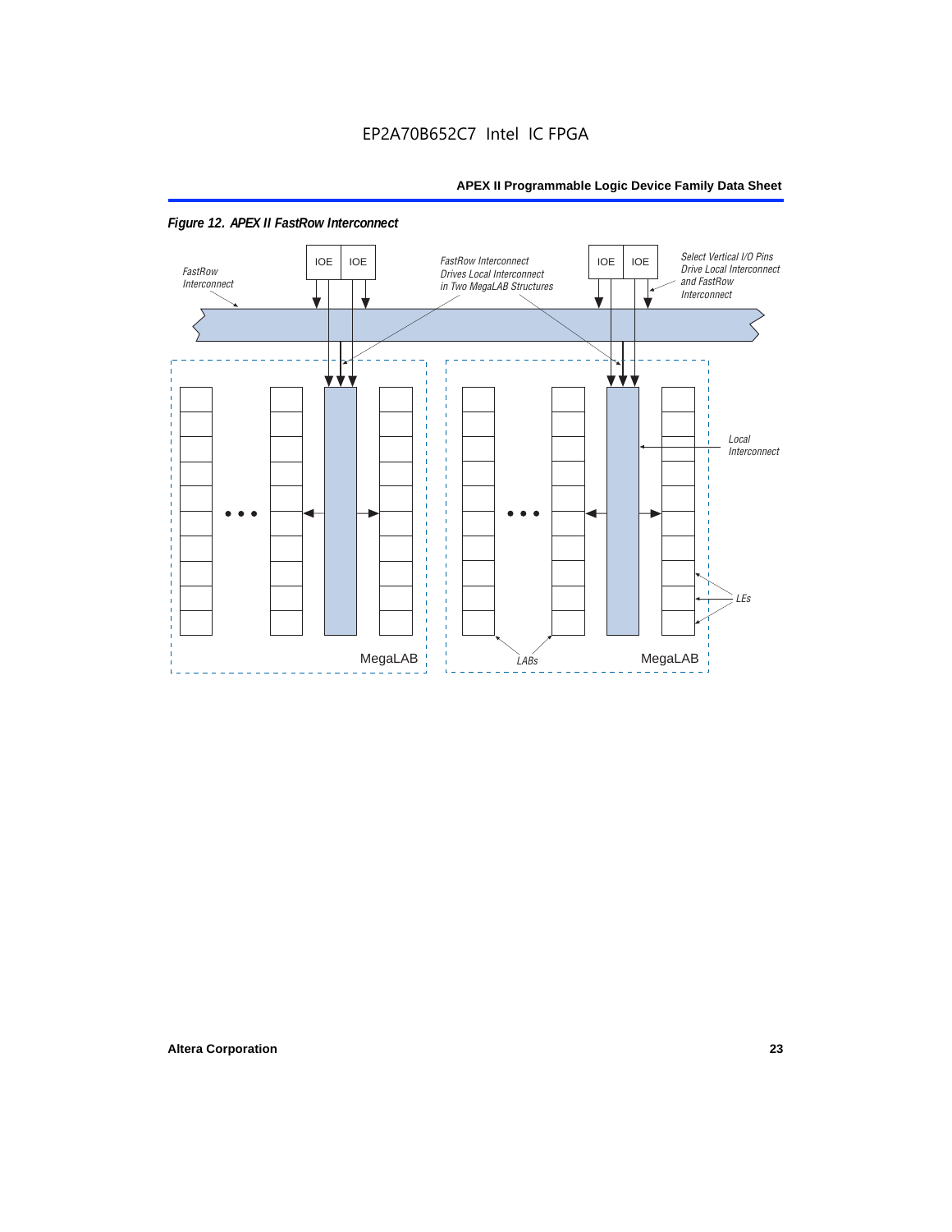*Figure 12. APEX II FastRow Interconnect*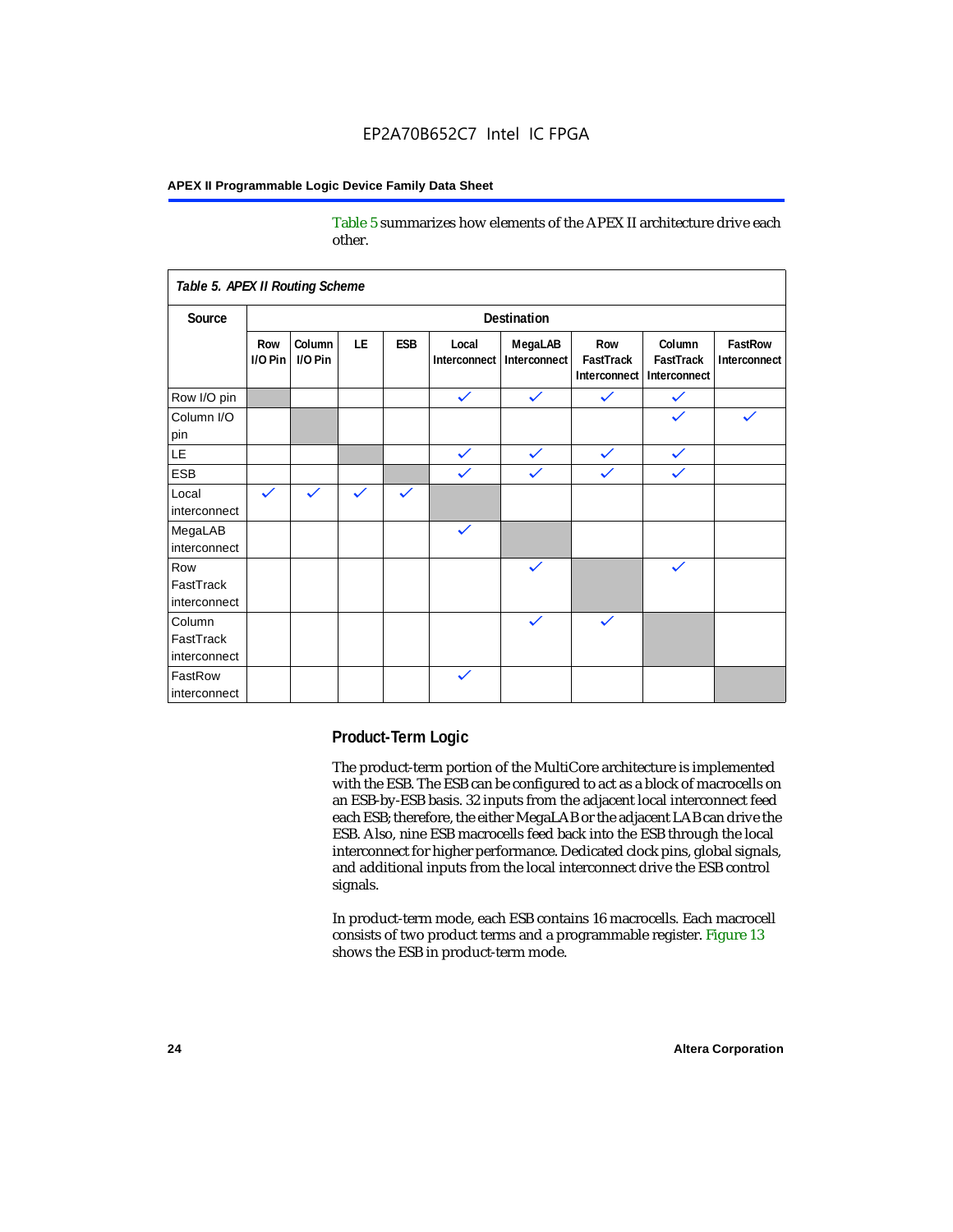Table 5 summarizes how elements of the APEX II architecture drive each other.

**Table 5. APEX II Routing Scheme**

| Source | Destination | | | | | | | | |
|---|---|---|---|---|---|---|---|---|---|
| | Row I/O Pin | Column I/O Pin | LE | ESB | Local Interconnect | MegaLAB Interconnect | Row FastTrack Interconnect | Column FastTrack Interconnect | FastRow Interconnect |
| Row I/O pin | | | | | ✓ | ✓ | ✓ | ✓ | |
| Column I/O pin | | | | | | | | ✓ | ✓ |
| LE | | | | | ✓ | ✓ | ✓ | ✓ | |
| ESB | | | | | ✓ | ✓ | ✓ | ✓ | |
| Local interconnect | ✓ | ✓ | ✓ | ✓ | | | | | |
| MegaLAB interconnect | | | | | ✓ | | | | |
| Row FastTrack interconnect | | | | | | ✓ | | ✓ | |
| Column FastTrack interconnect | | | | | | ✓ | ✓ | | |
| FastRow interconnect | | | | | ✓ | | | | |

## Product-Term Logic

The product-term portion of the MultiCore architecture is implemented with the ESB. The ESB can be configured to act as a block of macrocells on an ESB-by-ESB basis. 32 inputs from the adjacent local interconnect feed each ESB; therefore, the either MegaLAB or the adjacent LAB can drive the ESB. Also, nine ESB macrocells feed back into the ESB through the local interconnect for higher performance. Dedicated clock pins, global signals, and additional inputs from the local interconnect drive the ESB control signals.

In product-term mode, each ESB contains 16 macrocells. Each macrocell consists of two product terms and a programmable register. Figure 13 shows the ESB in product-term mode.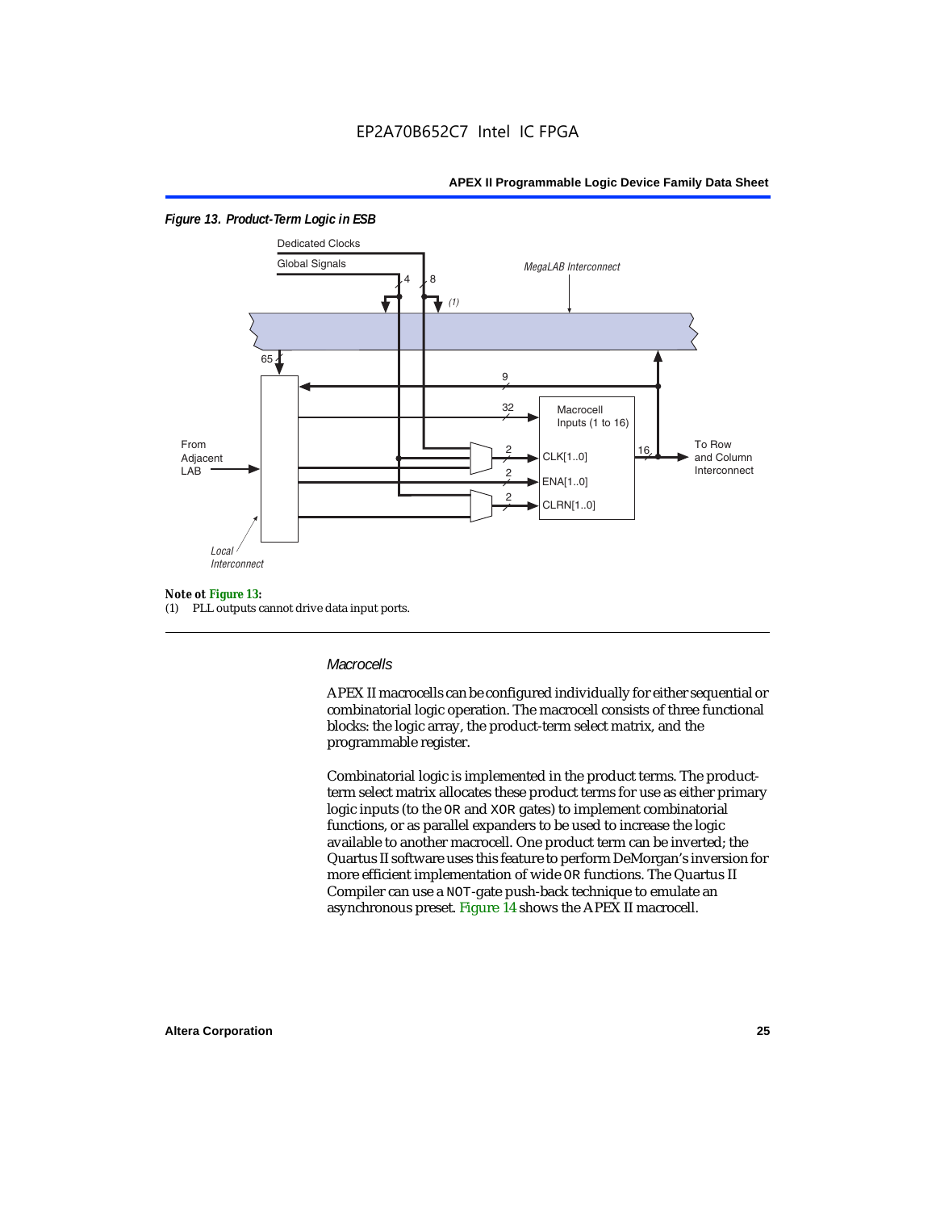*Figure 13. Product-Term Logic in ESB*

Dedicated Clocks

Global Signals

4

8

(1)

MegaLAB Interconnect

65

9

32

Macrocell Inputs (1 to 16)

From Adjacent LAB

2

CLK[1..0]

16

To Row and Column Interconnect

2

ENA[1..0]

2

CLRN[1..0]

Local Interconnect

**Note ot Figure 13:**

(1) PLL outputs cannot drive data input ports.

### *Macrocells*

APEX II macrocells can be configured individually for either sequential or combinatorial logic operation. The macrocell consists of three functional blocks: the logic array, the product-term select matrix, and the programmable register.

Combinatorial logic is implemented in the product terms. The product-term select matrix allocates these product terms for use as either primary logic inputs (to the OR and XOR gates) to implement combinatorial functions, or as parallel expanders to be used to increase the logic available to another macrocell. One product term can be inverted; the Quartus II software uses this feature to perform DeMorgan's inversion for more efficient implementation of wide OR functions. The Quartus II Compiler can use a NOT-gate push-back technique to emulate an asynchronous preset. Figure 14 shows the APEX II macrocell.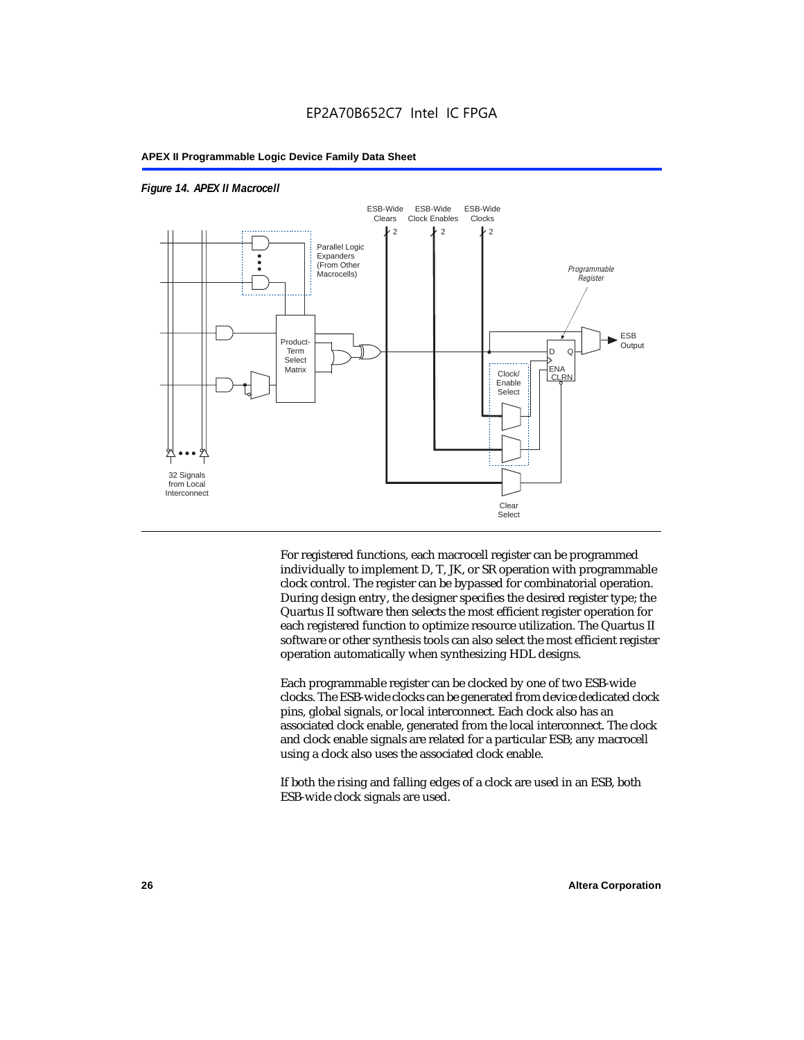*Figure 14. APEX II Macrocell*

For registered functions, each macrocell register can be programmed individually to implement D, T, JK, or SR operation with programmable clock control. The register can be bypassed for combinatorial operation. During design entry, the designer specifies the desired register type; the Quartus II software then selects the most efficient register operation for each registered function to optimize resource utilization. The Quartus II software or other synthesis tools can also select the most efficient register operation automatically when synthesizing HDL designs.

Each programmable register can be clocked by one of two ESB-wide clocks. The ESB-wide clocks can be generated from device dedicated clock pins, global signals, or local interconnect. Each clock also has an associated clock enable, generated from the local interconnect. The clock and clock enable signals are related for a particular ESB; any macrocell using a clock also uses the associated clock enable.

If both the rising and falling edges of a clock are used in an ESB, both ESB-wide clock signals are used.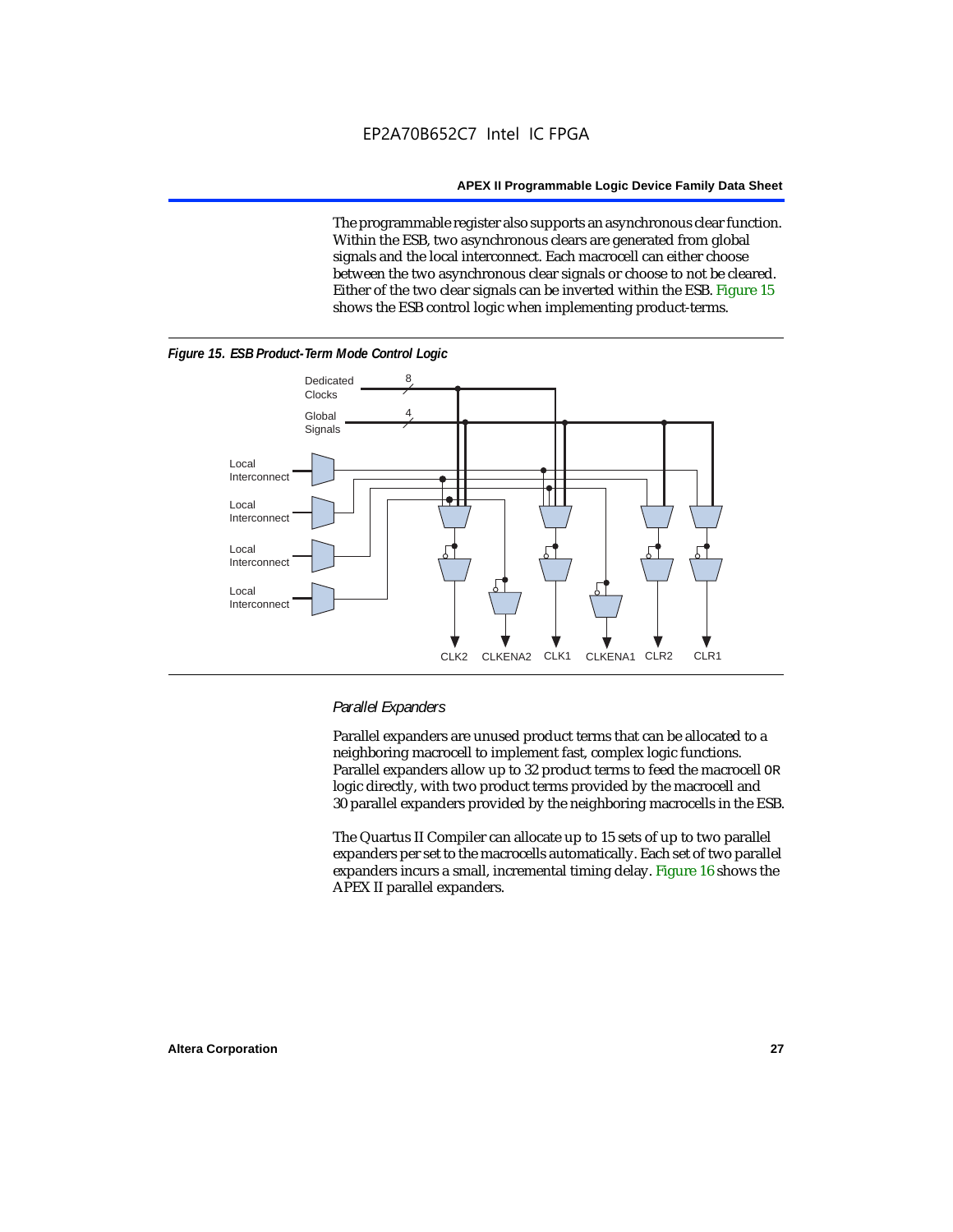The programmable register also supports an asynchronous clear function. Within the ESB, two asynchronous clears are generated from global signals and the local interconnect. Each macrocell can either choose between the two asynchronous clear signals or choose to not be cleared. Either of the two clear signals can be inverted within the ESB. Figure 15 shows the ESB control logic when implementing product-terms.

*Figure 15. ESB Product-Term Mode Control Logic*

### *Parallel Expanders*

Parallel expanders are unused product terms that can be allocated to a neighboring macrocell to implement fast, complex logic functions. Parallel expanders allow up to 32 product terms to feed the macrocell OR logic directly, with two product terms provided by the macrocell and 30 parallel expanders provided by the neighboring macrocells in the ESB.

The Quartus II Compiler can allocate up to 15 sets of up to two parallel expanders per set to the macrocells automatically. Each set of two parallel expanders incurs a small, incremental timing delay. Figure 16 shows the APEX II parallel expanders.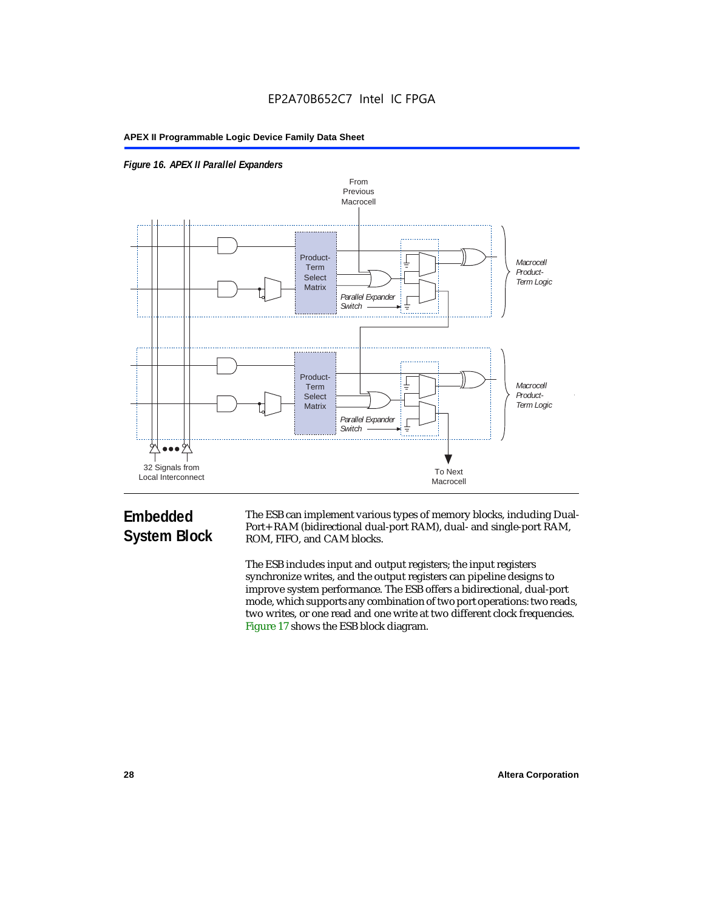*Figure 16. APEX II Parallel Expanders*

## Embedded System Block

The ESB can implement various types of memory blocks, including Dual-Port+ RAM (bidirectional dual-port RAM), dual- and single-port RAM, ROM, FIFO, and CAM blocks.

The ESB includes input and output registers; the input registers synchronize writes, and the output registers can pipeline designs to improve system performance. The ESB offers a bidirectional, dual-port mode, which supports any combination of two port operations: two reads, two writes, or one read and one write at two different clock frequencies. Figure 17 shows the ESB block diagram.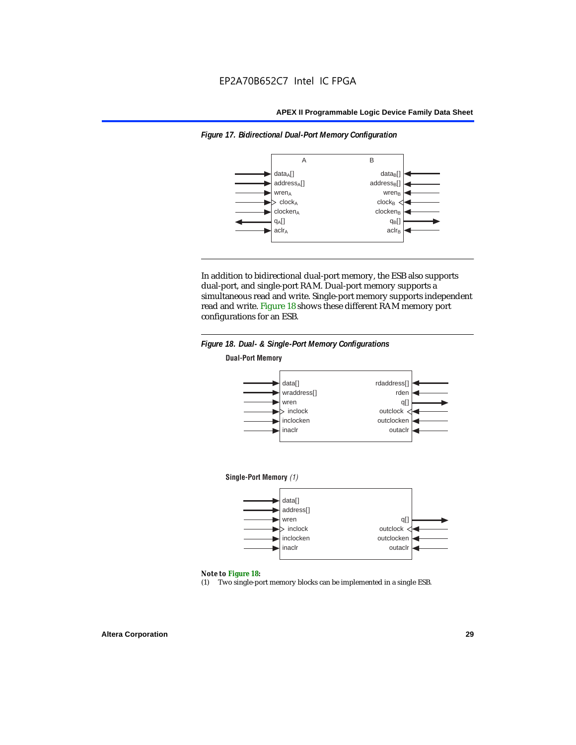*Figure 17. Bidirectional Dual-Port Memory Configuration*

| A | B |
|---|---|
| $data_A[]$ | $data_B[]$ |
| $address_A[]$ | $address_B[]$ |
| $wren_A$ | $wren_B$ |
| $clock_A$ | $clock_B$ |
| $clocken_A$ | $clocken_B$ |
| $q_A[]$ | $q_B[]$ |
| $aclr_A$ | $aclr_B$ |

In addition to bidirectional dual-port memory, the ESB also supports dual-port, and single-port RAM. Dual-port memory supports a simultaneous read and write. Single-port memory supports independent read and write. Figure 18 shows these different RAM memory port configurations for an ESB.

*Figure 18. Dual- & Single-Port Memory Configurations*

**Dual-Port Memory**

| Inputs | Outputs/Inputs |
|---|---|
| data[] | rdaddress[] |
| wraddress[] | rden |
| wren | q[] |
| inclock | outclock |
| inclocken | outclocken |
| inaclr | outaclr |

**Single-Port Memory** *(1)*

| Inputs | Outputs/Inputs |
|---|---|
| data[] | |
| address[] | |
| wren | q[] |
| inclock | outclock |
| inclocken | outclocken |
| inaclr | outaclr |

***Note to Figure 18:***

(1) Two single-port memory blocks can be implemented in a single ESB.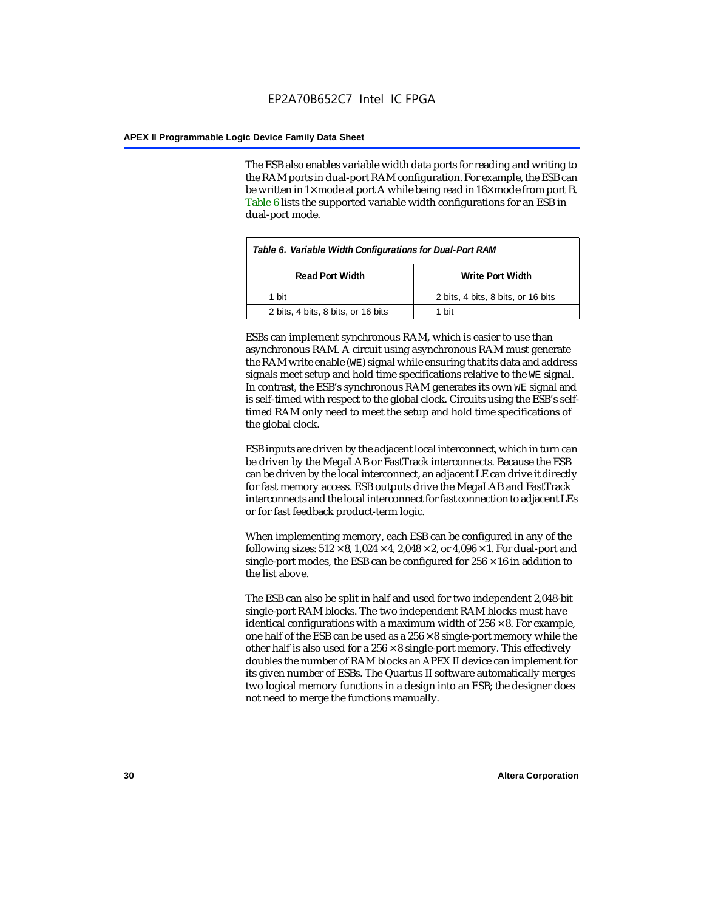The ESB also enables variable width data ports for reading and writing to the RAM ports in dual-port RAM configuration. For example, the ESB can be written in 1× mode at port A while being read in 16× mode from port B. Table 6 lists the supported variable width configurations for an ESB in dual-port mode.

*Table 6. Variable Width Configurations for Dual-Port RAM*

| Read Port Width | Write Port Width |
|---|---|
| 1 bit | 2 bits, 4 bits, 8 bits, or 16 bits |
| 2 bits, 4 bits, 8 bits, or 16 bits | 1 bit |

ESBs can implement synchronous RAM, which is easier to use than asynchronous RAM. A circuit using asynchronous RAM must generate the RAM write enable (`WE`) signal while ensuring that its data and address signals meet setup and hold time specifications relative to the `WE` signal. In contrast, the ESB's synchronous RAM generates its own `WE` signal and is self-timed with respect to the global clock. Circuits using the ESB's self-timed RAM only need to meet the setup and hold time specifications of the global clock.

ESB inputs are driven by the adjacent local interconnect, which in turn can be driven by the MegaLAB or FastTrack interconnects. Because the ESB can be driven by the local interconnect, an adjacent LE can drive it directly for fast memory access. ESB outputs drive the MegaLAB and FastTrack interconnects and the local interconnect for fast connection to adjacent LEs or for fast feedback product-term logic.

When implementing memory, each ESB can be configured in any of the following sizes: 512 × 8, 1,024 × 4, 2,048 × 2, or 4,096 × 1. For dual-port and single-port modes, the ESB can be configured for 256 × 16 in addition to the list above.

The ESB can also be split in half and used for two independent 2,048-bit single-port RAM blocks. The two independent RAM blocks must have identical configurations with a maximum width of 256 × 8. For example, one half of the ESB can be used as a 256 × 8 single-port memory while the other half is also used for a 256 × 8 single-port memory. This effectively doubles the number of RAM blocks an APEX II device can implement for its given number of ESBs. The Quartus II software automatically merges two logical memory functions in a design into an ESB; the designer does not need to merge the functions manually.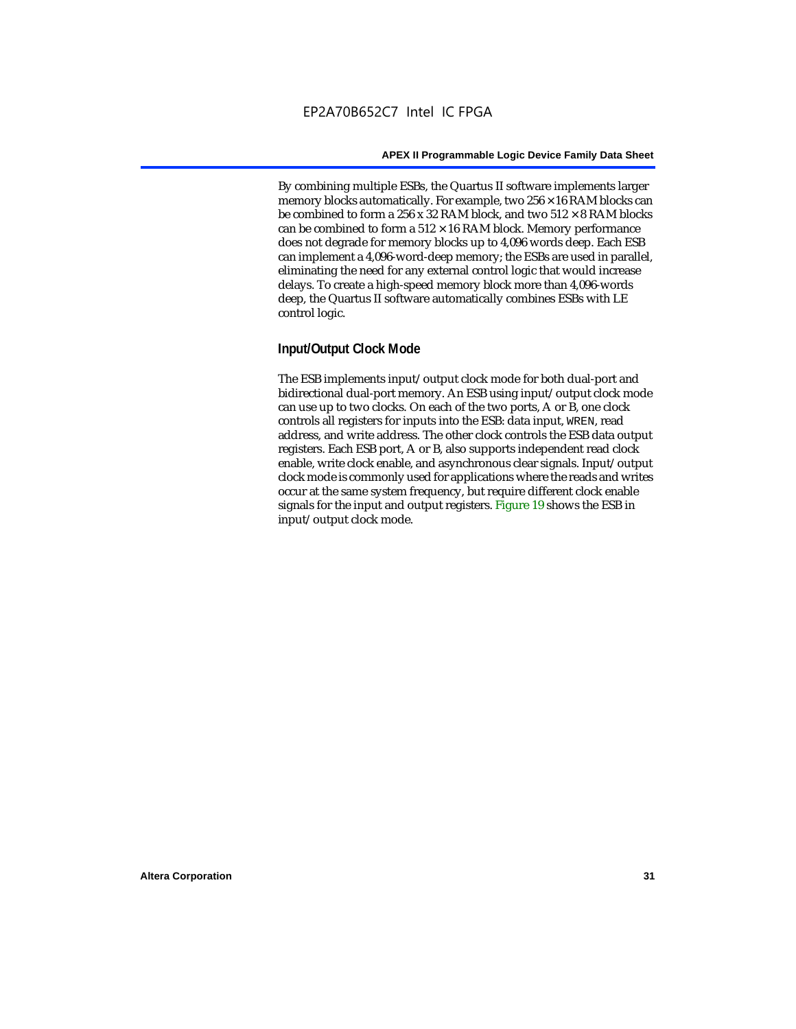By combining multiple ESBs, the Quartus II software implements larger memory blocks automatically. For example, two 256 × 16 RAM blocks can be combined to form a 256 x 32 RAM block, and two 512 × 8 RAM blocks can be combined to form a 512 × 16 RAM block. Memory performance does not degrade for memory blocks up to 4,096 words deep. Each ESB can implement a 4,096-word-deep memory; the ESBs are used in parallel, eliminating the need for any external control logic that would increase delays. To create a high-speed memory block more than 4,096-words deep, the Quartus II software automatically combines ESBs with LE control logic.

## Input/Output Clock Mode

The ESB implements input/output clock mode for both dual-port and bidirectional dual-port memory. An ESB using input/output clock mode can use up to two clocks. On each of the two ports, A or B, one clock controls all registers for inputs into the ESB: data input, WREN, read address, and write address. The other clock controls the ESB data output registers. Each ESB port, A or B, also supports independent read clock enable, write clock enable, and asynchronous clear signals. Input/output clock mode is commonly used for applications where the reads and writes occur at the same system frequency, but require different clock enable signals for the input and output registers. Figure 19 shows the ESB in input/output clock mode.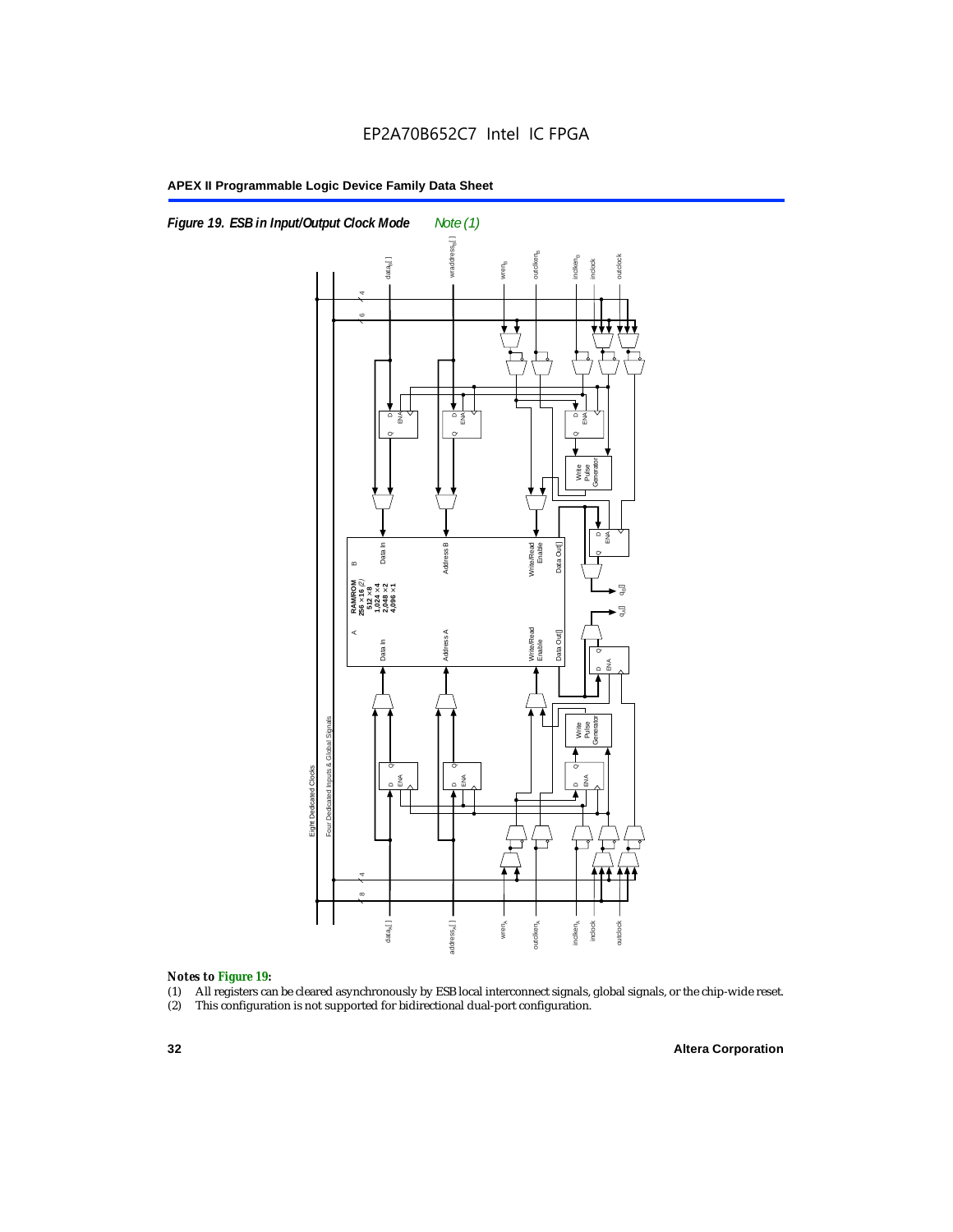**Figure 19. ESB in Input/Output Clock Mode** *Note (1)*

*Notes to Figure 19:*

(1) All registers can be cleared asynchronously by ESB local interconnect signals, global signals, or the chip-wide reset.
(2) This configuration is not supported for bidirectional dual-port configuration.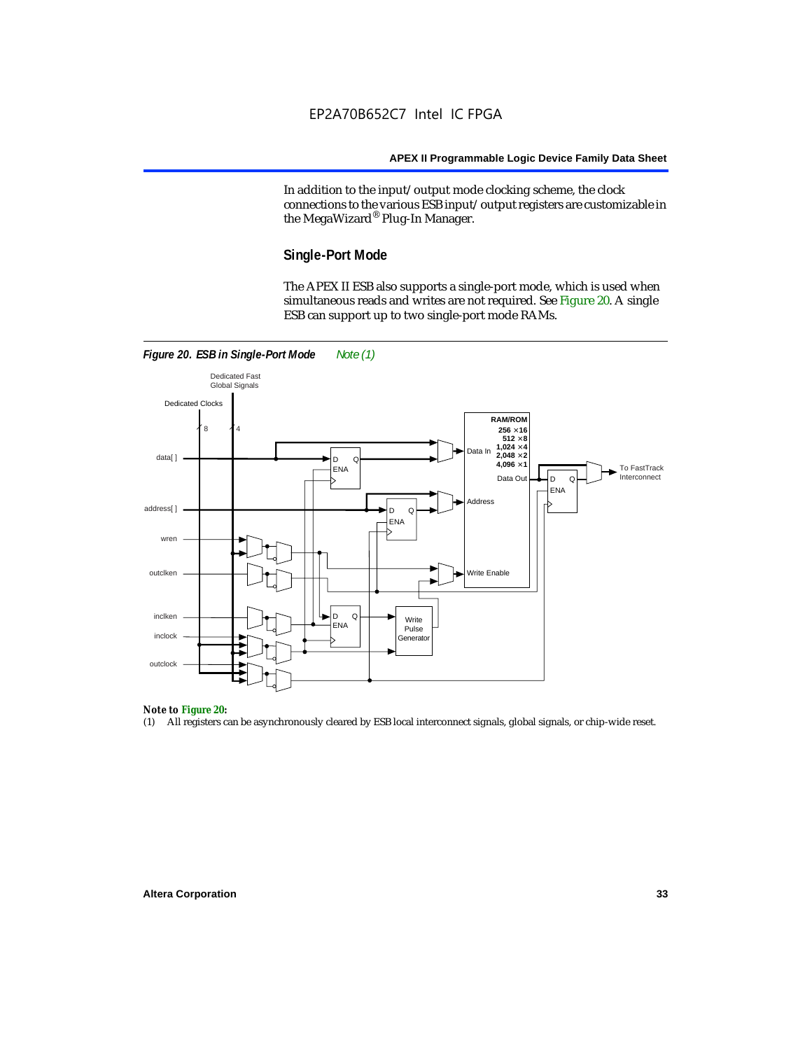In addition to the input/output mode clocking scheme, the clock connections to the various ESB input/output registers are customizable in the MegaWizard® Plug-In Manager.

## Single-Port Mode

The APEX II ESB also supports a single-port mode, which is used when simultaneous reads and writes are not required. See Figure 20. A single ESB can support up to two single-port mode RAMs.

***Figure 20. ESB in Single-Port Mode*** *Note (1)*

***Note to Figure 20:***

(1) All registers can be asynchronously cleared by ESB local interconnect signals, global signals, or chip-wide reset.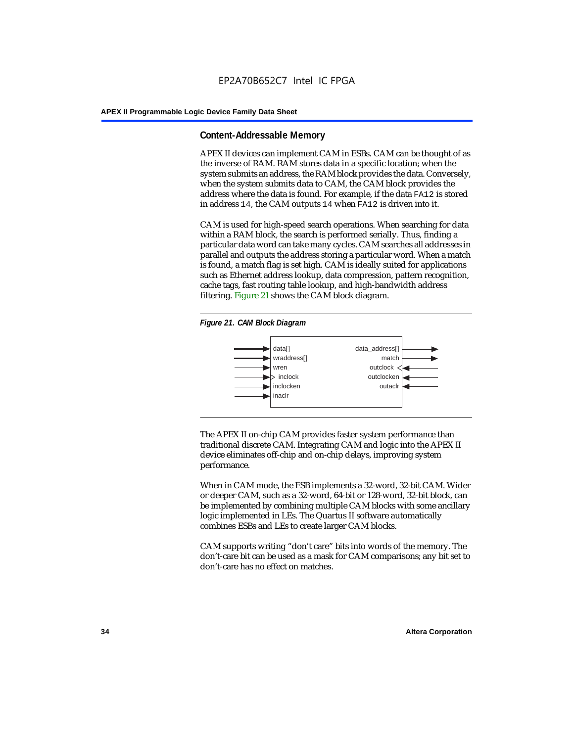## Content-Addressable Memory

APEX II devices can implement CAM in ESBs. CAM can be thought of as the inverse of RAM. RAM stores data in a specific location; when the system submits an address, the RAM block provides the data. Conversely, when the system submits data to CAM, the CAM block provides the address where the data is found. For example, if the data `FA12` is stored in address `14`, the CAM outputs `14` when `FA12` is driven into it.

CAM is used for high-speed search operations. When searching for data within a RAM block, the search is performed serially. Thus, finding a particular data word can take many cycles. CAM searches all addresses in parallel and outputs the address storing a particular word. When a match is found, a match flag is set high. CAM is ideally suited for applications such as Ethernet address lookup, data compression, pattern recognition, cache tags, fast routing table lookup, and high-bandwidth address filtering. Figure 21 shows the CAM block diagram.

*Figure 21. CAM Block Diagram*

The APEX II on-chip CAM provides faster system performance than traditional discrete CAM. Integrating CAM and logic into the APEX II device eliminates off-chip and on-chip delays, improving system performance.

When in CAM mode, the ESB implements a 32-word, 32-bit CAM. Wider or deeper CAM, such as a 32-word, 64-bit or 128-word, 32-bit block, can be implemented by combining multiple CAM blocks with some ancillary logic implemented in LEs. The Quartus II software automatically combines ESBs and LEs to create larger CAM blocks.

CAM supports writing "don't care" bits into words of the memory. The don't-care bit can be used as a mask for CAM comparisons; any bit set to don't-care has no effect on matches.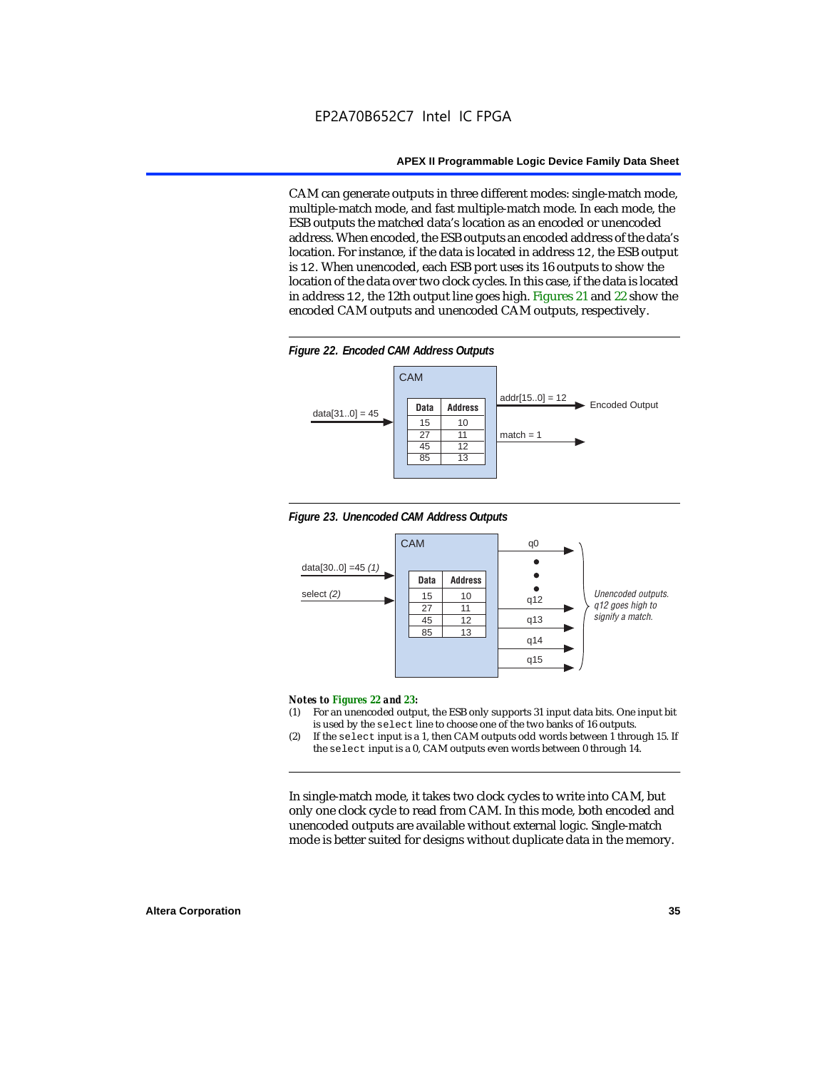CAM can generate outputs in three different modes: single-match mode, multiple-match mode, and fast multiple-match mode. In each mode, the ESB outputs the matched data's location as an encoded or unencoded address. When encoded, the ESB outputs an encoded address of the data's location. For instance, if the data is located in address `12`, the ESB output is `12`. When unencoded, each ESB port uses its 16 outputs to show the location of the data over two clock cycles. In this case, if the data is located in address `12`, the 12th output line goes high. Figures 21 and 22 show the encoded CAM outputs and unencoded CAM outputs, respectively.

***Figure 22. Encoded CAM Address Outputs***

CAM

data[31..0] = 45

| Data | Address |
|---|---|
| 15 | 10 |
| 27 | 11 |
| 45 | 12 |
| 85 | 13 |

addr[15..0] = 12 → Encoded Output

match = 1

***Figure 23. Unencoded CAM Address Outputs***

CAM

data[30..0] =45 *(1)*

select *(2)*

| Data | Address |
|---|---|
| 15 | 10 |
| 27 | 11 |
| 45 | 12 |
| 85 | 13 |

q0, q12, q13, q14, q15

*Unencoded outputs. q12 goes high to signify a match.*

***Notes to Figures 22 and 23:***

(1) For an unencoded output, the ESB only supports 31 input data bits. One input bit is used by the `select` line to choose one of the two banks of 16 outputs.

(2) If the `select` input is a 1, then CAM outputs odd words between 1 through 15. If the `select` input is a 0, CAM outputs even words between 0 through 14.

In single-match mode, it takes two clock cycles to write into CAM, but only one clock cycle to read from CAM. In this mode, both encoded and unencoded outputs are available without external logic. Single-match mode is better suited for designs without duplicate data in the memory.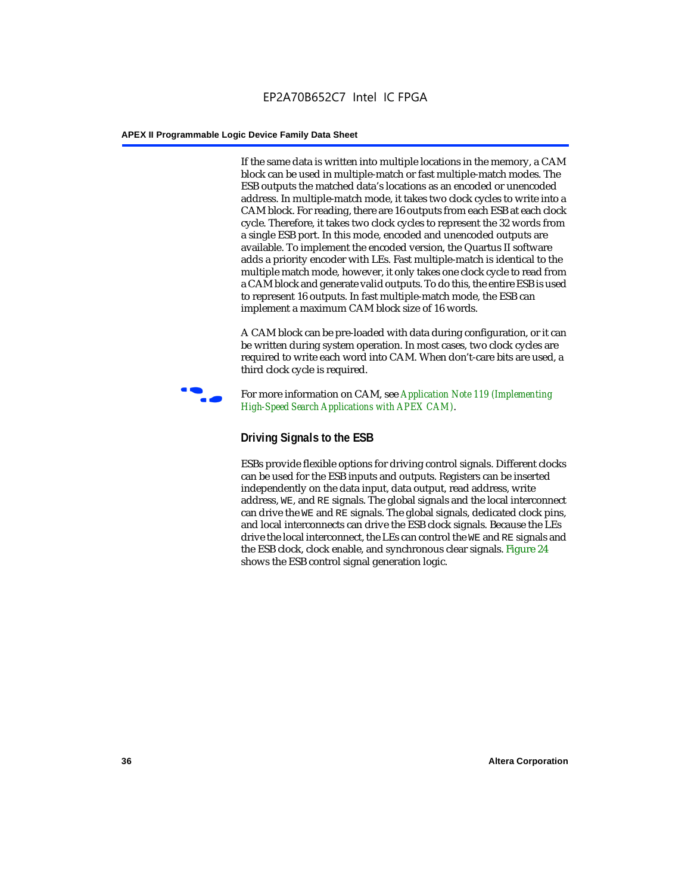If the same data is written into multiple locations in the memory, a CAM block can be used in multiple-match or fast multiple-match modes. The ESB outputs the matched data's locations as an encoded or unencoded address. In multiple-match mode, it takes two clock cycles to write into a CAM block. For reading, there are 16 outputs from each ESB at each clock cycle. Therefore, it takes two clock cycles to represent the 32 words from a single ESB port. In this mode, encoded and unencoded outputs are available. To implement the encoded version, the Quartus II software adds a priority encoder with LEs. Fast multiple-match is identical to the multiple match mode, however, it only takes one clock cycle to read from a CAM block and generate valid outputs. To do this, the entire ESB is used to represent 16 outputs. In fast multiple-match mode, the ESB can implement a maximum CAM block size of 16 words.

A CAM block can be pre-loaded with data during configuration, or it can be written during system operation. In most cases, two clock cycles are required to write each word into CAM. When don't-care bits are used, a third clock cycle is required.

For more information on CAM, see *Application Note 119 (Implementing High-Speed Search Applications with APEX CAM)*.

### Driving Signals to the ESB

ESBs provide flexible options for driving control signals. Different clocks can be used for the ESB inputs and outputs. Registers can be inserted independently on the data input, data output, read address, write address, WE, and RE signals. The global signals and the local interconnect can drive the WE and RE signals. The global signals, dedicated clock pins, and local interconnects can drive the ESB clock signals. Because the LEs drive the local interconnect, the LEs can control the WE and RE signals and the ESB clock, clock enable, and synchronous clear signals. Figure 24 shows the ESB control signal generation logic.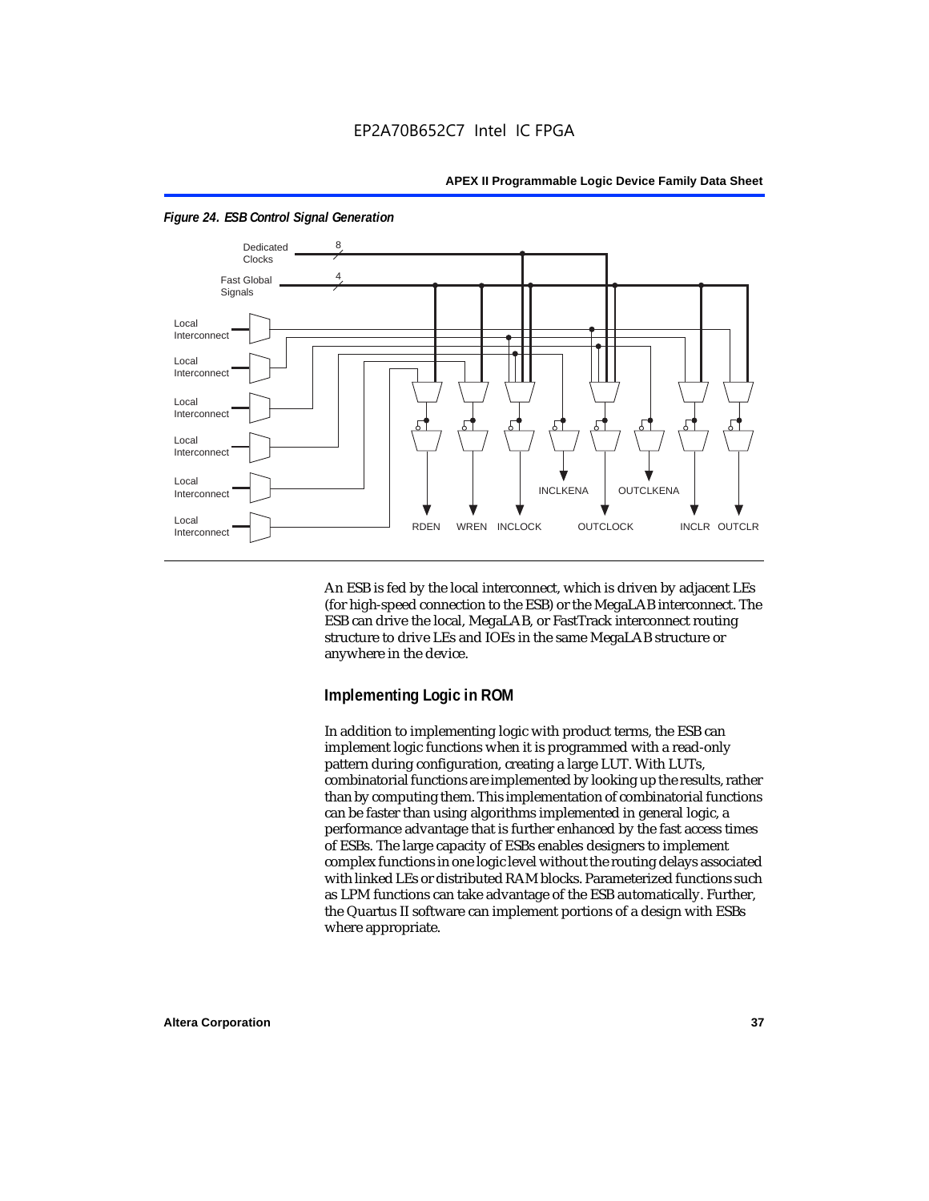*Figure 24. ESB Control Signal Generation*

An ESB is fed by the local interconnect, which is driven by adjacent LEs (for high-speed connection to the ESB) or the MegaLAB interconnect. The ESB can drive the local, MegaLAB, or FastTrack interconnect routing structure to drive LEs and IOEs in the same MegaLAB structure or anywhere in the device.

### Implementing Logic in ROM

In addition to implementing logic with product terms, the ESB can implement logic functions when it is programmed with a read-only pattern during configuration, creating a large LUT. With LUTs, combinatorial functions are implemented by looking up the results, rather than by computing them. This implementation of combinatorial functions can be faster than using algorithms implemented in general logic, a performance advantage that is further enhanced by the fast access times of ESBs. The large capacity of ESBs enables designers to implement complex functions in one logic level without the routing delays associated with linked LEs or distributed RAM blocks. Parameterized functions such as LPM functions can take advantage of the ESB automatically. Further, the Quartus II software can implement portions of a design with ESBs where appropriate.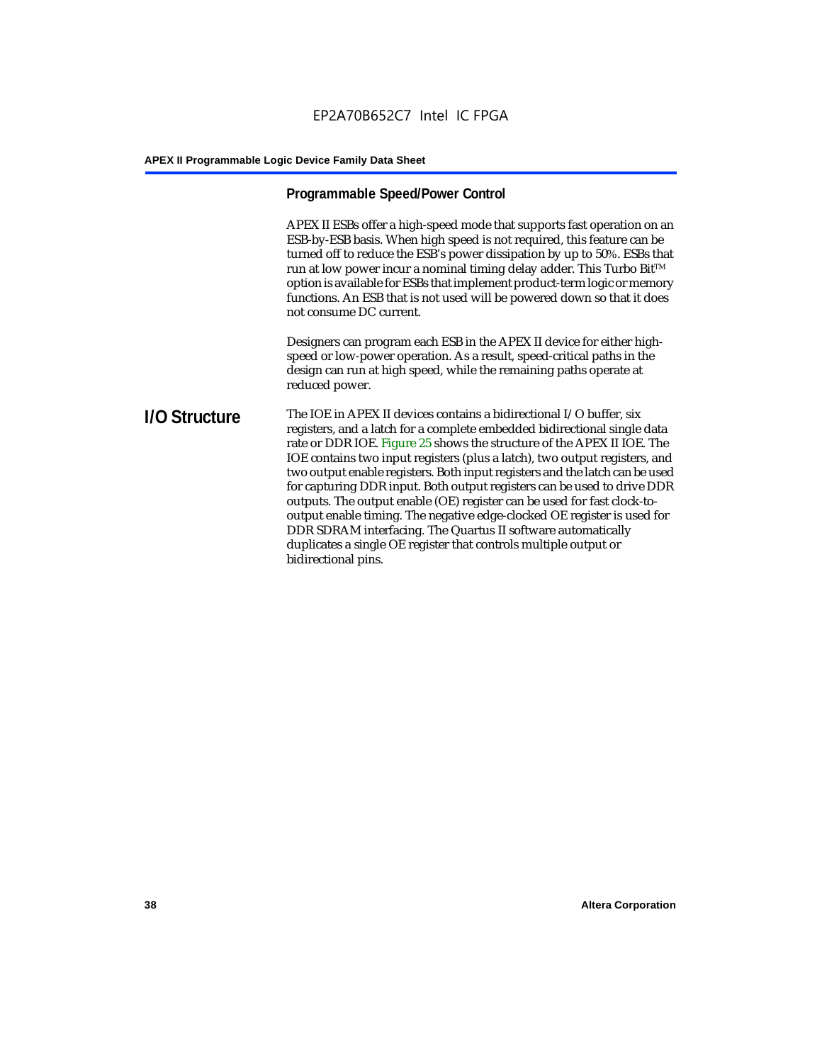### Programmable Speed/Power Control

APEX II ESBs offer a high-speed mode that supports fast operation on an ESB-by-ESB basis. When high speed is not required, this feature can be turned off to reduce the ESB's power dissipation by up to 50%. ESBs that run at low power incur a nominal timing delay adder. This Turbo Bit™ option is available for ESBs that implement product-term logic or memory functions. An ESB that is not used will be powered down so that it does not consume DC current.

Designers can program each ESB in the APEX II device for either high-speed or low-power operation. As a result, speed-critical paths in the design can run at high speed, while the remaining paths operate at reduced power.

## I/O Structure

The IOE in APEX II devices contains a bidirectional I/O buffer, six registers, and a latch for a complete embedded bidirectional single data rate or DDR IOE. Figure 25 shows the structure of the APEX II IOE. The IOE contains two input registers (plus a latch), two output registers, and two output enable registers. Both input registers and the latch can be used for capturing DDR input. Both output registers can be used to drive DDR outputs. The output enable (OE) register can be used for fast clock-to-output enable timing. The negative edge-clocked OE register is used for DDR SDRAM interfacing. The Quartus II software automatically duplicates a single OE register that controls multiple output or bidirectional pins.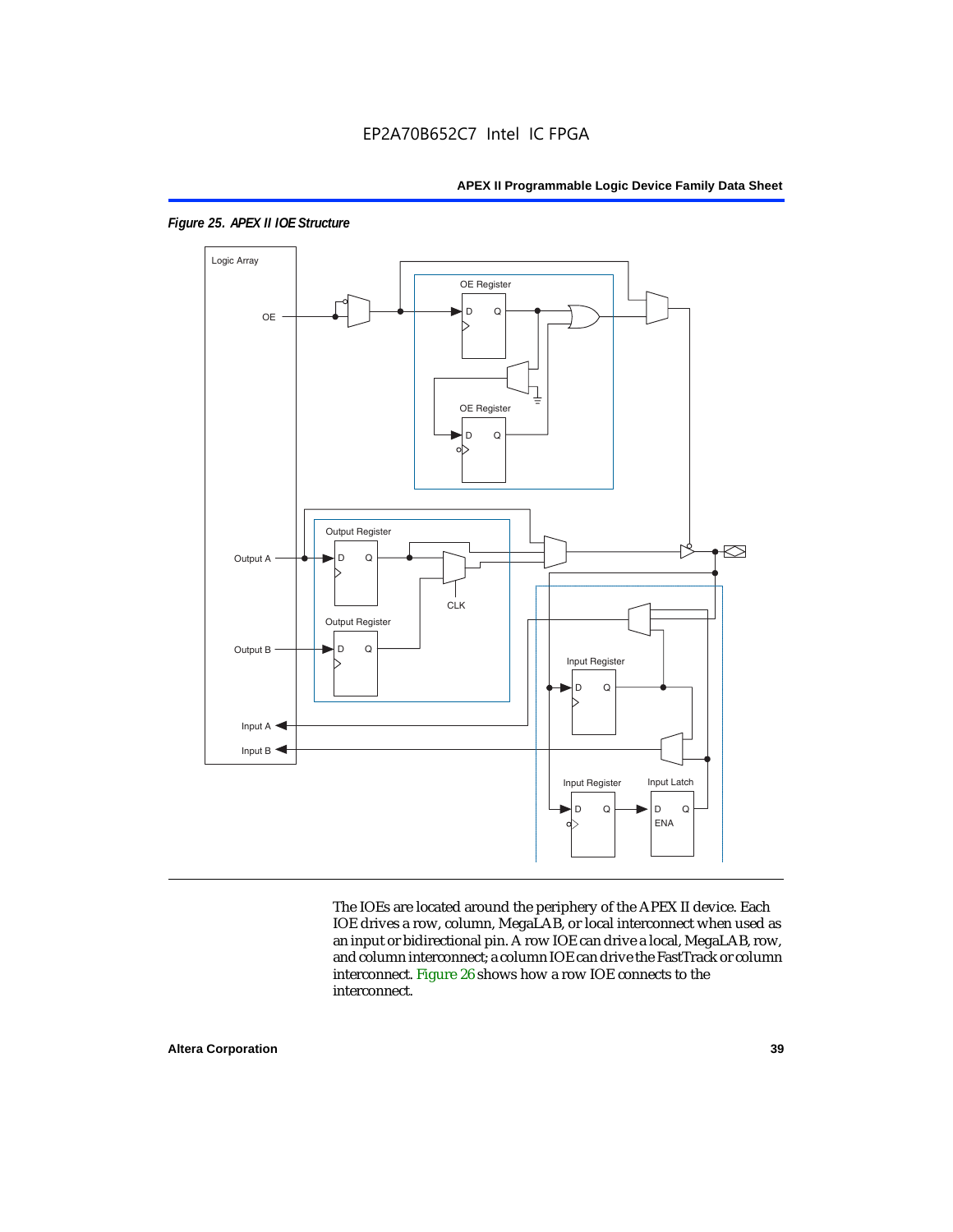*Figure 25. APEX II IOE Structure*

The IOEs are located around the periphery of the APEX II device. Each IOE drives a row, column, MegaLAB, or local interconnect when used as an input or bidirectional pin. A row IOE can drive a local, MegaLAB, row, and column interconnect; a column IOE can drive the FastTrack or column interconnect. Figure 26 shows how a row IOE connects to the interconnect.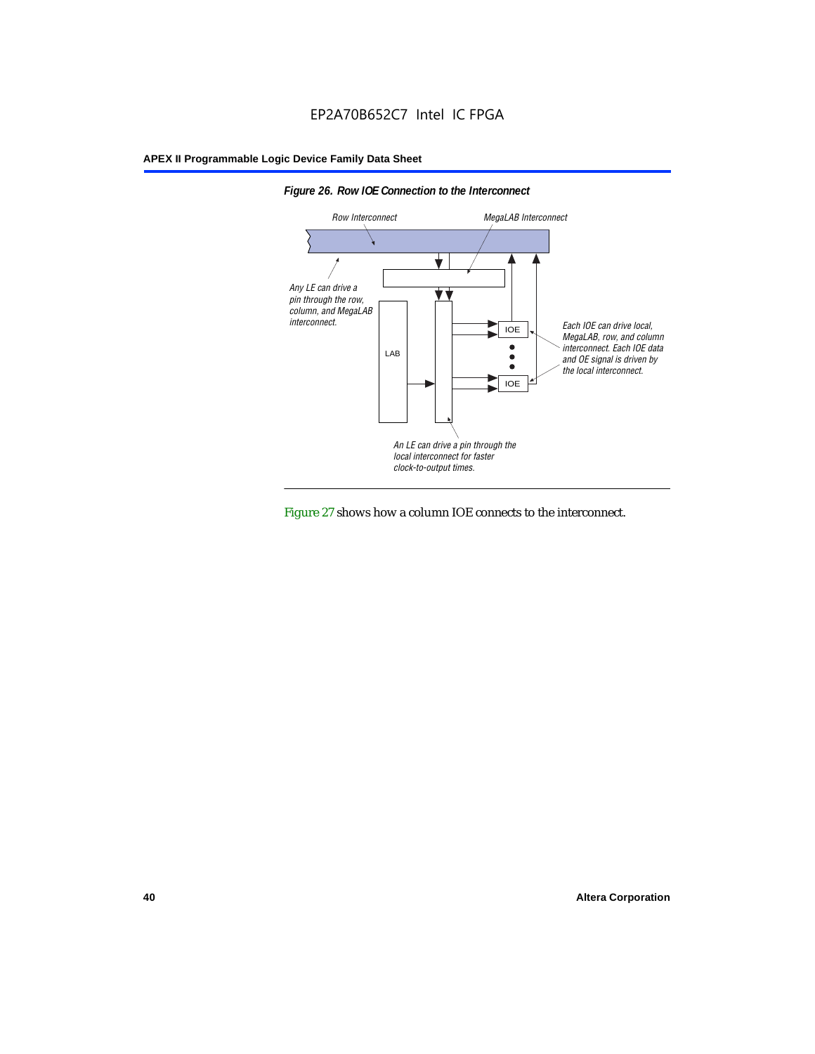*Figure 26. Row IOE Connection to the Interconnect*

Row Interconnect

MegaLAB Interconnect

Any LE can drive a pin through the row, column, and MegaLAB interconnect.

LAB

IOE

IOE

Each IOE can drive local, MegaLAB, row, and column interconnect. Each IOE data and OE signal is driven by the local interconnect.

An LE can drive a pin through the local interconnect for faster clock-to-output times.

Figure 27 shows how a column IOE connects to the interconnect.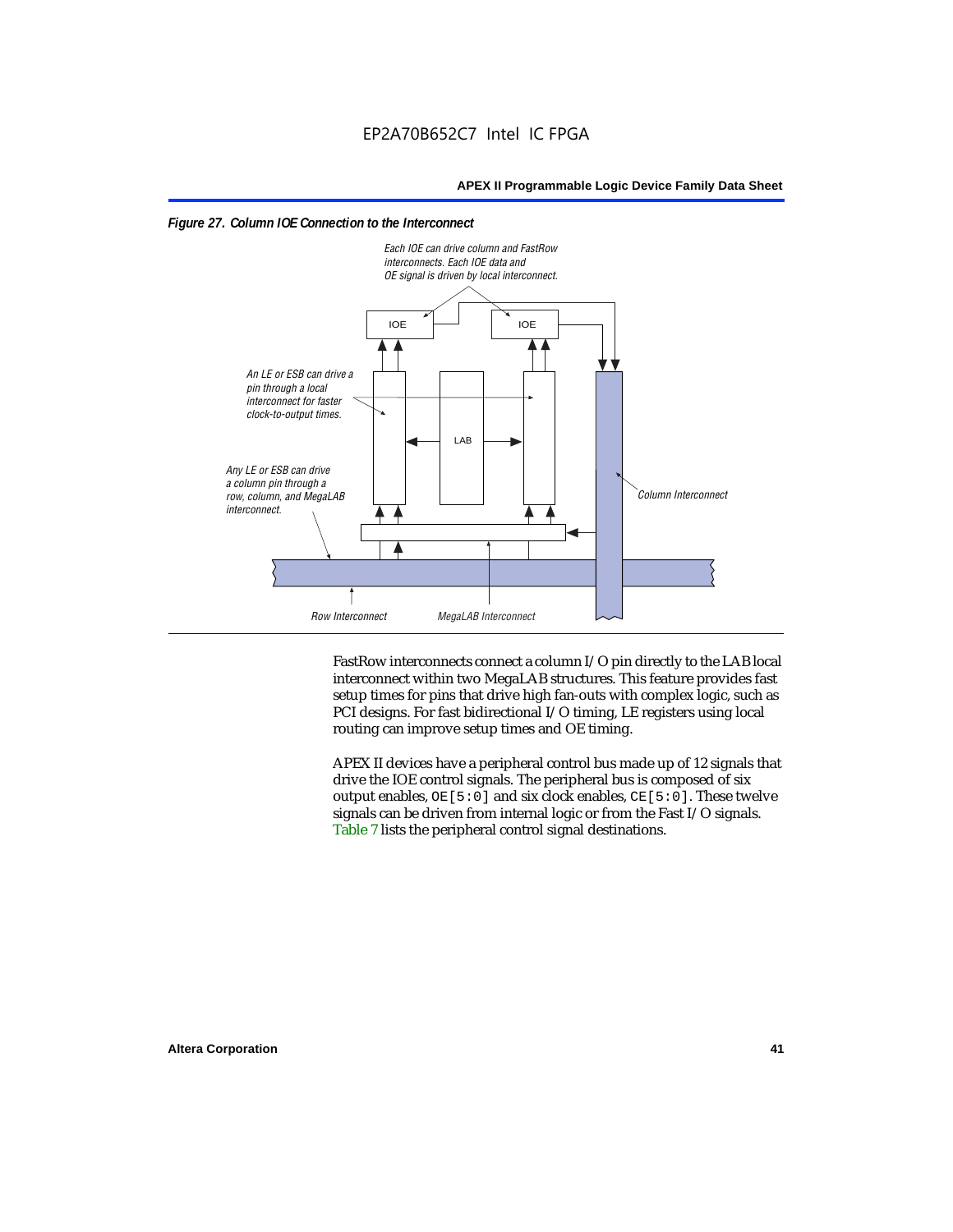*Figure 27. Column IOE Connection to the Interconnect*

*Each IOE can drive column and FastRow interconnects. Each IOE data and OE signal is driven by local interconnect.*

*An LE or ESB can drive a pin through a local interconnect for faster clock-to-output times.*

*Any LE or ESB can drive a column pin through a row, column, and MegaLAB interconnect.*

*Column Interconnect*

*Row Interconnect*

*MegaLAB Interconnect*

FastRow interconnects connect a column I/O pin directly to the LAB local interconnect within two MegaLAB structures. This feature provides fast setup times for pins that drive high fan-outs with complex logic, such as PCI designs. For fast bidirectional I/O timing, LE registers using local routing can improve setup times and OE timing.

APEX II devices have a peripheral control bus made up of 12 signals that drive the IOE control signals. The peripheral bus is composed of six output enables, `OE[5:0]` and six clock enables, `CE[5:0]`. These twelve signals can be driven from internal logic or from the Fast I/O signals. Table 7 lists the peripheral control signal destinations.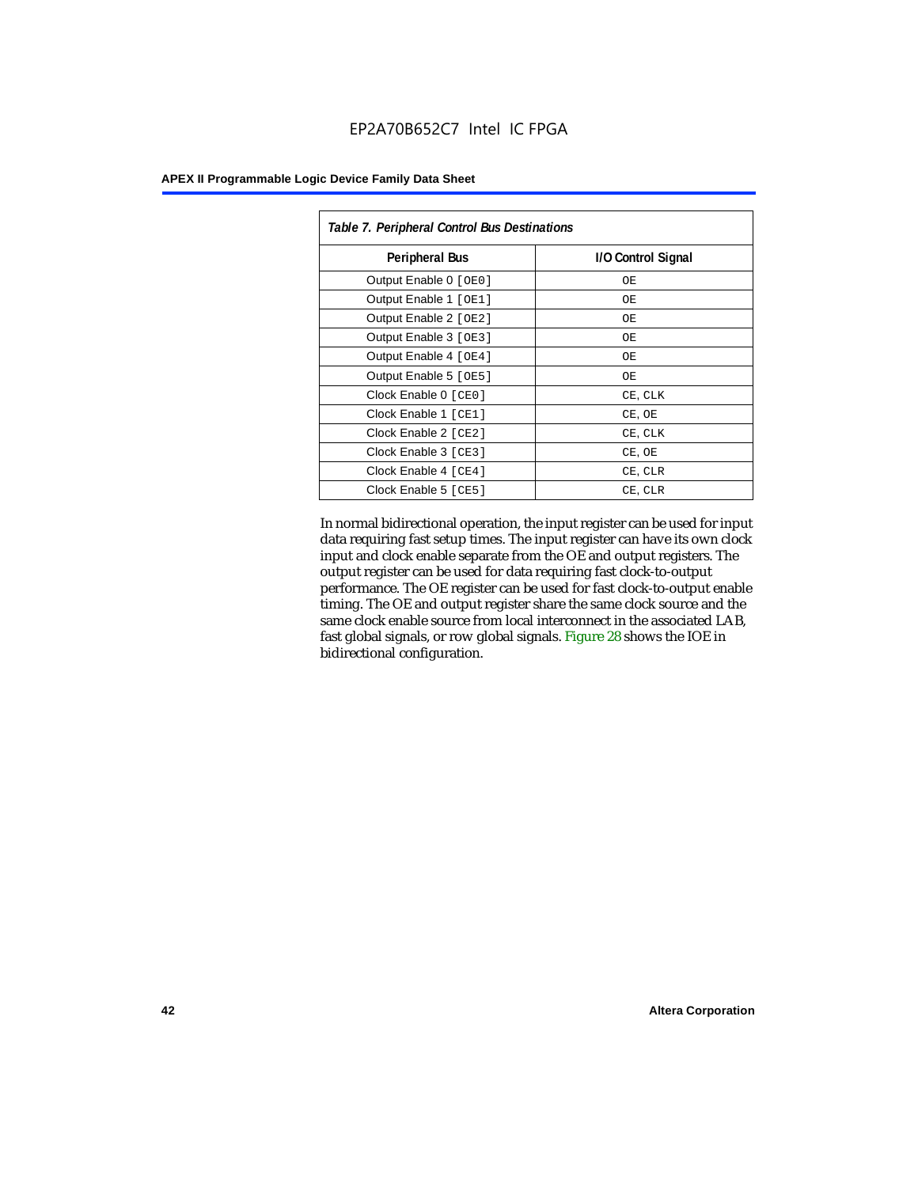*Table 7. Peripheral Control Bus Destinations*

| Peripheral Bus | I/O Control Signal |
|---|---|
| Output Enable 0 [OE0] | OE |
| Output Enable 1 [OE1] | OE |
| Output Enable 2 [OE2] | OE |
| Output Enable 3 [OE3] | OE |
| Output Enable 4 [OE4] | OE |
| Output Enable 5 [OE5] | OE |
| Clock Enable 0 [CE0] | CE, CLK |
| Clock Enable 1 [CE1] | CE, OE |
| Clock Enable 2 [CE2] | CE, CLK |
| Clock Enable 3 [CE3] | CE, OE |
| Clock Enable 4 [CE4] | CE, CLR |
| Clock Enable 5 [CE5] | CE, CLR |

In normal bidirectional operation, the input register can be used for input data requiring fast setup times. The input register can have its own clock input and clock enable separate from the OE and output registers. The output register can be used for data requiring fast clock-to-output performance. The OE register can be used for fast clock-to-output enable timing. The OE and output register share the same clock source and the same clock enable source from local interconnect in the associated LAB, fast global signals, or row global signals. Figure 28 shows the IOE in bidirectional configuration.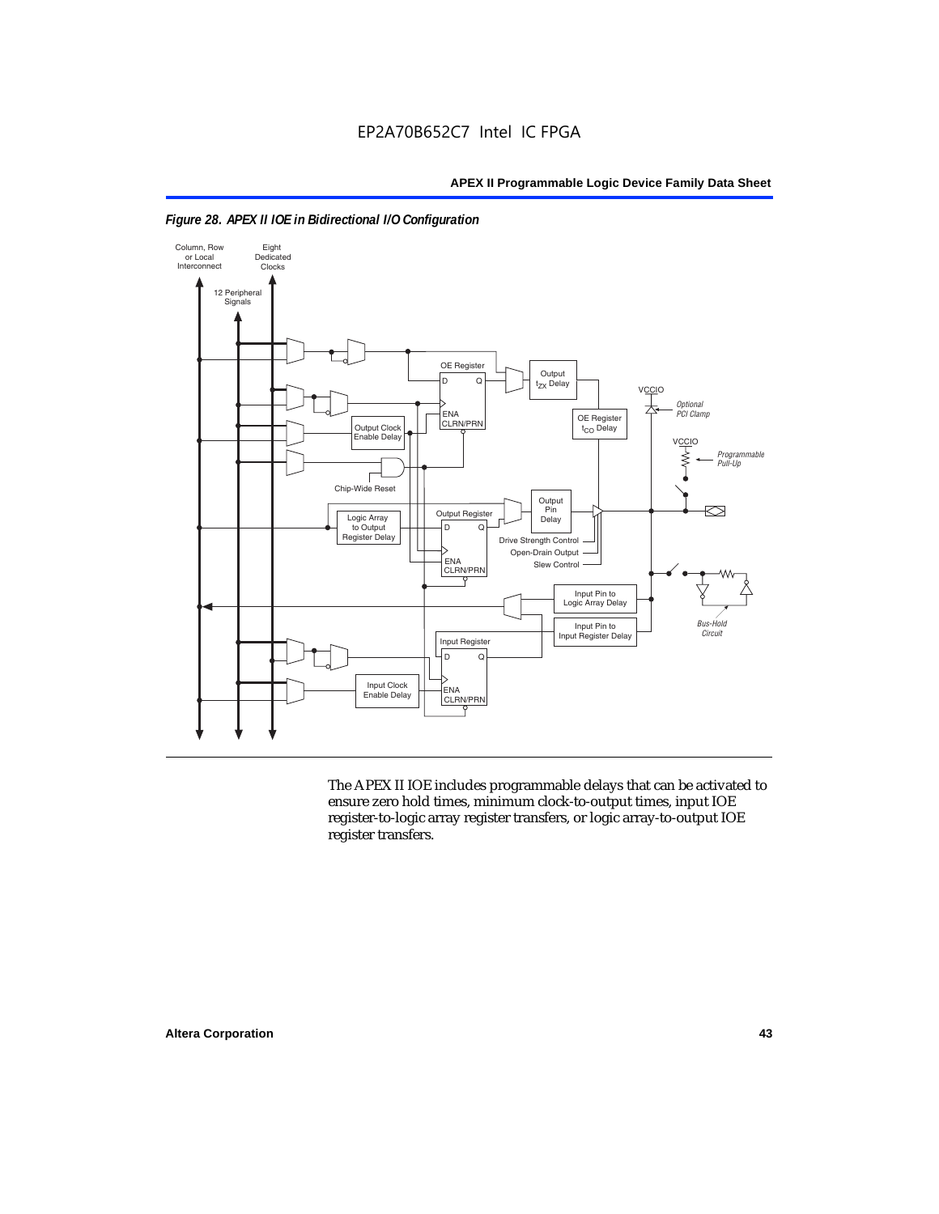*Figure 28. APEX II IOE in Bidirectional I/O Configuration*

The APEX II IOE includes programmable delays that can be activated to ensure zero hold times, minimum clock-to-output times, input IOE register-to-logic array register transfers, or logic array-to-output IOE register transfers.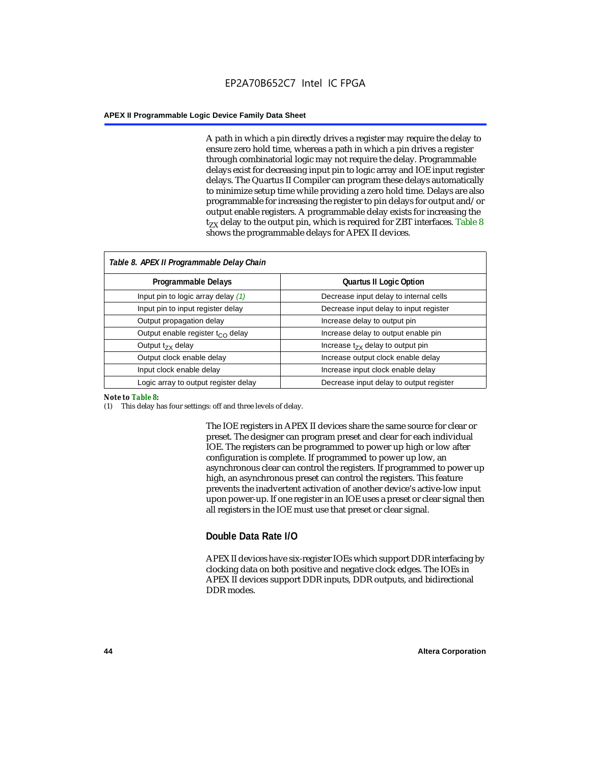A path in which a pin directly drives a register may require the delay to ensure zero hold time, whereas a path in which a pin drives a register through combinatorial logic may not require the delay. Programmable delays exist for decreasing input pin to logic array and IOE input register delays. The Quartus II Compiler can program these delays automatically to minimize setup time while providing a zero hold time. Delays are also programmable for increasing the register to pin delays for output and/or output enable registers. A programmable delay exists for increasing the $t_{ZX}$ delay to the output pin, which is required for ZBT interfaces. Table 8 shows the programmable delays for APEX II devices.

*Table 8. APEX II Programmable Delay Chain*

| Programmable Delays | Quartus II Logic Option |
|---|---|
| Input pin to logic array delay *(1)* | Decrease input delay to internal cells |
| Input pin to input register delay | Decrease input delay to input register |
| Output propagation delay | Increase delay to output pin |
| Output enable register $t_{CO}$ delay | Increase delay to output enable pin |
| Output $t_{ZX}$ delay | Increase $t_{ZX}$ delay to output pin |
| Output clock enable delay | Increase output clock enable delay |
| Input clock enable delay | Increase input clock enable delay |
| Logic array to output register delay | Decrease input delay to output register |

***Note to Table 8:***

(1) This delay has four settings: off and three levels of delay.

The IOE registers in APEX II devices share the same source for clear or preset. The designer can program preset and clear for each individual IOE. The registers can be programmed to power up high or low after configuration is complete. If programmed to power up low, an asynchronous clear can control the registers. If programmed to power up high, an asynchronous preset can control the registers. This feature prevents the inadvertent activation of another device's active-low input upon power-up. If one register in an IOE uses a preset or clear signal then all registers in the IOE must use that preset or clear signal.

## Double Data Rate I/O

APEX II devices have six-register IOEs which support DDR interfacing by clocking data on both positive and negative clock edges. The IOEs in APEX II devices support DDR inputs, DDR outputs, and bidirectional DDR modes.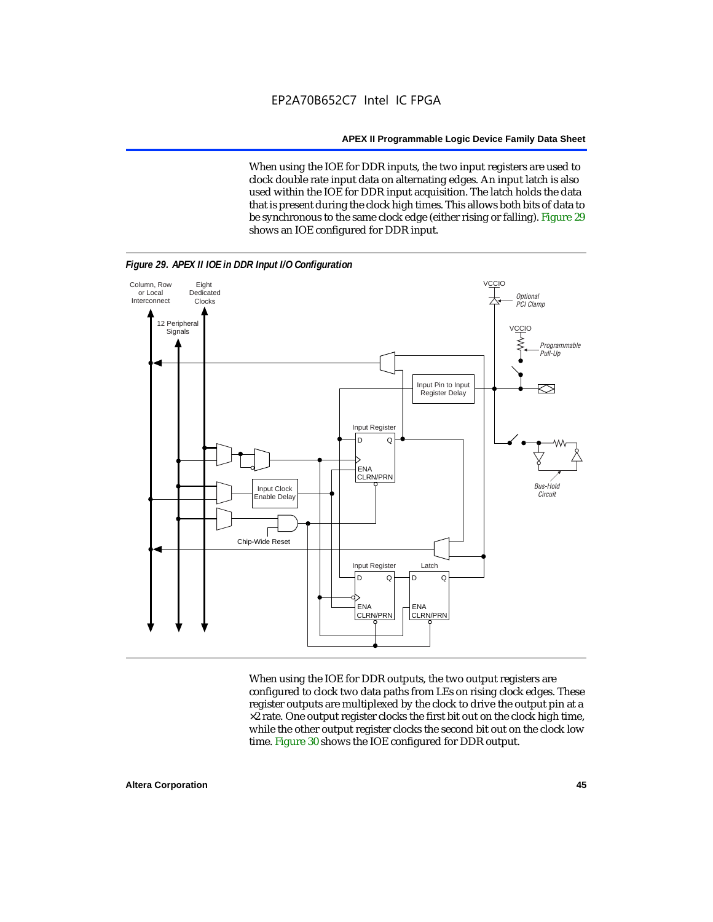When using the IOE for DDR inputs, the two input registers are used to clock double rate input data on alternating edges. An input latch is also used within the IOE for DDR input acquisition. The latch holds the data that is present during the clock high times. This allows both bits of data to be synchronous to the same clock edge (either rising or falling). Figure 29 shows an IOE configured for DDR input.

*Figure 29. APEX II IOE in DDR Input I/O Configuration*

When using the IOE for DDR outputs, the two output registers are configured to clock two data paths from LEs on rising clock edges. These register outputs are multiplexed by the clock to drive the output pin at a ×2 rate. One output register clocks the first bit out on the clock high time, while the other output register clocks the second bit out on the clock low time. Figure 30 shows the IOE configured for DDR output.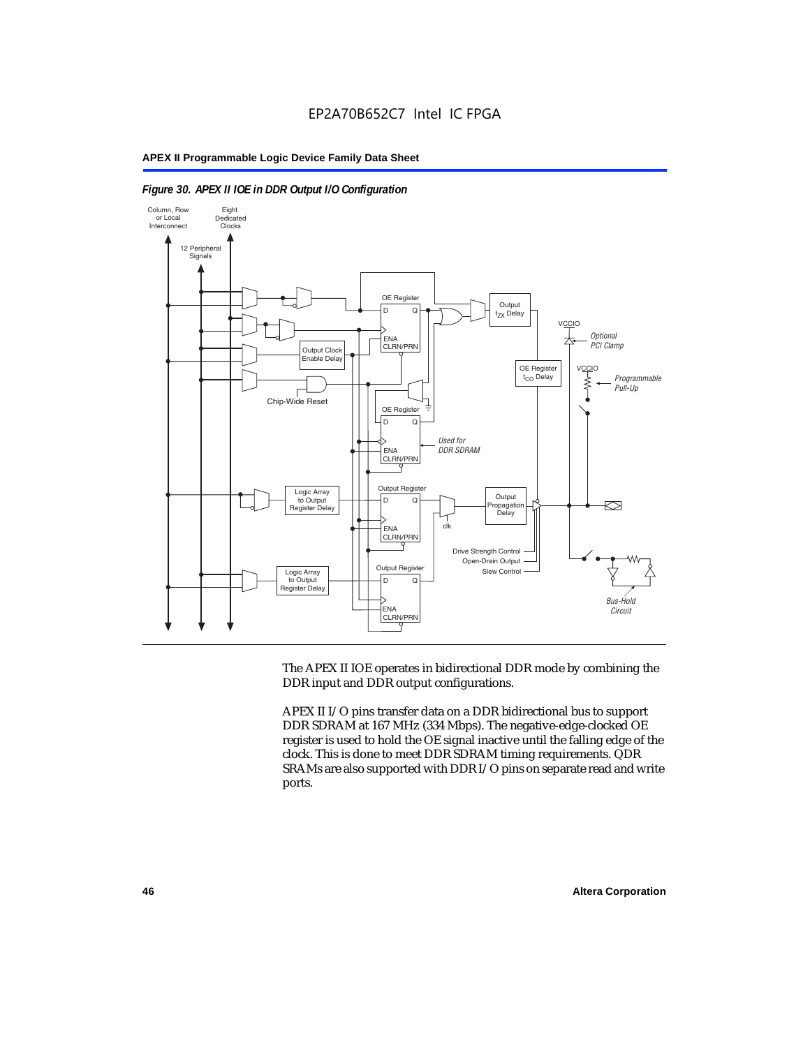*Figure 30. APEX II IOE in DDR Output I/O Configuration*

The APEX II IOE operates in bidirectional DDR mode by combining the DDR input and DDR output configurations.

APEX II I/O pins transfer data on a DDR bidirectional bus to support DDR SDRAM at 167 MHz (334 Mbps). The negative-edge-clocked OE register is used to hold the OE signal inactive until the falling edge of the clock. This is done to meet DDR SDRAM timing requirements. QDR SRAMs are also supported with DDR I/O pins on separate read and write ports.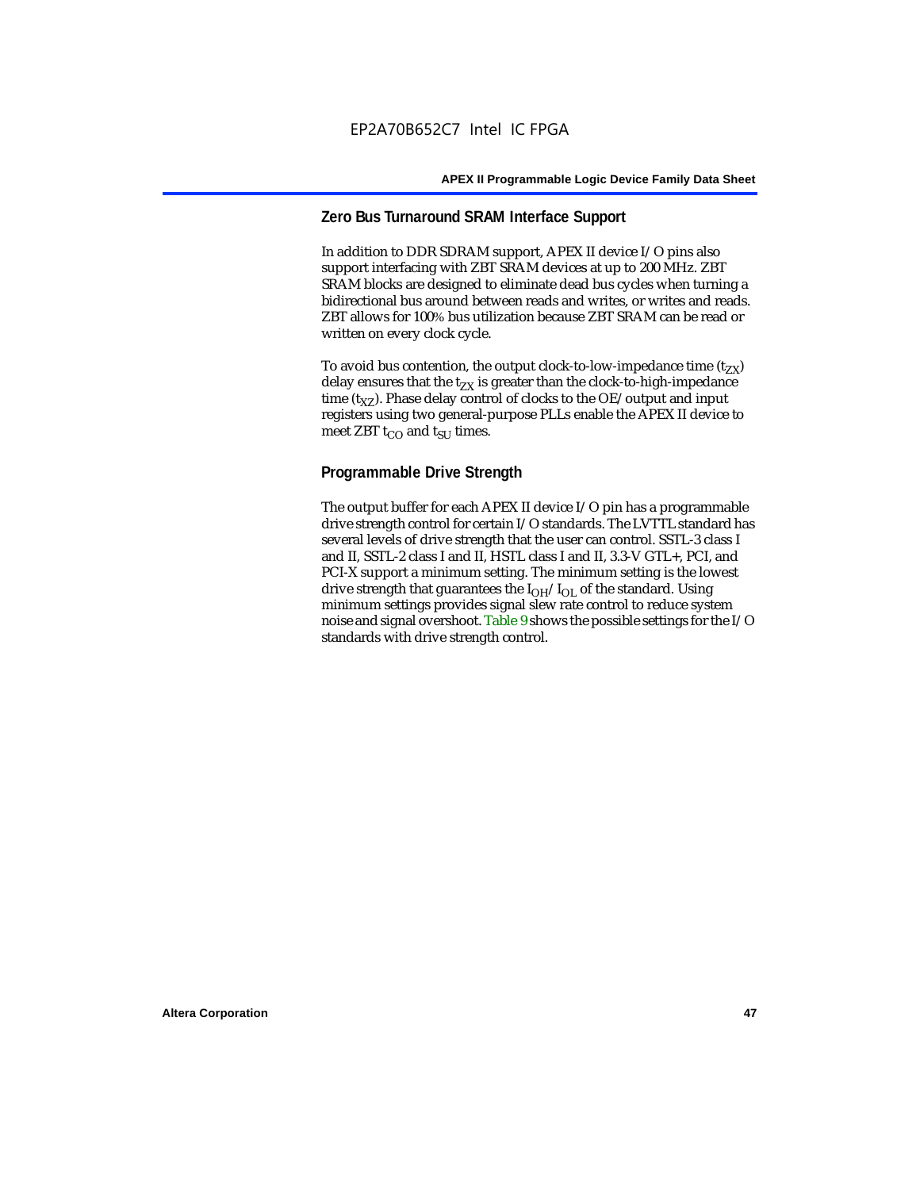## Zero Bus Turnaround SRAM Interface Support

In addition to DDR SDRAM support, APEX II device I/O pins also support interfacing with ZBT SRAM devices at up to 200 MHz. ZBT SRAM blocks are designed to eliminate dead bus cycles when turning a bidirectional bus around between reads and writes, or writes and reads. ZBT allows for 100% bus utilization because ZBT SRAM can be read or written on every clock cycle.

To avoid bus contention, the output clock-to-low-impedance time ($t_{ZX}$) delay ensures that the $t_{ZX}$ is greater than the clock-to-high-impedance time ($t_{XZ}$). Phase delay control of clocks to the OE/output and input registers using two general-purpose PLLs enable the APEX II device to meet ZBT $t_{CO}$ and $t_{SU}$ times.

## Programmable Drive Strength

The output buffer for each APEX II device I/O pin has a programmable drive strength control for certain I/O standards. The LVTTL standard has several levels of drive strength that the user can control. SSTL-3 class I and II, SSTL-2 class I and II, HSTL class I and II, 3.3-V GTL+, PCI, and PCI-X support a minimum setting. The minimum setting is the lowest drive strength that guarantees the $I_{OH}/I_{OL}$ of the standard. Using minimum settings provides signal slew rate control to reduce system noise and signal overshoot. Table 9 shows the possible settings for the I/O standards with drive strength control.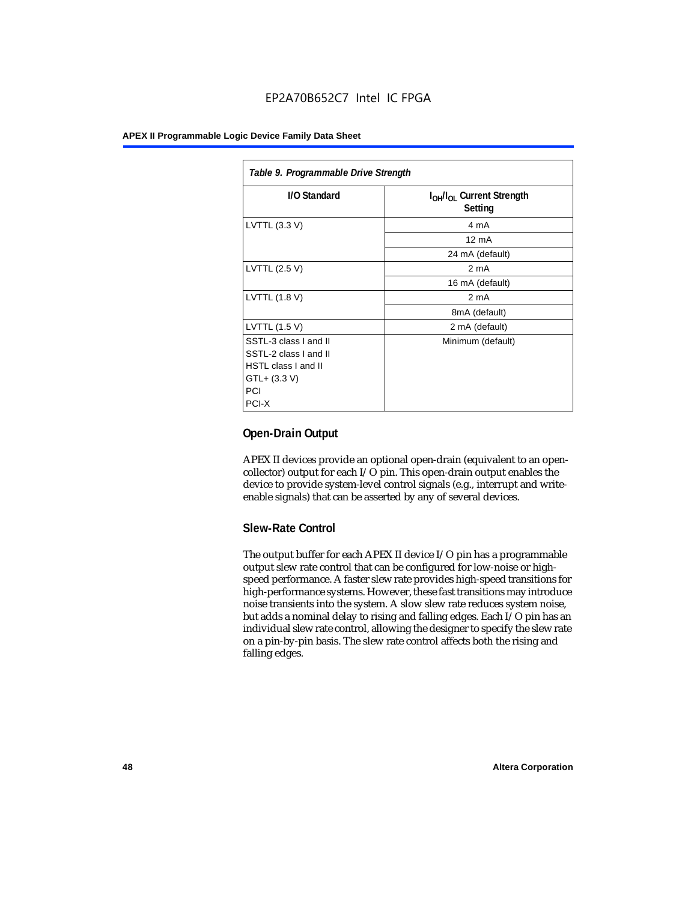**Table 9. Programmable Drive Strength**

| I/O Standard | $I_{OH}/I_{OL}$ Current Strength Setting |
|---|---|
| LVTTL (3.3 V) | 4 mA |
| | 12 mA |
| | 24 mA (default) |
| LVTTL (2.5 V) | 2 mA |
| | 16 mA (default) |
| LVTTL (1.8 V) | 2 mA |
| | 8mA (default) |
| LVTTL (1.5 V) | 2 mA (default) |
| SSTL-3 class I and II<br>SSTL-2 class I and II<br>HSTL class I and II<br>GTL+ (3.3 V)<br>PCI<br>PCI-X | Minimum (default) |

### Open-Drain Output

APEX II devices provide an optional open-drain (equivalent to an open-collector) output for each I/O pin. This open-drain output enables the device to provide system-level control signals (e.g., interrupt and write-enable signals) that can be asserted by any of several devices.

### Slew-Rate Control

The output buffer for each APEX II device I/O pin has a programmable output slew rate control that can be configured for low-noise or high-speed performance. A faster slew rate provides high-speed transitions for high-performance systems. However, these fast transitions may introduce noise transients into the system. A slow slew rate reduces system noise, but adds a nominal delay to rising and falling edges. Each I/O pin has an individual slew rate control, allowing the designer to specify the slew rate on a pin-by-pin basis. The slew rate control affects both the rising and falling edges.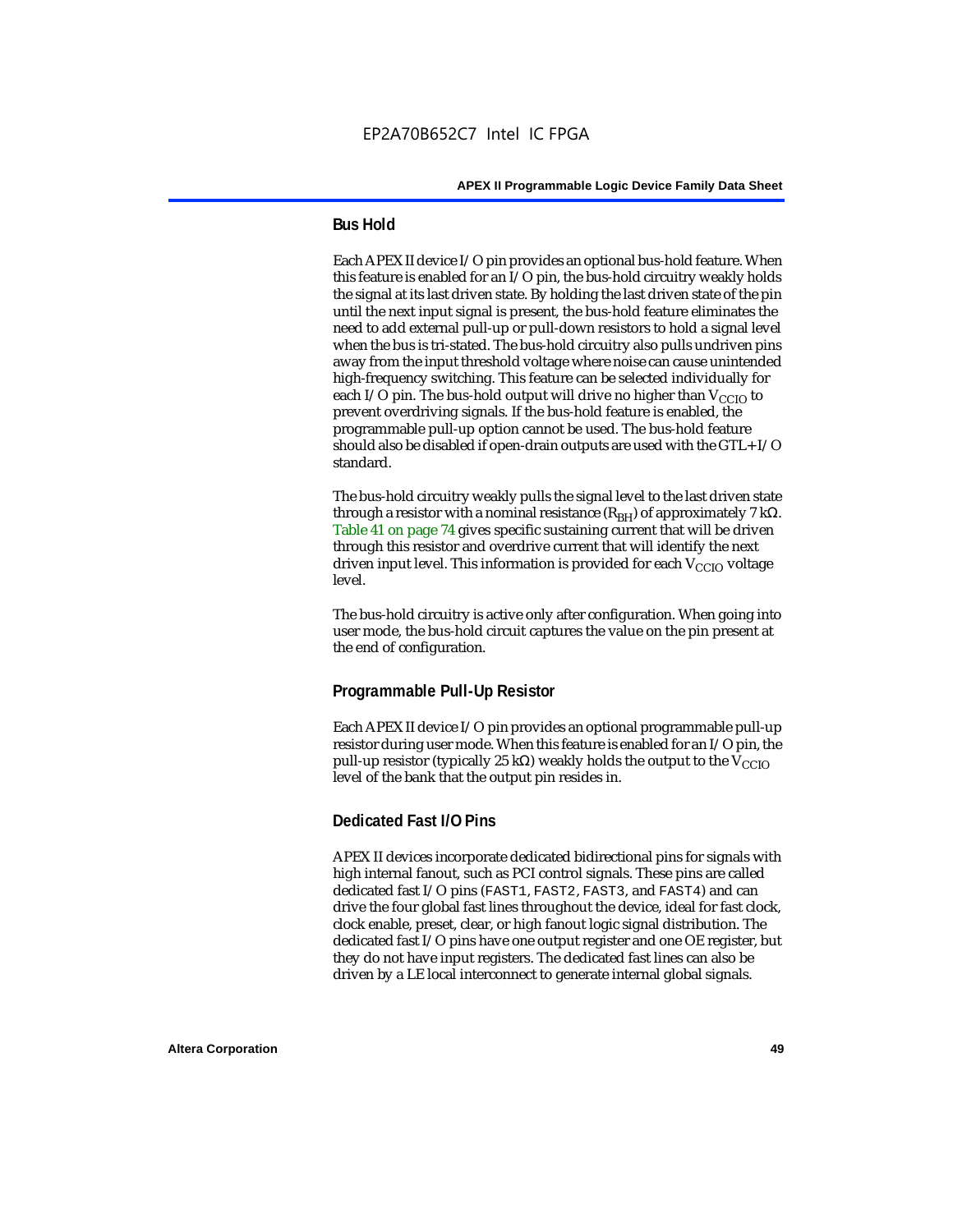## Bus Hold

Each APEX II device I/O pin provides an optional bus-hold feature. When this feature is enabled for an I/O pin, the bus-hold circuitry weakly holds the signal at its last driven state. By holding the last driven state of the pin until the next input signal is present, the bus-hold feature eliminates the need to add external pull-up or pull-down resistors to hold a signal level when the bus is tri-stated. The bus-hold circuitry also pulls undriven pins away from the input threshold voltage where noise can cause unintended high-frequency switching. This feature can be selected individually for each I/O pin. The bus-hold output will drive no higher than $V_{CCIO}$ to prevent overdriving signals. If the bus-hold feature is enabled, the programmable pull-up option cannot be used. The bus-hold feature should also be disabled if open-drain outputs are used with the GTL+ I/O standard.

The bus-hold circuitry weakly pulls the signal level to the last driven state through a resistor with a nominal resistance ($R_{BH}$) of approximately 7 kΩ. Table 41 on page 74 gives specific sustaining current that will be driven through this resistor and overdrive current that will identify the next driven input level. This information is provided for each $V_{CCIO}$ voltage level.

The bus-hold circuitry is active only after configuration. When going into user mode, the bus-hold circuit captures the value on the pin present at the end of configuration.

## Programmable Pull-Up Resistor

Each APEX II device I/O pin provides an optional programmable pull-up resistor during user mode. When this feature is enabled for an I/O pin, the pull-up resistor (typically 25 kΩ) weakly holds the output to the $V_{CCIO}$ level of the bank that the output pin resides in.

## Dedicated Fast I/O Pins

APEX II devices incorporate dedicated bidirectional pins for signals with high internal fanout, such as PCI control signals. These pins are called dedicated fast I/O pins (FAST1, FAST2, FAST3, and FAST4) and can drive the four global fast lines throughout the device, ideal for fast clock, clock enable, preset, clear, or high fanout logic signal distribution. The dedicated fast I/O pins have one output register and one OE register, but they do not have input registers. The dedicated fast lines can also be driven by a LE local interconnect to generate internal global signals.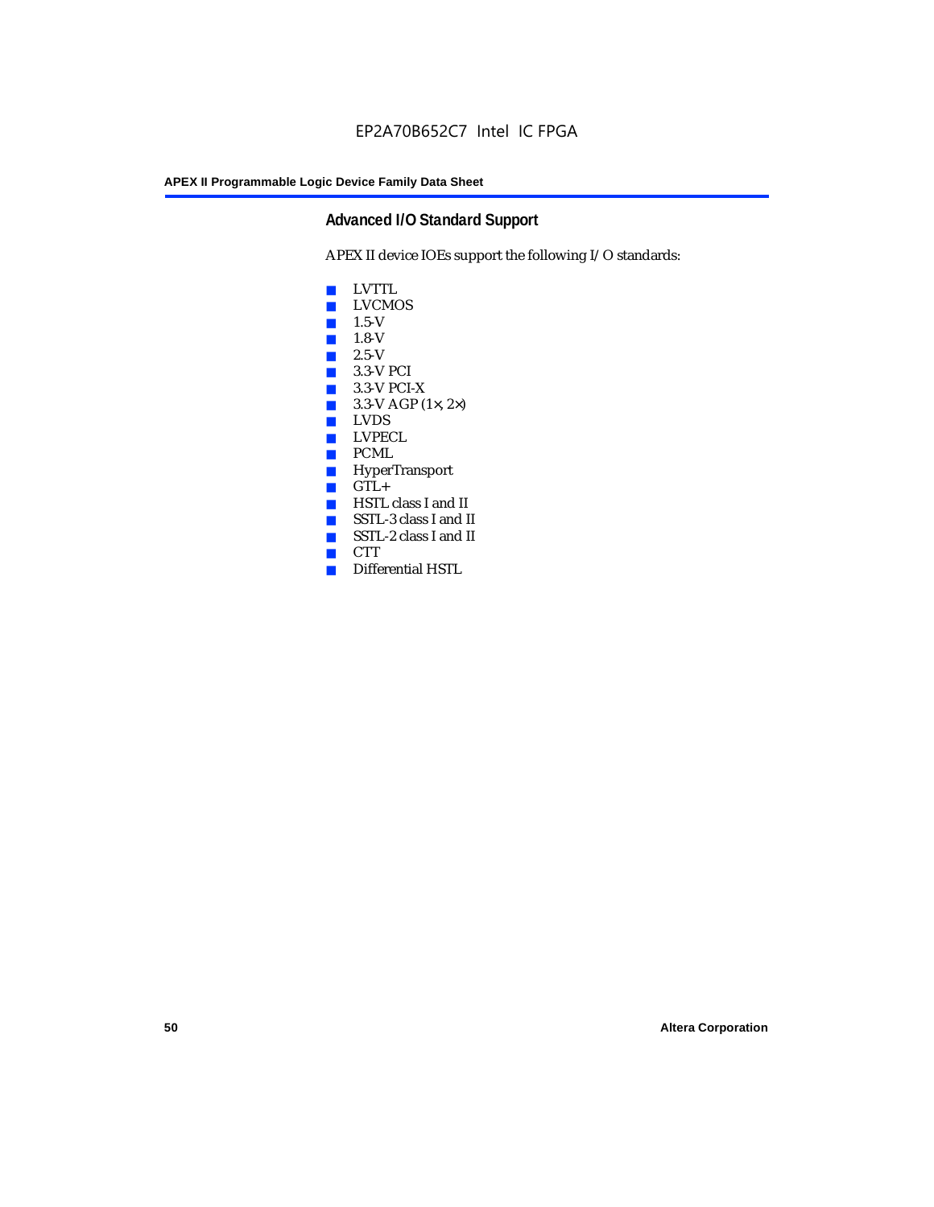## Advanced I/O Standard Support

APEX II device IOEs support the following I/O standards:

- LVTTL
- LVCMOS
- 1.5-V
- 1.8-V
- 2.5-V
- 3.3-V PCI
- 3.3-V PCI-X
- 3.3-V AGP (1×, 2×)
- LVDS
- LVPECL
- PCML
- HyperTransport
- GTL+
- HSTL class I and II
- SSTL-3 class I and II
- SSTL-2 class I and II
- CTT
- Differential HSTL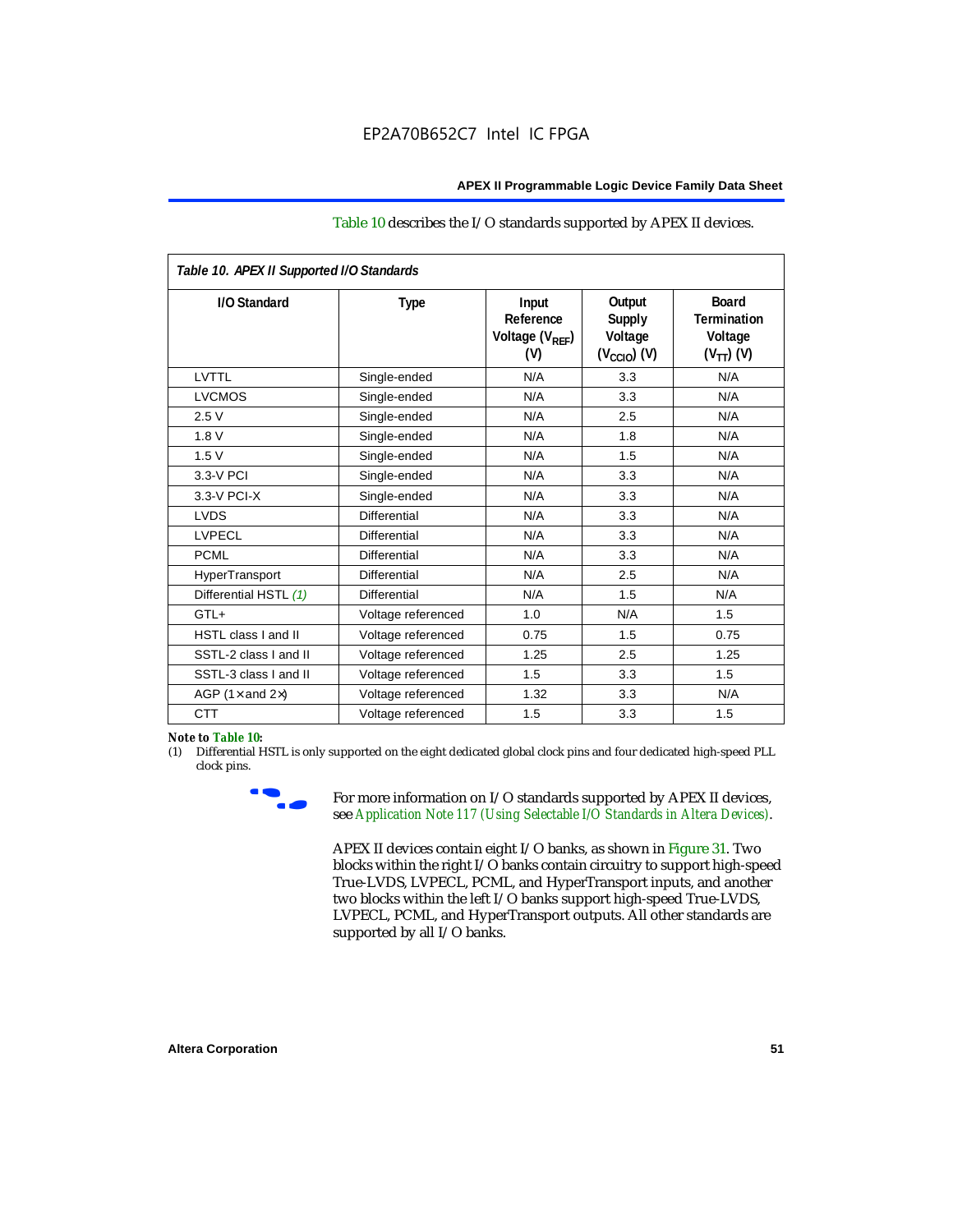Table 10 describes the I/O standards supported by APEX II devices.

*Table 10. APEX II Supported I/O Standards*

| I/O Standard | Type | Input Reference Voltage ($V_{REF}$) (V) | Output Supply Voltage ($V_{CCIO}$) (V) | Board Termination Voltage ($V_{TT}$) (V) |
|---|---|---|---|---|
| LVTTL | Single-ended | N/A | 3.3 | N/A |
| LVCMOS | Single-ended | N/A | 3.3 | N/A |
| 2.5 V | Single-ended | N/A | 2.5 | N/A |
| 1.8 V | Single-ended | N/A | 1.8 | N/A |
| 1.5 V | Single-ended | N/A | 1.5 | N/A |
| 3.3-V PCI | Single-ended | N/A | 3.3 | N/A |
| 3.3-V PCI-X | Single-ended | N/A | 3.3 | N/A |
| LVDS | Differential | N/A | 3.3 | N/A |
| LVPECL | Differential | N/A | 3.3 | N/A |
| PCML | Differential | N/A | 3.3 | N/A |
| HyperTransport | Differential | N/A | 2.5 | N/A |
| Differential HSTL *(1)* | Differential | N/A | 1.5 | N/A |
| GTL+ | Voltage referenced | 1.0 | N/A | 1.5 |
| HSTL class I and II | Voltage referenced | 0.75 | 1.5 | 0.75 |
| SSTL-2 class I and II | Voltage referenced | 1.25 | 2.5 | 1.25 |
| SSTL-3 class I and II | Voltage referenced | 1.5 | 3.3 | 1.5 |
| AGP (1× and 2×) | Voltage referenced | 1.32 | 3.3 | N/A |
| CTT | Voltage referenced | 1.5 | 3.3 | 1.5 |

***Note to Table 10:***

(1) Differential HSTL is only supported on the eight dedicated global clock pins and four dedicated high-speed PLL clock pins.

For more information on I/O standards supported by APEX II devices, see *Application Note 117 (Using Selectable I/O Standards in Altera Devices)*.

APEX II devices contain eight I/O banks, as shown in Figure 31. Two blocks within the right I/O banks contain circuitry to support high-speed True-LVDS, LVPECL, PCML, and HyperTransport inputs, and another two blocks within the left I/O banks support high-speed True-LVDS, LVPECL, PCML, and HyperTransport outputs. All other standards are supported by all I/O banks.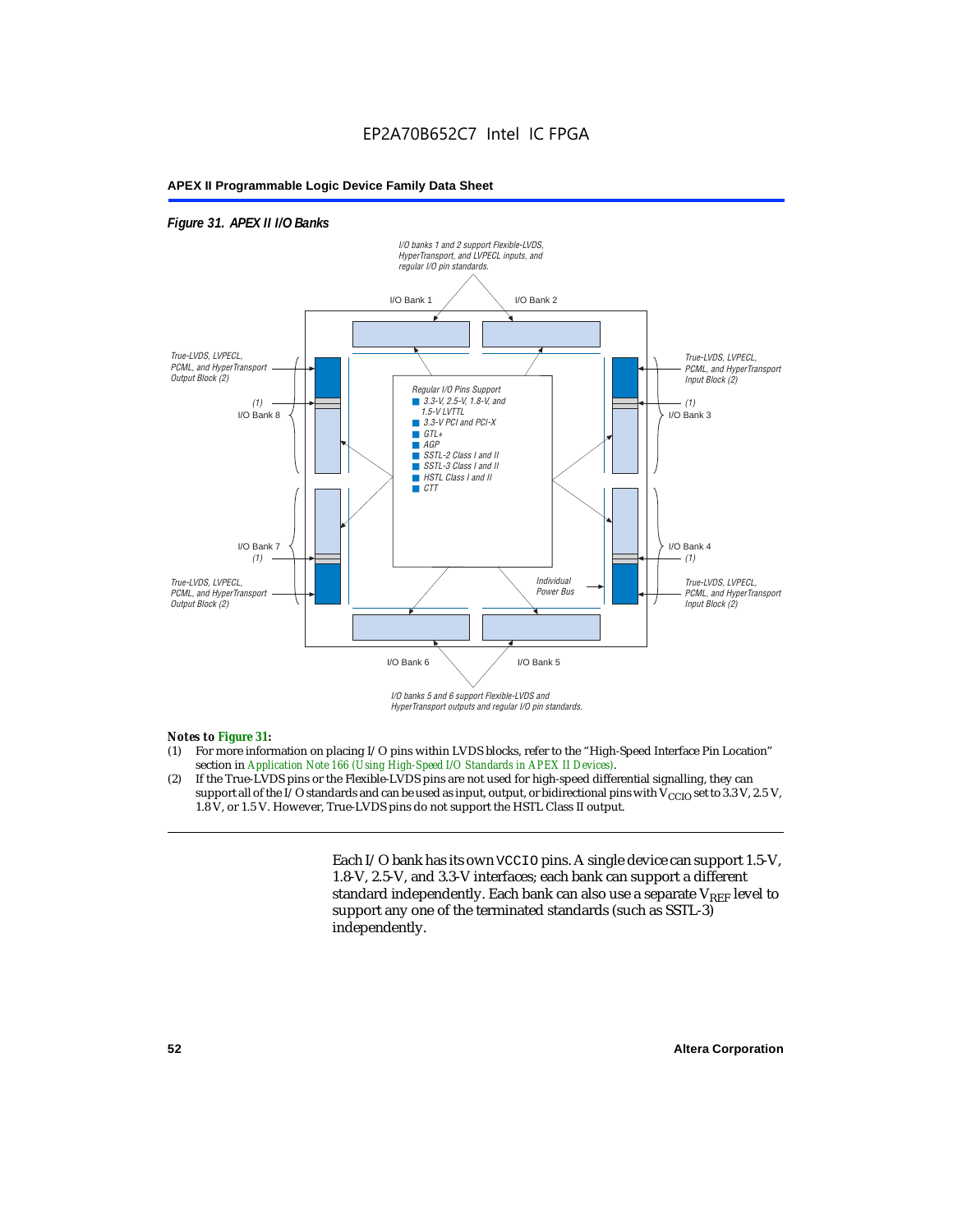*Figure 31. APEX II I/O Banks*

I/O banks 1 and 2 support Flexible-LVDS, HyperTransport, and LVPECL inputs, and regular I/O pin standards.

I/O Bank 1 | I/O Bank 2

True-LVDS, LVPECL, PCML, and HyperTransport Output Block (2)

(1) I/O Bank 8

Regular I/O Pins Support
- 3.3-V, 2.5-V, 1.8-V, and 1.5-V LVTTL
- 3.3-V PCI and PCI-X
- GTL+
- AGP
- SSTL-2 Class I and II
- SSTL-3 Class I and II
- HSTL Class I and II
- CTT

True-LVDS, LVPECL, PCML, and HyperTransport Input Block (2)

(1) I/O Bank 3

I/O Bank 7 (1)

True-LVDS, LVPECL, PCML, and HyperTransport Output Block (2)

Individual Power Bus

I/O Bank 4 (1)

True-LVDS, LVPECL, PCML, and HyperTransport Input Block (2)

I/O Bank 6 | I/O Bank 5

I/O banks 5 and 6 support Flexible-LVDS and HyperTransport outputs and regular I/O pin standards.

*Notes to Figure 31:*

(1) For more information on placing I/O pins within LVDS blocks, refer to the "High-Speed Interface Pin Location" section in *Application Note 166 (Using High-Speed I/O Standards in APEX II Devices)*.

(2) If the True-LVDS pins or the Flexible-LVDS pins are not used for high-speed differential signalling, they can support all of the I/O standards and can be used as input, output, or bidirectional pins with $V_{CCIO}$ set to 3.3 V, 2.5 V, 1.8 V, or 1.5 V. However, True-LVDS pins do not support the HSTL Class II output.

Each I/O bank has its own `VCCIO` pins. A single device can support 1.5-V, 1.8-V, 2.5-V, and 3.3-V interfaces; each bank can support a different standard independently. Each bank can also use a separate $V_{REF}$ level to support any one of the terminated standards (such as SSTL-3) independently.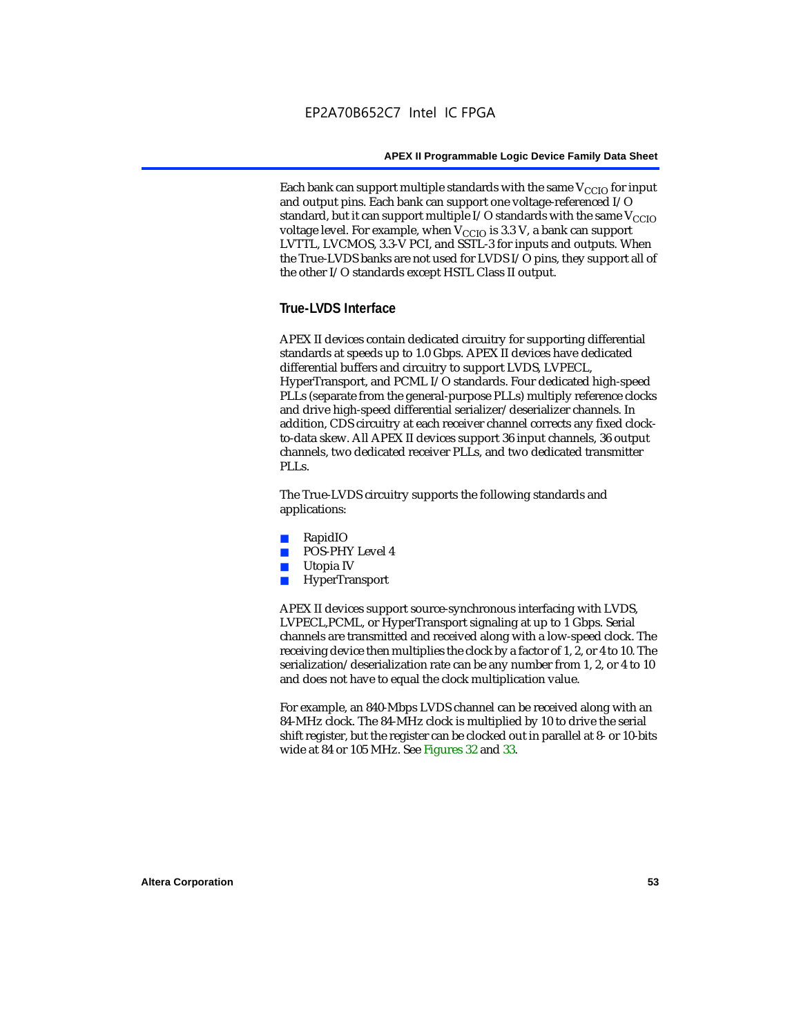Each bank can support multiple standards with the same $V_{CCIO}$ for input and output pins. Each bank can support one voltage-referenced I/O standard, but it can support multiple I/O standards with the same $V_{CCIO}$ voltage level. For example, when $V_{CCIO}$ is 3.3 V, a bank can support LVTTL, LVCMOS, 3.3-V PCI, and SSTL-3 for inputs and outputs. When the True-LVDS banks are not used for LVDS I/O pins, they support all of the other I/O standards except HSTL Class II output.

### True-LVDS Interface

APEX II devices contain dedicated circuitry for supporting differential standards at speeds up to 1.0 Gbps. APEX II devices have dedicated differential buffers and circuitry to support LVDS, LVPECL, HyperTransport, and PCML I/O standards. Four dedicated high-speed PLLs (separate from the general-purpose PLLs) multiply reference clocks and drive high-speed differential serializer/deserializer channels. In addition, CDS circuitry at each receiver channel corrects any fixed clock-to-data skew. All APEX II devices support 36 input channels, 36 output channels, two dedicated receiver PLLs, and two dedicated transmitter PLLs.

The True-LVDS circuitry supports the following standards and applications:

- RapidIO
- POS-PHY Level 4
- Utopia IV
- HyperTransport

APEX II devices support source-synchronous interfacing with LVDS, LVPECL,PCML, or HyperTransport signaling at up to 1 Gbps. Serial channels are transmitted and received along with a low-speed clock. The receiving device then multiplies the clock by a factor of 1, 2, or 4 to 10. The serialization/deserialization rate can be any number from 1, 2, or 4 to 10 and does not have to equal the clock multiplication value.

For example, an 840-Mbps LVDS channel can be received along with an 84-MHz clock. The 84-MHz clock is multiplied by 10 to drive the serial shift register, but the register can be clocked out in parallel at 8- or 10-bits wide at 84 or 105 MHz. See Figures 32 and 33.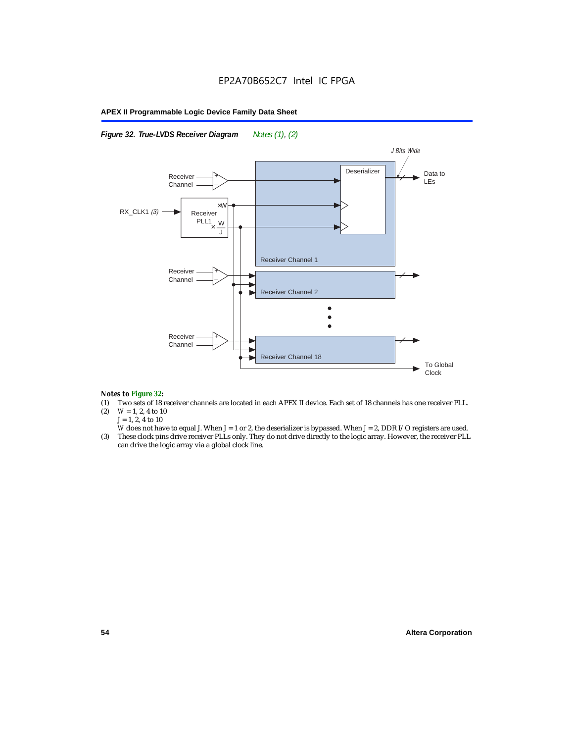*Figure 32. True-LVDS Receiver Diagram* *Notes (1), (2)*

*Notes to Figure 32:*

(1) Two sets of 18 receiver channels are located in each APEX II device. Each set of 18 channels has one receiver PLL.

(2) $W = 1, 2, 4$ to 10
$J = 1, 2, 4$ to 10
$W$ does not have to equal $J$. When $J = 1$ or 2, the deserializer is bypassed. When $J = 2$, DDR I/O registers are used.

(3) These clock pins drive receiver PLLs only. They do not drive directly to the logic array. However, the receiver PLL can drive the logic array via a global clock line.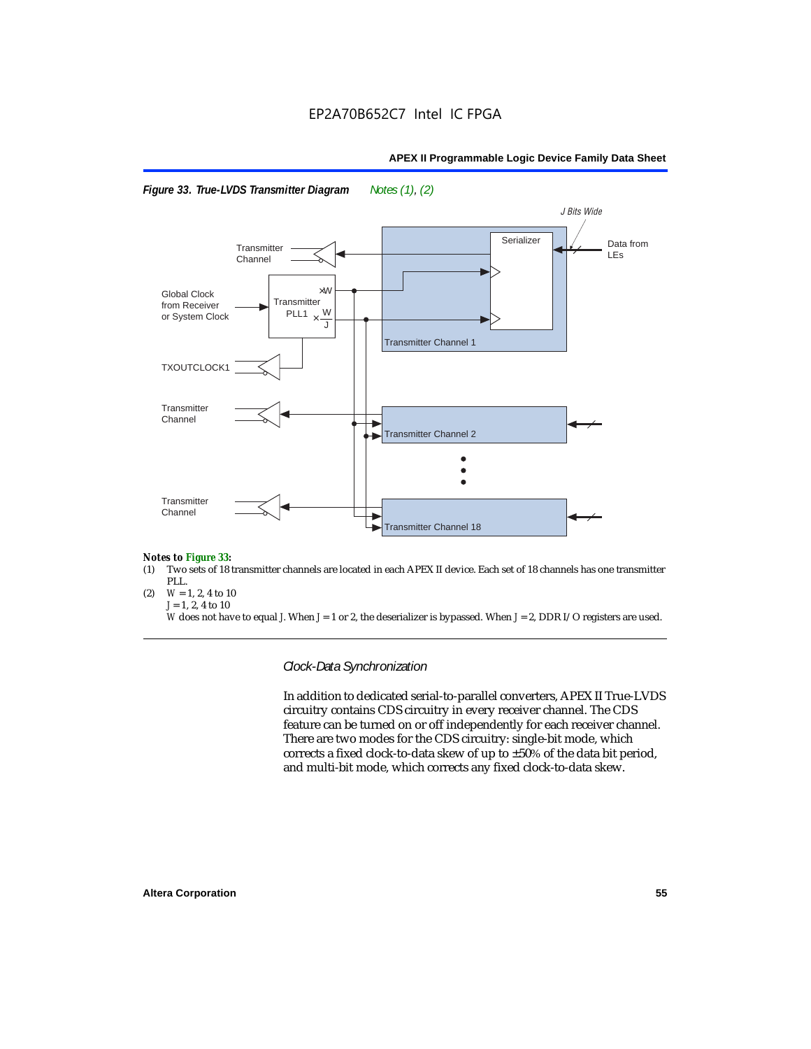**Figure 33. True-LVDS Transmitter Diagram** *Notes (1), (2)*

J Bits Wide

Transmitter Channel

Serializer

Data from LEs

Global Clock from Receiver or System Clock

Transmitter PLL1

$\times W$

$\times \frac{W}{J}$

Transmitter Channel 1

TXOUTCLOCK1

Transmitter Channel

Transmitter Channel 2

Transmitter Channel

Transmitter Channel 18

*Notes to Figure 33:*

(1) Two sets of 18 transmitter channels are located in each APEX II device. Each set of 18 channels has one transmitter PLL.

(2) $W = 1, 2, 4$ to $10$
$J = 1, 2, 4$ to $10$
$W$ does not have to equal $J$. When $J = 1$ or $2$, the deserializer is bypassed. When $J = 2$, DDR I/O registers are used.

*Clock-Data Synchronization*

In addition to dedicated serial-to-parallel converters, APEX II True-LVDS circuitry contains CDS circuitry in every receiver channel. The CDS feature can be turned on or off independently for each receiver channel. There are two modes for the CDS circuitry: single-bit mode, which corrects a fixed clock-to-data skew of up to ±50% of the data bit period, and multi-bit mode, which corrects any fixed clock-to-data skew.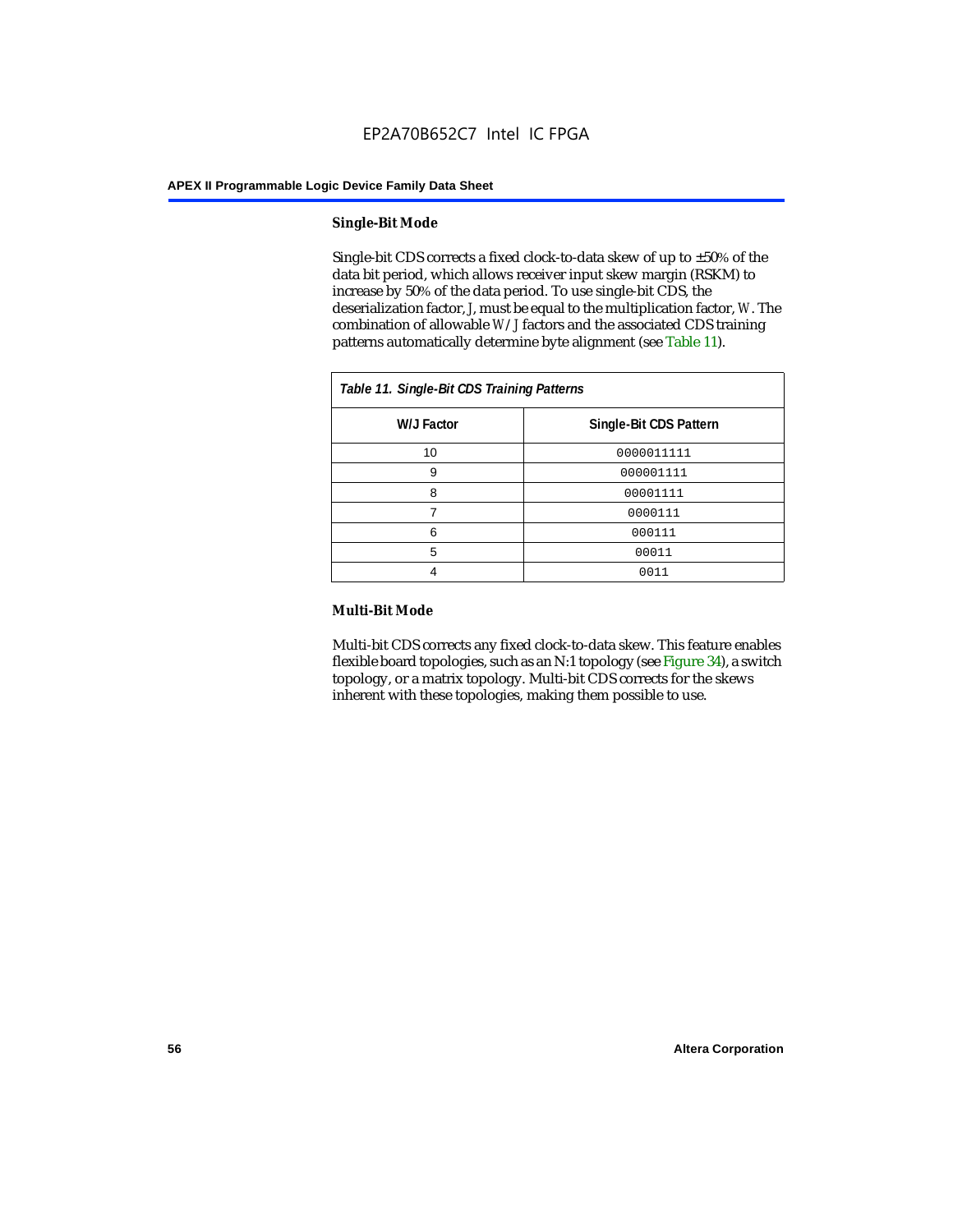#### Single-Bit Mode

Single-bit CDS corrects a fixed clock-to-data skew of up to ±50% of the data bit period, which allows receiver input skew margin (RSKM) to increase by 50% of the data period. To use single-bit CDS, the deserialization factor, *J*, must be equal to the multiplication factor, *W*. The combination of allowable *W*/*J* factors and the associated CDS training patterns automatically determine byte alignment (see Table 11).

*Table 11. Single-Bit CDS Training Patterns*

| W/J Factor | Single-Bit CDS Pattern |
|---|---|
| 10 | 0000011111 |
| 9 | 000001111 |
| 8 | 00001111 |
| 7 | 0000111 |
| 6 | 000111 |
| 5 | 00011 |
| 4 | 0011 |

#### Multi-Bit Mode

Multi-bit CDS corrects any fixed clock-to-data skew. This feature enables flexible board topologies, such as an N:1 topology (see Figure 34), a switch topology, or a matrix topology. Multi-bit CDS corrects for the skews inherent with these topologies, making them possible to use.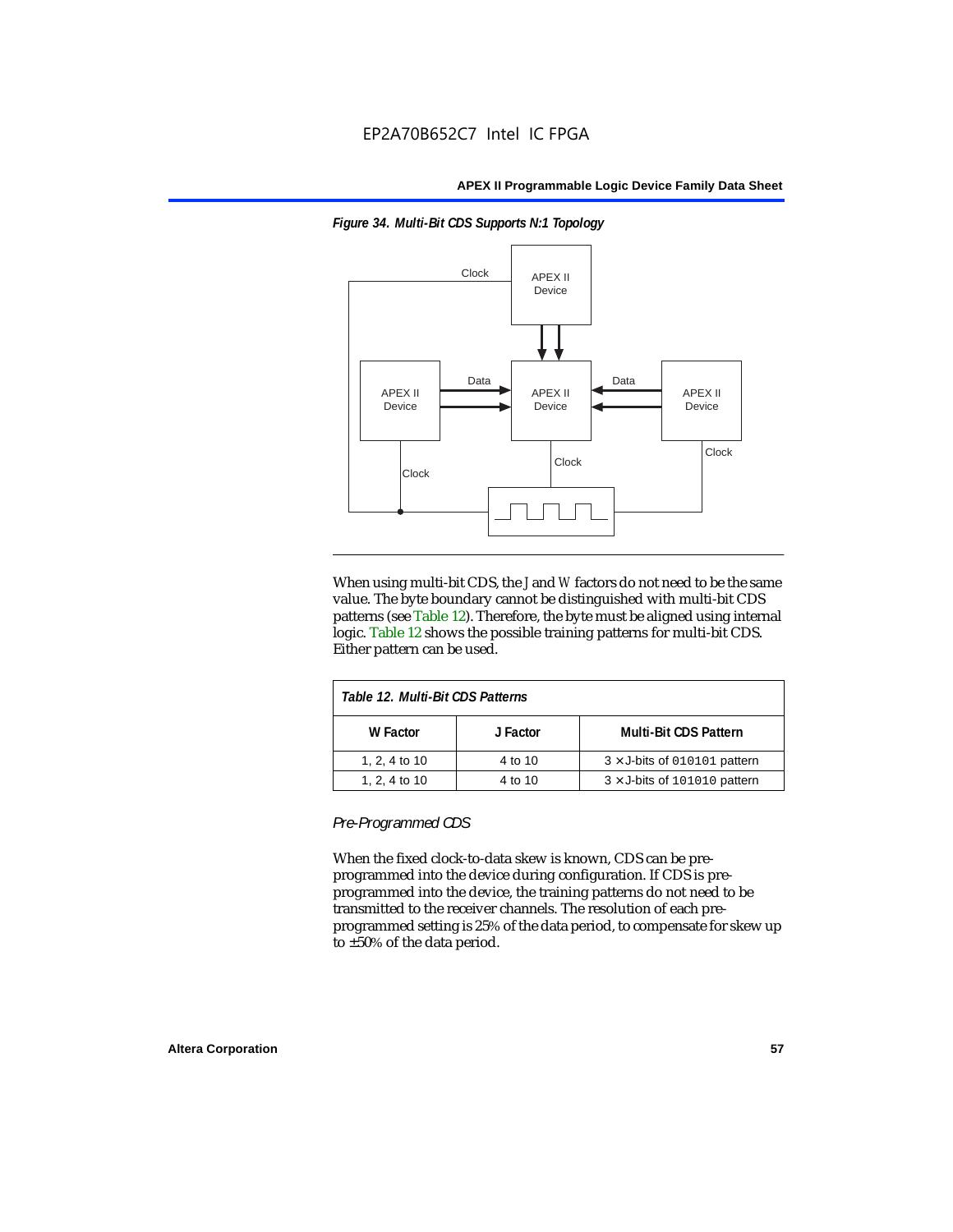*Figure 34. Multi-Bit CDS Supports N:1 Topology*

When using multi-bit CDS, the *J* and *W* factors do not need to be the same value. The byte boundary cannot be distinguished with multi-bit CDS patterns (see Table 12). Therefore, the byte must be aligned using internal logic. Table 12 shows the possible training patterns for multi-bit CDS. Either pattern can be used.

*Table 12. Multi-Bit CDS Patterns*

| W Factor | J Factor | Multi-Bit CDS Pattern |
|---|---|---|
| 1, 2, 4 to 10 | 4 to 10 | 3 × J-bits of `010101` pattern |
| 1, 2, 4 to 10 | 4 to 10 | 3 × J-bits of `101010` pattern |

### *Pre-Programmed CDS*

When the fixed clock-to-data skew is known, CDS can be pre-programmed into the device during configuration. If CDS is pre-programmed into the device, the training patterns do not need to be transmitted to the receiver channels. The resolution of each pre-programmed setting is 25% of the data period, to compensate for skew up to ±50% of the data period.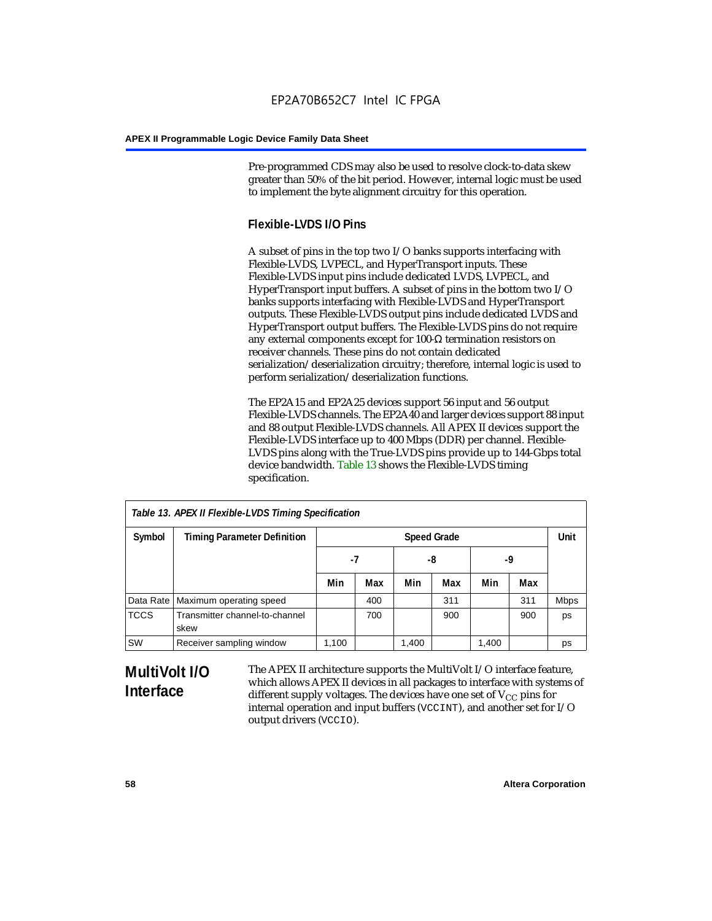Pre-programmed CDS may also be used to resolve clock-to-data skew greater than 50% of the bit period. However, internal logic must be used to implement the byte alignment circuitry for this operation.

### Flexible-LVDS I/O Pins

A subset of pins in the top two I/O banks supports interfacing with Flexible-LVDS, LVPECL, and HyperTransport inputs. These Flexible-LVDS input pins include dedicated LVDS, LVPECL, and HyperTransport input buffers. A subset of pins in the bottom two I/O banks supports interfacing with Flexible-LVDS and HyperTransport outputs. These Flexible-LVDS output pins include dedicated LVDS and HyperTransport output buffers. The Flexible-LVDS pins do not require any external components except for 100-Ω termination resistors on receiver channels. These pins do not contain dedicated serialization/deserialization circuitry; therefore, internal logic is used to perform serialization/deserialization functions.

The EP2A15 and EP2A25 devices support 56 input and 56 output Flexible-LVDS channels. The EP2A40 and larger devices support 88 input and 88 output Flexible-LVDS channels. All APEX II devices support the Flexible-LVDS interface up to 400 Mbps (DDR) per channel. Flexible-LVDS pins along with the True-LVDS pins provide up to 144-Gbps total device bandwidth. Table 13 shows the Flexible-LVDS timing specification.

*Table 13. APEX II Flexible-LVDS Timing Specification*

| Symbol | Timing Parameter Definition | Speed Grade | | | | | | Unit |
|---|---|---|---|---|---|---|---|---|
| | | -7 | | -8 | | -9 | | |
| | | Min | Max | Min | Max | Min | Max | |
| Data Rate | Maximum operating speed | | 400 | | 311 | | 311 | Mbps |
| TCCS | Transmitter channel-to-channel skew | | 700 | | 900 | | 900 | ps |
| SW | Receiver sampling window | 1,100 | | 1,400 | | 1,400 | | ps |

## MultiVolt I/O Interface

The APEX II architecture supports the MultiVolt I/O interface feature, which allows APEX II devices in all packages to interface with systems of different supply voltages. The devices have one set of $V_{CC}$ pins for internal operation and input buffers (VCCINT), and another set for I/O output drivers (VCCIO).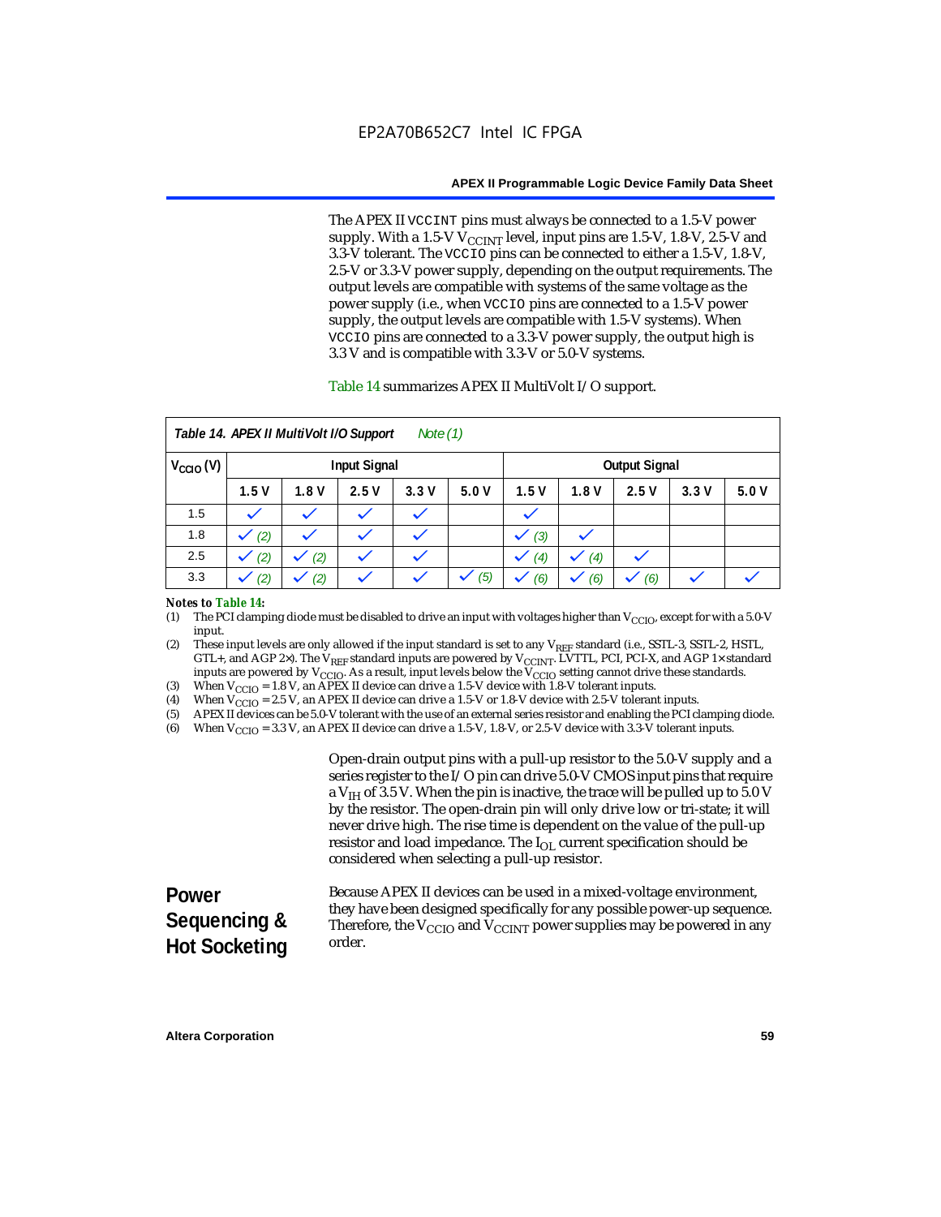The APEX II `VCCINT` pins must always be connected to a 1.5-V power supply. With a 1.5-V $V_{CCINT}$ level, input pins are 1.5-V, 1.8-V, 2.5-V and 3.3-V tolerant. The `VCCIO` pins can be connected to either a 1.5-V, 1.8-V, 2.5-V or 3.3-V power supply, depending on the output requirements. The output levels are compatible with systems of the same voltage as the power supply (i.e., when `VCCIO` pins are connected to a 1.5-V power supply, the output levels are compatible with 1.5-V systems). When `VCCIO` pins are connected to a 3.3-V power supply, the output high is 3.3 V and is compatible with 3.3-V or 5.0-V systems.

Table 14 summarizes APEX II MultiVolt I/O support.

*Table 14. APEX II MultiVolt I/O Support Note (1)*

| $V_{CCIO}$ (V) | Input Signal | | | | | Output Signal | | | | |
|---|---|---|---|---|---|---|---|---|---|---|
| | 1.5 V | 1.8 V | 2.5 V | 3.3 V | 5.0 V | 1.5 V | 1.8 V | 2.5 V | 3.3 V | 5.0 V |
| 1.5 | ✓ | ✓ | ✓ | ✓ | | ✓ | | | | |
| 1.8 | ✓ (2) | ✓ | ✓ | ✓ | | ✓ (3) | ✓ | | | |
| 2.5 | ✓ (2) | ✓ (2) | ✓ | ✓ | | ✓ (4) | ✓ (4) | ✓ | | |
| 3.3 | ✓ (2) | ✓ (2) | ✓ | ✓ | ✓ (5) | ✓ (6) | ✓ (6) | ✓ (6) | ✓ | ✓ |

*Notes to Table 14:*

(1) The PCI clamping diode must be disabled to drive an input with voltages higher than $V_{CCIO}$, except for with a 5.0-V input.

(2) These input levels are only allowed if the input standard is set to any $V_{REF}$ standard (i.e., SSTL-3, SSTL-2, HSTL, GTL+, and AGP 2×). The $V_{REF}$ standard inputs are powered by $V_{CCINT}$. LVTTL, PCI, PCI-X, and AGP 1× standard inputs are powered by $V_{CCIO}$. As a result, input levels below the $V_{CCIO}$ setting cannot drive these standards.

(3) When $V_{CCIO}$ = 1.8 V, an APEX II device can drive a 1.5-V device with 1.8-V tolerant inputs.

(4) When $V_{CCIO}$ = 2.5 V, an APEX II device can drive a 1.5-V or 1.8-V device with 2.5-V tolerant inputs.

(5) APEX II devices can be 5.0-V tolerant with the use of an external series resistor and enabling the PCI clamping diode.

(6) When $V_{CCIO}$ = 3.3 V, an APEX II device can drive a 1.5-V, 1.8-V, or 2.5-V device with 3.3-V tolerant inputs.

Open-drain output pins with a pull-up resistor to the 5.0-V supply and a series register to the I/O pin can drive 5.0-V CMOS input pins that require a $V_{IH}$ of 3.5 V. When the pin is inactive, the trace will be pulled up to 5.0 V by the resistor. The open-drain pin will only drive low or tri-state; it will never drive high. The rise time is dependent on the value of the pull-up resistor and load impedance. The $I_{OL}$ current specification should be considered when selecting a pull-up resistor.

## Power Sequencing & Hot Socketing

Because APEX II devices can be used in a mixed-voltage environment, they have been designed specifically for any possible power-up sequence. Therefore, the $V_{CCIO}$ and $V_{CCINT}$ power supplies may be powered in any order.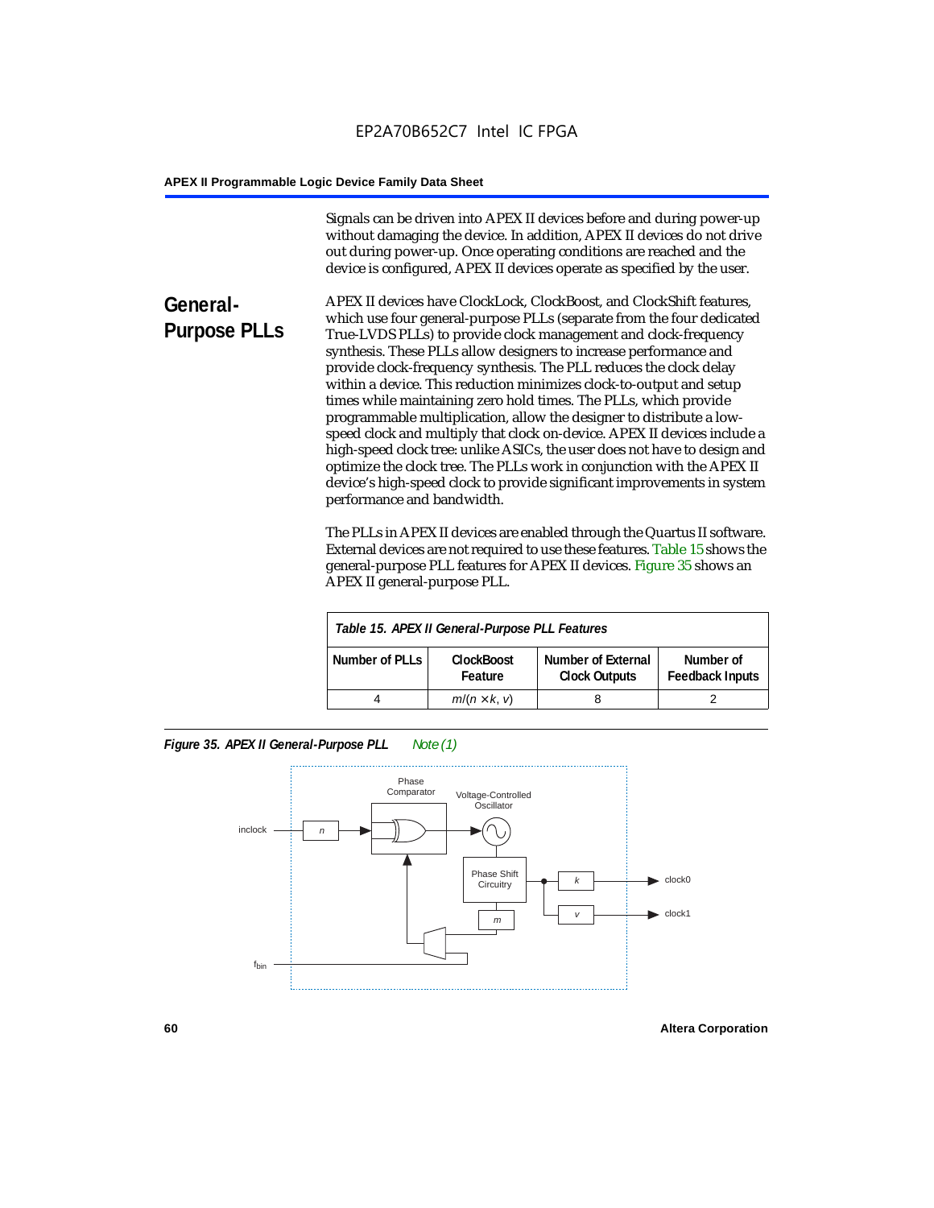Signals can be driven into APEX II devices before and during power-up without damaging the device. In addition, APEX II devices do not drive out during power-up. Once operating conditions are reached and the device is configured, APEX II devices operate as specified by the user.

## General-Purpose PLLs

APEX II devices have ClockLock, ClockBoost, and ClockShift features, which use four general-purpose PLLs (separate from the four dedicated True-LVDS PLLs) to provide clock management and clock-frequency synthesis. These PLLs allow designers to increase performance and provide clock-frequency synthesis. The PLL reduces the clock delay within a device. This reduction minimizes clock-to-output and setup times while maintaining zero hold times. The PLLs, which provide programmable multiplication, allow the designer to distribute a low-speed clock and multiply that clock on-device. APEX II devices include a high-speed clock tree: unlike ASICs, the user does not have to design and optimize the clock tree. The PLLs work in conjunction with the APEX II device's high-speed clock to provide significant improvements in system performance and bandwidth.

The PLLs in APEX II devices are enabled through the Quartus II software. External devices are not required to use these features. Table 15 shows the general-purpose PLL features for APEX II devices. Figure 35 shows an APEX II general-purpose PLL.

*Table 15. APEX II General-Purpose PLL Features*

| Number of PLLs | ClockBoost Feature | Number of External Clock Outputs | Number of Feedback Inputs |
|---|---|---|---|
| 4 | $m/(n \times k, v)$ | 8 | 2 |

*Figure 35. APEX II General-Purpose PLL* *Note (1)*

Phase Comparator; Voltage-Controlled Oscillator; Phase Shift Circuitry; inclock; $n$; $k$; $v$; $m$; clock0; clock1; $f_{bin}$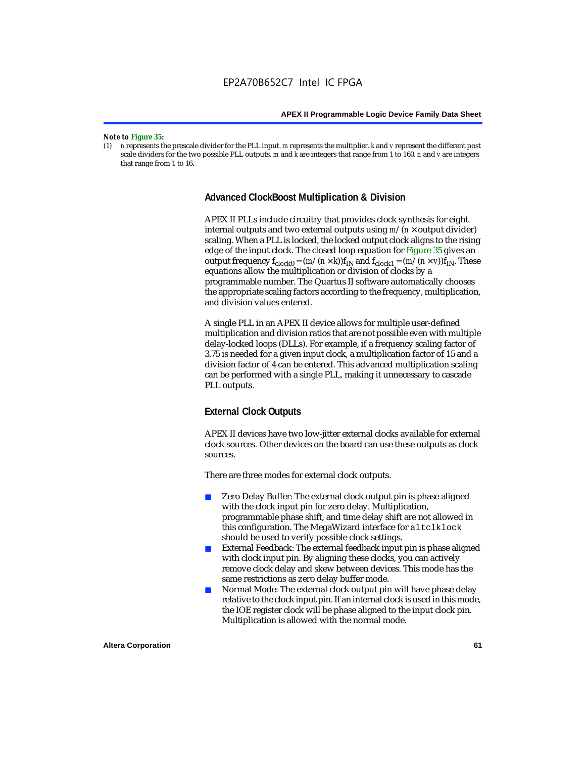*Note to Figure 35:*

(1) *n* represents the prescale divider for the PLL input. *m* represents the multiplier. *k* and *v* represent the different post scale dividers for the two possible PLL outputs. *m* and *k* are integers that range from 1 to 160. *n* and *v* are integers that range from 1 to 16.

### Advanced ClockBoost Multiplication & Division

APEX II PLLs include circuitry that provides clock synthesis for eight internal outputs and two external outputs using $m/(n \times \text{output divider})$ scaling. When a PLL is locked, the locked output clock aligns to the rising edge of the input clock. The closed loop equation for Figure 35 gives an output frequency $f_{clock0} = (m/(n \times k))f_{IN}$ and $f_{clock1} = (m/(n \times v))f_{IN}$. These equations allow the multiplication or division of clocks by a programmable number. The Quartus II software automatically chooses the appropriate scaling factors according to the frequency, multiplication, and division values entered.

A single PLL in an APEX II device allows for multiple user-defined multiplication and division ratios that are not possible even with multiple delay-locked loops (DLLs). For example, if a frequency scaling factor of 3.75 is needed for a given input clock, a multiplication factor of 15 and a division factor of 4 can be entered. This advanced multiplication scaling can be performed with a single PLL, making it unnecessary to cascade PLL outputs.

### External Clock Outputs

APEX II devices have two low-jitter external clocks available for external clock sources. Other devices on the board can use these outputs as clock sources.

There are three modes for external clock outputs.

- Zero Delay Buffer: The external clock output pin is phase aligned with the clock input pin for zero delay. Multiplication, programmable phase shift, and time delay shift are not allowed in this configuration. The MegaWizard interface for `altclklock` should be used to verify possible clock settings.
- External Feedback: The external feedback input pin is phase aligned with clock input pin. By aligning these clocks, you can actively remove clock delay and skew between devices. This mode has the same restrictions as zero delay buffer mode.
- Normal Mode: The external clock output pin will have phase delay relative to the clock input pin. If an internal clock is used in this mode, the IOE register clock will be phase aligned to the input clock pin. Multiplication is allowed with the normal mode.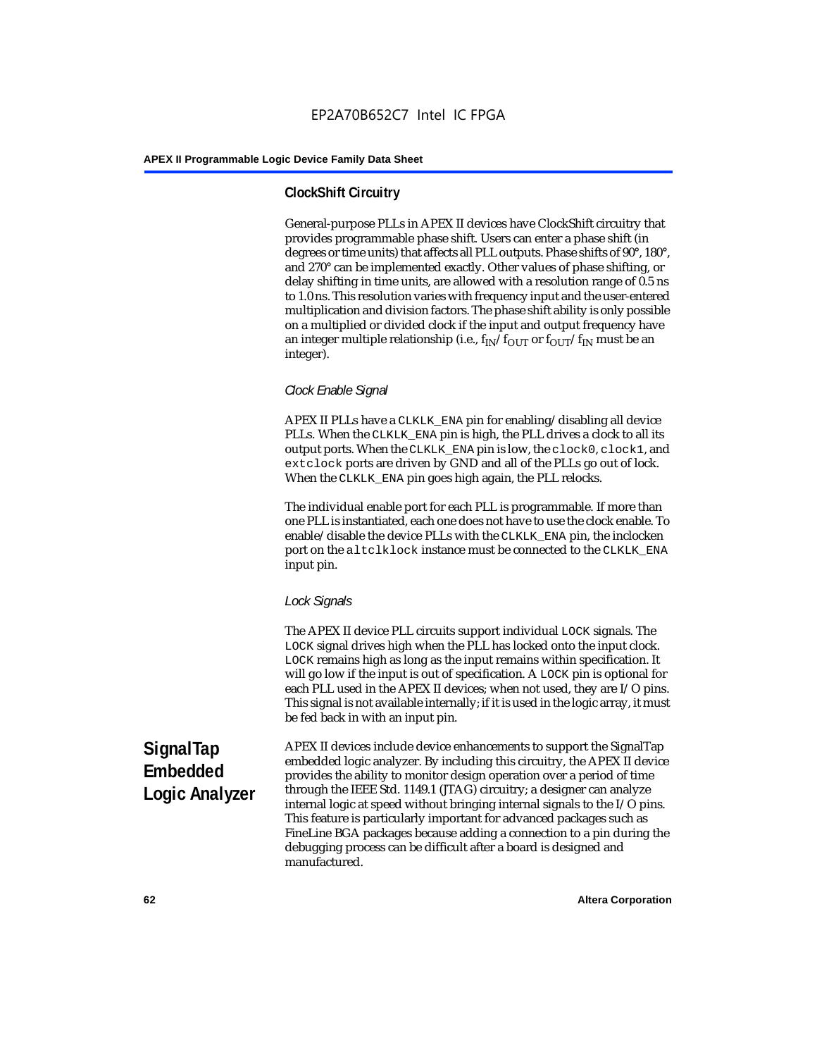### ClockShift Circuitry

General-purpose PLLs in APEX II devices have ClockShift circuitry that provides programmable phase shift. Users can enter a phase shift (in degrees or time units) that affects all PLL outputs. Phase shifts of 90°, 180°, and 270° can be implemented exactly. Other values of phase shifting, or delay shifting in time units, are allowed with a resolution range of 0.5 ns to 1.0 ns. This resolution varies with frequency input and the user-entered multiplication and division factors. The phase shift ability is only possible on a multiplied or divided clock if the input and output frequency have an integer multiple relationship (i.e., $f_{IN}/f_{OUT}$ or $f_{OUT}/f_{IN}$ must be an integer).

#### *Clock Enable Signal*

APEX II PLLs have a `CLKLK_ENA` pin for enabling/disabling all device PLLs. When the `CLKLK_ENA` pin is high, the PLL drives a clock to all its output ports. When the `CLKLK_ENA` pin is low, the `clock0`, `clock1`, and `extclock` ports are driven by GND and all of the PLLs go out of lock. When the `CLKLK_ENA` pin goes high again, the PLL relocks.

The individual enable port for each PLL is programmable. If more than one PLL is instantiated, each one does not have to use the clock enable. To enable/disable the device PLLs with the `CLKLK_ENA` pin, the inclocken port on the `altclklock` instance must be connected to the `CLKLK_ENA` input pin.

#### *Lock Signals*

The APEX II device PLL circuits support individual `LOCK` signals. The `LOCK` signal drives high when the PLL has locked onto the input clock. `LOCK` remains high as long as the input remains within specification. It will go low if the input is out of specification. A `LOCK` pin is optional for each PLL used in the APEX II devices; when not used, they are I/O pins. This signal is not available internally; if it is used in the logic array, it must be fed back in with an input pin.

## SignalTap Embedded Logic Analyzer

APEX II devices include device enhancements to support the SignalTap embedded logic analyzer. By including this circuitry, the APEX II device provides the ability to monitor design operation over a period of time through the IEEE Std. 1149.1 (JTAG) circuitry; a designer can analyze internal logic at speed without bringing internal signals to the I/O pins. This feature is particularly important for advanced packages such as FineLine BGA packages because adding a connection to a pin during the debugging process can be difficult after a board is designed and manufactured.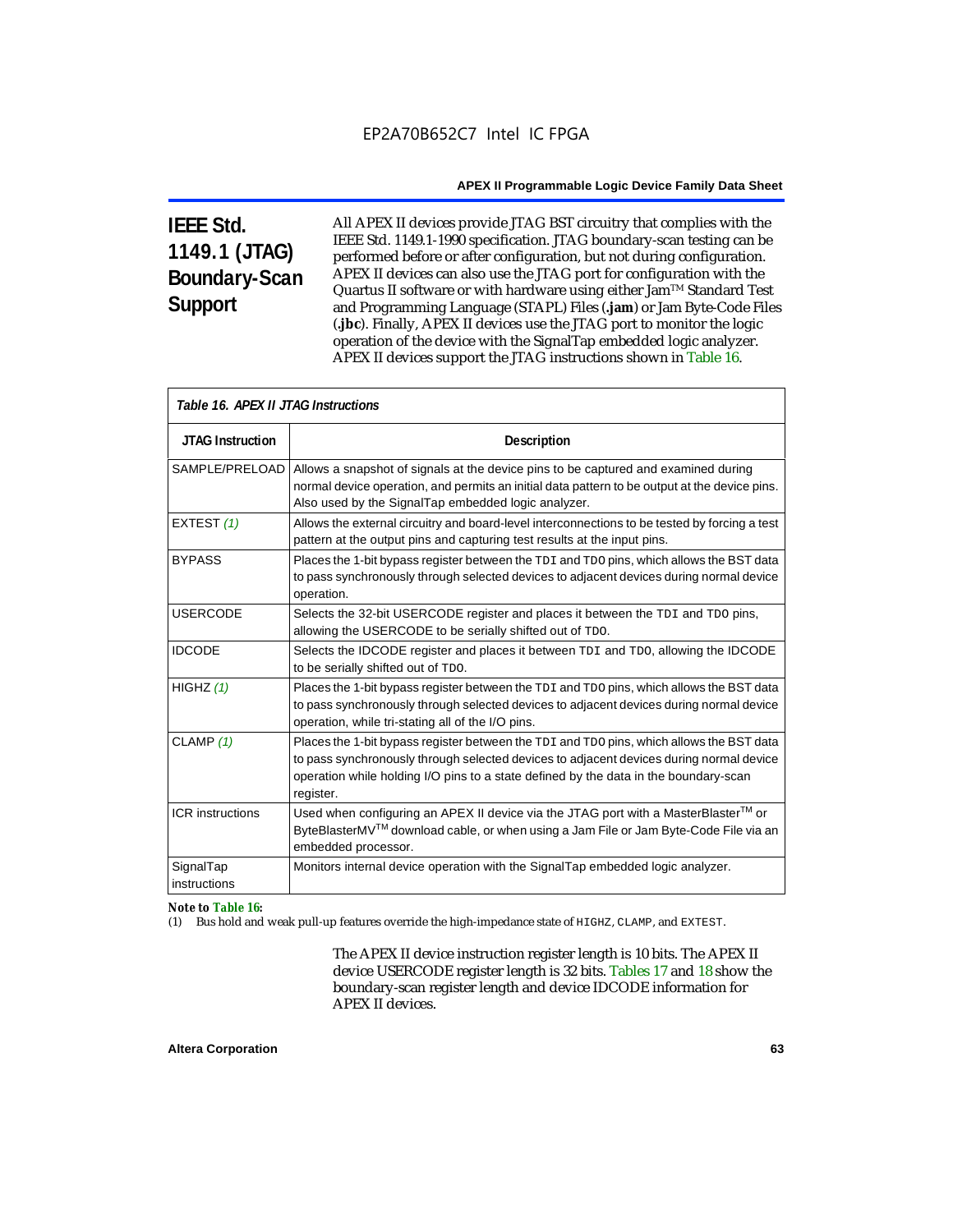## IEEE Std. 1149.1 (JTAG) Boundary-Scan Support

All APEX II devices provide JTAG BST circuitry that complies with the IEEE Std. 1149.1-1990 specification. JTAG boundary-scan testing can be performed before or after configuration, but not during configuration. APEX II devices can also use the JTAG port for configuration with the Quartus II software or with hardware using either Jam™ Standard Test and Programming Language (STAPL) Files (**.jam**) or Jam Byte-Code Files (**.jbc**). Finally, APEX II devices use the JTAG port to monitor the logic operation of the device with the SignalTap embedded logic analyzer. APEX II devices support the JTAG instructions shown in Table 16.

*Table 16. APEX II JTAG Instructions*

| JTAG Instruction | Description |
|---|---|
| SAMPLE/PRELOAD | Allows a snapshot of signals at the device pins to be captured and examined during normal device operation, and permits an initial data pattern to be output at the device pins. Also used by the SignalTap embedded logic analyzer. |
| EXTEST *(1)* | Allows the external circuitry and board-level interconnections to be tested by forcing a test pattern at the output pins and capturing test results at the input pins. |
| BYPASS | Places the 1-bit bypass register between the TDI and TDO pins, which allows the BST data to pass synchronously through selected devices to adjacent devices during normal device operation. |
| USERCODE | Selects the 32-bit USERCODE register and places it between the TDI and TDO pins, allowing the USERCODE to be serially shifted out of TDO. |
| IDCODE | Selects the IDCODE register and places it between TDI and TDO, allowing the IDCODE to be serially shifted out of TDO. |
| HIGHZ *(1)* | Places the 1-bit bypass register between the TDI and TDO pins, which allows the BST data to pass synchronously through selected devices to adjacent devices during normal device operation, while tri-stating all of the I/O pins. |
| CLAMP *(1)* | Places the 1-bit bypass register between the TDI and TDO pins, which allows the BST data to pass synchronously through selected devices to adjacent devices during normal device operation while holding I/O pins to a state defined by the data in the boundary-scan register. |
| ICR instructions | Used when configuring an APEX II device via the JTAG port with a MasterBlaster™ or ByteBlasterMV™ download cable, or when using a Jam File or Jam Byte-Code File via an embedded processor. |
| SignalTap instructions | Monitors internal device operation with the SignalTap embedded logic analyzer. |

***Note to Table 16:***

(1) Bus hold and weak pull-up features override the high-impedance state of HIGHZ, CLAMP, and EXTEST.

The APEX II device instruction register length is 10 bits. The APEX II device USERCODE register length is 32 bits. Tables 17 and 18 show the boundary-scan register length and device IDCODE information for APEX II devices.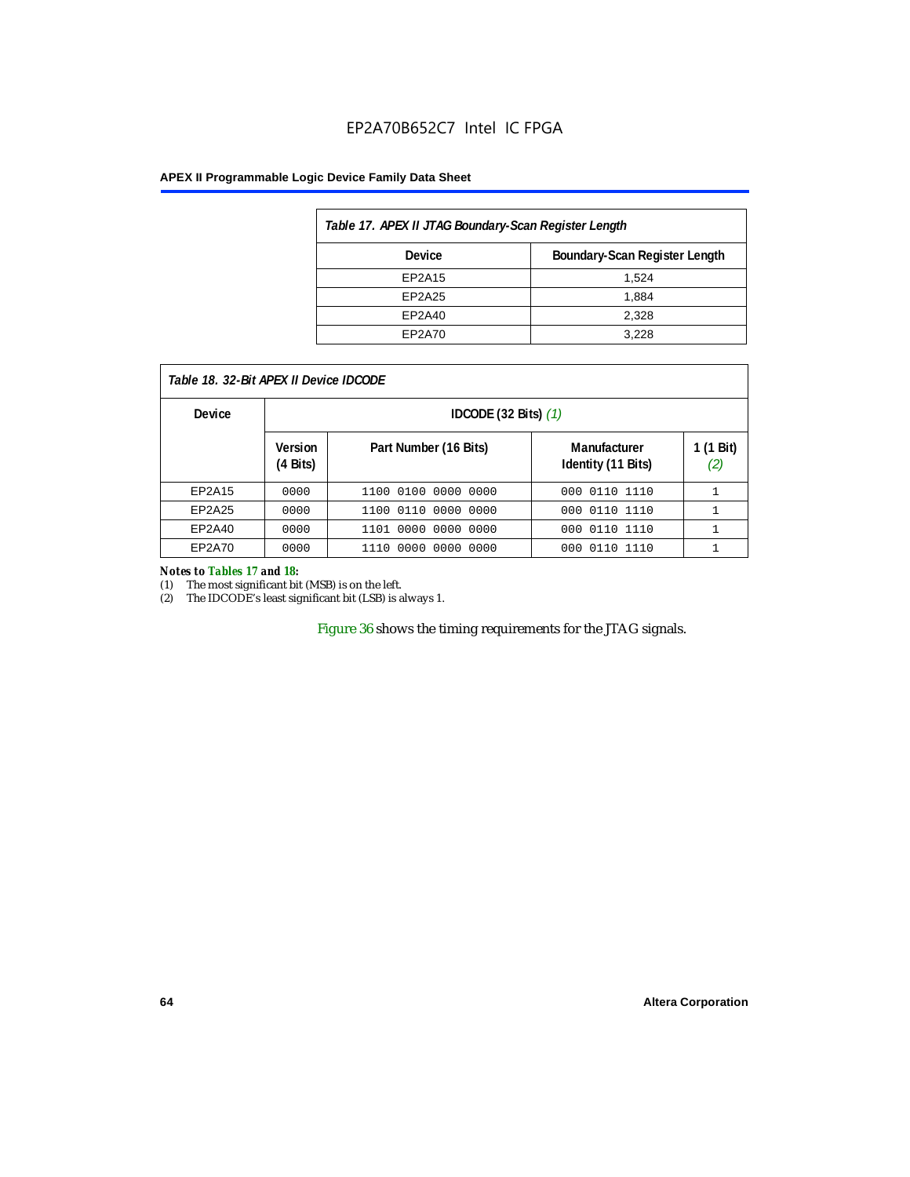*Table 17. APEX II JTAG Boundary-Scan Register Length*

| Device | Boundary-Scan Register Length |
|---|---|
| EP2A15 | 1,524 |
| EP2A25 | 1,884 |
| EP2A40 | 2,328 |
| EP2A70 | 3,228 |

*Table 18. 32-Bit APEX II Device IDCODE*

| Device | IDCODE (32 Bits) *(1)* | | | |
|---|---|---|---|---|
| | Version (4 Bits) | Part Number (16 Bits) | Manufacturer Identity (11 Bits) | 1 (1 Bit) *(2)* |
| EP2A15 | 0000 | 1100 0100 0000 0000 | 000 0110 1110 | 1 |
| EP2A25 | 0000 | 1100 0110 0000 0000 | 000 0110 1110 | 1 |
| EP2A40 | 0000 | 1101 0000 0000 0000 | 000 0110 1110 | 1 |
| EP2A70 | 0000 | 1110 0000 0000 0000 | 000 0110 1110 | 1 |

***Notes to Tables 17 and 18:***

(1) The most significant bit (MSB) is on the left.

(2) The IDCODE's least significant bit (LSB) is always 1.

Figure 36 shows the timing requirements for the JTAG signals.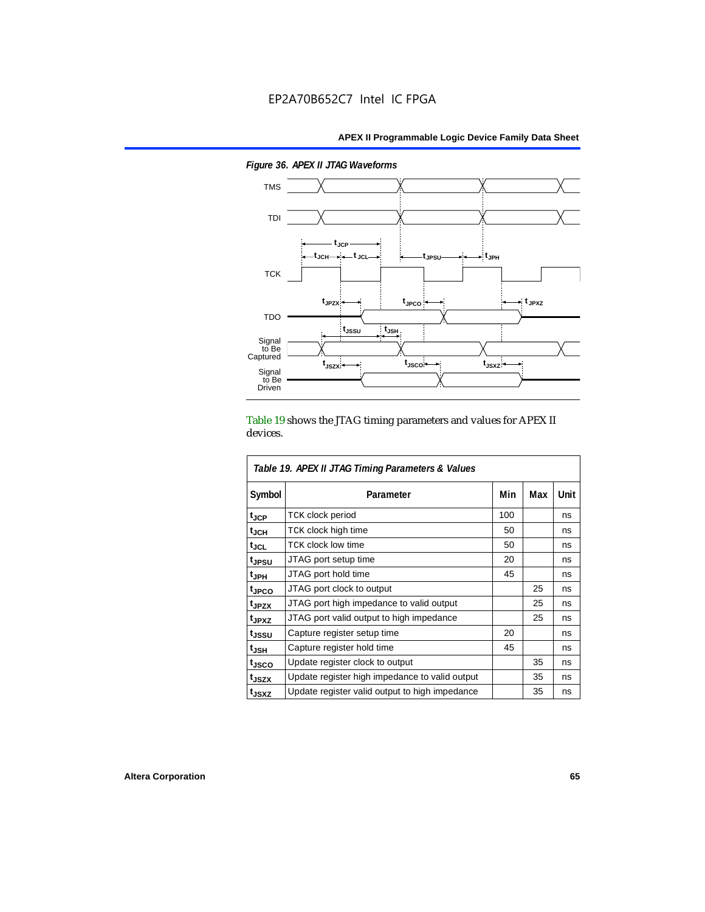*Figure 36. APEX II JTAG Waveforms*

Table 19 shows the JTAG timing parameters and values for APEX II devices.

*Table 19. APEX II JTAG Timing Parameters & Values*

| Symbol | Parameter | Min | Max | Unit |
|---|---|---|---|---|
| $t_{JCP}$ | TCK clock period | 100 | | ns |
| $t_{JCH}$ | TCK clock high time | 50 | | ns |
| $t_{JCL}$ | TCK clock low time | 50 | | ns |
| $t_{JPSU}$ | JTAG port setup time | 20 | | ns |
| $t_{JPH}$ | JTAG port hold time | 45 | | ns |
| $t_{JPCO}$ | JTAG port clock to output | | 25 | ns |
| $t_{JPZX}$ | JTAG port high impedance to valid output | | 25 | ns |
| $t_{JPXZ}$ | JTAG port valid output to high impedance | | 25 | ns |
| $t_{JSSU}$ | Capture register setup time | 20 | | ns |
| $t_{JSH}$ | Capture register hold time | 45 | | ns |
| $t_{JSCO}$ | Update register clock to output | | 35 | ns |
| $t_{JSZX}$ | Update register high impedance to valid output | | 35 | ns |
| $t_{JSXZ}$ | Update register valid output to high impedance | | 35 | ns |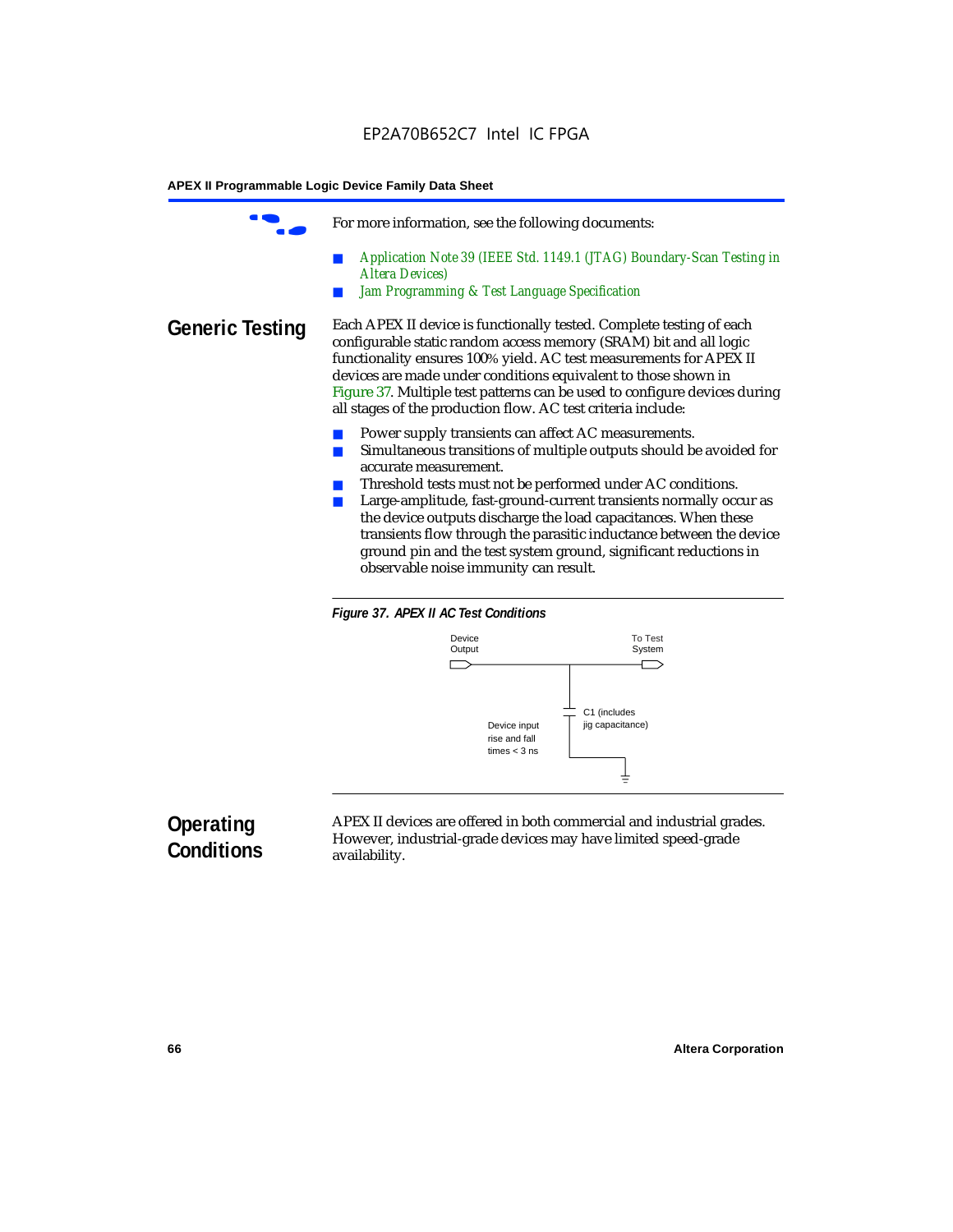For more information, see the following documents:

- *Application Note 39 (IEEE Std. 1149.1 (JTAG) Boundary-Scan Testing in Altera Devices)*
- *Jam Programming & Test Language Specification*

## Generic Testing

Each APEX II device is functionally tested. Complete testing of each configurable static random access memory (SRAM) bit and all logic functionality ensures 100% yield. AC test measurements for APEX II devices are made under conditions equivalent to those shown in Figure 37. Multiple test patterns can be used to configure devices during all stages of the production flow. AC test criteria include:

- Power supply transients can affect AC measurements.
- Simultaneous transitions of multiple outputs should be avoided for accurate measurement.
- Threshold tests must not be performed under AC conditions.
- Large-amplitude, fast-ground-current transients normally occur as the device outputs discharge the load capacitances. When these transients flow through the parasitic inductance between the device ground pin and the test system ground, significant reductions in observable noise immunity can result.

***Figure 37. APEX II AC Test Conditions***

Device Output

To Test System

C1 (includes jig capacitance)

Device input rise and fall times < 3 ns

## Operating Conditions

APEX II devices are offered in both commercial and industrial grades. However, industrial-grade devices may have limited speed-grade availability.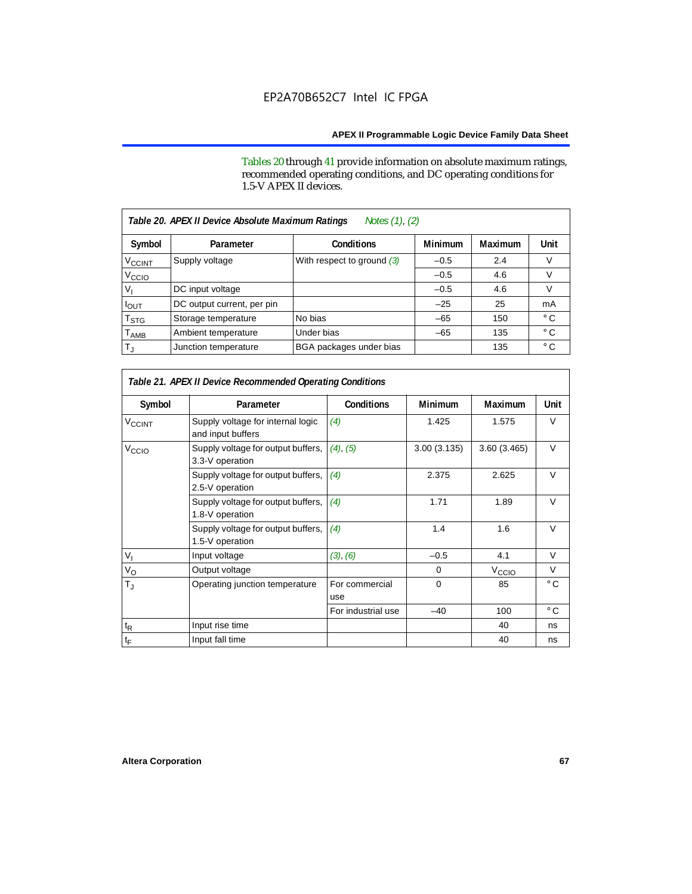Tables 20 through 41 provide information on absolute maximum ratings, recommended operating conditions, and DC operating conditions for 1.5-V APEX II devices.

*Table 20. APEX II Device Absolute Maximum Ratings Notes (1), (2)*

| Symbol | Parameter | Conditions | Minimum | Maximum | Unit |
|---|---|---|---|---|---|
| $V_{CCINT}$ | Supply voltage | With respect to ground (3) | –0.5 | 2.4 | V |
| $V_{CCIO}$ | | | –0.5 | 4.6 | V |
| $V_I$ | DC input voltage | | –0.5 | 4.6 | V |
| $I_{OUT}$ | DC output current, per pin | | –25 | 25 | mA |
| $T_{STG}$ | Storage temperature | No bias | –65 | 150 | °C |
| $T_{AMB}$ | Ambient temperature | Under bias | –65 | 135 | °C |
| $T_J$ | Junction temperature | BGA packages under bias | | 135 | °C |

*Table 21. APEX II Device Recommended Operating Conditions*

| Symbol | Parameter | Conditions | Minimum | Maximum | Unit |
|---|---|---|---|---|---|
| $V_{CCINT}$ | Supply voltage for internal logic and input buffers | (4) | 1.425 | 1.575 | V |
| $V_{CCIO}$ | Supply voltage for output buffers, 3.3-V operation | (4), (5) | 3.00 (3.135) | 3.60 (3.465) | V |
| | Supply voltage for output buffers, 2.5-V operation | (4) | 2.375 | 2.625 | V |
| | Supply voltage for output buffers, 1.8-V operation | (4) | 1.71 | 1.89 | V |
| | Supply voltage for output buffers, 1.5-V operation | (4) | 1.4 | 1.6 | V |
| $V_I$ | Input voltage | (3), (6) | –0.5 | 4.1 | V |
| $V_O$ | Output voltage | | 0 | $V_{CCIO}$ | V |
| $T_J$ | Operating junction temperature | For commercial use | 0 | 85 | °C |
| | | For industrial use | –40 | 100 | °C |
| $t_R$ | Input rise time | | | 40 | ns |
| $t_F$ | Input fall time | | | 40 | ns |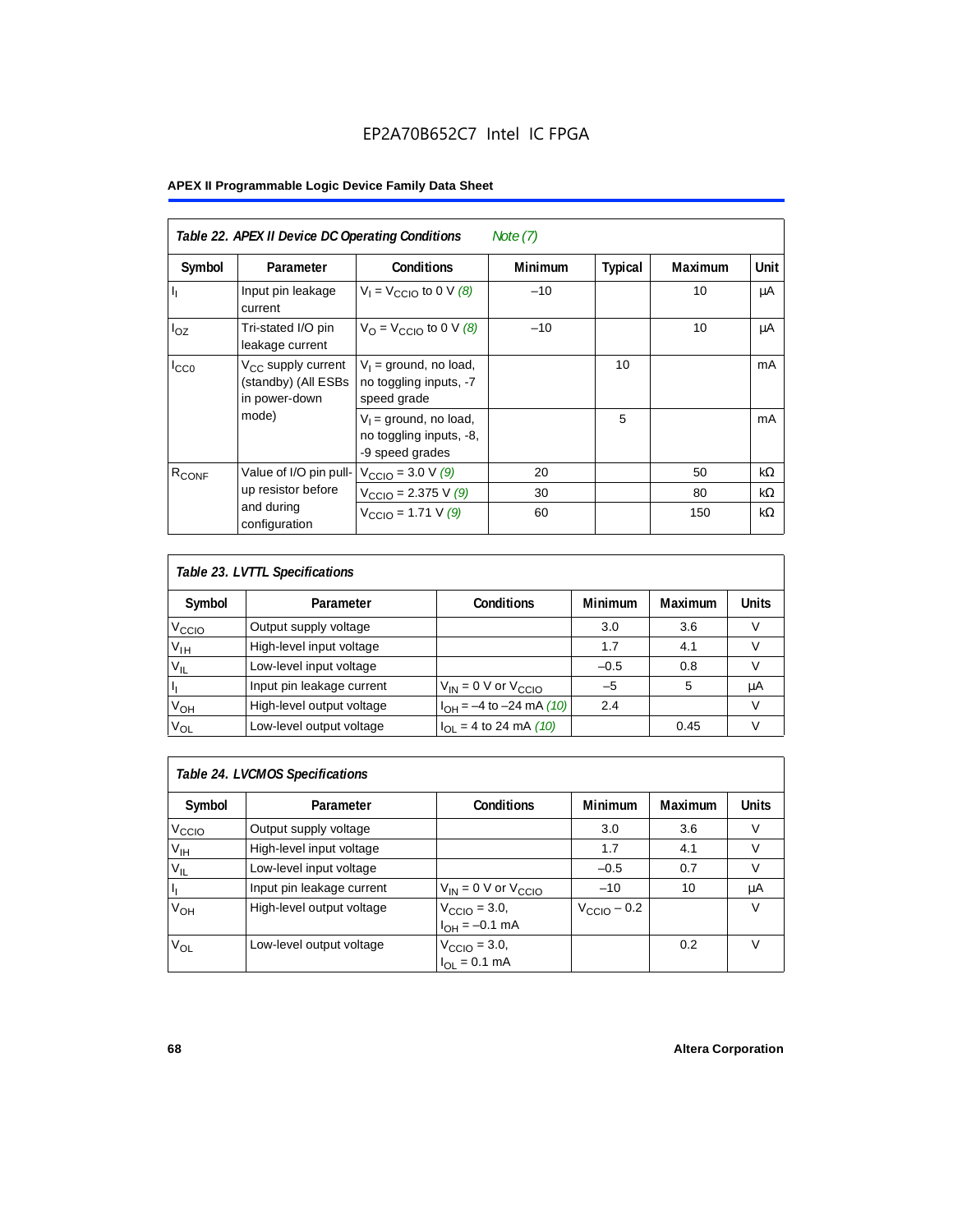**Table 22. APEX II Device DC Operating Conditions** *Note (7)*

| Symbol | Parameter | Conditions | Minimum | Typical | Maximum | Unit |
|---|---|---|---|---|---|---|
| $I_I$ | Input pin leakage current | $V_I = V_{CCIO}$ to 0 V *(8)* | –10 | | 10 | μA |
| $I_{OZ}$ | Tri-stated I/O pin leakage current | $V_O = V_{CCIO}$ to 0 V *(8)* | –10 | | 10 | μA |
| $I_{CC0}$ | $V_{CC}$ supply current (standby) (All ESBs in power-down mode) | $V_I$ = ground, no load, no toggling inputs, -7 speed grade | | 10 | | mA |
| | | $V_I$ = ground, no load, no toggling inputs, -8, -9 speed grades | | 5 | | mA |
| $R_{CONF}$ | Value of I/O pin pull-up resistor before and during configuration | $V_{CCIO}$ = 3.0 V *(9)* | 20 | | 50 | kΩ |
| | | $V_{CCIO}$ = 2.375 V *(9)* | 30 | | 80 | kΩ |
| | | $V_{CCIO}$ = 1.71 V *(9)* | 60 | | 150 | kΩ |

**Table 23. LVTTL Specifications**

| Symbol | Parameter | Conditions | Minimum | Maximum | Units |
|---|---|---|---|---|---|
| $V_{CCIO}$ | Output supply voltage | | 3.0 | 3.6 | V |
| $V_{IH}$ | High-level input voltage | | 1.7 | 4.1 | V |
| $V_{IL}$ | Low-level input voltage | | –0.5 | 0.8 | V |
| $I_I$ | Input pin leakage current | $V_{IN}$ = 0 V or $V_{CCIO}$ | –5 | 5 | μA |
| $V_{OH}$ | High-level output voltage | $I_{OH}$ = –4 to –24 mA *(10)* | 2.4 | | V |
| $V_{OL}$ | Low-level output voltage | $I_{OL}$ = 4 to 24 mA *(10)* | | 0.45 | V |

**Table 24. LVCMOS Specifications**

| Symbol | Parameter | Conditions | Minimum | Maximum | Units |
|---|---|---|---|---|---|
| $V_{CCIO}$ | Output supply voltage | | 3.0 | 3.6 | V |
| $V_{IH}$ | High-level input voltage | | 1.7 | 4.1 | V |
| $V_{IL}$ | Low-level input voltage | | –0.5 | 0.7 | V |
| $I_I$ | Input pin leakage current | $V_{IN}$ = 0 V or $V_{CCIO}$ | –10 | 10 | μA |
| $V_{OH}$ | High-level output voltage | $V_{CCIO}$ = 3.0, $I_{OH}$ = –0.1 mA | $V_{CCIO}$ – 0.2 | | V |
| $V_{OL}$ | Low-level output voltage | $V_{CCIO}$ = 3.0, $I_{OL}$ = 0.1 mA | | 0.2 | V |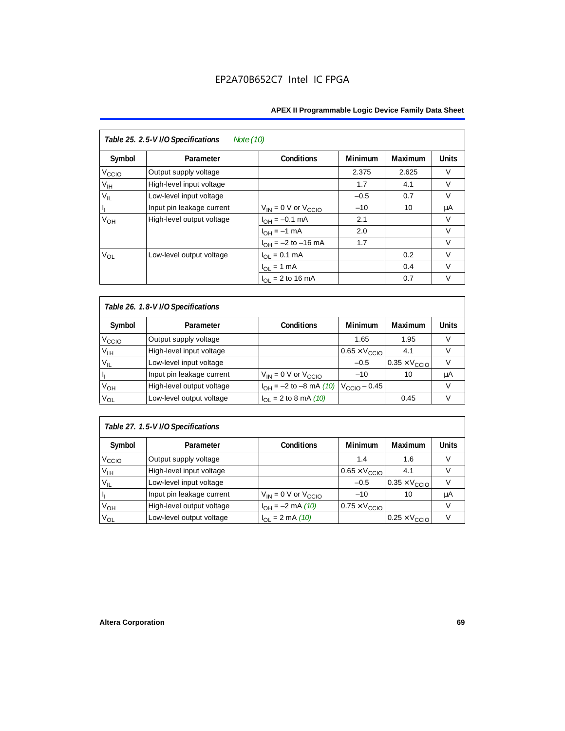| *Table 25. 2.5-V I/O Specifications* *Note (10)* | | | | | |
|---|---|---|---|---|---|
| **Symbol** | **Parameter** | **Conditions** | **Minimum** | **Maximum** | **Units** |
| $V_{CCIO}$ | Output supply voltage | | 2.375 | 2.625 | V |
| $V_{IH}$ | High-level input voltage | | 1.7 | 4.1 | V |
| $V_{IL}$ | Low-level input voltage | | –0.5 | 0.7 | V |
| $I_I$ | Input pin leakage current | $V_{IN}$ = 0 V or $V_{CCIO}$ | –10 | 10 | µA |
| $V_{OH}$ | High-level output voltage | $I_{OH}$ = –0.1 mA | 2.1 | | V |
| | | $I_{OH}$ = –1 mA | 2.0 | | V |
| | | $I_{OH}$ = –2 to –16 mA | 1.7 | | V |
| $V_{OL}$ | Low-level output voltage | $I_{OL}$ = 0.1 mA | | 0.2 | V |
| | | $I_{OL}$ = 1 mA | | 0.4 | V |
| | | $I_{OL}$ = 2 to 16 mA | | 0.7 | V |

| *Table 26. 1.8-V I/O Specifications* | | | | | |
|---|---|---|---|---|---|
| **Symbol** | **Parameter** | **Conditions** | **Minimum** | **Maximum** | **Units** |
| $V_{CCIO}$ | Output supply voltage | | 1.65 | 1.95 | V |
| $V_{IH}$ | High-level input voltage | | 0.65 × $V_{CCIO}$ | 4.1 | V |
| $V_{IL}$ | Low-level input voltage | | –0.5 | 0.35 × $V_{CCIO}$ | V |
| $I_I$ | Input pin leakage current | $V_{IN}$ = 0 V or $V_{CCIO}$ | –10 | 10 | µA |
| $V_{OH}$ | High-level output voltage | $I_{OH}$ = –2 to –8 mA *(10)* | $V_{CCIO}$ – 0.45 | | V |
| $V_{OL}$ | Low-level output voltage | $I_{OL}$ = 2 to 8 mA *(10)* | | 0.45 | V |

| *Table 27. 1.5-V I/O Specifications* | | | | | |
|---|---|---|---|---|---|
| **Symbol** | **Parameter** | **Conditions** | **Minimum** | **Maximum** | **Units** |
| $V_{CCIO}$ | Output supply voltage | | 1.4 | 1.6 | V |
| $V_{IH}$ | High-level input voltage | | 0.65 × $V_{CCIO}$ | 4.1 | V |
| $V_{IL}$ | Low-level input voltage | | –0.5 | 0.35 × $V_{CCIO}$ | V |
| $I_I$ | Input pin leakage current | $V_{IN}$ = 0 V or $V_{CCIO}$ | –10 | 10 | µA |
| $V_{OH}$ | High-level output voltage | $I_{OH}$ = –2 mA *(10)* | 0.75 × $V_{CCIO}$ | | V |
| $V_{OL}$ | Low-level output voltage | $I_{OL}$ = 2 mA *(10)* | | 0.25 × $V_{CCIO}$ | V |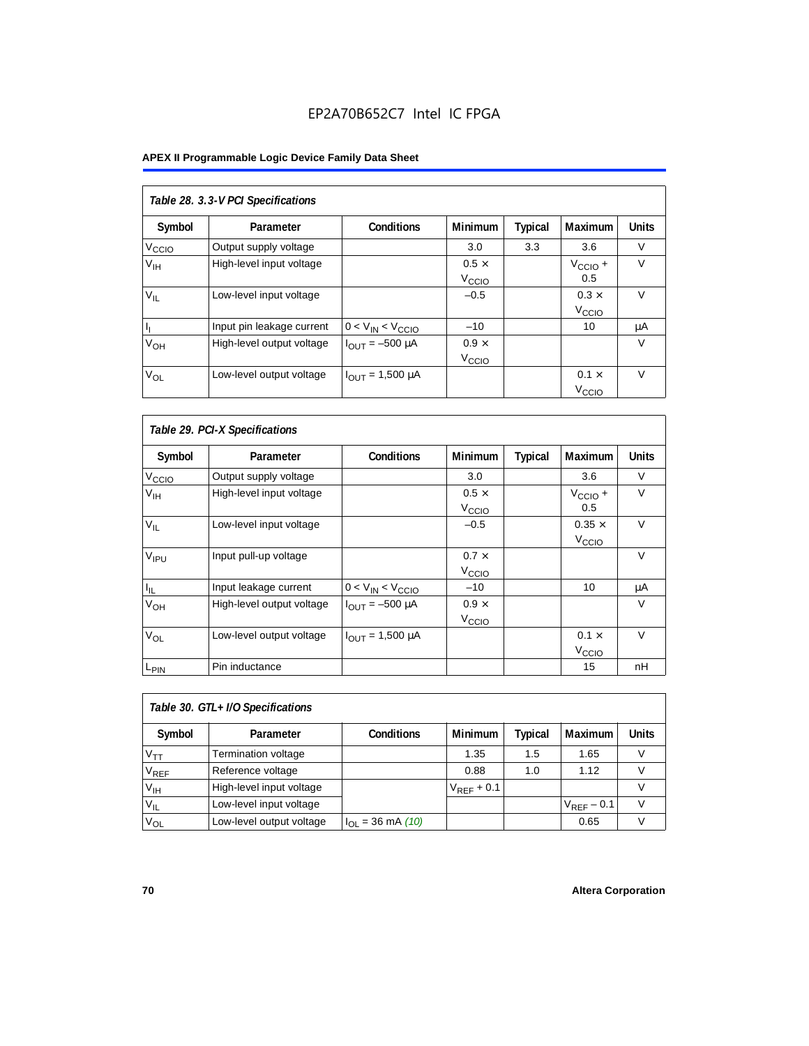**Table 28. 3.3-V PCI Specifications**

| Symbol | Parameter | Conditions | Minimum | Typical | Maximum | Units |
|---|---|---|---|---|---|---|
| $V_{CCIO}$ | Output supply voltage | | 3.0 | 3.3 | 3.6 | V |
| $V_{IH}$ | High-level input voltage | | $0.5 \times V_{CCIO}$ | | $V_{CCIO} + 0.5$ | V |
| $V_{IL}$ | Low-level input voltage | | –0.5 | | $0.3 \times V_{CCIO}$ | V |
| $I_I$ | Input pin leakage current | $0 < V_{IN} < V_{CCIO}$ | –10 | | 10 | μA |
| $V_{OH}$ | High-level output voltage | $I_{OUT}$ = –500 μA | $0.9 \times V_{CCIO}$ | | | V |
| $V_{OL}$ | Low-level output voltage | $I_{OUT}$ = 1,500 μA | | | $0.1 \times V_{CCIO}$ | V |

**Table 29. PCI-X Specifications**

| Symbol | Parameter | Conditions | Minimum | Typical | Maximum | Units |
|---|---|---|---|---|---|---|
| $V_{CCIO}$ | Output supply voltage | | 3.0 | | 3.6 | V |
| $V_{IH}$ | High-level input voltage | | $0.5 \times V_{CCIO}$ | | $V_{CCIO} + 0.5$ | V |
| $V_{IL}$ | Low-level input voltage | | –0.5 | | $0.35 \times V_{CCIO}$ | V |
| $V_{IPU}$ | Input pull-up voltage | | $0.7 \times V_{CCIO}$ | | | V |
| $I_{IL}$ | Input leakage current | $0 < V_{IN} < V_{CCIO}$ | –10 | | 10 | μA |
| $V_{OH}$ | High-level output voltage | $I_{OUT}$ = –500 μA | $0.9 \times V_{CCIO}$ | | | V |
| $V_{OL}$ | Low-level output voltage | $I_{OUT}$ = 1,500 μA | | | $0.1 \times V_{CCIO}$ | V |
| $L_{PIN}$ | Pin inductance | | | | 15 | nH |

**Table 30. GTL+ I/O Specifications**

| Symbol | Parameter | Conditions | Minimum | Typical | Maximum | Units |
|---|---|---|---|---|---|---|
| $V_{TT}$ | Termination voltage | | 1.35 | 1.5 | 1.65 | V |
| $V_{REF}$ | Reference voltage | | 0.88 | 1.0 | 1.12 | V |
| $V_{IH}$ | High-level input voltage | | $V_{REF} + 0.1$ | | | V |
| $V_{IL}$ | Low-level input voltage | | | | $V_{REF} - 0.1$ | V |
| $V_{OL}$ | Low-level output voltage | $I_{OL}$ = 36 mA *(10)* | | | 0.65 | V |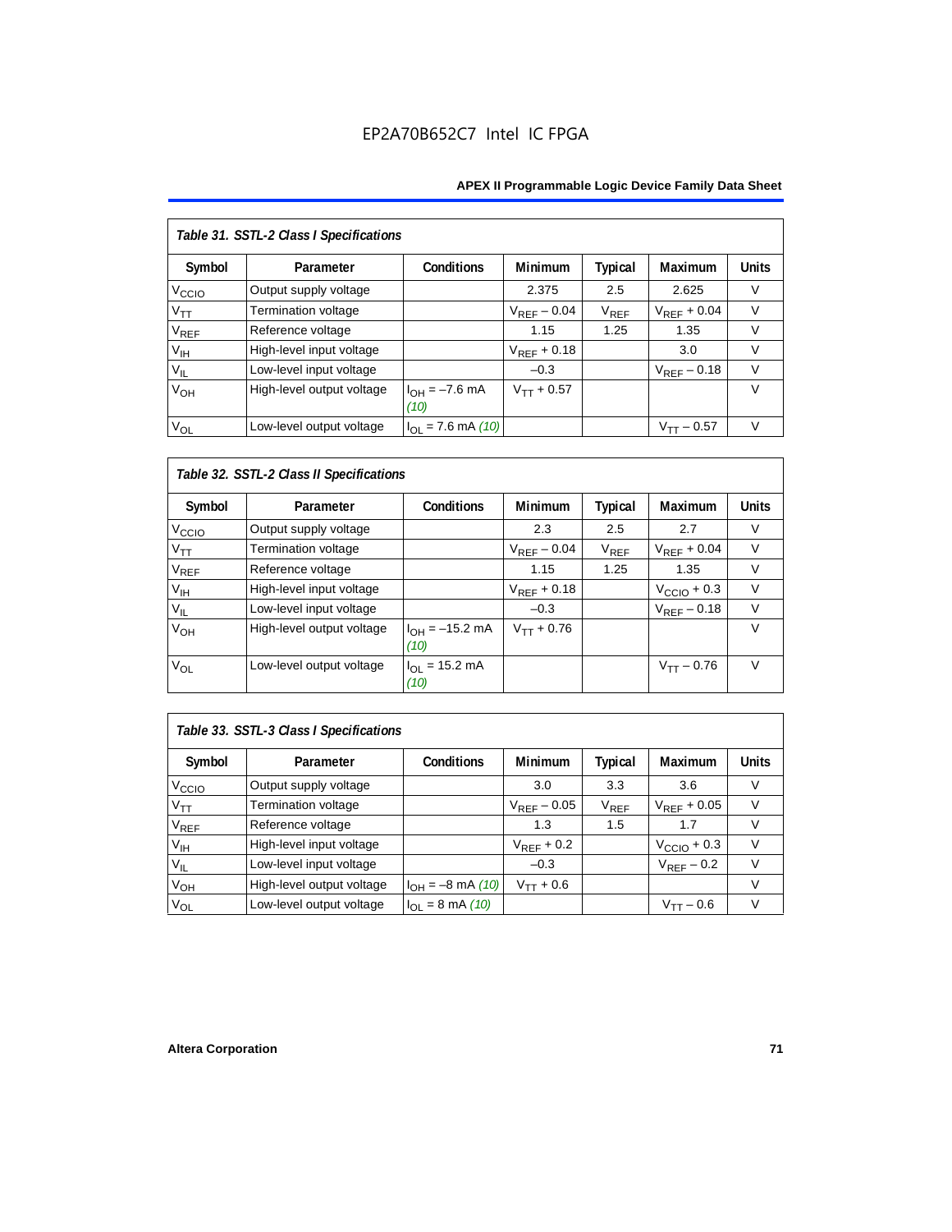**Table 31. SSTL-2 Class I Specifications**

| Symbol | Parameter | Conditions | Minimum | Typical | Maximum | Units |
|---|---|---|---|---|---|---|
| $V_{CCIO}$ | Output supply voltage | | 2.375 | 2.5 | 2.625 | V |
| $V_{TT}$ | Termination voltage | | $V_{REF} - 0.04$ | $V_{REF}$ | $V_{REF} + 0.04$ | V |
| $V_{REF}$ | Reference voltage | | 1.15 | 1.25 | 1.35 | V |
| $V_{IH}$ | High-level input voltage | | $V_{REF} + 0.18$ | | 3.0 | V |
| $V_{IL}$ | Low-level input voltage | | –0.3 | | $V_{REF} - 0.18$ | V |
| $V_{OH}$ | High-level output voltage | $I_{OH} = -7.6$ mA *(10)* | $V_{TT} + 0.57$ | | | V |
| $V_{OL}$ | Low-level output voltage | $I_{OL} = 7.6$ mA *(10)* | | | $V_{TT} - 0.57$ | V |

**Table 32. SSTL-2 Class II Specifications**

| Symbol | Parameter | Conditions | Minimum | Typical | Maximum | Units |
|---|---|---|---|---|---|---|
| $V_{CCIO}$ | Output supply voltage | | 2.3 | 2.5 | 2.7 | V |
| $V_{TT}$ | Termination voltage | | $V_{REF} - 0.04$ | $V_{REF}$ | $V_{REF} + 0.04$ | V |
| $V_{REF}$ | Reference voltage | | 1.15 | 1.25 | 1.35 | V |
| $V_{IH}$ | High-level input voltage | | $V_{REF} + 0.18$ | | $V_{CCIO} + 0.3$ | V |
| $V_{IL}$ | Low-level input voltage | | –0.3 | | $V_{REF} - 0.18$ | V |
| $V_{OH}$ | High-level output voltage | $I_{OH} = -15.2$ mA *(10)* | $V_{TT} + 0.76$ | | | V |
| $V_{OL}$ | Low-level output voltage | $I_{OL} = 15.2$ mA *(10)* | | | $V_{TT} - 0.76$ | V |

**Table 33. SSTL-3 Class I Specifications**

| Symbol | Parameter | Conditions | Minimum | Typical | Maximum | Units |
|---|---|---|---|---|---|---|
| $V_{CCIO}$ | Output supply voltage | | 3.0 | 3.3 | 3.6 | V |
| $V_{TT}$ | Termination voltage | | $V_{REF} - 0.05$ | $V_{REF}$ | $V_{REF} + 0.05$ | V |
| $V_{REF}$ | Reference voltage | | 1.3 | 1.5 | 1.7 | V |
| $V_{IH}$ | High-level input voltage | | $V_{REF} + 0.2$ | | $V_{CCIO} + 0.3$ | V |
| $V_{IL}$ | Low-level input voltage | | –0.3 | | $V_{REF} - 0.2$ | V |
| $V_{OH}$ | High-level output voltage | $I_{OH} = -8$ mA *(10)* | $V_{TT} + 0.6$ | | | V |
| $V_{OL}$ | Low-level output voltage | $I_{OL} = 8$ mA *(10)* | | | $V_{TT} - 0.6$ | V |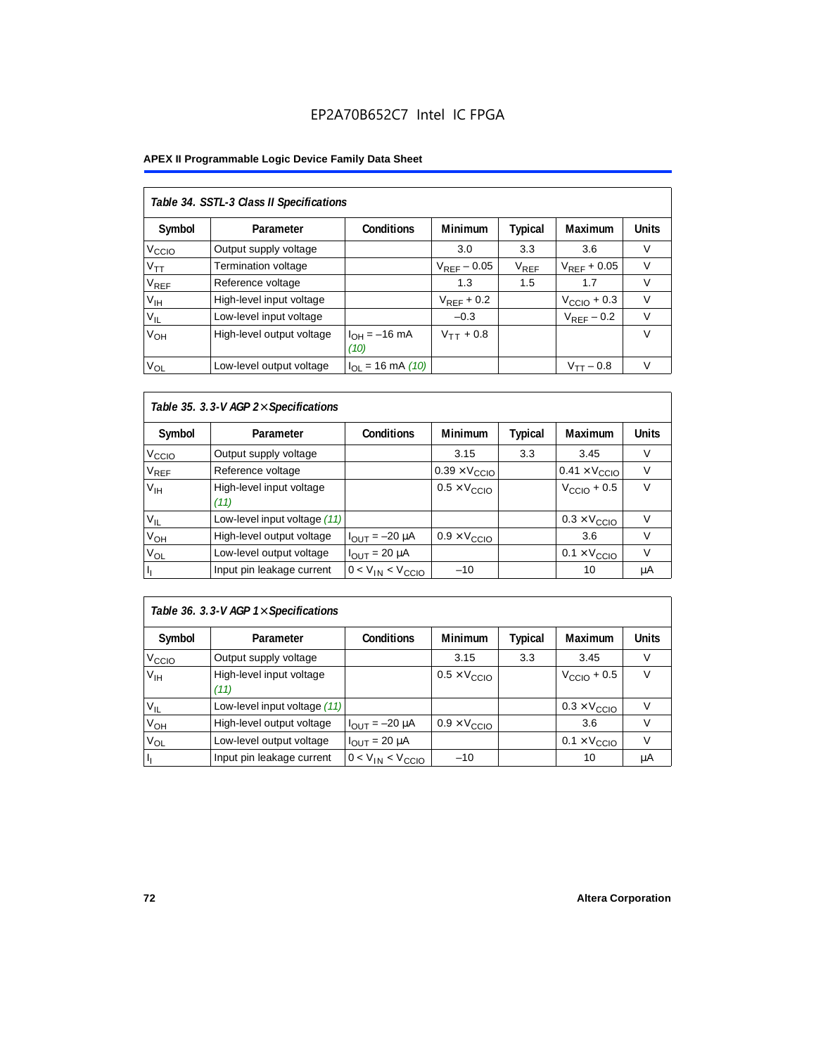| Table 34. SSTL-3 Class II Specifications | | | | | | |
|---|---|---|---|---|---|---|
| Symbol | Parameter | Conditions | Minimum | Typical | Maximum | Units |
| $V_{CCIO}$ | Output supply voltage | | 3.0 | 3.3 | 3.6 | V |
| $V_{TT}$ | Termination voltage | | $V_{REF} - 0.05$ | $V_{REF}$ | $V_{REF} + 0.05$ | V |
| $V_{REF}$ | Reference voltage | | 1.3 | 1.5 | 1.7 | V |
| $V_{IH}$ | High-level input voltage | | $V_{REF} + 0.2$ | | $V_{CCIO} + 0.3$ | V |
| $V_{IL}$ | Low-level input voltage | | –0.3 | | $V_{REF} - 0.2$ | V |
| $V_{OH}$ | High-level output voltage | $I_{OH} = -16$ mA *(10)* | $V_{TT} + 0.8$ | | | V |
| $V_{OL}$ | Low-level output voltage | $I_{OL} = 16$ mA *(10)* | | | $V_{TT} - 0.8$ | V |

| Table 35. 3.3-V AGP 2× Specifications | | | | | | |
|---|---|---|---|---|---|---|
| Symbol | Parameter | Conditions | Minimum | Typical | Maximum | Units |
| $V_{CCIO}$ | Output supply voltage | | 3.15 | 3.3 | 3.45 | V |
| $V_{REF}$ | Reference voltage | | $0.39 \times V_{CCIO}$ | | $0.41 \times V_{CCIO}$ | V |
| $V_{IH}$ | High-level input voltage *(11)* | | $0.5 \times V_{CCIO}$ | | $V_{CCIO} + 0.5$ | V |
| $V_{IL}$ | Low-level input voltage *(11)* | | | | $0.3 \times V_{CCIO}$ | V |
| $V_{OH}$ | High-level output voltage | $I_{OUT} = -20$ µA | $0.9 \times V_{CCIO}$ | | 3.6 | V |
| $V_{OL}$ | Low-level output voltage | $I_{OUT} = 20$ µA | | | $0.1 \times V_{CCIO}$ | V |
| $I_I$ | Input pin leakage current | $0 < V_{IN} < V_{CCIO}$ | –10 | | 10 | µA |

| Table 36. 3.3-V AGP 1× Specifications | | | | | | |
|---|---|---|---|---|---|---|
| Symbol | Parameter | Conditions | Minimum | Typical | Maximum | Units |
| $V_{CCIO}$ | Output supply voltage | | 3.15 | 3.3 | 3.45 | V |
| $V_{IH}$ | High-level input voltage *(11)* | | $0.5 \times V_{CCIO}$ | | $V_{CCIO} + 0.5$ | V |
| $V_{IL}$ | Low-level input voltage *(11)* | | | | $0.3 \times V_{CCIO}$ | V |
| $V_{OH}$ | High-level output voltage | $I_{OUT} = -20$ µA | $0.9 \times V_{CCIO}$ | | 3.6 | V |
| $V_{OL}$ | Low-level output voltage | $I_{OUT} = 20$ µA | | | $0.1 \times V_{CCIO}$ | V |
| $I_I$ | Input pin leakage current | $0 < V_{IN} < V_{CCIO}$ | –10 | | 10 | µA |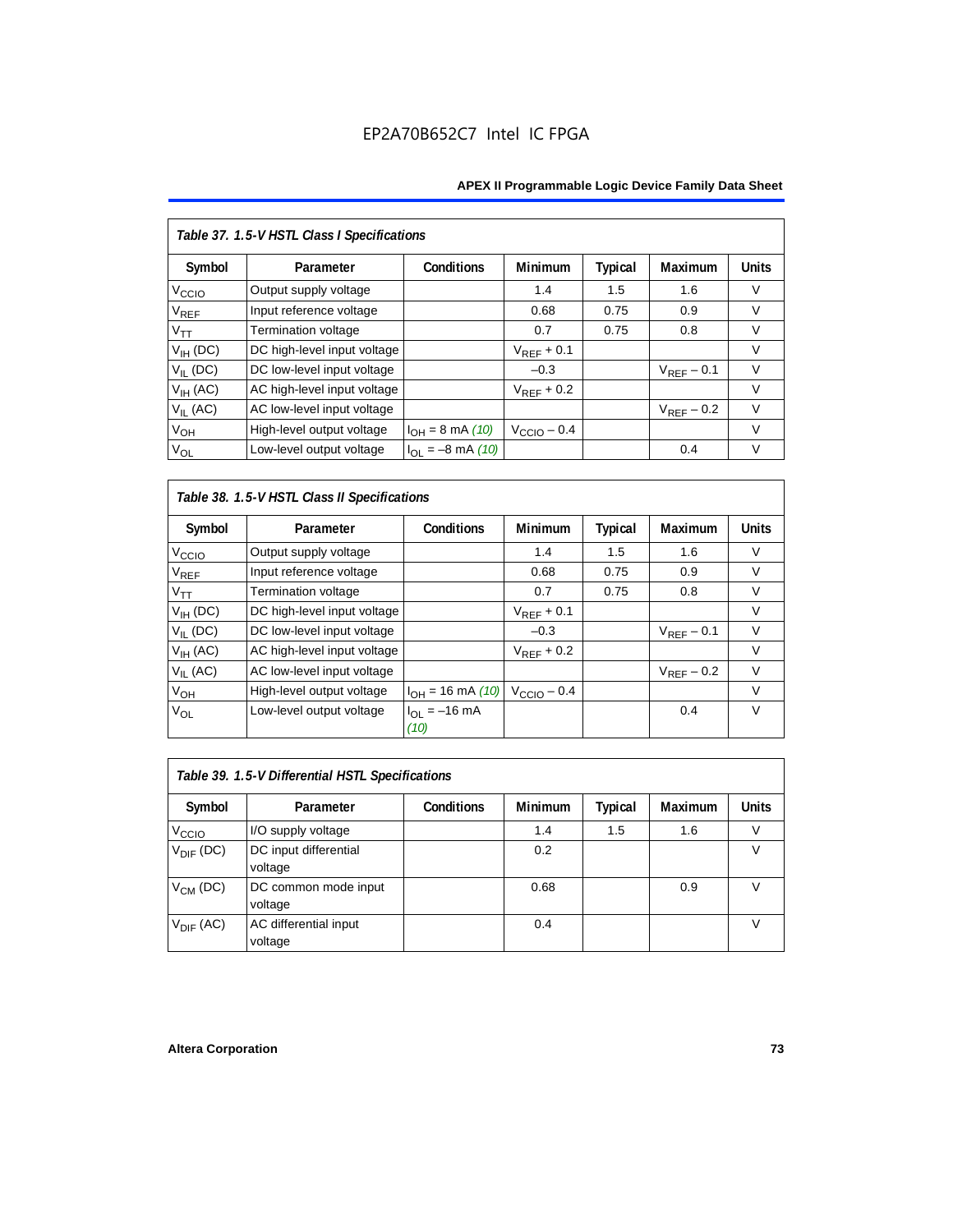*Table 37. 1.5-V HSTL Class I Specifications*

| Symbol | Parameter | Conditions | Minimum | Typical | Maximum | Units |
|---|---|---|---|---|---|---|
| $V_{CCIO}$ | Output supply voltage | | 1.4 | 1.5 | 1.6 | V |
| $V_{REF}$ | Input reference voltage | | 0.68 | 0.75 | 0.9 | V |
| $V_{TT}$ | Termination voltage | | 0.7 | 0.75 | 0.8 | V |
| $V_{IH}$ (DC) | DC high-level input voltage | | $V_{REF} + 0.1$ | | | V |
| $V_{IL}$ (DC) | DC low-level input voltage | | –0.3 | | $V_{REF} - 0.1$ | V |
| $V_{IH}$ (AC) | AC high-level input voltage | | $V_{REF} + 0.2$ | | | V |
| $V_{IL}$ (AC) | AC low-level input voltage | | | | $V_{REF} - 0.2$ | V |
| $V_{OH}$ | High-level output voltage | $I_{OH}$ = 8 mA *(10)* | $V_{CCIO} - 0.4$ | | | V |
| $V_{OL}$ | Low-level output voltage | $I_{OL}$ = –8 mA *(10)* | | | 0.4 | V |

*Table 38. 1.5-V HSTL Class II Specifications*

| Symbol | Parameter | Conditions | Minimum | Typical | Maximum | Units |
|---|---|---|---|---|---|---|
| $V_{CCIO}$ | Output supply voltage | | 1.4 | 1.5 | 1.6 | V |
| $V_{REF}$ | Input reference voltage | | 0.68 | 0.75 | 0.9 | V |
| $V_{TT}$ | Termination voltage | | 0.7 | 0.75 | 0.8 | V |
| $V_{IH}$ (DC) | DC high-level input voltage | | $V_{REF} + 0.1$ | | | V |
| $V_{IL}$ (DC) | DC low-level input voltage | | –0.3 | | $V_{REF} - 0.1$ | V |
| $V_{IH}$ (AC) | AC high-level input voltage | | $V_{REF} + 0.2$ | | | V |
| $V_{IL}$ (AC) | AC low-level input voltage | | | | $V_{REF} - 0.2$ | V |
| $V_{OH}$ | High-level output voltage | $I_{OH}$ = 16 mA *(10)* | $V_{CCIO} - 0.4$ | | | V |
| $V_{OL}$ | Low-level output voltage | $I_{OL}$ = –16 mA *(10)* | | | 0.4 | V |

*Table 39. 1.5-V Differential HSTL Specifications*

| Symbol | Parameter | Conditions | Minimum | Typical | Maximum | Units |
|---|---|---|---|---|---|---|
| $V_{CCIO}$ | I/O supply voltage | | 1.4 | 1.5 | 1.6 | V |
| $V_{DIF}$ (DC) | DC input differential voltage | | 0.2 | | | V |
| $V_{CM}$ (DC) | DC common mode input voltage | | 0.68 | | 0.9 | V |
| $V_{DIF}$ (AC) | AC differential input voltage | | 0.4 | | | V |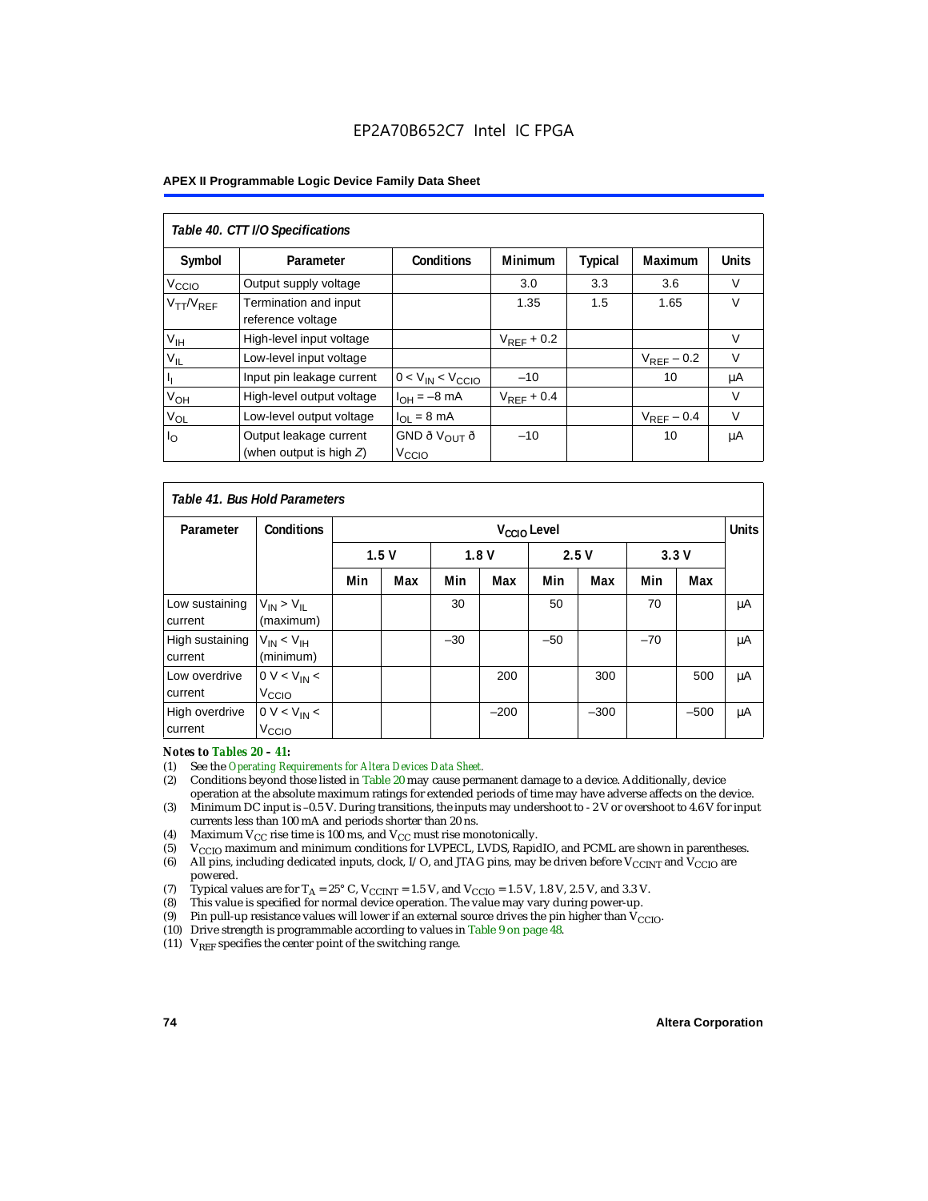# EP2A70B652C7 Intel IC FPGA

**APEX II Programmable Logic Device Family Data Sheet**

*Table 40. CTT I/O Specifications*

| Symbol | Parameter | Conditions | Minimum | Typical | Maximum | Units |
|---|---|---|---|---|---|---|
| $V_{CCIO}$ | Output supply voltage | | 3.0 | 3.3 | 3.6 | V |
| $V_{TT}/V_{REF}$ | Termination and input reference voltage | | 1.35 | 1.5 | 1.65 | V |
| $V_{IH}$ | High-level input voltage | | $V_{REF}$ + 0.2 | | | V |
| $V_{IL}$ | Low-level input voltage | | | | $V_{REF}$ – 0.2 | V |
| $I_I$ | Input pin leakage current | $0 < V_{IN} < V_{CCIO}$ | –10 | | 10 | μA |
| $V_{OH}$ | High-level output voltage | $I_{OH}$ = –8 mA | $V_{REF}$ + 0.4 | | | V |
| $V_{OL}$ | Low-level output voltage | $I_{OL}$ = 8 mA | | | $V_{REF}$ – 0.4 | V |
| $I_O$ | Output leakage current (when output is high *Z*) | GND ð $V_{OUT}$ ð $V_{CCIO}$ | –10 | | 10 | μA |

*Table 41. Bus Hold Parameters*

| Parameter | Conditions | $V_{CCIO}$ Level | | | | | | | | Units |
|---|---|---|---|---|---|---|---|---|---|---|
| | | 1.5 V | | 1.8 V | | 2.5 V | | 3.3 V | | |
| | | Min | Max | Min | Max | Min | Max | Min | Max | |
| Low sustaining current | $V_{IN} > V_{IL}$ (maximum) | | | 30 | | 50 | | 70 | | μA |
| High sustaining current | $V_{IN} < V_{IH}$ (minimum) | | | –30 | | –50 | | –70 | | μA |
| Low overdrive current | $0 V < V_{IN} < V_{CCIO}$ | | | | 200 | | 300 | | 500 | μA |
| High overdrive current | $0 V < V_{IN} < V_{CCIO}$ | | | | –200 | | –300 | | –500 | μA |

***Notes to Tables 20 – 41:***

(1) See the *Operating Requirements for Altera Devices Data Sheet*.
(2) Conditions beyond those listed in Table 20 may cause permanent damage to a device. Additionally, device operation at the absolute maximum ratings for extended periods of time may have adverse affects on the device.
(3) Minimum DC input is –0.5 V. During transitions, the inputs may undershoot to - 2 V or overshoot to 4.6 V for input currents less than 100 mA and periods shorter than 20 ns.
(4) Maximum $V_{CC}$ rise time is 100 ms, and $V_{CC}$ must rise monotonically.
(5) $V_{CCIO}$ maximum and minimum conditions for LVPECL, LVDS, RapidIO, and PCML are shown in parentheses.
(6) All pins, including dedicated inputs, clock, I/O, and JTAG pins, may be driven before $V_{CCINT}$ and $V_{CCIO}$ are powered.
(7) Typical values are for $T_A$ = 25° C, $V_{CCINT}$ = 1.5 V, and $V_{CCIO}$ = 1.5 V, 1.8 V, 2.5 V, and 3.3 V.
(8) This value is specified for normal device operation. The value may vary during power-up.
(9) Pin pull-up resistance values will lower if an external source drives the pin higher than $V_{CCIO}$.
(10) Drive strength is programmable according to values in Table 9 on page 48.
(11) $V_{REF}$ specifies the center point of the switching range.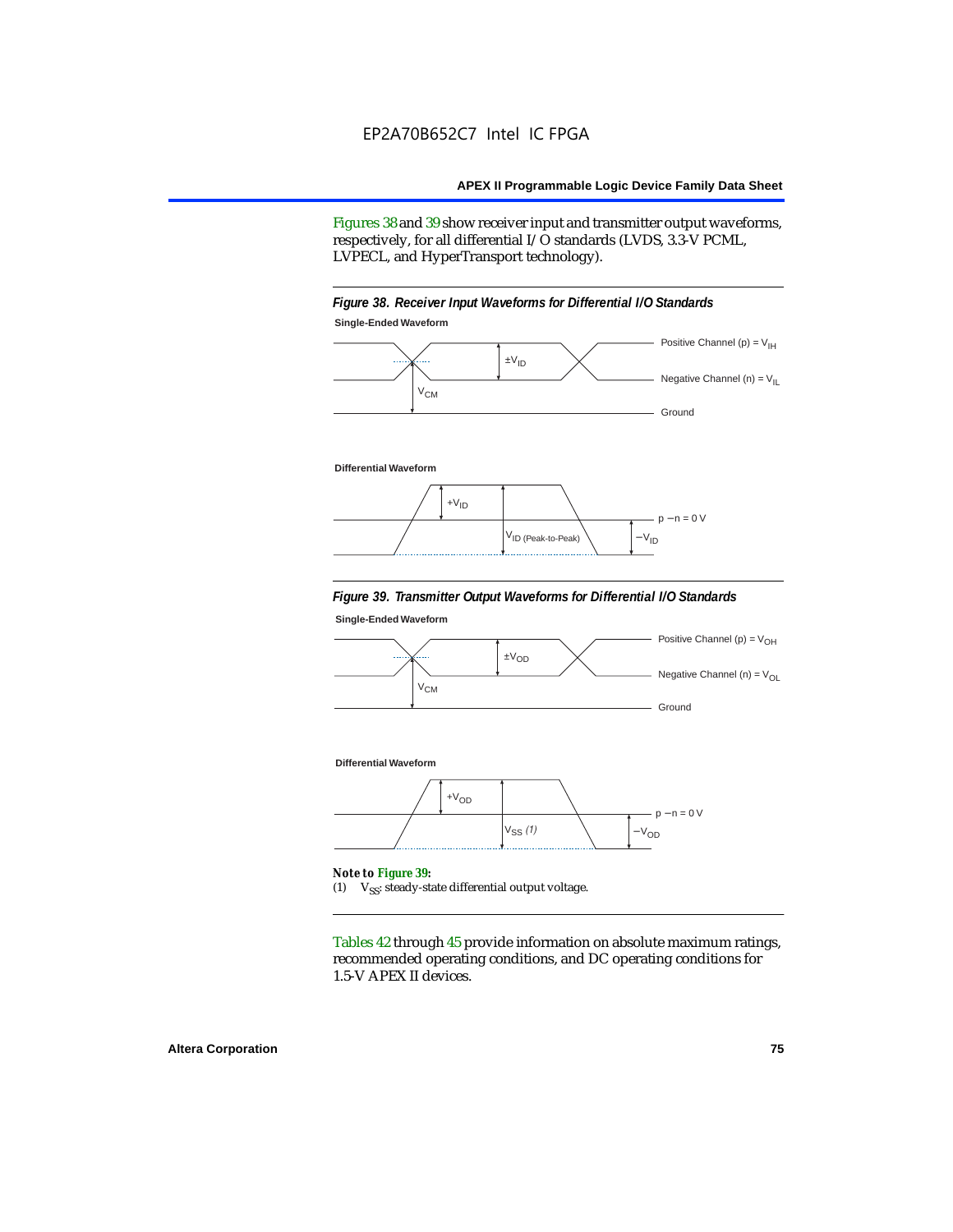Figures 38 and 39 show receiver input and transmitter output waveforms, respectively, for all differential I/O standards (LVDS, 3.3-V PCML, LVPECL, and HyperTransport technology).

*Figure 38. Receiver Input Waveforms for Differential I/O Standards*

**Single-Ended Waveform**

Positive Channel (p) = $V_{IH}$

$\pm V_{ID}$

Negative Channel (n) = $V_{IL}$

$V_{CM}$

Ground

**Differential Waveform**

$+V_{ID}$

p − n = 0 V

$V_{ID\ (Peak\text{-}to\text{-}Peak)}$

$-V_{ID}$

*Figure 39. Transmitter Output Waveforms for Differential I/O Standards*

**Single-Ended Waveform**

Positive Channel (p) = $V_{OH}$

$\pm V_{OD}$

Negative Channel (n) = $V_{OL}$

$V_{CM}$

Ground

**Differential Waveform**

$+V_{OD}$

p − n = 0 V

$V_{SS}$ *(1)*

$-V_{OD}$

***Note to Figure 39:***

(1) $V_{SS}$: steady-state differential output voltage.

Tables 42 through 45 provide information on absolute maximum ratings, recommended operating conditions, and DC operating conditions for 1.5-V APEX II devices.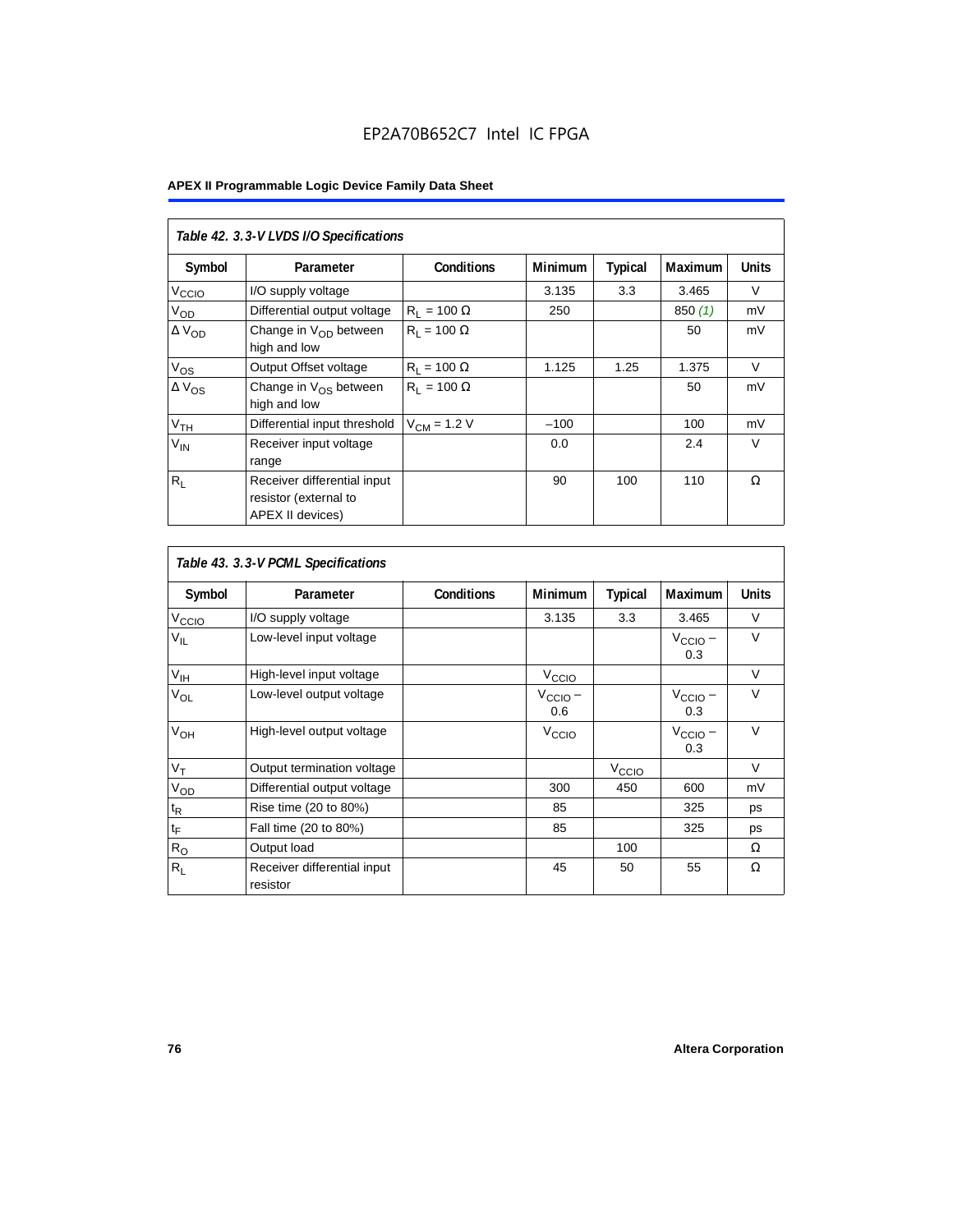EP2A70B652C7 Intel IC FPGA

**APEX II Programmable Logic Device Family Data Sheet**

| *Table 42. 3.3-V LVDS I/O Specifications* | | | | | | |
|---|---|---|---|---|---|---|
| **Symbol** | **Parameter** | **Conditions** | **Minimum** | **Typical** | **Maximum** | **Units** |
| $V_{CCIO}$ | I/O supply voltage | | 3.135 | 3.3 | 3.465 | V |
| $V_{OD}$ | Differential output voltage | $R_L$ = 100 Ω | 250 | | 850 *(1)* | mV |
| $\Delta V_{OD}$ | Change in $V_{OD}$ between high and low | $R_L$ = 100 Ω | | | 50 | mV |
| $V_{OS}$ | Output Offset voltage | $R_L$ = 100 Ω | 1.125 | 1.25 | 1.375 | V |
| $\Delta V_{OS}$ | Change in $V_{OS}$ between high and low | $R_L$ = 100 Ω | | | 50 | mV |
| $V_{TH}$ | Differential input threshold | $V_{CM}$ = 1.2 V | –100 | | 100 | mV |
| $V_{IN}$ | Receiver input voltage range | | 0.0 | | 2.4 | V |
| $R_L$ | Receiver differential input resistor (external to APEX II devices) | | 90 | 100 | 110 | Ω |

| *Table 43. 3.3-V PCML Specifications* | | | | | | |
|---|---|---|---|---|---|---|
| **Symbol** | **Parameter** | **Conditions** | **Minimum** | **Typical** | **Maximum** | **Units** |
| $V_{CCIO}$ | I/O supply voltage | | 3.135 | 3.3 | 3.465 | V |
| $V_{IL}$ | Low-level input voltage | | | | $V_{CCIO}$ – 0.3 | V |
| $V_{IH}$ | High-level input voltage | | $V_{CCIO}$ | | | V |
| $V_{OL}$ | Low-level output voltage | | $V_{CCIO}$ – 0.6 | | $V_{CCIO}$ – 0.3 | V |
| $V_{OH}$ | High-level output voltage | | $V_{CCIO}$ | | $V_{CCIO}$ – 0.3 | V |
| $V_T$ | Output termination voltage | | | $V_{CCIO}$ | | V |
| $V_{OD}$ | Differential output voltage | | 300 | 450 | 600 | mV |
| $t_R$ | Rise time (20 to 80%) | | 85 | | 325 | ps |
| $t_F$ | Fall time (20 to 80%) | | 85 | | 325 | ps |
| $R_O$ | Output load | | | 100 | | Ω |
| $R_L$ | Receiver differential input resistor | | 45 | 50 | 55 | Ω |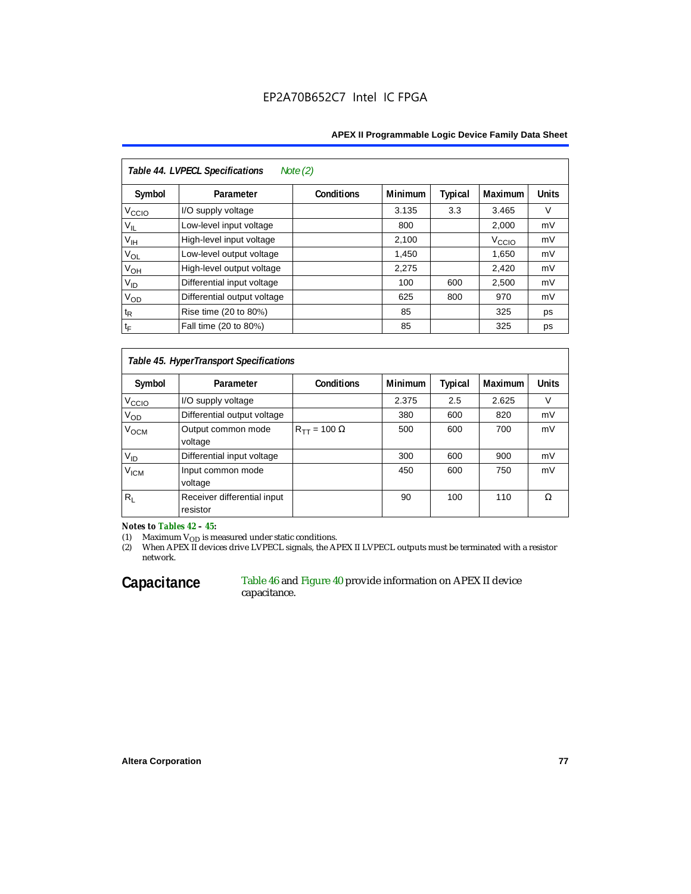**Table 44. LVPECL Specifications** *Note (2)*

| Symbol | Parameter | Conditions | Minimum | Typical | Maximum | Units |
|---|---|---|---|---|---|---|
| $V_{CCIO}$ | I/O supply voltage | | 3.135 | 3.3 | 3.465 | V |
| $V_{IL}$ | Low-level input voltage | | 800 | | 2,000 | mV |
| $V_{IH}$ | High-level input voltage | | 2,100 | | $V_{CCIO}$ | mV |
| $V_{OL}$ | Low-level output voltage | | 1,450 | | 1,650 | mV |
| $V_{OH}$ | High-level output voltage | | 2,275 | | 2,420 | mV |
| $V_{ID}$ | Differential input voltage | | 100 | 600 | 2,500 | mV |
| $V_{OD}$ | Differential output voltage | | 625 | 800 | 970 | mV |
| $t_R$ | Rise time (20 to 80%) | | 85 | | 325 | ps |
| $t_F$ | Fall time (20 to 80%) | | 85 | | 325 | ps |

**Table 45. HyperTransport Specifications**

| Symbol | Parameter | Conditions | Minimum | Typical | Maximum | Units |
|---|---|---|---|---|---|---|
| $V_{CCIO}$ | I/O supply voltage | | 2.375 | 2.5 | 2.625 | V |
| $V_{OD}$ | Differential output voltage | | 380 | 600 | 820 | mV |
| $V_{OCM}$ | Output common mode voltage | $R_{TT}$ = 100 Ω | 500 | 600 | 700 | mV |
| $V_{ID}$ | Differential input voltage | | 300 | 600 | 900 | mV |
| $V_{ICM}$ | Input common mode voltage | | 450 | 600 | 750 | mV |
| $R_L$ | Receiver differential input resistor | | 90 | 100 | 110 | Ω |

*Notes to Tables 42 – 45:*

(1) Maximum $V_{OD}$ is measured under static conditions.

(2) When APEX II devices drive LVPECL signals, the APEX II LVPECL outputs must be terminated with a resistor network.

## Capacitance

Table 46 and Figure 40 provide information on APEX II device capacitance.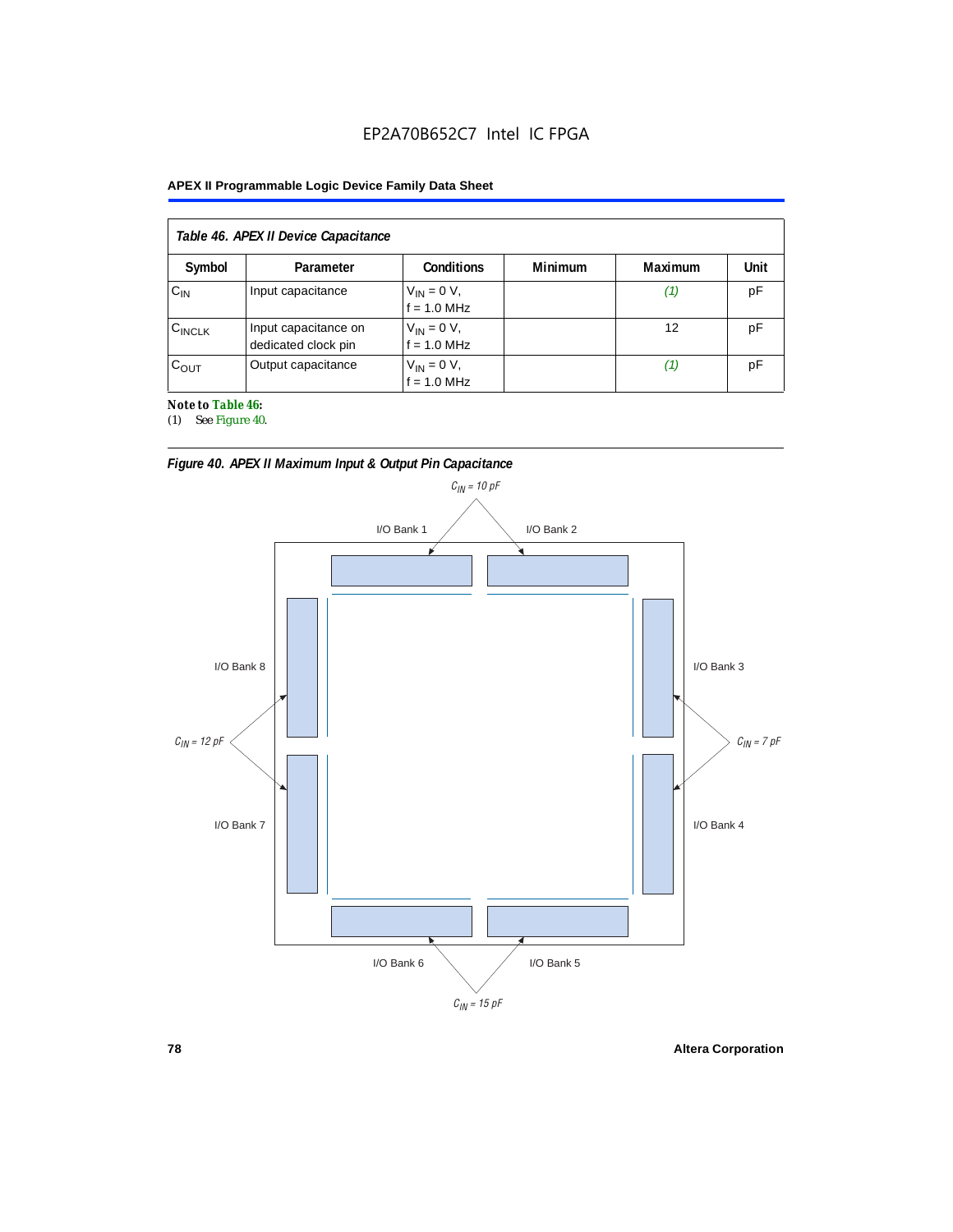| Table 46. APEX II Device Capacitance | | | | | |
|---|---|---|---|---|---|
| Symbol | Parameter | Conditions | Minimum | Maximum | Unit |
| $C_{IN}$ | Input capacitance | $V_{IN}$ = 0 V, f = 1.0 MHz | | *(1)* | pF |
| $C_{INCLK}$ | Input capacitance on dedicated clock pin | $V_{IN}$ = 0 V, f = 1.0 MHz | | 12 | pF |
| $C_{OUT}$ | Output capacitance | $V_{IN}$ = 0 V, f = 1.0 MHz | | *(1)* | pF |

**Note to Table 46:**

(1) See Figure 40.

*Figure 40. APEX II Maximum Input & Output Pin Capacitance*

$C_{IN}$ = 10 pF: I/O Bank 1, I/O Bank 2

$C_{IN}$ = 7 pF: I/O Bank 3, I/O Bank 4

$C_{IN}$ = 15 pF: I/O Bank 5, I/O Bank 6

$C_{IN}$ = 12 pF: I/O Bank 7, I/O Bank 8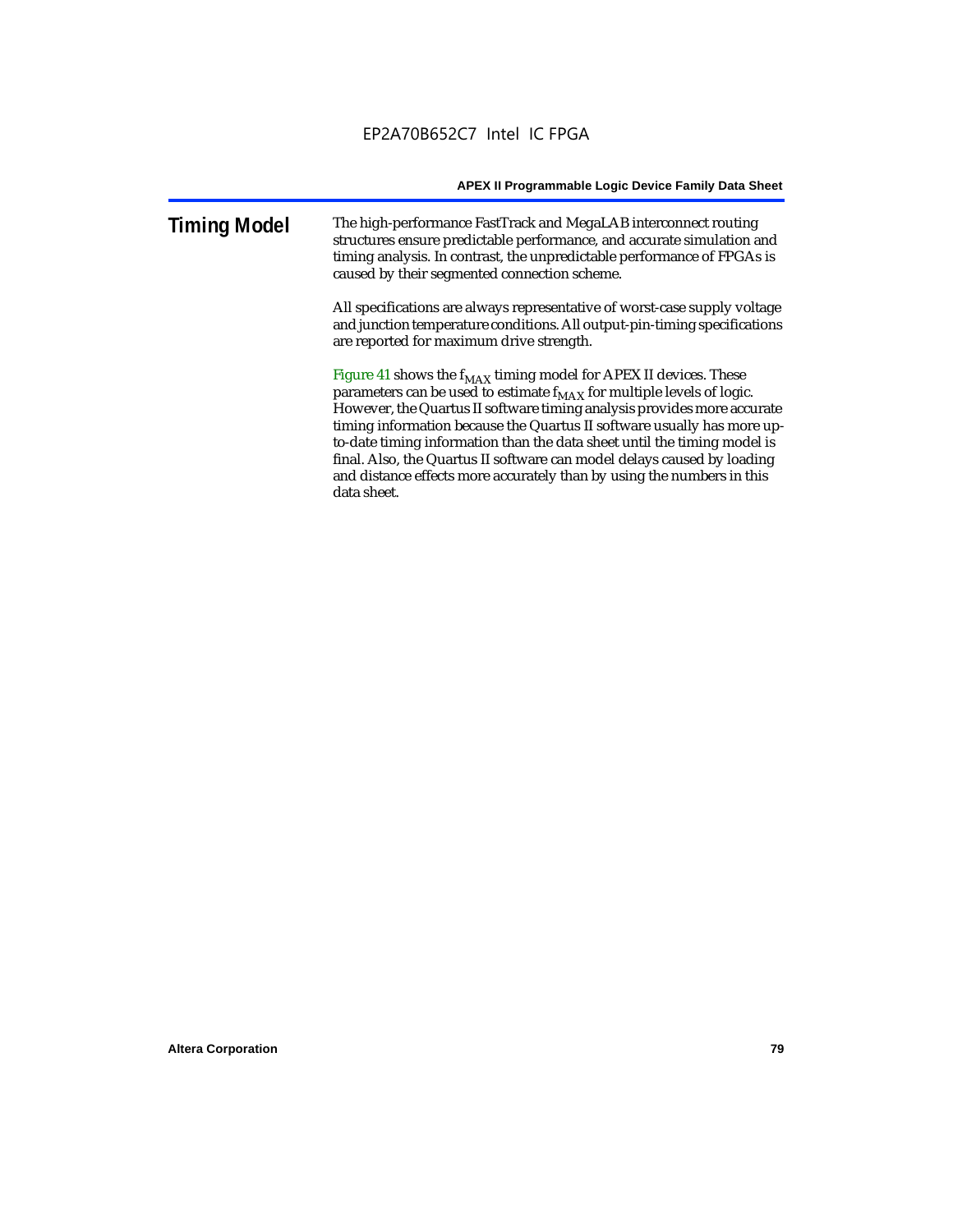## Timing Model

The high-performance FastTrack and MegaLAB interconnect routing structures ensure predictable performance, and accurate simulation and timing analysis. In contrast, the unpredictable performance of FPGAs is caused by their segmented connection scheme.

All specifications are always representative of worst-case supply voltage and junction temperature conditions. All output-pin-timing specifications are reported for maximum drive strength.

Figure 41 shows the $f_{MAX}$ timing model for APEX II devices. These parameters can be used to estimate $f_{MAX}$ for multiple levels of logic. However, the Quartus II software timing analysis provides more accurate timing information because the Quartus II software usually has more up-to-date timing information than the data sheet until the timing model is final. Also, the Quartus II software can model delays caused by loading and distance effects more accurately than by using the numbers in this data sheet.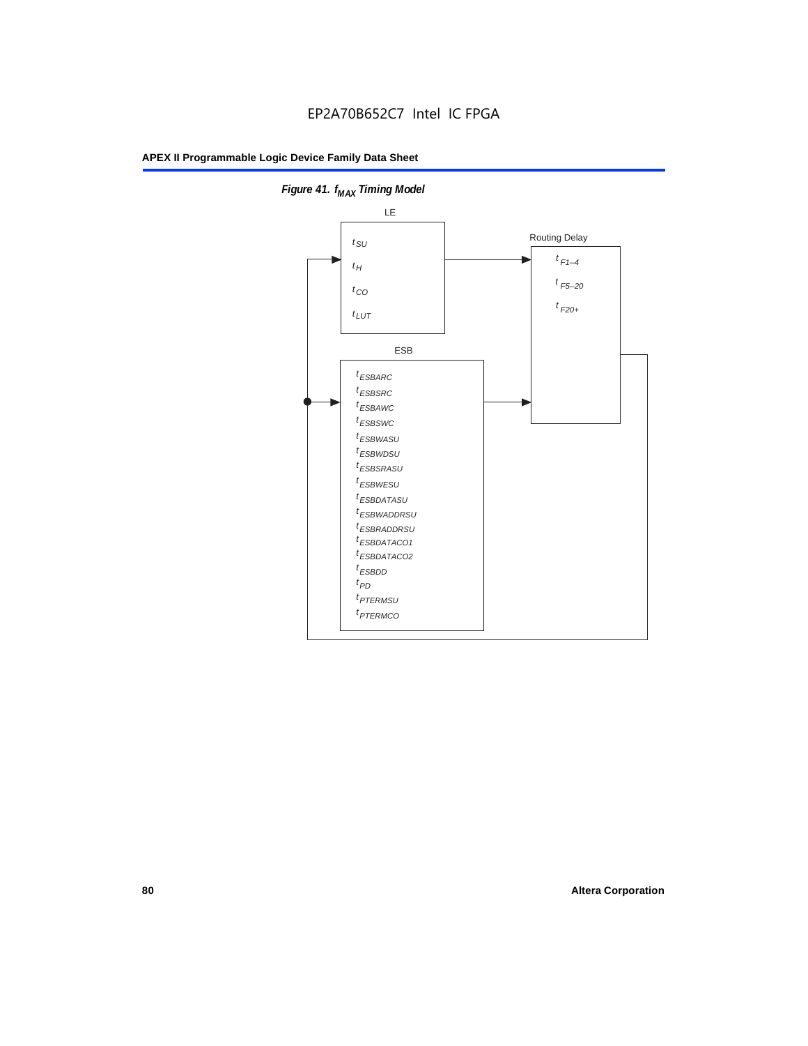*Figure 41. $f_{MAX}$ Timing Model*

LE

$t_{SU}$

$t_{H}$

$t_{CO}$

$t_{LUT}$

Routing Delay

$t_{F1-4}$

$t_{F5-20}$

$t_{F20+}$

ESB

$t_{ESBARC}$

$t_{ESBSRC}$

$t_{ESBAWC}$

$t_{ESBSWC}$

$t_{ESBWASU}$

$t_{ESBWDSU}$

$t_{ESBSRASU}$

$t_{ESBWESU}$

$t_{ESBDATASU}$

$t_{ESBWADDRSU}$

$t_{ESBRADDRSU}$

$t_{ESBDATACO1}$

$t_{ESBDATACO2}$

$t_{ESBDD}$

$t_{PD}$

$t_{PTERMSU}$

$t_{PTERMCO}$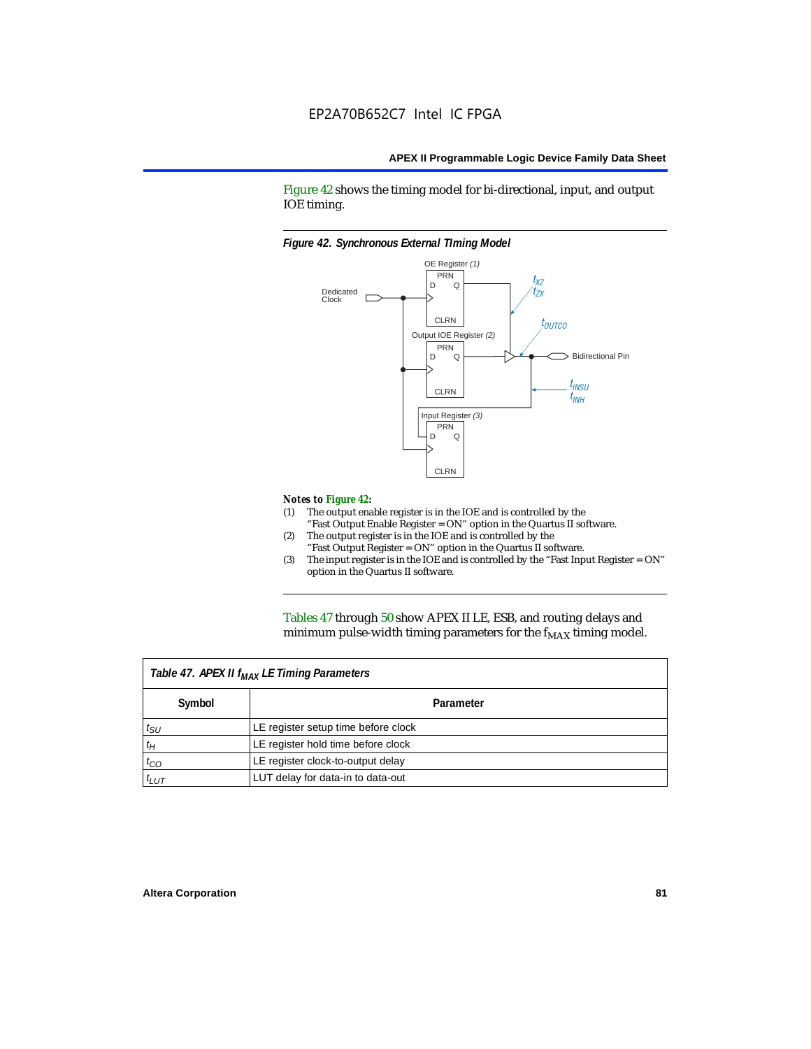Figure 42 shows the timing model for bi-directional, input, and output IOE timing.

*Figure 42. Synchronous External TIming Model*

*Notes to Figure 42:*

(1) The output enable register is in the IOE and is controlled by the "Fast Output Enable Register = ON" option in the Quartus II software.

(2) The output register is in the IOE and is controlled by the "Fast Output Register = ON" option in the Quartus II software.

(3) The input register is in the IOE and is controlled by the "Fast Input Register = ON" option in the Quartus II software.

Tables 47 through 50 show APEX II LE, ESB, and routing delays and minimum pulse-width timing parameters for the $f_{MAX}$ timing model.

*Table 47. APEX II $f_{MAX}$ LE Timing Parameters*

| Symbol | Parameter |
| --- | --- |
| $t_{SU}$ | LE register setup time before clock |
| $t_H$ | LE register hold time before clock |
| $t_{CO}$ | LE register clock-to-output delay |
| $t_{LUT}$ | LUT delay for data-in to data-out |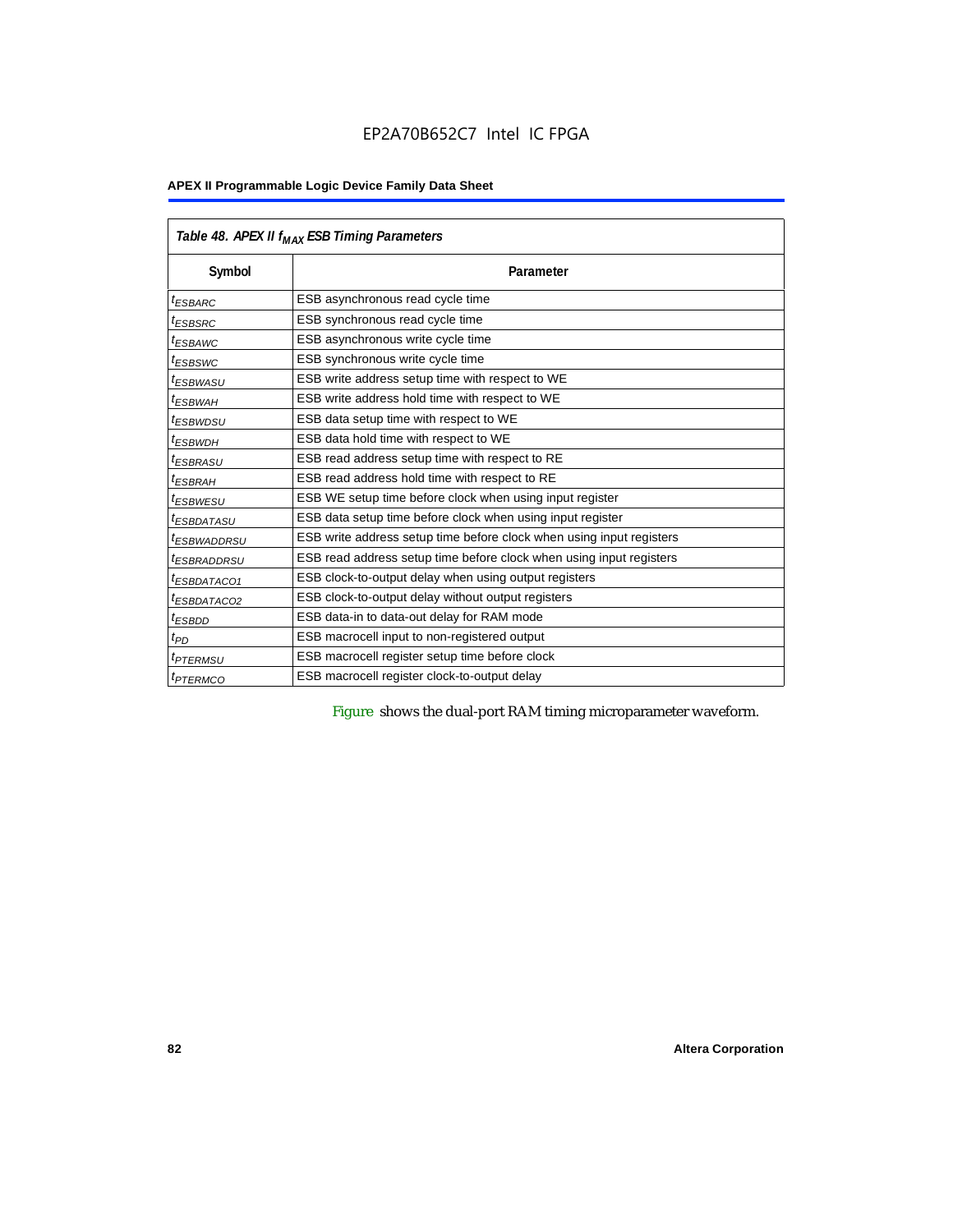| Table 48. APEX II $f_{MAX}$ ESB Timing Parameters | |
|---|---|
| **Symbol** | **Parameter** |
| $t_{ESBARC}$ | ESB asynchronous read cycle time |
| $t_{ESBSRC}$ | ESB synchronous read cycle time |
| $t_{ESBAWC}$ | ESB asynchronous write cycle time |
| $t_{ESBSWC}$ | ESB synchronous write cycle time |
| $t_{ESBWASU}$ | ESB write address setup time with respect to WE |
| $t_{ESBWAH}$ | ESB write address hold time with respect to WE |
| $t_{ESBWDSU}$ | ESB data setup time with respect to WE |
| $t_{ESBWDH}$ | ESB data hold time with respect to WE |
| $t_{ESBRASU}$ | ESB read address setup time with respect to RE |
| $t_{ESBRAH}$ | ESB read address hold time with respect to RE |
| $t_{ESBWESU}$ | ESB WE setup time before clock when using input register |
| $t_{ESBDATASU}$ | ESB data setup time before clock when using input register |
| $t_{ESBWADDRSU}$ | ESB write address setup time before clock when using input registers |
| $t_{ESBRADDRSU}$ | ESB read address setup time before clock when using input registers |
| $t_{ESBDATACO1}$ | ESB clock-to-output delay when using output registers |
| $t_{ESBDATACO2}$ | ESB clock-to-output delay without output registers |
| $t_{ESBDD}$ | ESB data-in to data-out delay for RAM mode |
| $t_{PD}$ | ESB macrocell input to non-registered output |
| $t_{PTERMSU}$ | ESB macrocell register setup time before clock |
| $t_{PTERMCO}$ | ESB macrocell register clock-to-output delay |

Figure shows the dual-port RAM timing microparameter waveform.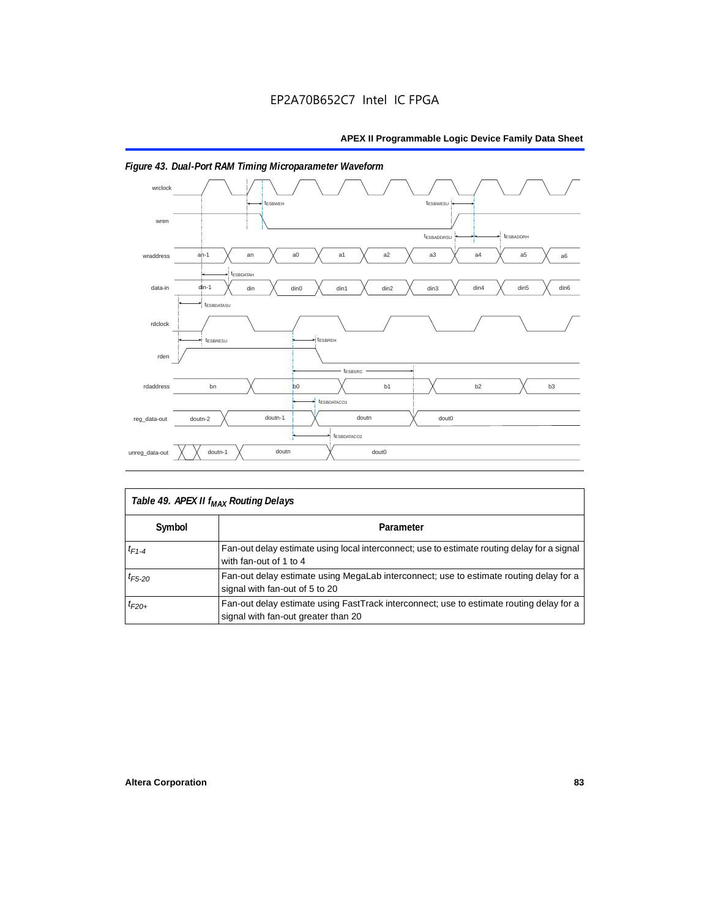*Figure 43. Dual-Port RAM Timing Microparameter Waveform*

| *Table 49. APEX II $f_{MAX}$ Routing Delays* | |
|---|---|
| **Symbol** | **Parameter** |
| $t_{F1-4}$ | Fan-out delay estimate using local interconnect; use to estimate routing delay for a signal with fan-out of 1 to 4 |
| $t_{F5-20}$ | Fan-out delay estimate using MegaLab interconnect; use to estimate routing delay for a signal with fan-out of 5 to 20 |
| $t_{F20+}$ | Fan-out delay estimate using FastTrack interconnect; use to estimate routing delay for a signal with fan-out greater than 20 |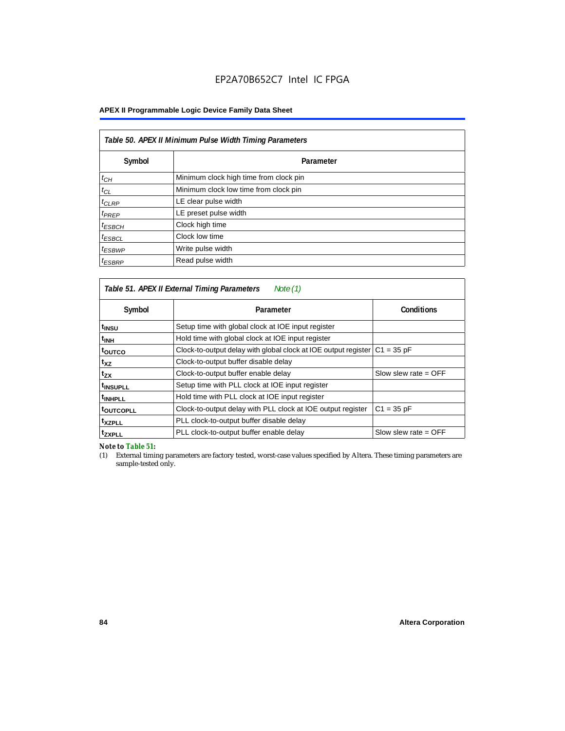**Table 50. APEX II Minimum Pulse Width Timing Parameters**

| Symbol | Parameter |
| --- | --- |
| $t_{CH}$ | Minimum clock high time from clock pin |
| $t_{CL}$ | Minimum clock low time from clock pin |
| $t_{CLRP}$ | LE clear pulse width |
| $t_{PREP}$ | LE preset pulse width |
| $t_{ESBCH}$ | Clock high time |
| $t_{ESBCL}$ | Clock low time |
| $t_{ESBWP}$ | Write pulse width |
| $t_{ESBRP}$ | Read pulse width |

**Table 51. APEX II External Timing Parameters** *Note (1)*

| Symbol | Parameter | Conditions |
| --- | --- | --- |
| $t_{INSU}$ | Setup time with global clock at IOE input register | |
| $t_{INH}$ | Hold time with global clock at IOE input register | |
| $t_{OUTCO}$ | Clock-to-output delay with global clock at IOE output register | C1 = 35 pF |
| $t_{XZ}$ | Clock-to-output buffer disable delay | |
| $t_{ZX}$ | Clock-to-output buffer enable delay | Slow slew rate = OFF |
| $t_{INSUPLL}$ | Setup time with PLL clock at IOE input register | |
| $t_{INHPLL}$ | Hold time with PLL clock at IOE input register | |
| $t_{OUTCOPLL}$ | Clock-to-output delay with PLL clock at IOE output register | C1 = 35 pF |
| $t_{XZPLL}$ | PLL clock-to-output buffer disable delay | |
| $t_{ZXPLL}$ | PLL clock-to-output buffer enable delay | Slow slew rate = OFF |

***Note to Table 51:***

(1) External timing parameters are factory tested, worst-case values specified by Altera. These timing parameters are sample-tested only.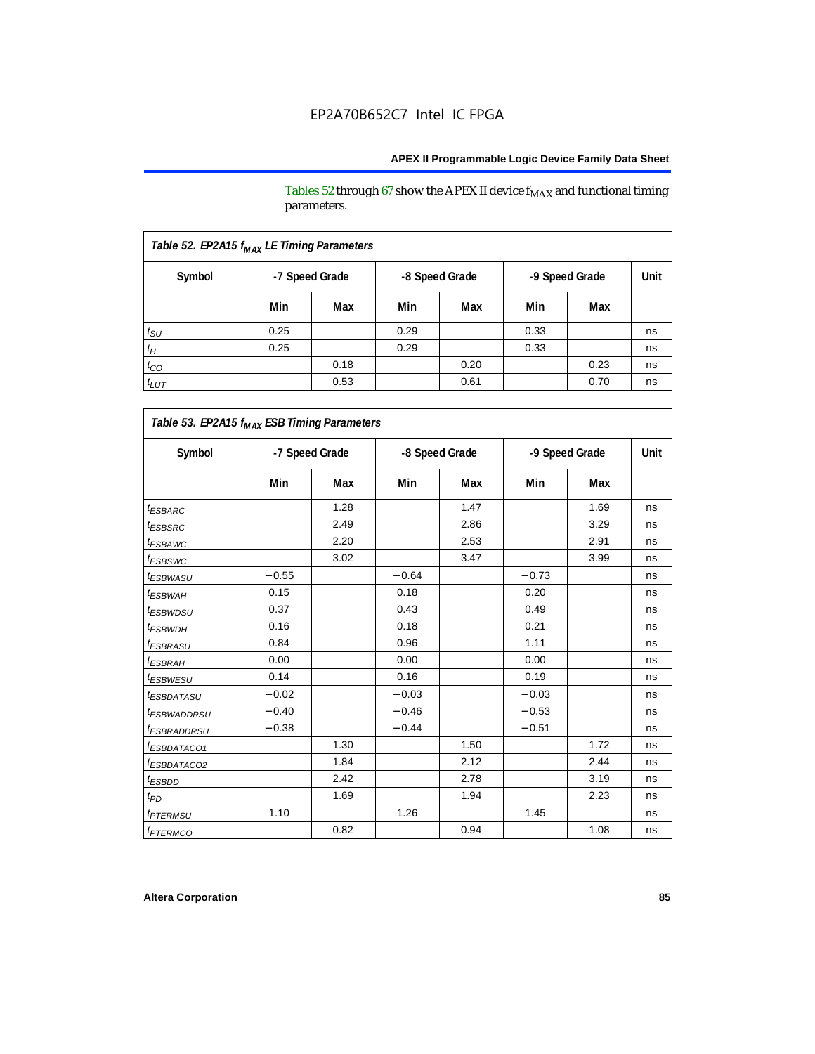Tables 52 through 67 show the APEX II device $f_{MAX}$ and functional timing parameters.

| Table 52. EP2A15 $f_{MAX}$ LE Timing Parameters | | | | | | | |
|---|---|---|---|---|---|---|---|
| Symbol | -7 Speed Grade | | -8 Speed Grade | | -9 Speed Grade | | Unit |
| | Min | Max | Min | Max | Min | Max | |
| $t_{SU}$ | 0.25 | | 0.29 | | 0.33 | | ns |
| $t_{H}$ | 0.25 | | 0.29 | | 0.33 | | ns |
| $t_{CO}$ | | 0.18 | | 0.20 | | 0.23 | ns |
| $t_{LUT}$ | | 0.53 | | 0.61 | | 0.70 | ns |

| Table 53. EP2A15 $f_{MAX}$ ESB Timing Parameters | | | | | | | |
|---|---|---|---|---|---|---|---|
| Symbol | -7 Speed Grade | | -8 Speed Grade | | -9 Speed Grade | | Unit |
| | Min | Max | Min | Max | Min | Max | |
| $t_{ESBARC}$ | | 1.28 | | 1.47 | | 1.69 | ns |
| $t_{ESBSRC}$ | | 2.49 | | 2.86 | | 3.29 | ns |
| $t_{ESBAWC}$ | | 2.20 | | 2.53 | | 2.91 | ns |
| $t_{ESBSWC}$ | | 3.02 | | 3.47 | | 3.99 | ns |
| $t_{ESBWASU}$ | −0.55 | | −0.64 | | −0.73 | | ns |
| $t_{ESBWAH}$ | 0.15 | | 0.18 | | 0.20 | | ns |
| $t_{ESBWDSU}$ | 0.37 | | 0.43 | | 0.49 | | ns |
| $t_{ESBWDH}$ | 0.16 | | 0.18 | | 0.21 | | ns |
| $t_{ESBRASU}$ | 0.84 | | 0.96 | | 1.11 | | ns |
| $t_{ESBRAH}$ | 0.00 | | 0.00 | | 0.00 | | ns |
| $t_{ESBWESU}$ | 0.14 | | 0.16 | | 0.19 | | ns |
| $t_{ESBDATASU}$ | −0.02 | | −0.03 | | −0.03 | | ns |
| $t_{ESBWADDRSU}$ | −0.40 | | −0.46 | | −0.53 | | ns |
| $t_{ESBRADDRSU}$ | −0.38 | | −0.44 | | −0.51 | | ns |
| $t_{ESBDATACO1}$ | | 1.30 | | 1.50 | | 1.72 | ns |
| $t_{ESBDATACO2}$ | | 1.84 | | 2.12 | | 2.44 | ns |
| $t_{ESBDD}$ | | 2.42 | | 2.78 | | 3.19 | ns |
| $t_{PD}$ | | 1.69 | | 1.94 | | 2.23 | ns |
| $t_{PTERMSU}$ | 1.10 | | 1.26 | | 1.45 | | ns |
| $t_{PTERMCO}$ | | 0.82 | | 0.94 | | 1.08 | ns |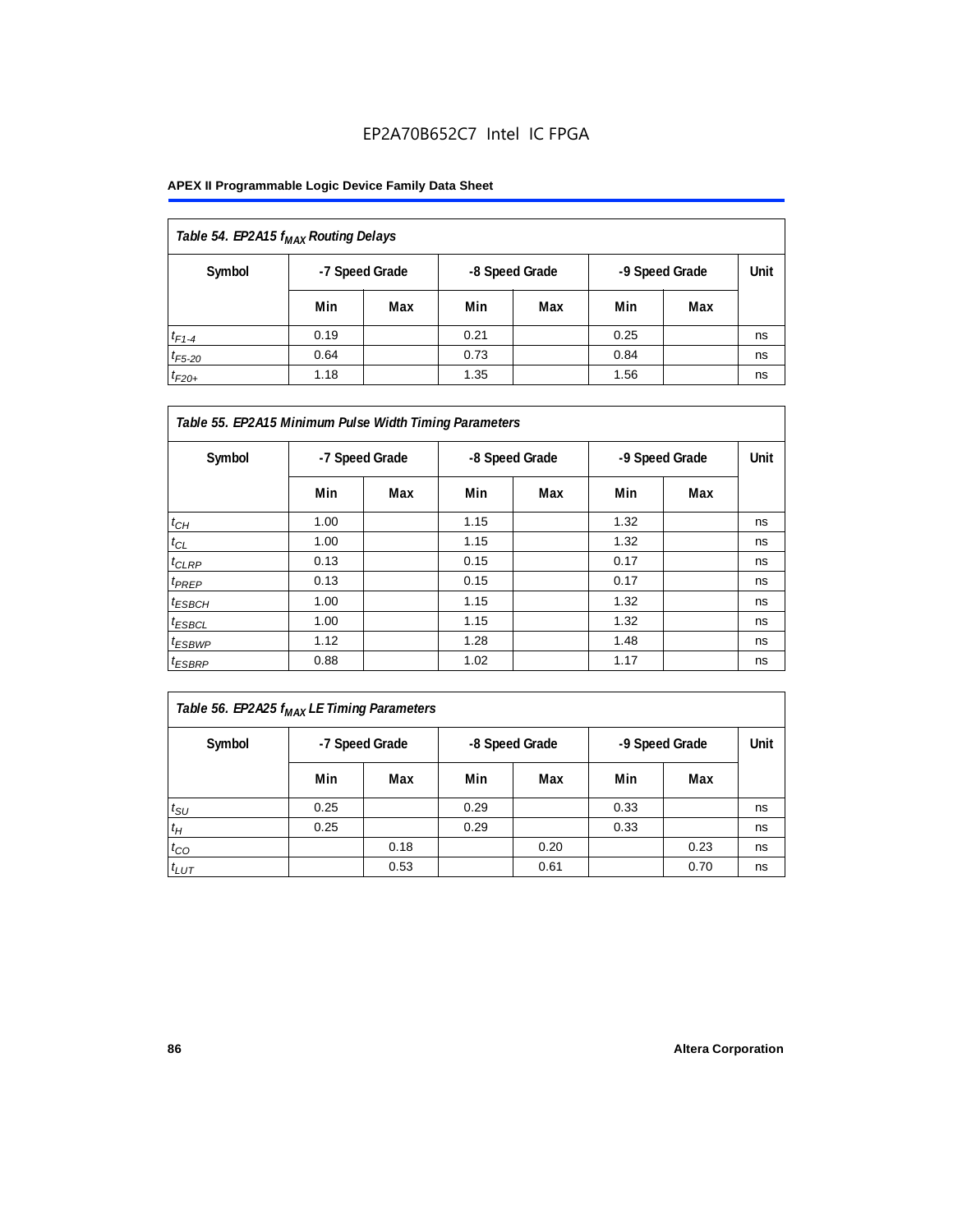**Table 54. EP2A15 $f_{MAX}$ Routing Delays**

| Symbol | -7 Speed Grade | | -8 Speed Grade | | -9 Speed Grade | | Unit |
|---|---|---|---|---|---|---|---|
| | Min | Max | Min | Max | Min | Max | |
| $t_{F1-4}$ | 0.19 | | 0.21 | | 0.25 | | ns |
| $t_{F5-20}$ | 0.64 | | 0.73 | | 0.84 | | ns |
| $t_{F20+}$ | 1.18 | | 1.35 | | 1.56 | | ns |

**Table 55. EP2A15 Minimum Pulse Width Timing Parameters**

| Symbol | -7 Speed Grade | | -8 Speed Grade | | -9 Speed Grade | | Unit |
|---|---|---|---|---|---|---|---|
| | Min | Max | Min | Max | Min | Max | |
| $t_{CH}$ | 1.00 | | 1.15 | | 1.32 | | ns |
| $t_{CL}$ | 1.00 | | 1.15 | | 1.32 | | ns |
| $t_{CLRP}$ | 0.13 | | 0.15 | | 0.17 | | ns |
| $t_{PREP}$ | 0.13 | | 0.15 | | 0.17 | | ns |
| $t_{ESBCH}$ | 1.00 | | 1.15 | | 1.32 | | ns |
| $t_{ESBCL}$ | 1.00 | | 1.15 | | 1.32 | | ns |
| $t_{ESBWP}$ | 1.12 | | 1.28 | | 1.48 | | ns |
| $t_{ESBRP}$ | 0.88 | | 1.02 | | 1.17 | | ns |

**Table 56. EP2A25 $f_{MAX}$ LE Timing Parameters**

| Symbol | -7 Speed Grade | | -8 Speed Grade | | -9 Speed Grade | | Unit |
|---|---|---|---|---|---|---|---|
| | Min | Max | Min | Max | Min | Max | |
| $t_{SU}$ | 0.25 | | 0.29 | | 0.33 | | ns |
| $t_{H}$ | 0.25 | | 0.29 | | 0.33 | | ns |
| $t_{CO}$ | | 0.18 | | 0.20 | | 0.23 | ns |
| $t_{LUT}$ | | 0.53 | | 0.61 | | 0.70 | ns |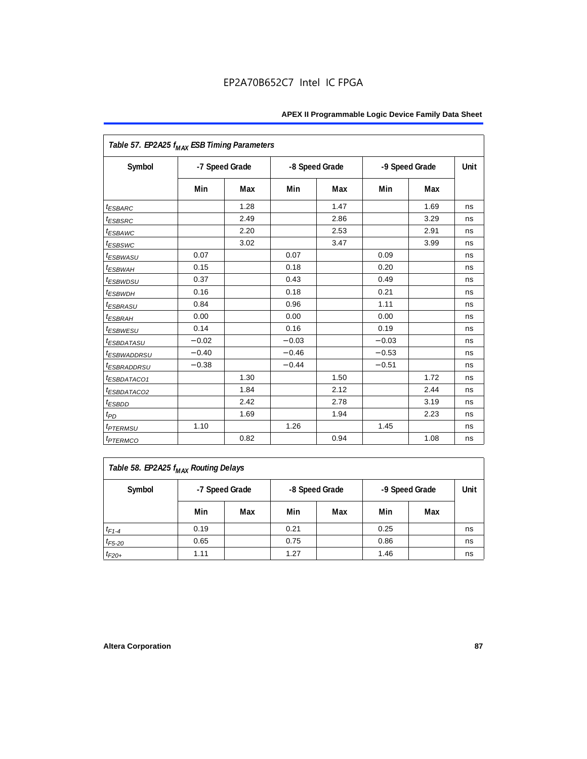| Table 57. EP2A25 $f_{MAX}$ ESB Timing Parameters | | | | | | | |
|---|---|---|---|---|---|---|---|
| Symbol | -7 Speed Grade | | -8 Speed Grade | | -9 Speed Grade | | Unit |
| | Min | Max | Min | Max | Min | Max | |
| $t_{ESBARC}$ | | 1.28 | | 1.47 | | 1.69 | ns |
| $t_{ESBSRC}$ | | 2.49 | | 2.86 | | 3.29 | ns |
| $t_{ESBAWC}$ | | 2.20 | | 2.53 | | 2.91 | ns |
| $t_{ESBSWC}$ | | 3.02 | | 3.47 | | 3.99 | ns |
| $t_{ESBWASU}$ | 0.07 | | 0.07 | | 0.09 | | ns |
| $t_{ESBWAH}$ | 0.15 | | 0.18 | | 0.20 | | ns |
| $t_{ESBWDSU}$ | 0.37 | | 0.43 | | 0.49 | | ns |
| $t_{ESBWDH}$ | 0.16 | | 0.18 | | 0.21 | | ns |
| $t_{ESBRASU}$ | 0.84 | | 0.96 | | 1.11 | | ns |
| $t_{ESBRAH}$ | 0.00 | | 0.00 | | 0.00 | | ns |
| $t_{ESBWESU}$ | 0.14 | | 0.16 | | 0.19 | | ns |
| $t_{ESBDATASU}$ | −0.02 | | −0.03 | | −0.03 | | ns |
| $t_{ESBWADDRSU}$ | −0.40 | | −0.46 | | −0.53 | | ns |
| $t_{ESBRADDRSU}$ | −0.38 | | −0.44 | | −0.51 | | ns |
| $t_{ESBDATACO1}$ | | 1.30 | | 1.50 | | 1.72 | ns |
| $t_{ESBDATACO2}$ | | 1.84 | | 2.12 | | 2.44 | ns |
| $t_{ESBDD}$ | | 2.42 | | 2.78 | | 3.19 | ns |
| $t_{PD}$ | | 1.69 | | 1.94 | | 2.23 | ns |
| $t_{PTERMSU}$ | 1.10 | | 1.26 | | 1.45 | | ns |
| $t_{PTERMCO}$ | | 0.82 | | 0.94 | | 1.08 | ns |

| Table 58. EP2A25 $f_{MAX}$ Routing Delays | | | | | | | |
|---|---|---|---|---|---|---|---|
| Symbol | -7 Speed Grade | | -8 Speed Grade | | -9 Speed Grade | | Unit |
| | Min | Max | Min | Max | Min | Max | |
| $t_{F1-4}$ | 0.19 | | 0.21 | | 0.25 | | ns |
| $t_{F5-20}$ | 0.65 | | 0.75 | | 0.86 | | ns |
| $t_{F20+}$ | 1.11 | | 1.27 | | 1.46 | | ns |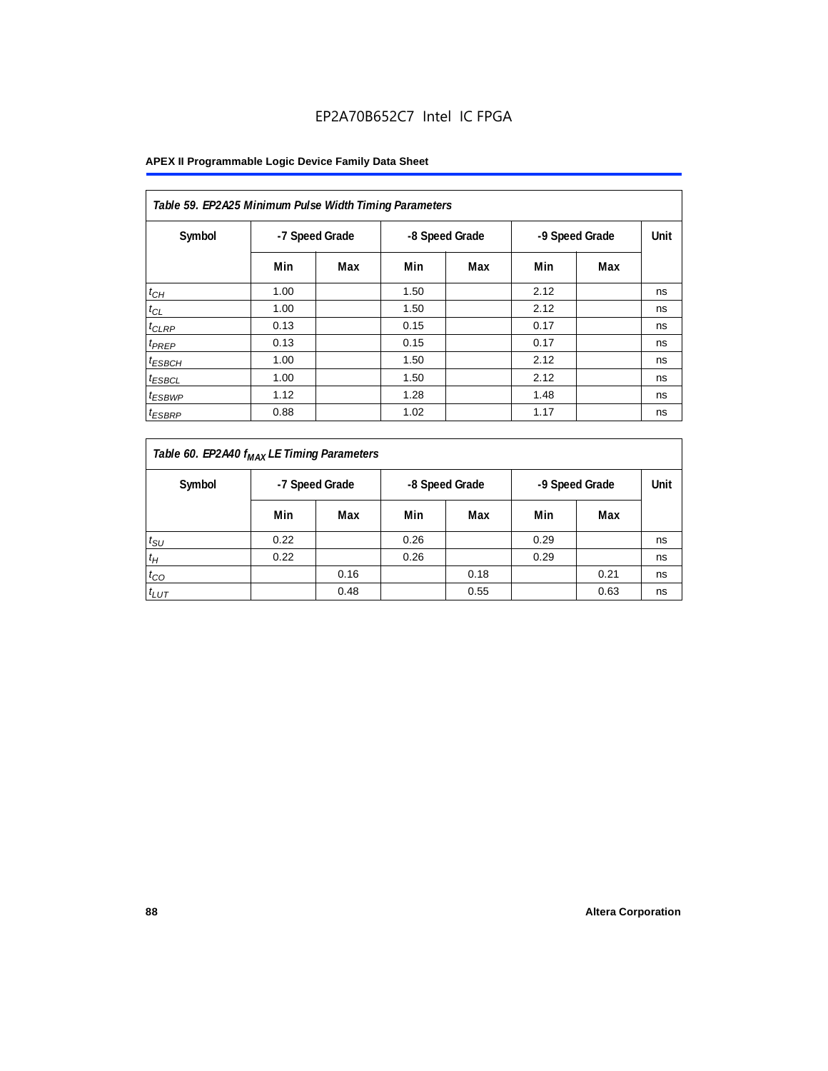**Table 59. EP2A25 Minimum Pulse Width Timing Parameters**

| Symbol | -7 Speed Grade | | -8 Speed Grade | | -9 Speed Grade | | Unit |
|---|---|---|---|---|---|---|---|
| | Min | Max | Min | Max | Min | Max | |
| $t_{CH}$ | 1.00 | | 1.50 | | 2.12 | | ns |
| $t_{CL}$ | 1.00 | | 1.50 | | 2.12 | | ns |
| $t_{CLRP}$ | 0.13 | | 0.15 | | 0.17 | | ns |
| $t_{PREP}$ | 0.13 | | 0.15 | | 0.17 | | ns |
| $t_{ESBCH}$ | 1.00 | | 1.50 | | 2.12 | | ns |
| $t_{ESBCL}$ | 1.00 | | 1.50 | | 2.12 | | ns |
| $t_{ESBWP}$ | 1.12 | | 1.28 | | 1.48 | | ns |
| $t_{ESBRP}$ | 0.88 | | 1.02 | | 1.17 | | ns |

**Table 60. EP2A40 $f_{MAX}$ LE Timing Parameters**

| Symbol | -7 Speed Grade | | -8 Speed Grade | | -9 Speed Grade | | Unit |
|---|---|---|---|---|---|---|---|
| | Min | Max | Min | Max | Min | Max | |
| $t_{SU}$ | 0.22 | | 0.26 | | 0.29 | | ns |
| $t_{H}$ | 0.22 | | 0.26 | | 0.29 | | ns |
| $t_{CO}$ | | 0.16 | | 0.18 | | 0.21 | ns |
| $t_{LUT}$ | | 0.48 | | 0.55 | | 0.63 | ns |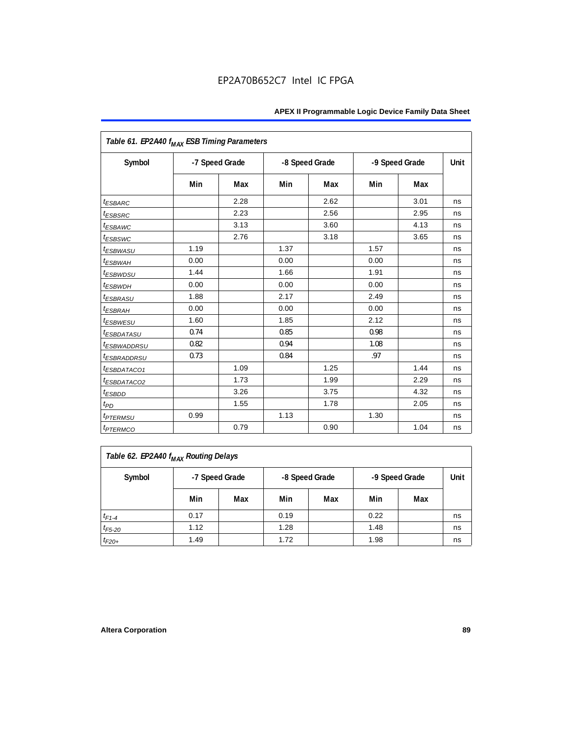| Table 61. EP2A40 $f_{MAX}$ ESB Timing Parameters | | | | | | | |
|---|---|---|---|---|---|---|---|
| Symbol | -7 Speed Grade | | -8 Speed Grade | | -9 Speed Grade | | Unit |
| | Min | Max | Min | Max | Min | Max | |
| $t_{ESBARC}$ | | 2.28 | | 2.62 | | 3.01 | ns |
| $t_{ESBSRC}$ | | 2.23 | | 2.56 | | 2.95 | ns |
| $t_{ESBAWC}$ | | 3.13 | | 3.60 | | 4.13 | ns |
| $t_{ESBSWC}$ | | 2.76 | | 3.18 | | 3.65 | ns |
| $t_{ESBWASU}$ | 1.19 | | 1.37 | | 1.57 | | ns |
| $t_{ESBWAH}$ | 0.00 | | 0.00 | | 0.00 | | ns |
| $t_{ESBWDSU}$ | 1.44 | | 1.66 | | 1.91 | | ns |
| $t_{ESBWDH}$ | 0.00 | | 0.00 | | 0.00 | | ns |
| $t_{ESBRASU}$ | 1.88 | | 2.17 | | 2.49 | | ns |
| $t_{ESBRAH}$ | 0.00 | | 0.00 | | 0.00 | | ns |
| $t_{ESBWESU}$ | 1.60 | | 1.85 | | 2.12 | | ns |
| $t_{ESBDATASU}$ | 0.74 | | 0.85 | | 0.98 | | ns |
| $t_{ESBWADDRSU}$ | 0.82 | | 0.94 | | 1.08 | | ns |
| $t_{ESBRADDRSU}$ | 0.73 | | 0.84 | | .97 | | ns |
| $t_{ESBDATACO1}$ | | 1.09 | | 1.25 | | 1.44 | ns |
| $t_{ESBDATACO2}$ | | 1.73 | | 1.99 | | 2.29 | ns |
| $t_{ESBDD}$ | | 3.26 | | 3.75 | | 4.32 | ns |
| $t_{PD}$ | | 1.55 | | 1.78 | | 2.05 | ns |
| $t_{PTERMSU}$ | 0.99 | | 1.13 | | 1.30 | | ns |
| $t_{PTERMCO}$ | | 0.79 | | 0.90 | | 1.04 | ns |

| Table 62. EP2A40 $f_{MAX}$ Routing Delays | | | | | | | |
|---|---|---|---|---|---|---|---|
| Symbol | -7 Speed Grade | | -8 Speed Grade | | -9 Speed Grade | | Unit |
| | Min | Max | Min | Max | Min | Max | |
| $t_{F1-4}$ | 0.17 | | 0.19 | | 0.22 | | ns |
| $t_{F5-20}$ | 1.12 | | 1.28 | | 1.48 | | ns |
| $t_{F20+}$ | 1.49 | | 1.72 | | 1.98 | | ns |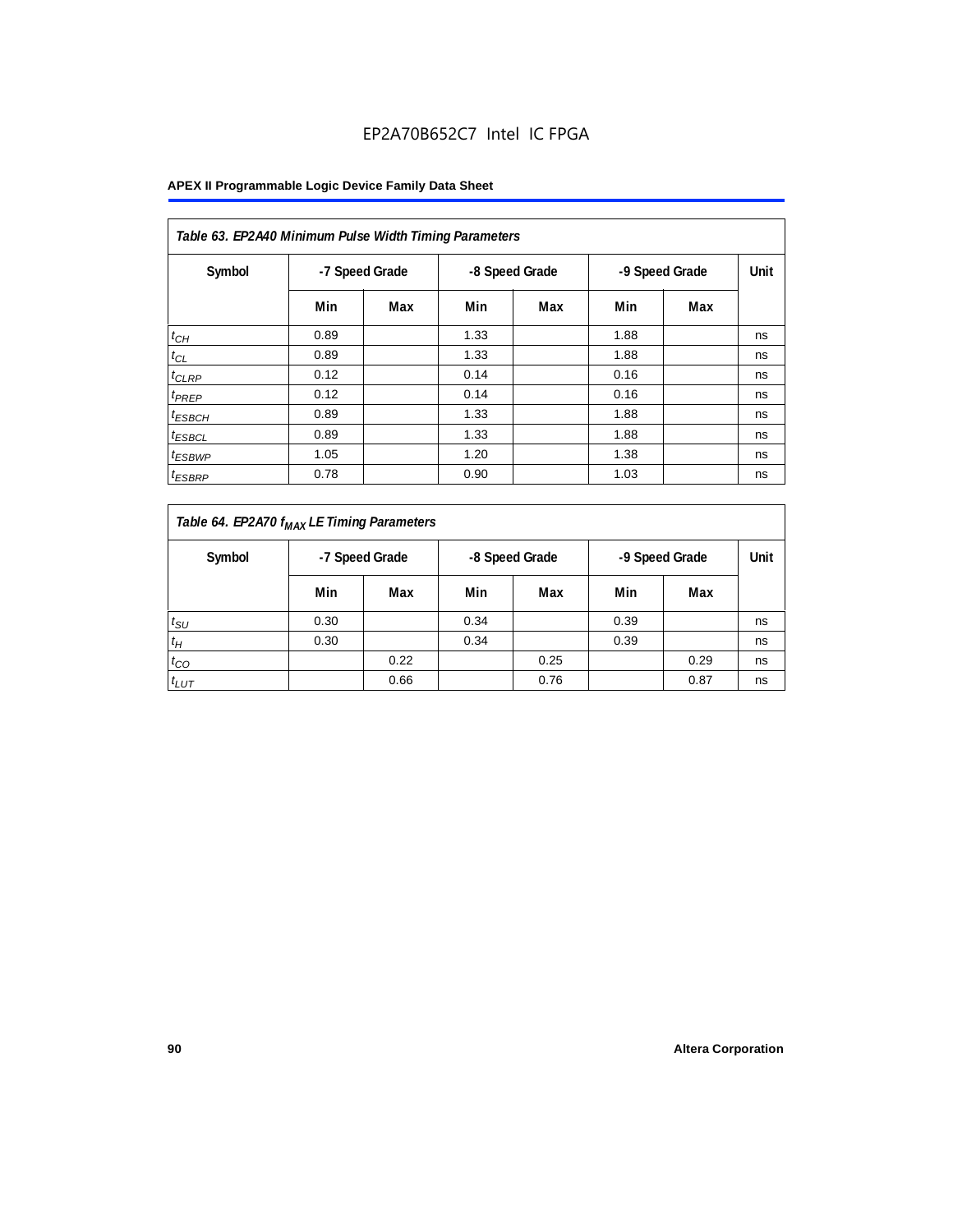**Table 63. EP2A40 Minimum Pulse Width Timing Parameters**

| Symbol | -7 Speed Grade | | -8 Speed Grade | | -9 Speed Grade | | Unit |
|---|---|---|---|---|---|---|---|
| | Min | Max | Min | Max | Min | Max | |
| $t_{CH}$ | 0.89 | | 1.33 | | 1.88 | | ns |
| $t_{CL}$ | 0.89 | | 1.33 | | 1.88 | | ns |
| $t_{CLRP}$ | 0.12 | | 0.14 | | 0.16 | | ns |
| $t_{PREP}$ | 0.12 | | 0.14 | | 0.16 | | ns |
| $t_{ESBCH}$ | 0.89 | | 1.33 | | 1.88 | | ns |
| $t_{ESBCL}$ | 0.89 | | 1.33 | | 1.88 | | ns |
| $t_{ESBWP}$ | 1.05 | | 1.20 | | 1.38 | | ns |
| $t_{ESBRP}$ | 0.78 | | 0.90 | | 1.03 | | ns |

**Table 64. EP2A70 $f_{MAX}$ LE Timing Parameters**

| Symbol | -7 Speed Grade | | -8 Speed Grade | | -9 Speed Grade | | Unit |
|---|---|---|---|---|---|---|---|
| | Min | Max | Min | Max | Min | Max | |
| $t_{SU}$ | 0.30 | | 0.34 | | 0.39 | | ns |
| $t_{H}$ | 0.30 | | 0.34 | | 0.39 | | ns |
| $t_{CO}$ | | 0.22 | | 0.25 | | 0.29 | ns |
| $t_{LUT}$ | | 0.66 | | 0.76 | | 0.87 | ns |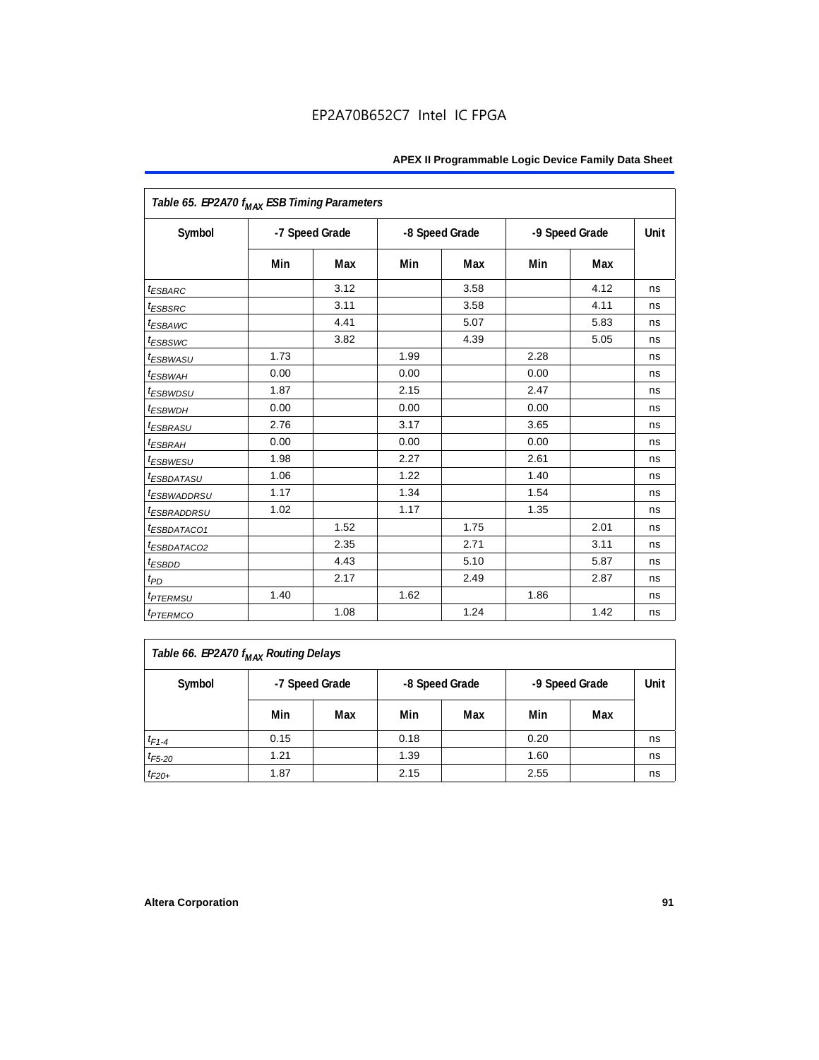| Table 65. EP2A70 $f_{MAX}$ ESB Timing Parameters | | | | | | | |
|---|---|---|---|---|---|---|---|
| Symbol | -7 Speed Grade | | -8 Speed Grade | | -9 Speed Grade | | Unit |
| | Min | Max | Min | Max | Min | Max | |
| $t_{ESBARC}$ | | 3.12 | | 3.58 | | 4.12 | ns |
| $t_{ESBSRC}$ | | 3.11 | | 3.58 | | 4.11 | ns |
| $t_{ESBAWC}$ | | 4.41 | | 5.07 | | 5.83 | ns |
| $t_{ESBSWC}$ | | 3.82 | | 4.39 | | 5.05 | ns |
| $t_{ESBWASU}$ | 1.73 | | 1.99 | | 2.28 | | ns |
| $t_{ESBWAH}$ | 0.00 | | 0.00 | | 0.00 | | ns |
| $t_{ESBWDSU}$ | 1.87 | | 2.15 | | 2.47 | | ns |
| $t_{ESBWDH}$ | 0.00 | | 0.00 | | 0.00 | | ns |
| $t_{ESBRASU}$ | 2.76 | | 3.17 | | 3.65 | | ns |
| $t_{ESBRAH}$ | 0.00 | | 0.00 | | 0.00 | | ns |
| $t_{ESBWESU}$ | 1.98 | | 2.27 | | 2.61 | | ns |
| $t_{ESBDATASU}$ | 1.06 | | 1.22 | | 1.40 | | ns |
| $t_{ESBWADDRSU}$ | 1.17 | | 1.34 | | 1.54 | | ns |
| $t_{ESBRADDRSU}$ | 1.02 | | 1.17 | | 1.35 | | ns |
| $t_{ESBDATACO1}$ | | 1.52 | | 1.75 | | 2.01 | ns |
| $t_{ESBDATACO2}$ | | 2.35 | | 2.71 | | 3.11 | ns |
| $t_{ESBDD}$ | | 4.43 | | 5.10 | | 5.87 | ns |
| $t_{PD}$ | | 2.17 | | 2.49 | | 2.87 | ns |
| $t_{PTERMSU}$ | 1.40 | | 1.62 | | 1.86 | | ns |
| $t_{PTERMCO}$ | | 1.08 | | 1.24 | | 1.42 | ns |

| Table 66. EP2A70 $f_{MAX}$ Routing Delays | | | | | | | |
|---|---|---|---|---|---|---|---|
| Symbol | -7 Speed Grade | | -8 Speed Grade | | -9 Speed Grade | | Unit |
| | Min | Max | Min | Max | Min | Max | |
| $t_{F1-4}$ | 0.15 | | 0.18 | | 0.20 | | ns |
| $t_{F5-20}$ | 1.21 | | 1.39 | | 1.60 | | ns |
| $t_{F20+}$ | 1.87 | | 2.15 | | 2.55 | | ns |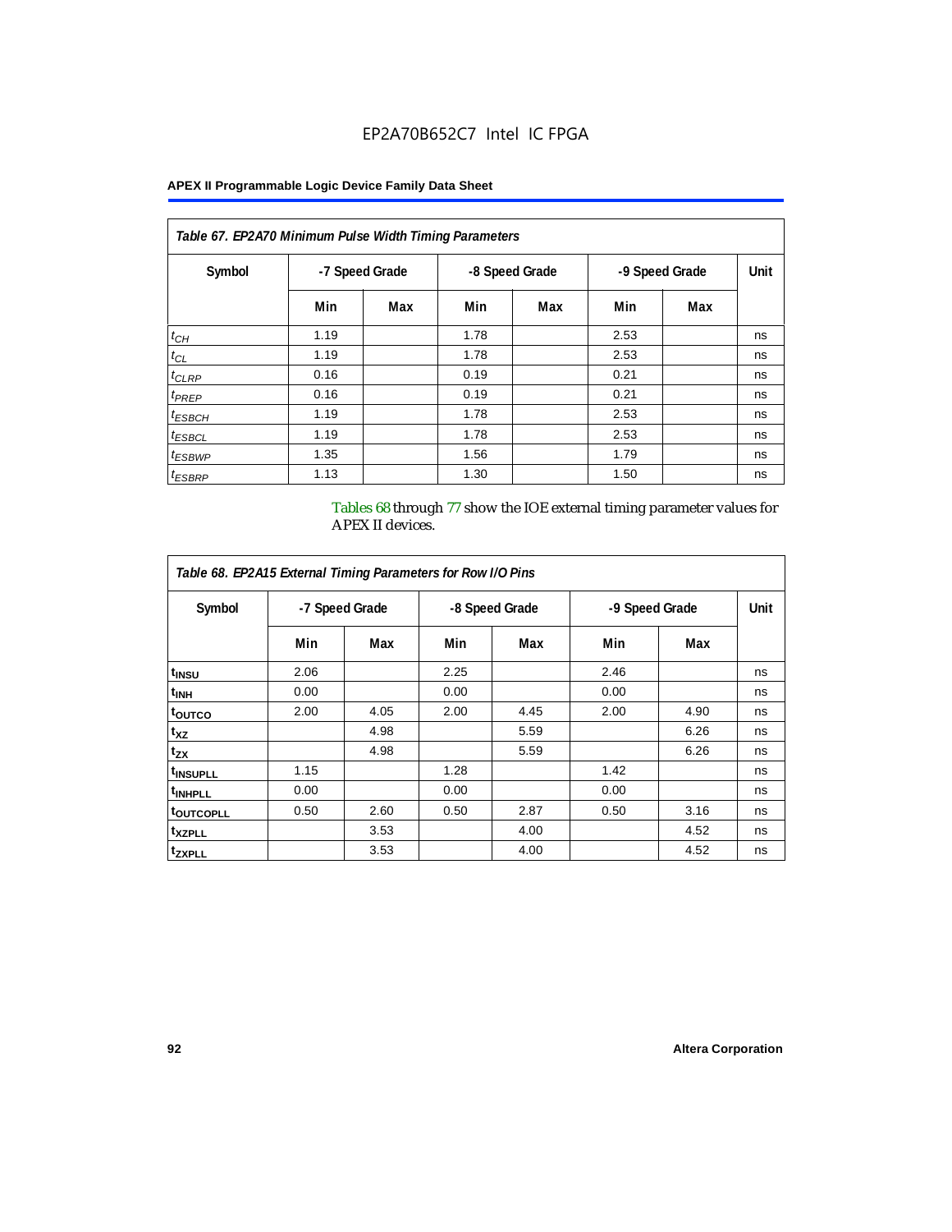| Table 67. EP2A70 Minimum Pulse Width Timing Parameters | | | | | | | |
|---|---|---|---|---|---|---|---|
| Symbol | -7 Speed Grade | | -8 Speed Grade | | -9 Speed Grade | | Unit |
| | Min | Max | Min | Max | Min | Max | |
| $t_{CH}$ | 1.19 | | 1.78 | | 2.53 | | ns |
| $t_{CL}$ | 1.19 | | 1.78 | | 2.53 | | ns |
| $t_{CLRP}$ | 0.16 | | 0.19 | | 0.21 | | ns |
| $t_{PREP}$ | 0.16 | | 0.19 | | 0.21 | | ns |
| $t_{ESBCH}$ | 1.19 | | 1.78 | | 2.53 | | ns |
| $t_{ESBCL}$ | 1.19 | | 1.78 | | 2.53 | | ns |
| $t_{ESBWP}$ | 1.35 | | 1.56 | | 1.79 | | ns |
| $t_{ESBRP}$ | 1.13 | | 1.30 | | 1.50 | | ns |

Tables 68 through 77 show the IOE external timing parameter values for APEX II devices.

| Table 68. EP2A15 External Timing Parameters for Row I/O Pins | | | | | | | |
|---|---|---|---|---|---|---|---|
| Symbol | -7 Speed Grade | | -8 Speed Grade | | -9 Speed Grade | | Unit |
| | Min | Max | Min | Max | Min | Max | |
| $t_{INSU}$ | 2.06 | | 2.25 | | 2.46 | | ns |
| $t_{INH}$ | 0.00 | | 0.00 | | 0.00 | | ns |
| $t_{OUTCO}$ | 2.00 | 4.05 | 2.00 | 4.45 | 2.00 | 4.90 | ns |
| $t_{XZ}$ | | 4.98 | | 5.59 | | 6.26 | ns |
| $t_{ZX}$ | | 4.98 | | 5.59 | | 6.26 | ns |
| $t_{INSUPLL}$ | 1.15 | | 1.28 | | 1.42 | | ns |
| $t_{INHPLL}$ | 0.00 | | 0.00 | | 0.00 | | ns |
| $t_{OUTCOPLL}$ | 0.50 | 2.60 | 0.50 | 2.87 | 0.50 | 3.16 | ns |
| $t_{XZPLL}$ | | 3.53 | | 4.00 | | 4.52 | ns |
| $t_{ZXPLL}$ | | 3.53 | | 4.00 | | 4.52 | ns |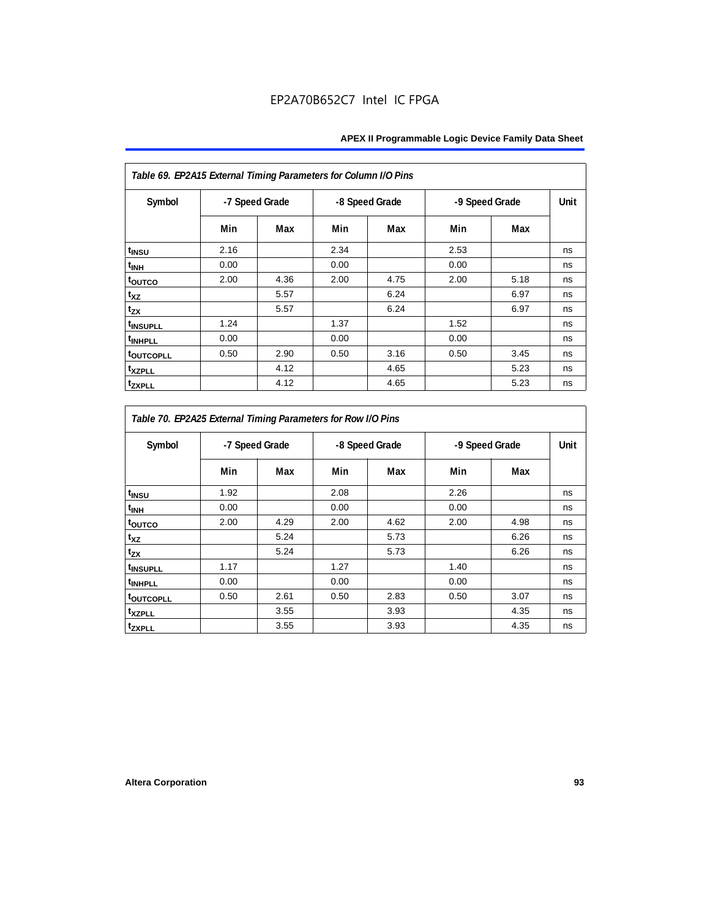| *Table 69. EP2A15 External Timing Parameters for Column I/O Pins* | | | | | | | |
|---|---|---|---|---|---|---|---|
| Symbol | -7 Speed Grade | | -8 Speed Grade | | -9 Speed Grade | | Unit |
| | Min | Max | Min | Max | Min | Max | |
| $t_{INSU}$ | 2.16 | | 2.34 | | 2.53 | | ns |
| $t_{INH}$ | 0.00 | | 0.00 | | 0.00 | | ns |
| $t_{OUTCO}$ | 2.00 | 4.36 | 2.00 | 4.75 | 2.00 | 5.18 | ns |
| $t_{XZ}$ | | 5.57 | | 6.24 | | 6.97 | ns |
| $t_{ZX}$ | | 5.57 | | 6.24 | | 6.97 | ns |
| $t_{INSUPLL}$ | 1.24 | | 1.37 | | 1.52 | | ns |
| $t_{INHPLL}$ | 0.00 | | 0.00 | | 0.00 | | ns |
| $t_{OUTCOPLL}$ | 0.50 | 2.90 | 0.50 | 3.16 | 0.50 | 3.45 | ns |
| $t_{XZPLL}$ | | 4.12 | | 4.65 | | 5.23 | ns |
| $t_{ZXPLL}$ | | 4.12 | | 4.65 | | 5.23 | ns |

| *Table 70. EP2A25 External Timing Parameters for Row I/O Pins* | | | | | | | |
|---|---|---|---|---|---|---|---|
| Symbol | -7 Speed Grade | | -8 Speed Grade | | -9 Speed Grade | | Unit |
| | Min | Max | Min | Max | Min | Max | |
| $t_{INSU}$ | 1.92 | | 2.08 | | 2.26 | | ns |
| $t_{INH}$ | 0.00 | | 0.00 | | 0.00 | | ns |
| $t_{OUTCO}$ | 2.00 | 4.29 | 2.00 | 4.62 | 2.00 | 4.98 | ns |
| $t_{XZ}$ | | 5.24 | | 5.73 | | 6.26 | ns |
| $t_{ZX}$ | | 5.24 | | 5.73 | | 6.26 | ns |
| $t_{INSUPLL}$ | 1.17 | | 1.27 | | 1.40 | | ns |
| $t_{INHPLL}$ | 0.00 | | 0.00 | | 0.00 | | ns |
| $t_{OUTCOPLL}$ | 0.50 | 2.61 | 0.50 | 2.83 | 0.50 | 3.07 | ns |
| $t_{XZPLL}$ | | 3.55 | | 3.93 | | 4.35 | ns |
| $t_{ZXPLL}$ | | 3.55 | | 3.93 | | 4.35 | ns |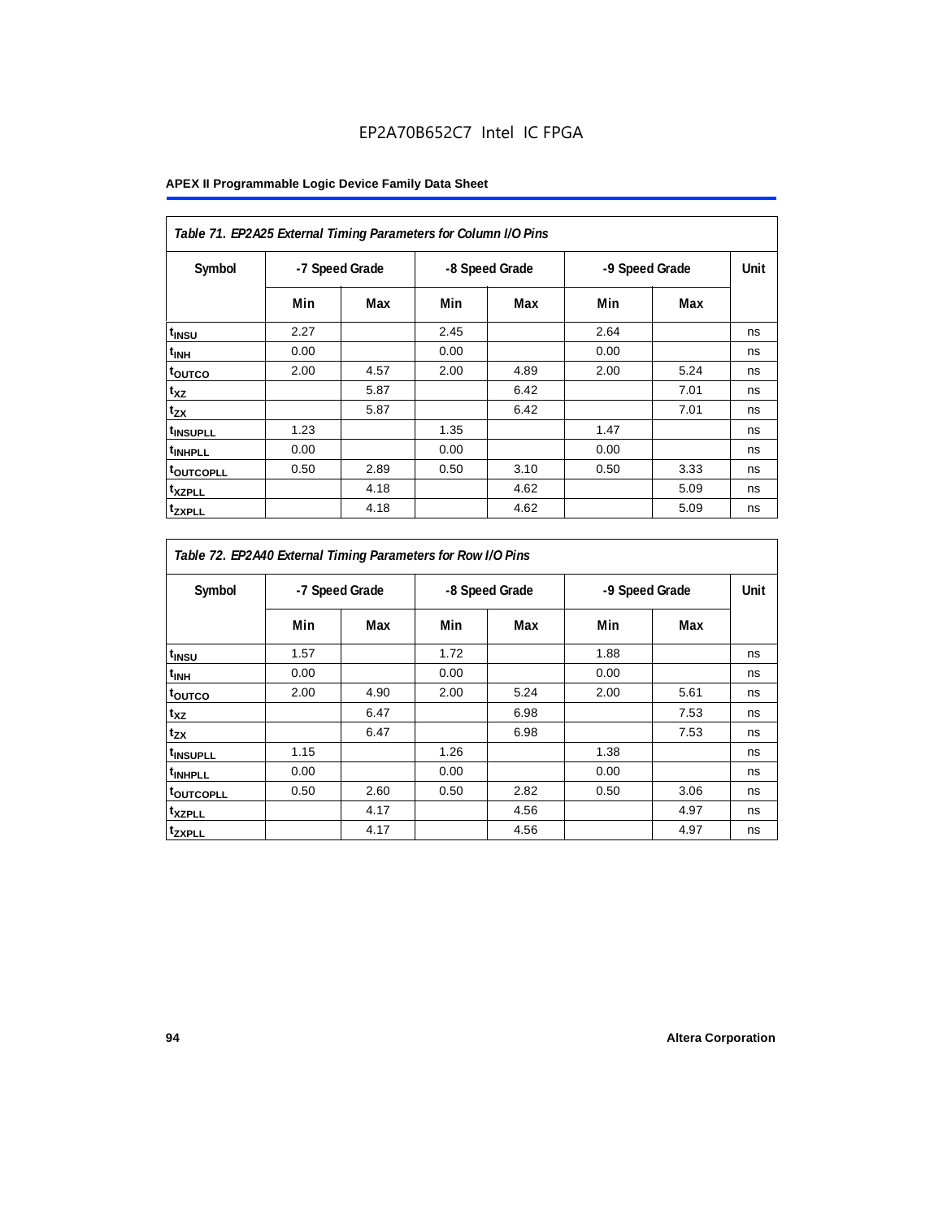**Table 71. EP2A25 External Timing Parameters for Column I/O Pins**

| Symbol | -7 Speed Grade | | -8 Speed Grade | | -9 Speed Grade | | Unit |
|---|---|---|---|---|---|---|---|
| | Min | Max | Min | Max | Min | Max | |
| $t_{INSU}$ | 2.27 | | 2.45 | | 2.64 | | ns |
| $t_{INH}$ | 0.00 | | 0.00 | | 0.00 | | ns |
| $t_{OUTCO}$ | 2.00 | 4.57 | 2.00 | 4.89 | 2.00 | 5.24 | ns |
| $t_{XZ}$ | | 5.87 | | 6.42 | | 7.01 | ns |
| $t_{ZX}$ | | 5.87 | | 6.42 | | 7.01 | ns |
| $t_{INSUPLL}$ | 1.23 | | 1.35 | | 1.47 | | ns |
| $t_{INHPLL}$ | 0.00 | | 0.00 | | 0.00 | | ns |
| $t_{OUTCOPLL}$ | 0.50 | 2.89 | 0.50 | 3.10 | 0.50 | 3.33 | ns |
| $t_{XZPLL}$ | | 4.18 | | 4.62 | | 5.09 | ns |
| $t_{ZXPLL}$ | | 4.18 | | 4.62 | | 5.09 | ns |

**Table 72. EP2A40 External Timing Parameters for Row I/O Pins**

| Symbol | -7 Speed Grade | | -8 Speed Grade | | -9 Speed Grade | | Unit |
|---|---|---|---|---|---|---|---|
| | Min | Max | Min | Max | Min | Max | |
| $t_{INSU}$ | 1.57 | | 1.72 | | 1.88 | | ns |
| $t_{INH}$ | 0.00 | | 0.00 | | 0.00 | | ns |
| $t_{OUTCO}$ | 2.00 | 4.90 | 2.00 | 5.24 | 2.00 | 5.61 | ns |
| $t_{XZ}$ | | 6.47 | | 6.98 | | 7.53 | ns |
| $t_{ZX}$ | | 6.47 | | 6.98 | | 7.53 | ns |
| $t_{INSUPLL}$ | 1.15 | | 1.26 | | 1.38 | | ns |
| $t_{INHPLL}$ | 0.00 | | 0.00 | | 0.00 | | ns |
| $t_{OUTCOPLL}$ | 0.50 | 2.60 | 0.50 | 2.82 | 0.50 | 3.06 | ns |
| $t_{XZPLL}$ | | 4.17 | | 4.56 | | 4.97 | ns |
| $t_{ZXPLL}$ | | 4.17 | | 4.56 | | 4.97 | ns |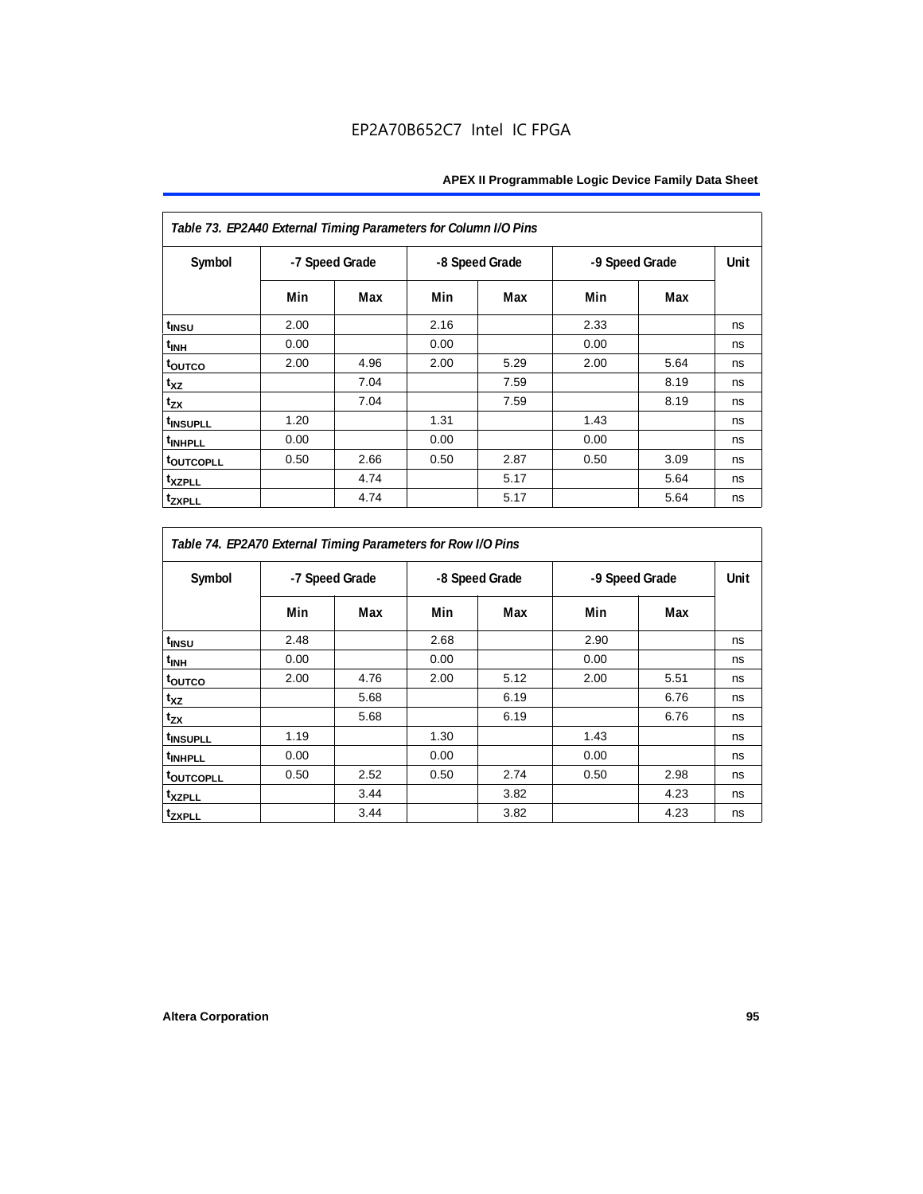| Table 73. EP2A40 External Timing Parameters for Column I/O Pins | | | | | | | |
|---|---|---|---|---|---|---|---|
| Symbol | -7 Speed Grade | | -8 Speed Grade | | -9 Speed Grade | | Unit |
| | Min | Max | Min | Max | Min | Max | |
| $t_{INSU}$ | 2.00 | | 2.16 | | 2.33 | | ns |
| $t_{INH}$ | 0.00 | | 0.00 | | 0.00 | | ns |
| $t_{OUTCO}$ | 2.00 | 4.96 | 2.00 | 5.29 | 2.00 | 5.64 | ns |
| $t_{XZ}$ | | 7.04 | | 7.59 | | 8.19 | ns |
| $t_{ZX}$ | | 7.04 | | 7.59 | | 8.19 | ns |
| $t_{INSUPLL}$ | 1.20 | | 1.31 | | 1.43 | | ns |
| $t_{INHPLL}$ | 0.00 | | 0.00 | | 0.00 | | ns |
| $t_{OUTCOPLL}$ | 0.50 | 2.66 | 0.50 | 2.87 | 0.50 | 3.09 | ns |
| $t_{XZPLL}$ | | 4.74 | | 5.17 | | 5.64 | ns |
| $t_{ZXPLL}$ | | 4.74 | | 5.17 | | 5.64 | ns |

| Table 74. EP2A70 External Timing Parameters for Row I/O Pins | | | | | | | |
|---|---|---|---|---|---|---|---|
| Symbol | -7 Speed Grade | | -8 Speed Grade | | -9 Speed Grade | | Unit |
| | Min | Max | Min | Max | Min | Max | |
| $t_{INSU}$ | 2.48 | | 2.68 | | 2.90 | | ns |
| $t_{INH}$ | 0.00 | | 0.00 | | 0.00 | | ns |
| $t_{OUTCO}$ | 2.00 | 4.76 | 2.00 | 5.12 | 2.00 | 5.51 | ns |
| $t_{XZ}$ | | 5.68 | | 6.19 | | 6.76 | ns |
| $t_{ZX}$ | | 5.68 | | 6.19 | | 6.76 | ns |
| $t_{INSUPLL}$ | 1.19 | | 1.30 | | 1.43 | | ns |
| $t_{INHPLL}$ | 0.00 | | 0.00 | | 0.00 | | ns |
| $t_{OUTCOPLL}$ | 0.50 | 2.52 | 0.50 | 2.74 | 0.50 | 2.98 | ns |
| $t_{XZPLL}$ | | 3.44 | | 3.82 | | 4.23 | ns |
| $t_{ZXPLL}$ | | 3.44 | | 3.82 | | 4.23 | ns |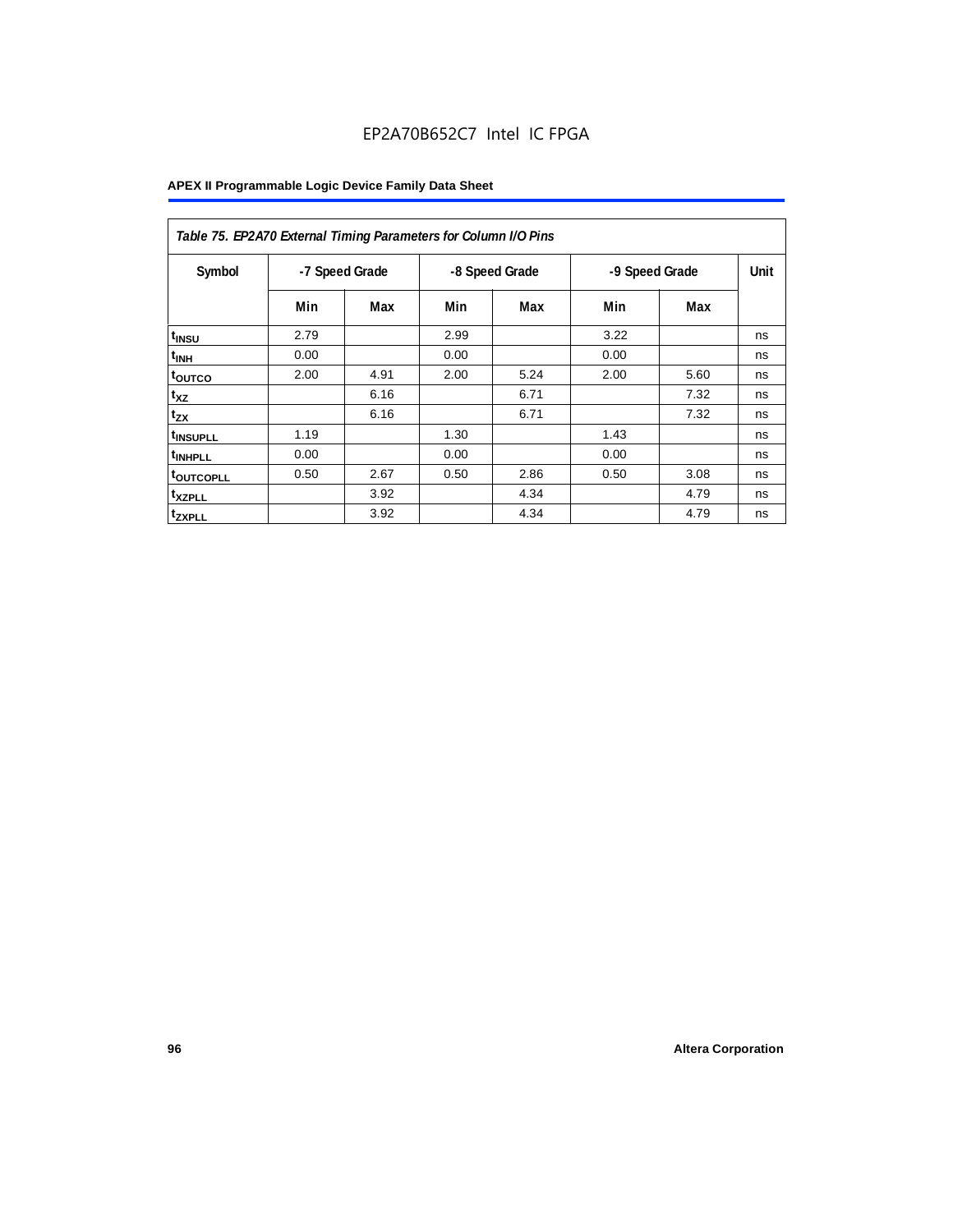Table 75. EP2A70 External Timing Parameters for Column I/O Pins

| Symbol | -7 Speed Grade | | -8 Speed Grade | | -9 Speed Grade | | Unit |
|---|---|---|---|---|---|---|---|
| | Min | Max | Min | Max | Min | Max | |
| $t_{INSU}$ | 2.79 | | 2.99 | | 3.22 | | ns |
| $t_{INH}$ | 0.00 | | 0.00 | | 0.00 | | ns |
| $t_{OUTCO}$ | 2.00 | 4.91 | 2.00 | 5.24 | 2.00 | 5.60 | ns |
| $t_{XZ}$ | | 6.16 | | 6.71 | | 7.32 | ns |
| $t_{ZX}$ | | 6.16 | | 6.71 | | 7.32 | ns |
| $t_{INSUPLL}$ | 1.19 | | 1.30 | | 1.43 | | ns |
| $t_{INHPLL}$ | 0.00 | | 0.00 | | 0.00 | | ns |
| $t_{OUTCOPLL}$ | 0.50 | 2.67 | 0.50 | 2.86 | 0.50 | 3.08 | ns |
| $t_{XZPLL}$ | | 3.92 | | 4.34 | | 4.79 | ns |
| $t_{ZXPLL}$ | | 3.92 | | 4.34 | | 4.79 | ns |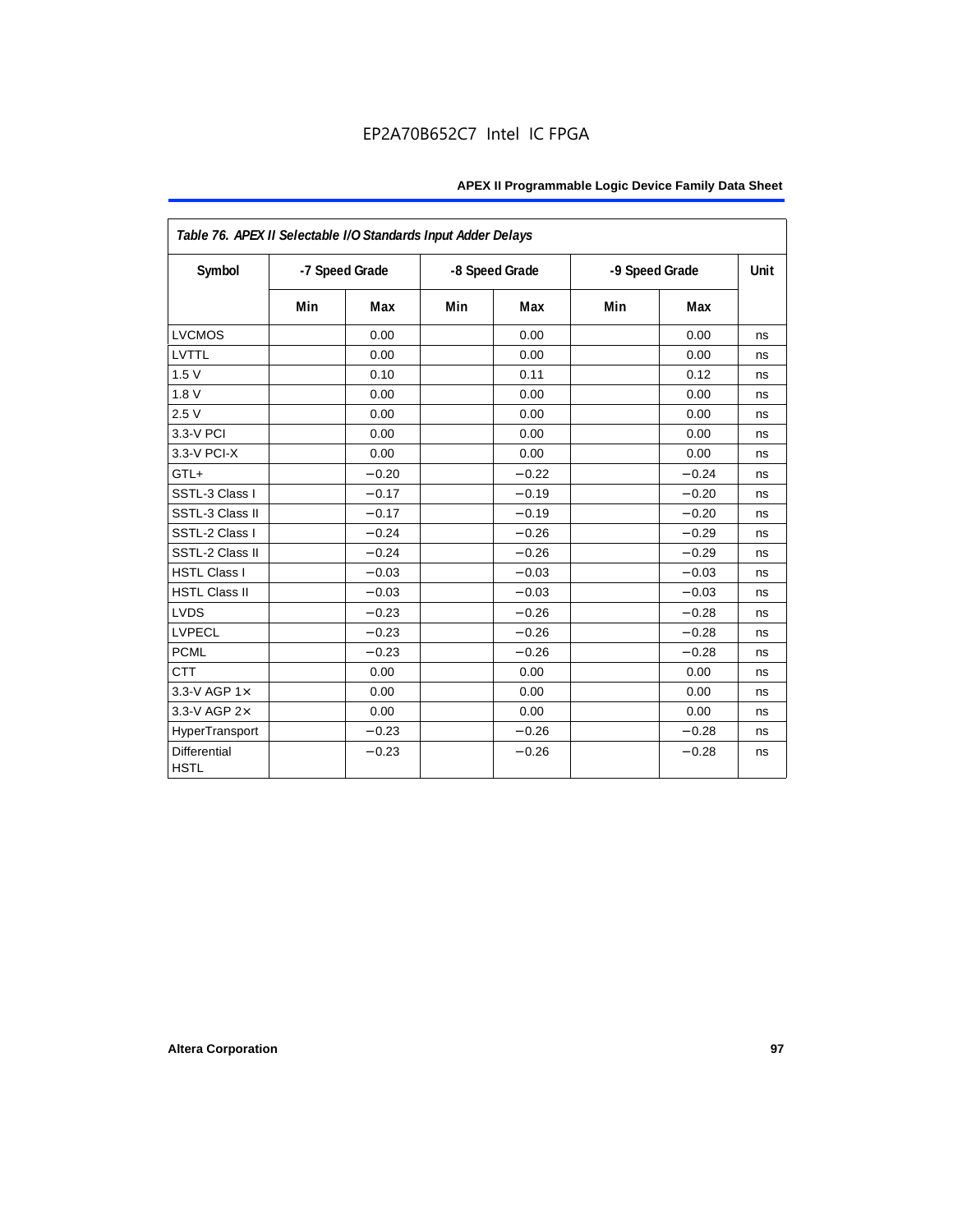| *Table 76. APEX II Selectable I/O Standards Input Adder Delays* | | | | | | | |
|---|---|---|---|---|---|---|---|
| **Symbol** | **-7 Speed Grade** | | **-8 Speed Grade** | | **-9 Speed Grade** | | **Unit** |
| | **Min** | **Max** | **Min** | **Max** | **Min** | **Max** | |
| LVCMOS | | 0.00 | | 0.00 | | 0.00 | ns |
| LVTTL | | 0.00 | | 0.00 | | 0.00 | ns |
| 1.5 V | | 0.10 | | 0.11 | | 0.12 | ns |
| 1.8 V | | 0.00 | | 0.00 | | 0.00 | ns |
| 2.5 V | | 0.00 | | 0.00 | | 0.00 | ns |
| 3.3-V PCI | | 0.00 | | 0.00 | | 0.00 | ns |
| 3.3-V PCI-X | | 0.00 | | 0.00 | | 0.00 | ns |
| GTL+ | | −0.20 | | −0.22 | | −0.24 | ns |
| SSTL-3 Class I | | −0.17 | | −0.19 | | −0.20 | ns |
| SSTL-3 Class II | | −0.17 | | −0.19 | | −0.20 | ns |
| SSTL-2 Class I | | −0.24 | | −0.26 | | −0.29 | ns |
| SSTL-2 Class II | | −0.24 | | −0.26 | | −0.29 | ns |
| HSTL Class I | | −0.03 | | −0.03 | | −0.03 | ns |
| HSTL Class II | | −0.03 | | −0.03 | | −0.03 | ns |
| LVDS | | −0.23 | | −0.26 | | −0.28 | ns |
| LVPECL | | −0.23 | | −0.26 | | −0.28 | ns |
| PCML | | −0.23 | | −0.26 | | −0.28 | ns |
| CTT | | 0.00 | | 0.00 | | 0.00 | ns |
| 3.3-V AGP 1× | | 0.00 | | 0.00 | | 0.00 | ns |
| 3.3-V AGP 2× | | 0.00 | | 0.00 | | 0.00 | ns |
| HyperTransport | | −0.23 | | −0.26 | | −0.28 | ns |
| Differential HSTL | | −0.23 | | −0.26 | | −0.28 | ns |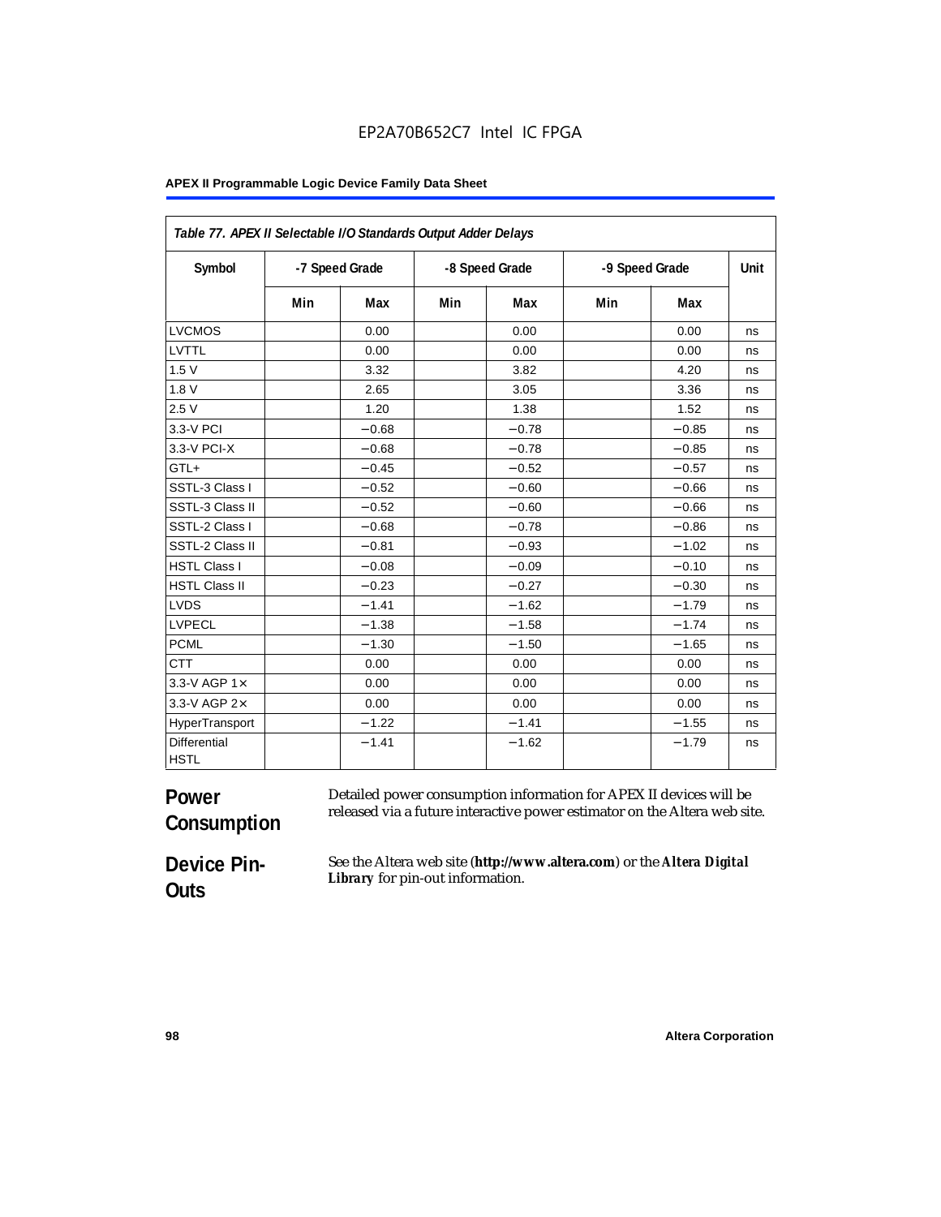*Table 77. APEX II Selectable I/O Standards Output Adder Delays*

| Symbol | -7 Speed Grade | | -8 Speed Grade | | -9 Speed Grade | | Unit |
|---|---|---|---|---|---|---|---|
| | Min | Max | Min | Max | Min | Max | |
| LVCMOS | | 0.00 | | 0.00 | | 0.00 | ns |
| LVTTL | | 0.00 | | 0.00 | | 0.00 | ns |
| 1.5 V | | 3.32 | | 3.82 | | 4.20 | ns |
| 1.8 V | | 2.65 | | 3.05 | | 3.36 | ns |
| 2.5 V | | 1.20 | | 1.38 | | 1.52 | ns |
| 3.3-V PCI | | −0.68 | | −0.78 | | −0.85 | ns |
| 3.3-V PCI-X | | −0.68 | | −0.78 | | −0.85 | ns |
| GTL+ | | −0.45 | | −0.52 | | −0.57 | ns |
| SSTL-3 Class I | | −0.52 | | −0.60 | | −0.66 | ns |
| SSTL-3 Class II | | −0.52 | | −0.60 | | −0.66 | ns |
| SSTL-2 Class I | | −0.68 | | −0.78 | | −0.86 | ns |
| SSTL-2 Class II | | −0.81 | | −0.93 | | −1.02 | ns |
| HSTL Class I | | −0.08 | | −0.09 | | −0.10 | ns |
| HSTL Class II | | −0.23 | | −0.27 | | −0.30 | ns |
| LVDS | | −1.41 | | −1.62 | | −1.79 | ns |
| LVPECL | | −1.38 | | −1.58 | | −1.74 | ns |
| PCML | | −1.30 | | −1.50 | | −1.65 | ns |
| CTT | | 0.00 | | 0.00 | | 0.00 | ns |
| 3.3-V AGP 1× | | 0.00 | | 0.00 | | 0.00 | ns |
| 3.3-V AGP 2× | | 0.00 | | 0.00 | | 0.00 | ns |
| HyperTransport | | −1.22 | | −1.41 | | −1.55 | ns |
| Differential HSTL | | −1.41 | | −1.62 | | −1.79 | ns |

## Power Consumption

Detailed power consumption information for APEX II devices will be released via a future interactive power estimator on the Altera web site.

## Device Pin-Outs

See the Altera web site (**http://www.altera.com**) or the ***Altera Digital Library*** for pin-out information.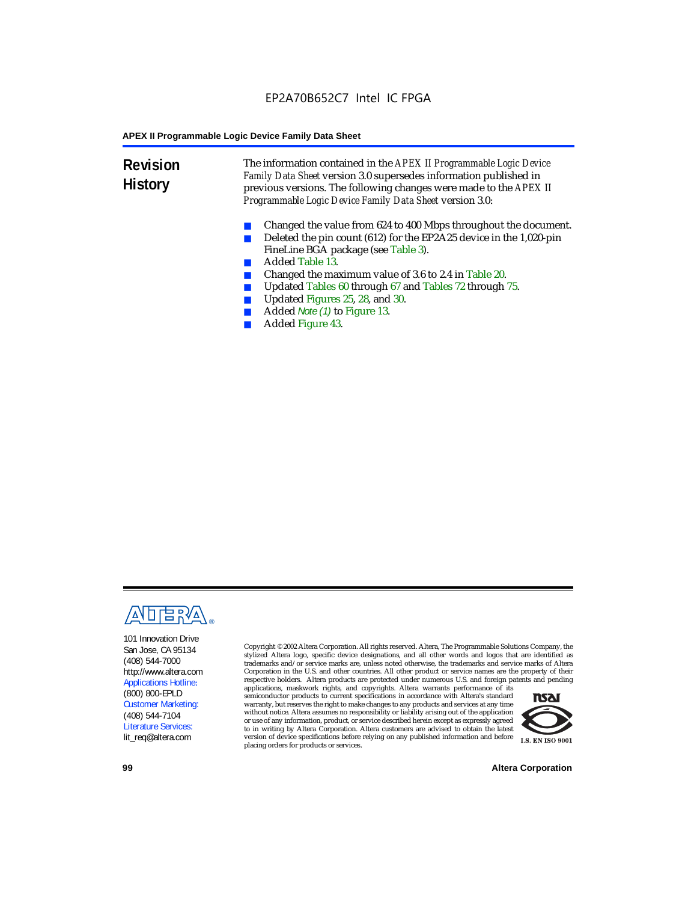## Revision History

The information contained in the *APEX II Programmable Logic Device Family Data Sheet* version 3.0 supersedes information published in previous versions. The following changes were made to the *APEX II Programmable Logic Device Family Data Sheet* version 3.0:

- Changed the value from 624 to 400 Mbps throughout the document.
- Deleted the pin count (612) for the EP2A25 device in the 1,020-pin FineLine BGA package (see Table 3).
- Added Table 13.
- Changed the maximum value of 3.6 to 2.4 in Table 20.
- Updated Tables 60 through 67 and Tables 72 through 75.
- Updated Figures 25, 28, and 30.
- Added *Note (1)* to Figure 13.
- Added Figure 43.

101 Innovation Drive
San Jose, CA 95134
(408) 544-7000
http://www.altera.com
Applications Hotline:
(800) 800-EPLD
Customer Marketing:
(408) 544-7104
Literature Services:
lit_req@altera.com

Copyright © 2002 Altera Corporation. All rights reserved. Altera, The Programmable Solutions Company, the stylized Altera logo, specific device designations, and all other words and logos that are identified as trademarks and/or service marks are, unless noted otherwise, the trademarks and service marks of Altera Corporation in the U.S. and other countries. All other product or service names are the property of their respective holders. Altera products are protected under numerous U.S. and foreign patents and pending applications, maskwork rights, and copyrights. Altera warrants performance of its semiconductor products to current specifications in accordance with Altera's standard warranty, but reserves the right to make changes to any products and services at any time without notice. Altera assumes no responsibility or liability arising out of the application or use of any information, product, or service described herein except as expressly agreed to in writing by Altera Corporation. Altera customers are advised to obtain the latest version of device specifications before relying on any published information and before placing orders for products or services.

I.S. EN ISO 9001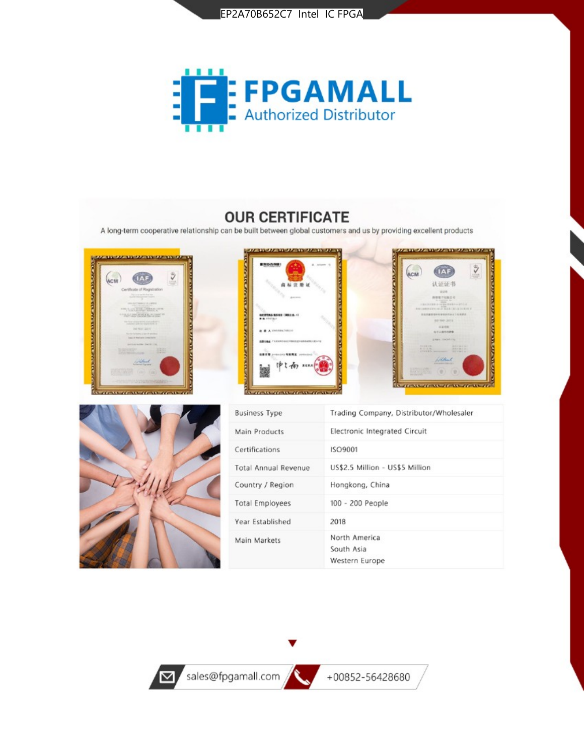FPGAMALL
Authorized Distributor

## OUR CERTIFICATE

A long-term cooperative relationship can be built between global customers and us by providing excellent products

| | |
|---|---|
| Business Type | Trading Company, Distributor/Wholesaler |
| Main Products | Electronic Integrated Circuit |
| Certifications | ISO9001 |
| Total Annual Revenue | US$2.5 Million - US$5 Million |
| Country / Region | Hongkong, China |
| Total Employees | 100 - 200 People |
| Year Established | 2018 |
| Main Markets | North America<br>South Asia<br>Western Europe |

sales@fpgamall.com

+00852-56428680